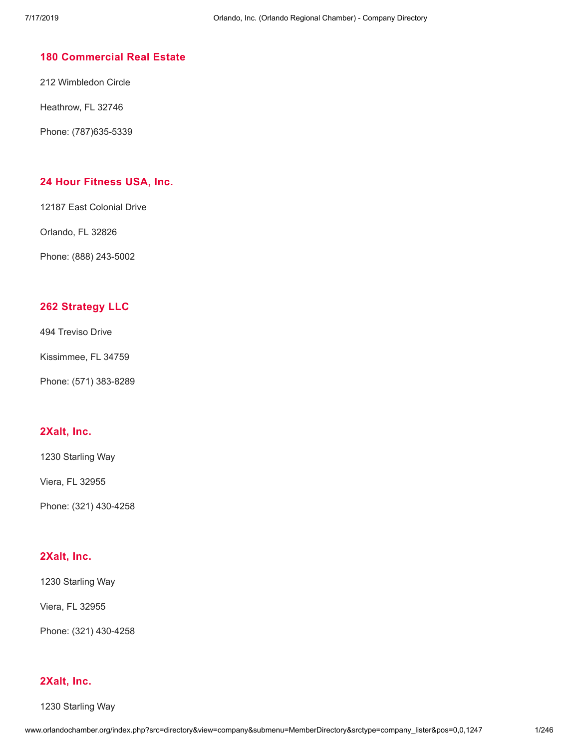### 180 Commercial Real Estate

212 Wimbledon Circle

Heathrow, FL 32746

Phone: (787)635-5339

### 24 Hour Fitness USA, Inc.

12187 East Colonial Drive

Orlando, FL 32826

Phone: (888) 243-5002

### 262 Strategy LLC

494 Treviso Drive

Kissimmee, FL 34759

Phone: (571) 383-8289

### 2Xalt, Inc.

1230 Starling Way

Viera, FL 32955

Phone: (321) 430-4258

### 2Xalt, Inc.

1230 Starling Way

Viera, FL 32955

Phone: (321) 430-4258

### 2Xalt, Inc.

1230 Starling Way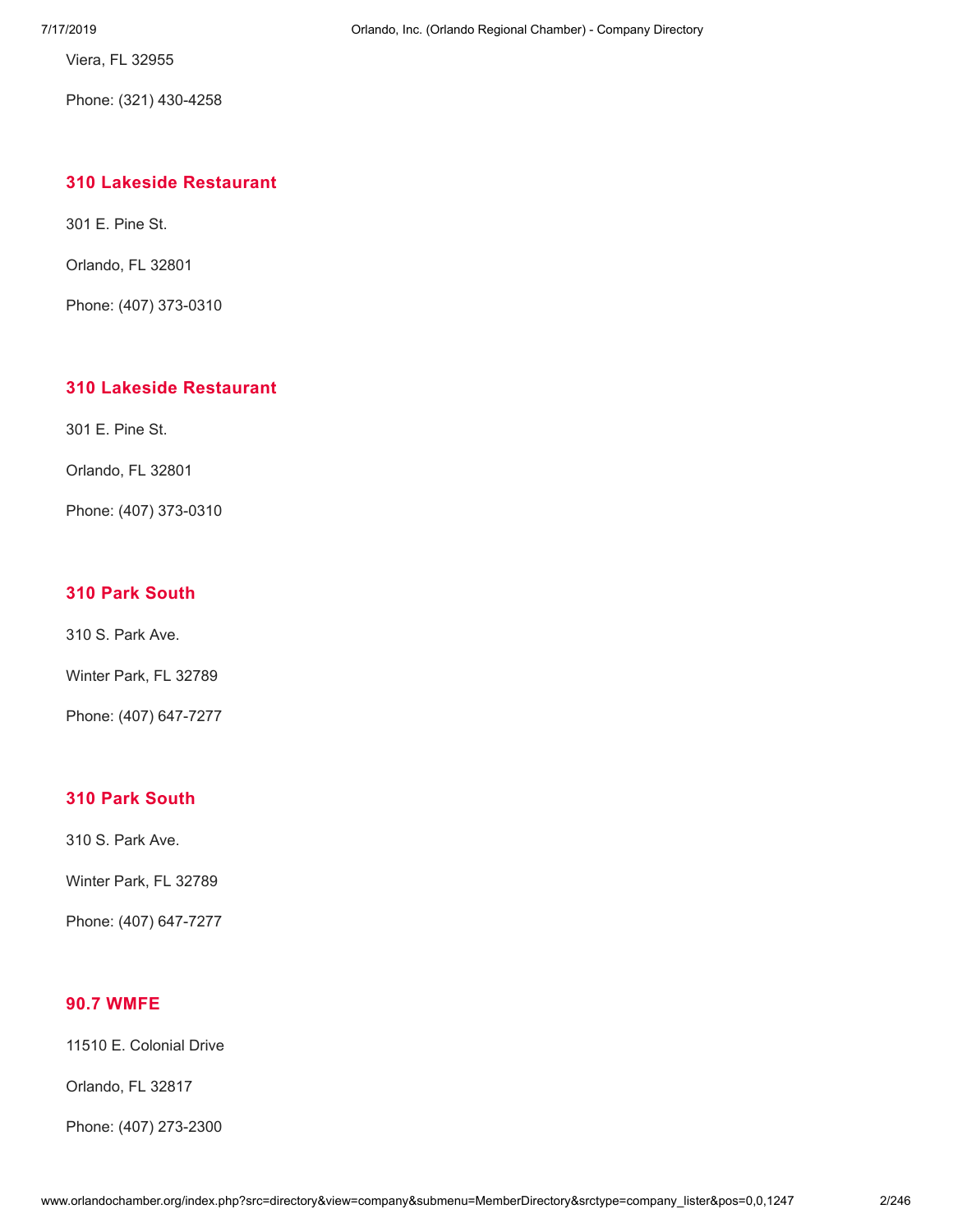Viera, FL 32955

Phone: (321) 430-4258

### 310 Lakeside Restaurant

301 E. Pine St.

Orlando, FL 32801

Phone: (407) 373-0310

### 310 Lakeside Restaurant

301 E. Pine St.

Orlando, FL 32801

Phone: (407) 373-0310

### 310 Park South

310 S. Park Ave.

Winter Park, FL 32789

Phone: (407) 647-7277

### 310 Park South

310 S. Park Ave.

Winter Park, FL 32789

Phone: (407) 647-7277

### 90.7 WMFE

11510 E. Colonial Drive

Orlando, FL 32817

Phone: (407) 273-2300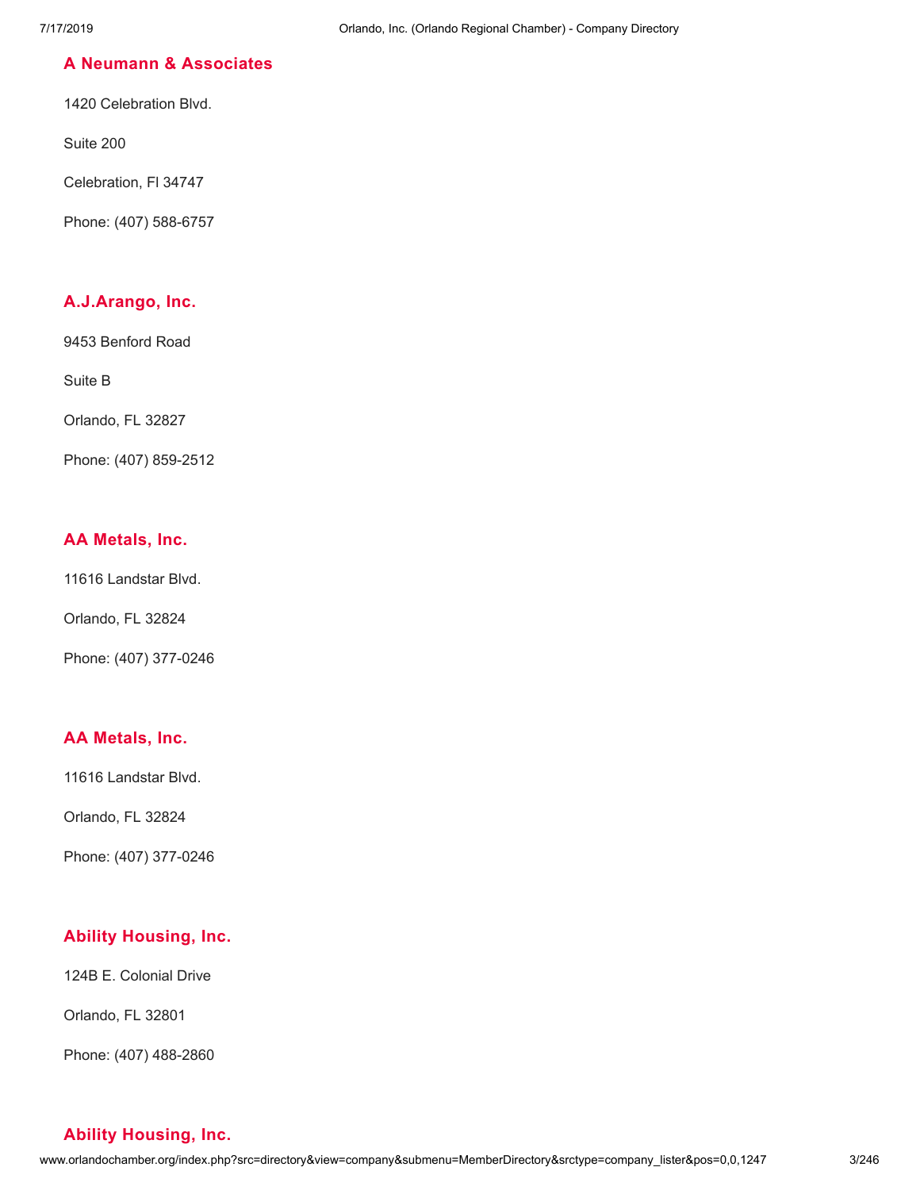### A Neumann & Associates

1420 Celebration Blvd.

Suite 200

Celebration, Fl 34747

Phone: (407) 588-6757

### A.J.Arango, Inc.

9453 Benford Road

Suite B

Orlando, FL 32827

Phone: (407) 859-2512

### AA Metals, Inc.

11616 Landstar Blvd.

Orlando, FL 32824

Phone: (407) 377-0246

### AA Metals, Inc.

11616 Landstar Blvd.

Orlando, FL 32824

Phone: (407) 377-0246

### Ability Housing, Inc.

124B E. Colonial Drive

Orlando, FL 32801

Phone: (407) 488-2860

### Ability Housing, Inc.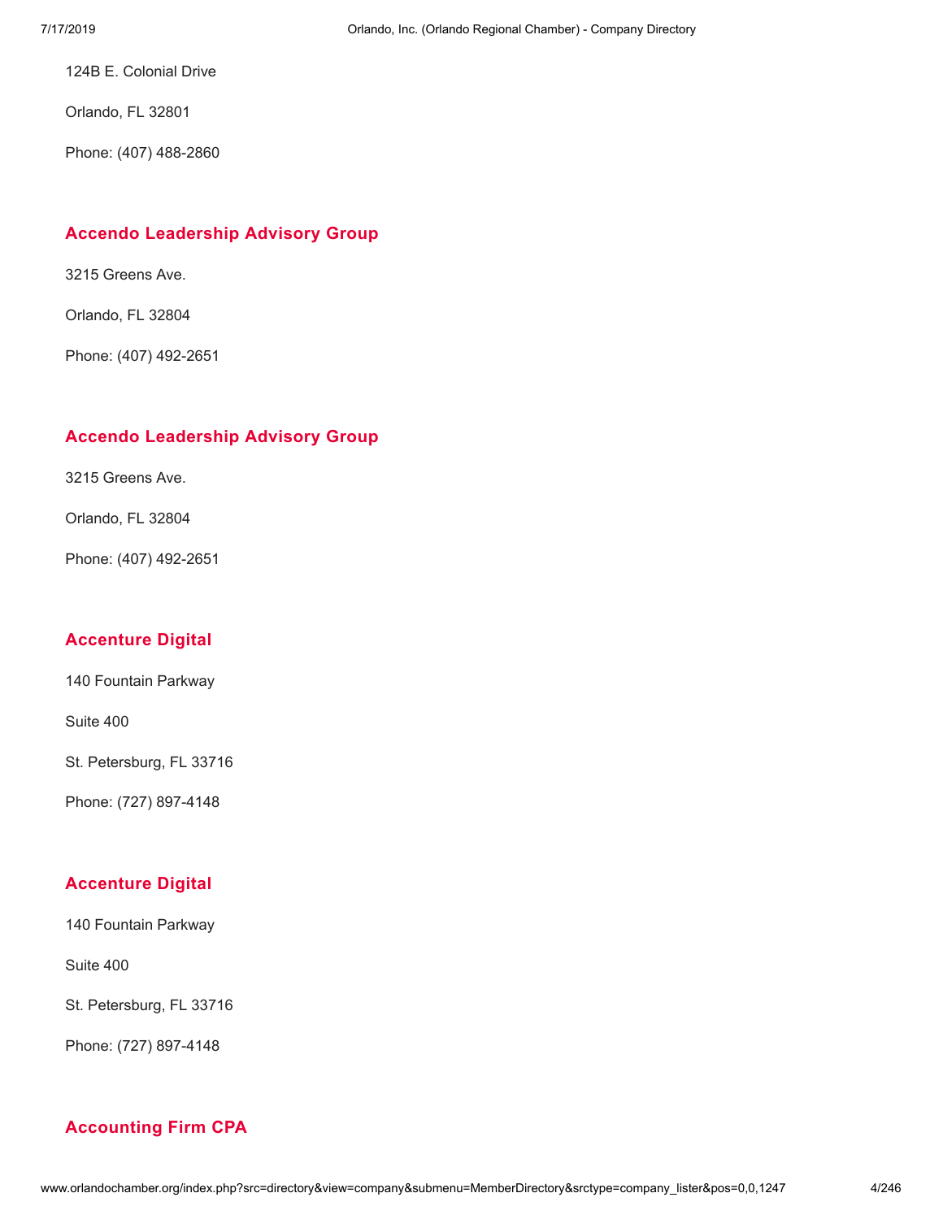124B E. Colonial Drive

Orlando, FL 32801

Phone: (407) 488-2860

### Accendo Leadership Advisory Group

3215 Greens Ave.

Orlando, FL 32804

Phone: (407) 492-2651

### Accendo Leadership Advisory Group

3215 Greens Ave.

Orlando, FL 32804

Phone: (407) 492-2651

### Accenture Digital

140 Fountain Parkway

Suite 400

St. Petersburg, FL 33716

Phone: (727) 897-4148

### Accenture Digital

140 Fountain Parkway

Suite 400

St. Petersburg, FL 33716

Phone: (727) 897-4148

### Accounting Firm CPA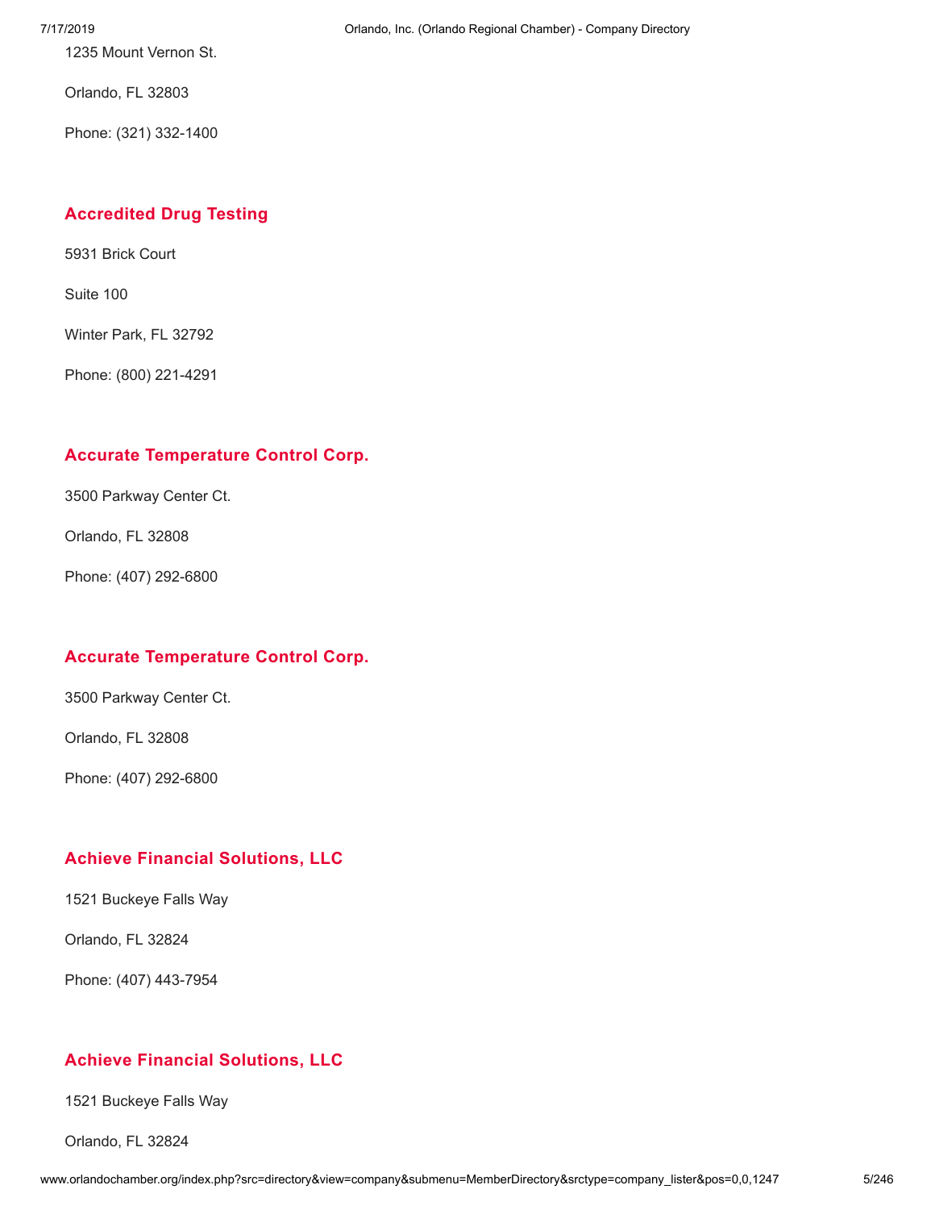1235 Mount Vernon St.

Orlando, FL 32803

Phone: (321) 332-1400

### Accredited Drug Testing

5931 Brick Court

Suite 100

Winter Park, FL 32792

Phone: (800) 221-4291

### Accurate Temperature Control Corp.

3500 Parkway Center Ct.

Orlando, FL 32808

Phone: (407) 292-6800

### Accurate Temperature Control Corp.

3500 Parkway Center Ct.

Orlando, FL 32808

Phone: (407) 292-6800

### Achieve Financial Solutions, LLC

1521 Buckeye Falls Way

Orlando, FL 32824

Phone: (407) 443-7954

### Achieve Financial Solutions, LLC

1521 Buckeye Falls Way

Orlando, FL 32824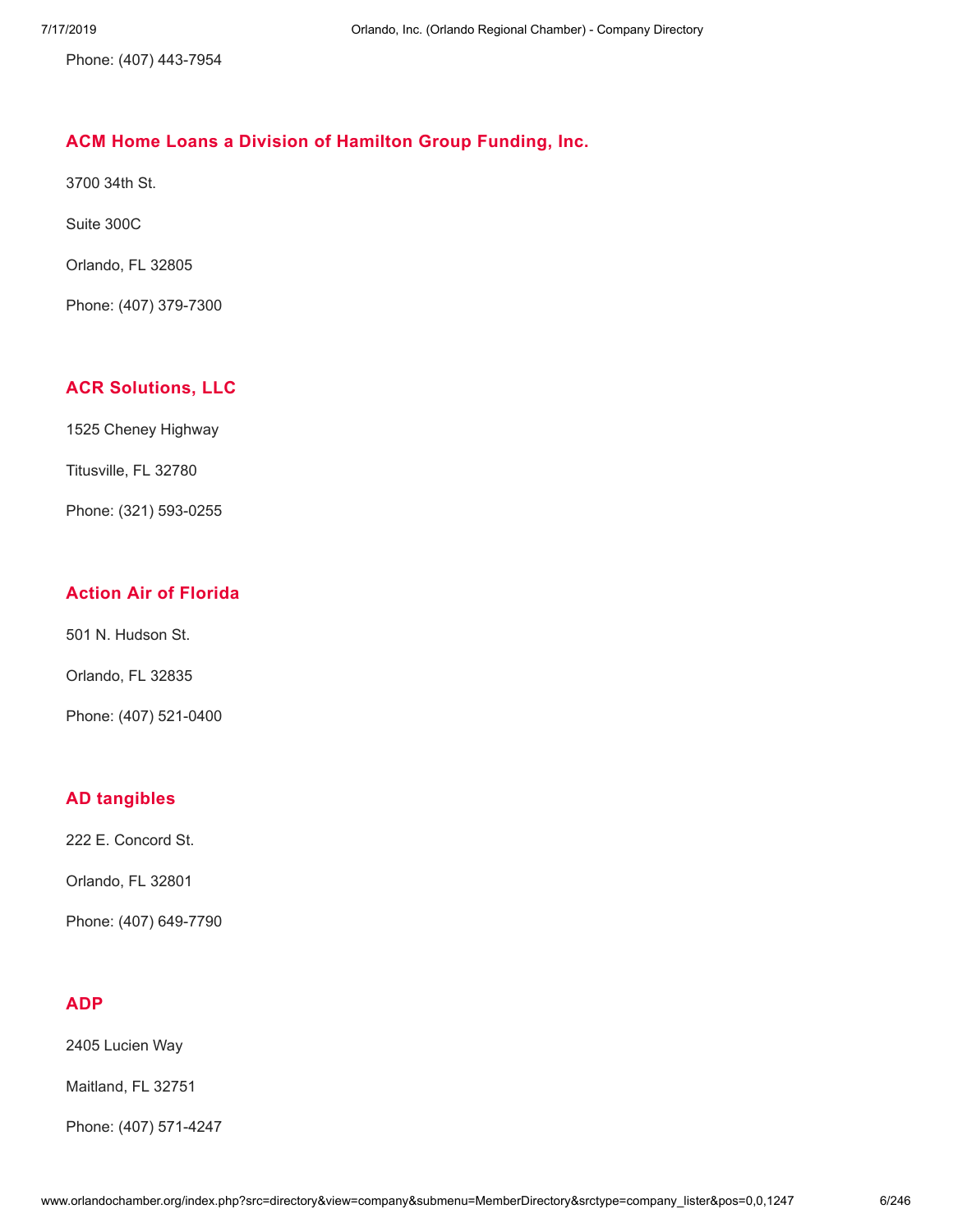Phone: (407) 443-7954

### ACM Home Loans a Division of Hamilton Group Funding, Inc.

3700 34th St.

Suite 300C

Orlando, FL 32805

Phone: (407) 379-7300

### ACR Solutions, LLC

1525 Cheney Highway

Titusville, FL 32780

Phone: (321) 593-0255

### Action Air of Florida

501 N. Hudson St.

Orlando, FL 32835

Phone: (407) 521-0400

### AD tangibles

222 E. Concord St.

Orlando, FL 32801

Phone: (407) 649-7790

### ADP

2405 Lucien Way

Maitland, FL 32751

Phone: (407) 571-4247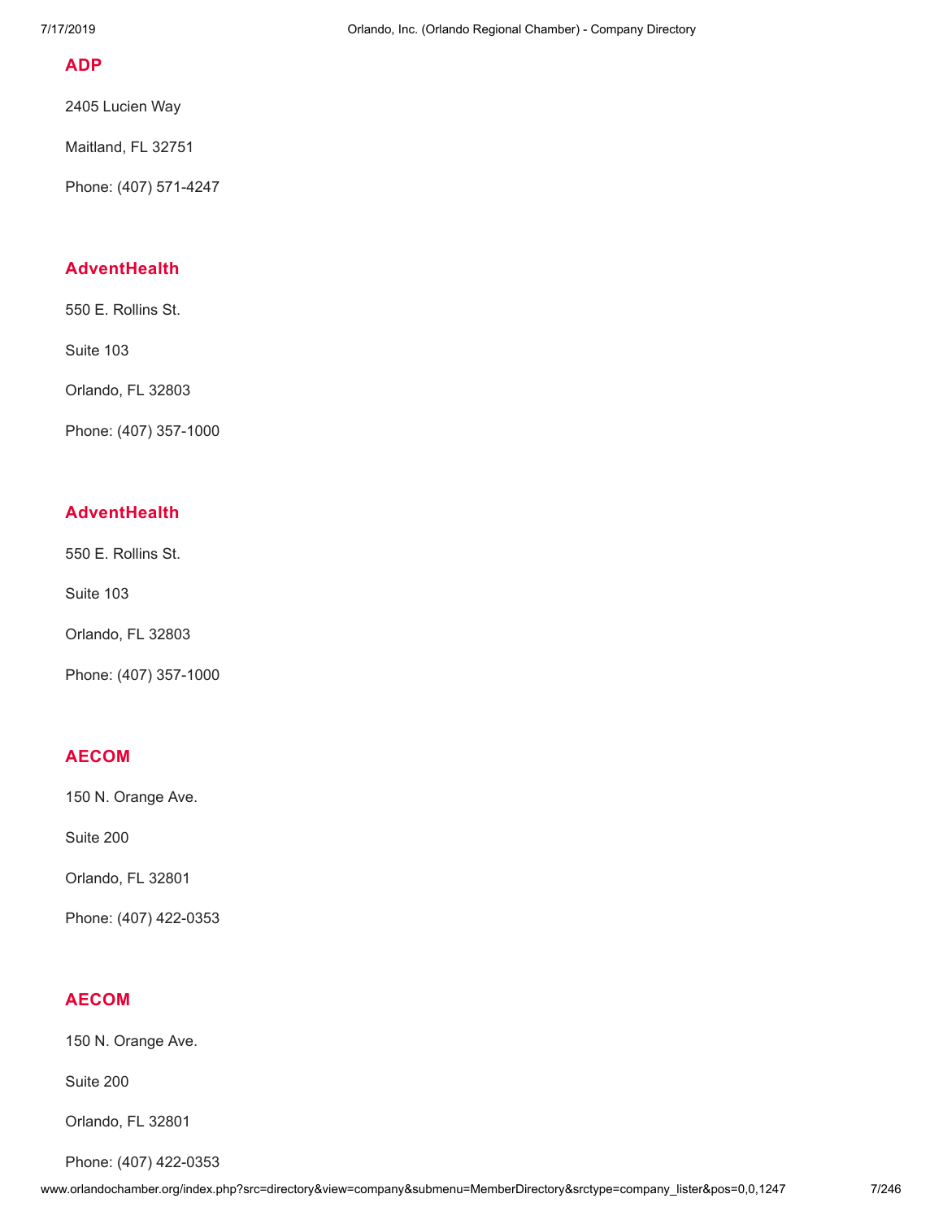### ADP

2405 Lucien Way

Maitland, FL 32751

Phone: (407) 571-4247

### AdventHealth

550 E. Rollins St.

Suite 103

Orlando, FL 32803

Phone: (407) 357-1000

### AdventHealth

550 E. Rollins St.

Suite 103

Orlando, FL 32803

Phone: (407) 357-1000

### AECOM

150 N. Orange Ave.

Suite 200

Orlando, FL 32801

Phone: (407) 422-0353

### AECOM

150 N. Orange Ave.

Suite 200

Orlando, FL 32801

Phone: (407) 422-0353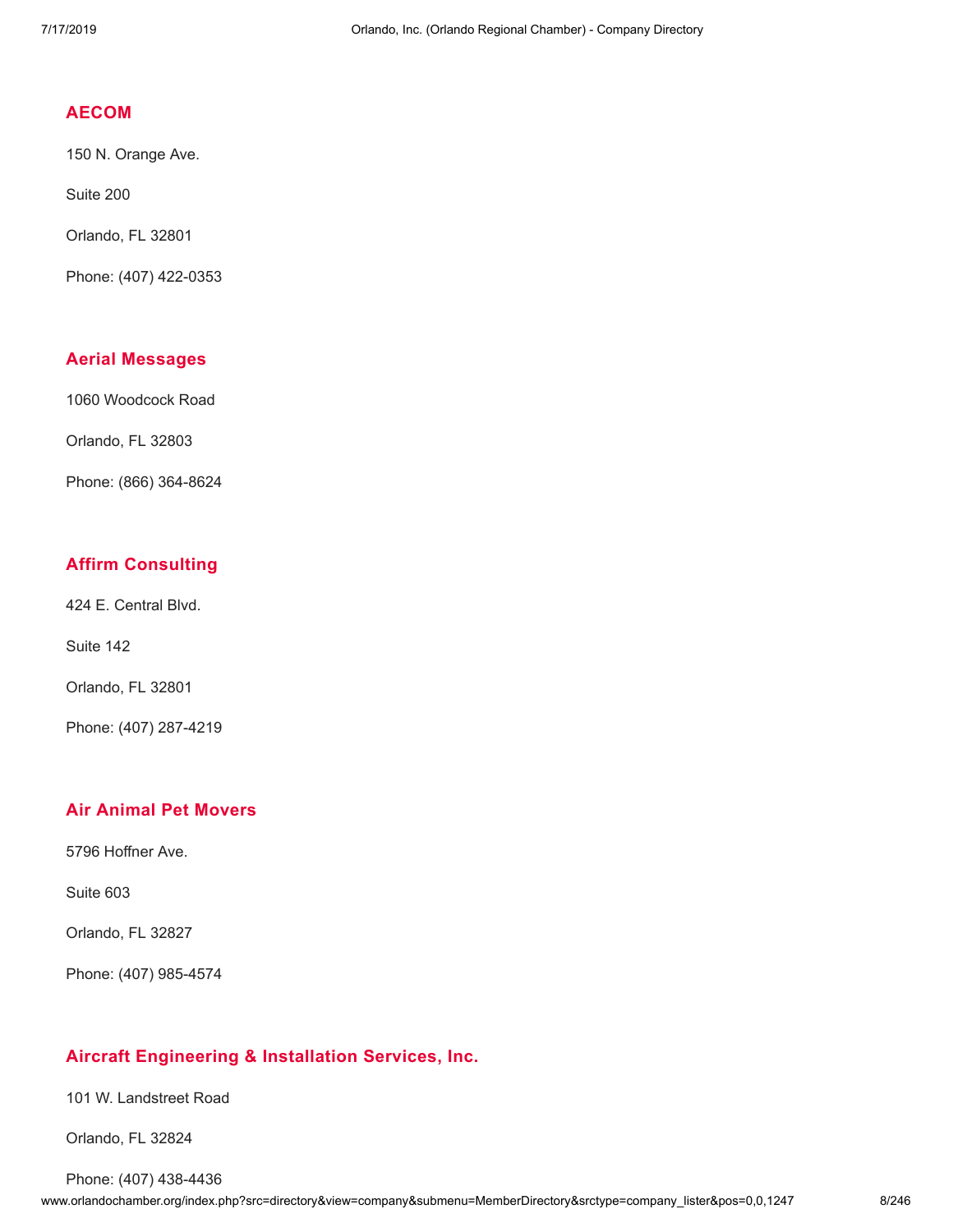### AECOM

150 N. Orange Ave.

Suite 200

Orlando, FL 32801

Phone: (407) 422-0353

### Aerial Messages

1060 Woodcock Road

Orlando, FL 32803

Phone: (866) 364-8624

### Affirm Consulting

424 E. Central Blvd.

Suite 142

Orlando, FL 32801

Phone: (407) 287-4219

### Air Animal Pet Movers

5796 Hoffner Ave.

Suite 603

Orlando, FL 32827

Phone: (407) 985-4574

### Aircraft Engineering & Installation Services, Inc.

101 W. Landstreet Road

Orlando, FL 32824

Phone: (407) 438-4436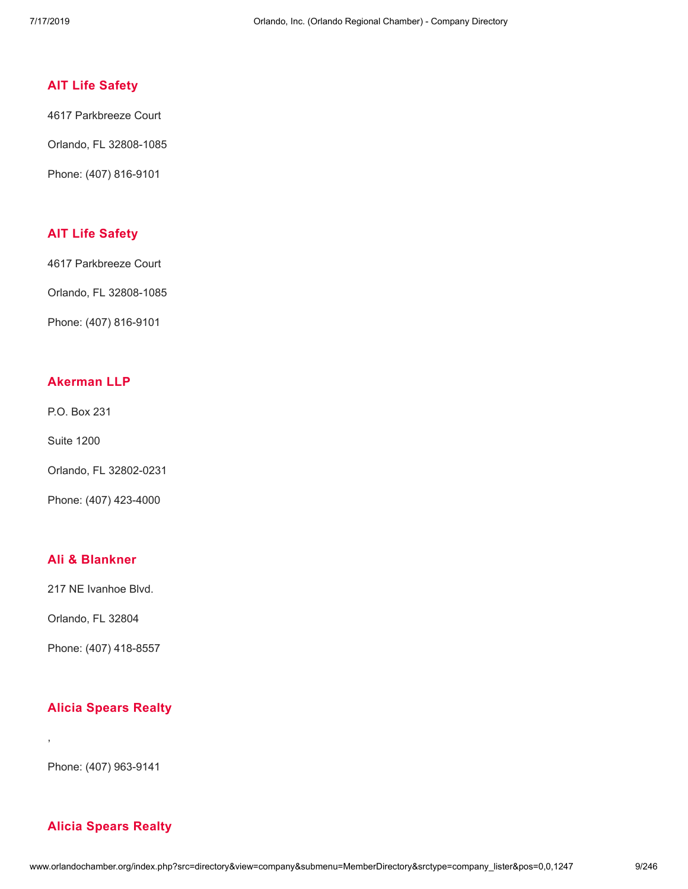### AIT Life Safety

4617 Parkbreeze Court

Orlando, FL 32808-1085

Phone: (407) 816-9101

### AIT Life Safety

4617 Parkbreeze Court

Orlando, FL 32808-1085

Phone: (407) 816-9101

### Akerman LLP

P.O. Box 231

Suite 1200

Orlando, FL 32802-0231

Phone: (407) 423-4000

### Ali & Blankner

217 NE Ivanhoe Blvd.

Orlando, FL 32804

Phone: (407) 418-8557

### Alicia Spears Realty

,

Phone: (407) 963-9141

### Alicia Spears Realty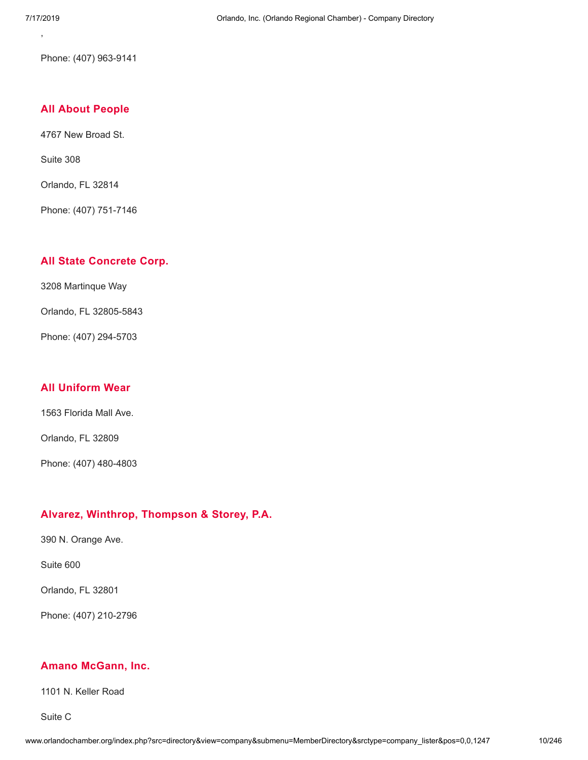,

Phone: (407) 963-9141

### All About People

4767 New Broad St.

Suite 308

Orlando, FL 32814

Phone: (407) 751-7146

### All State Concrete Corp.

3208 Martinque Way

Orlando, FL 32805-5843

Phone: (407) 294-5703

### All Uniform Wear

1563 Florida Mall Ave.

Orlando, FL 32809

Phone: (407) 480-4803

### Alvarez, Winthrop, Thompson & Storey, P.A.

390 N. Orange Ave.

Suite 600

Orlando, FL 32801

Phone: (407) 210-2796

### Amano McGann, Inc.

1101 N. Keller Road

Suite C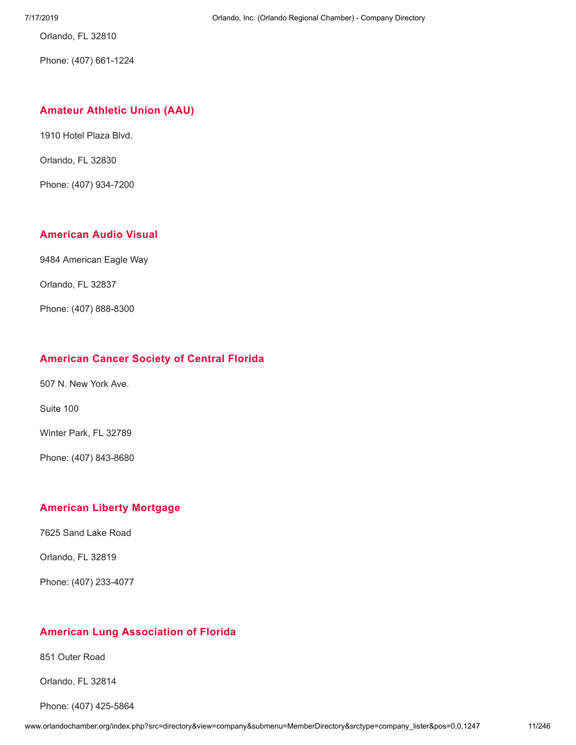Orlando, FL 32810

Phone: (407) 661-1224

### Amateur Athletic Union (AAU)

1910 Hotel Plaza Blvd.

Orlando, FL 32830

Phone: (407) 934-7200

### American Audio Visual

9484 American Eagle Way

Orlando, FL 32837

Phone: (407) 888-8300

### American Cancer Society of Central Florida

507 N. New York Ave.

Suite 100

Winter Park, FL 32789

Phone: (407) 843-8680

### American Liberty Mortgage

7625 Sand Lake Road

Orlando, FL 32819

Phone: (407) 233-4077

### American Lung Association of Florida

851 Outer Road

Orlando, FL 32814

Phone: (407) 425-5864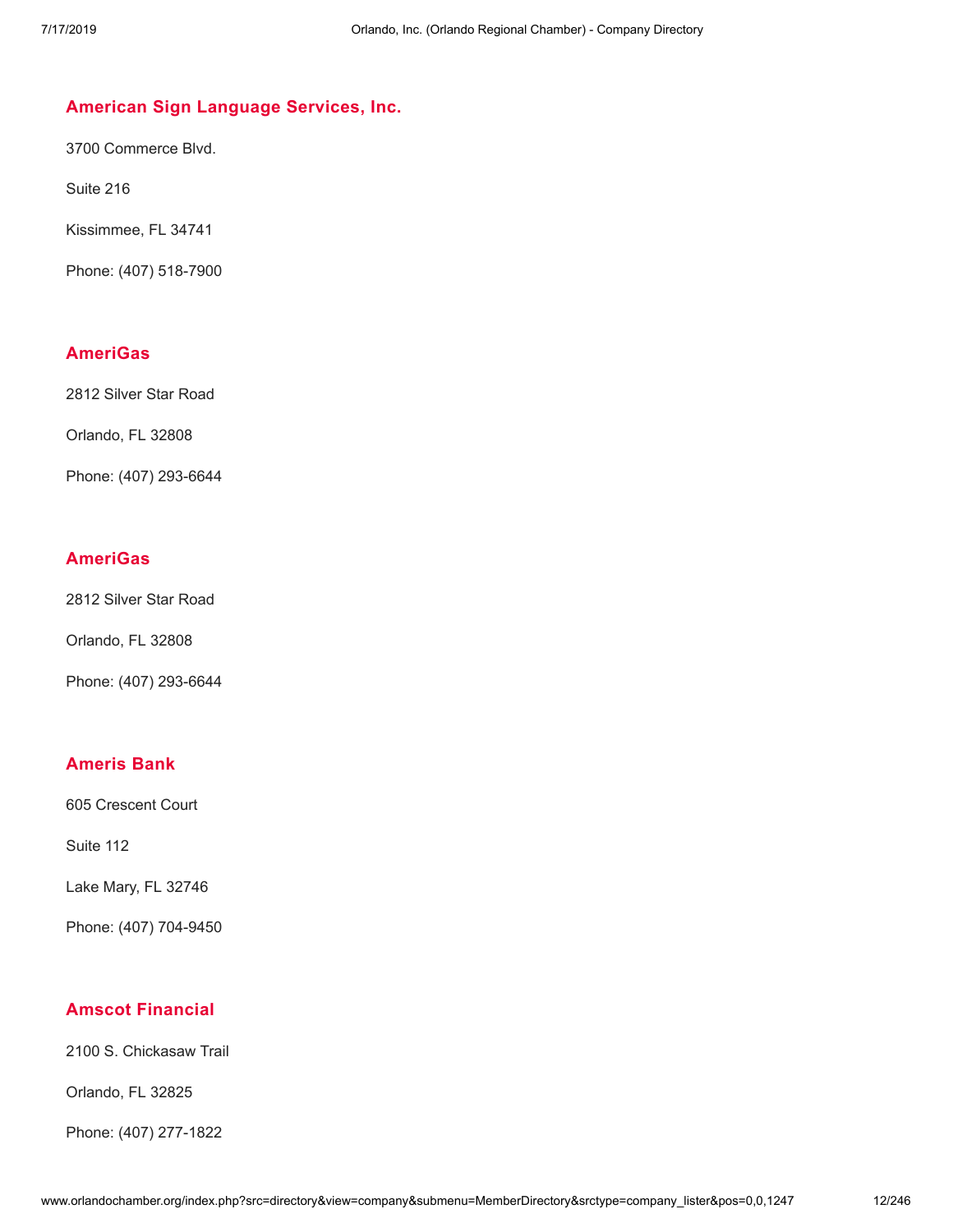## American Sign Language Services, Inc.

3700 Commerce Blvd.

Suite 216

Kissimmee, FL 34741

Phone: (407) 518-7900

## AmeriGas

2812 Silver Star Road

Orlando, FL 32808

Phone: (407) 293-6644

## AmeriGas

2812 Silver Star Road

Orlando, FL 32808

Phone: (407) 293-6644

## Ameris Bank

605 Crescent Court

Suite 112

Lake Mary, FL 32746

Phone: (407) 704-9450

## Amscot Financial

2100 S. Chickasaw Trail

Orlando, FL 32825

Phone: (407) 277-1822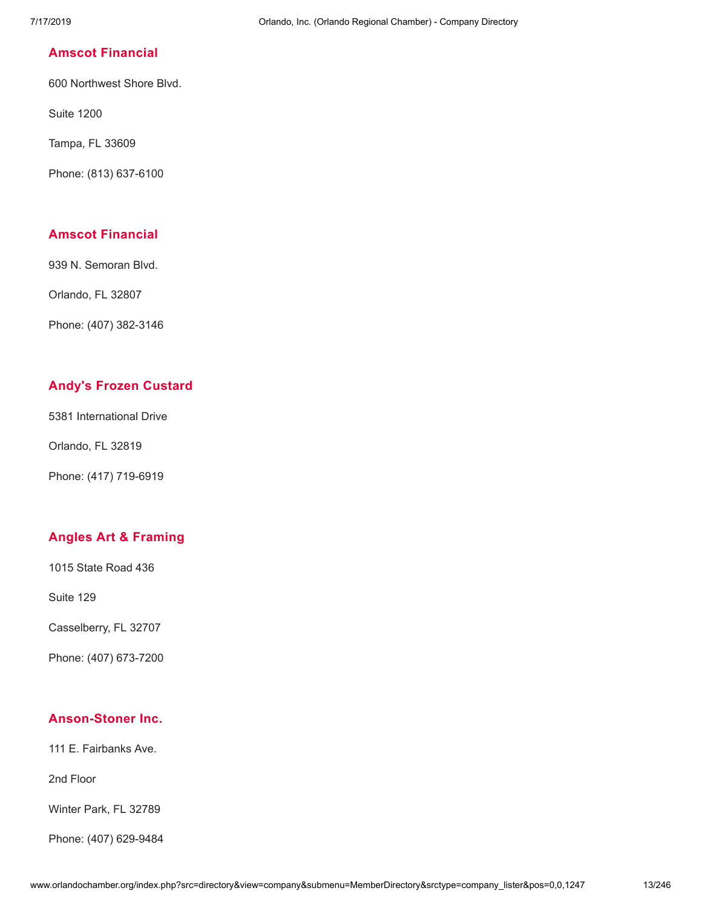### Amscot Financial

600 Northwest Shore Blvd.

Suite 1200

Tampa, FL 33609

Phone: (813) 637-6100

### Amscot Financial

939 N. Semoran Blvd.

Orlando, FL 32807

Phone: (407) 382-3146

### Andy's Frozen Custard

5381 International Drive

Orlando, FL 32819

Phone: (417) 719-6919

### Angles Art & Framing

1015 State Road 436

Suite 129

Casselberry, FL 32707

Phone: (407) 673-7200

### Anson-Stoner Inc.

111 E. Fairbanks Ave.

2nd Floor

Winter Park, FL 32789

Phone: (407) 629-9484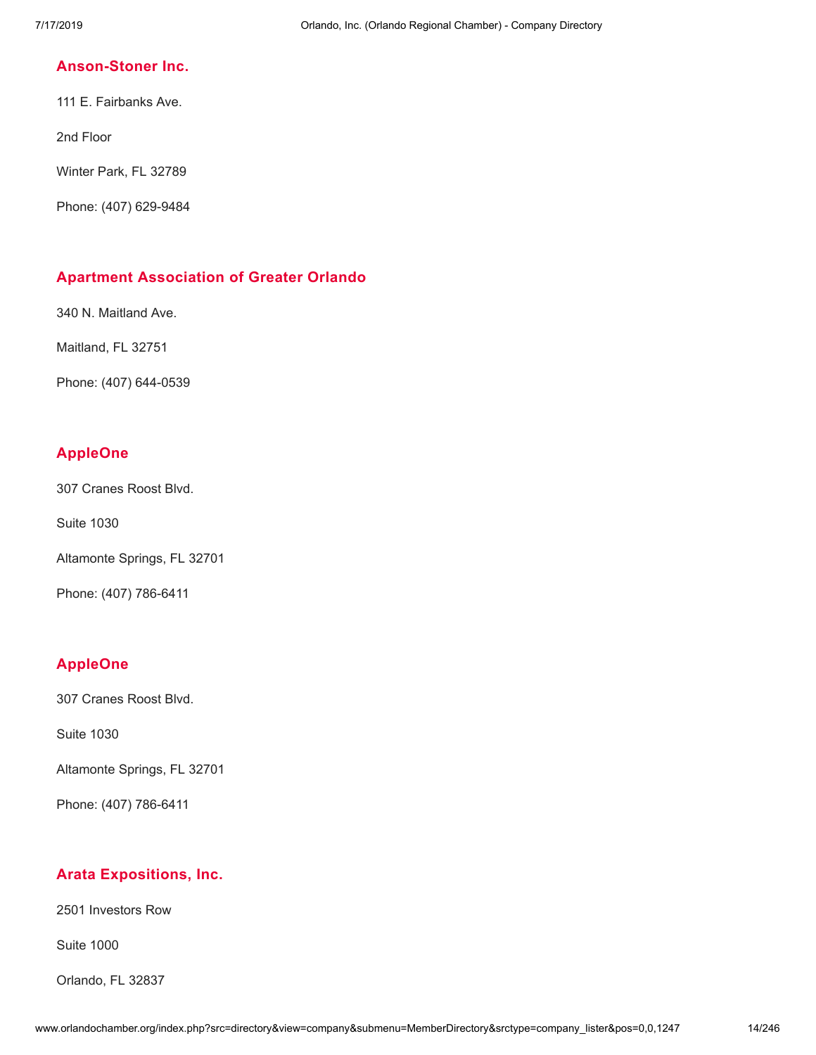## Anson-Stoner Inc.

111 E. Fairbanks Ave.

2nd Floor

Winter Park, FL 32789

Phone: (407) 629-9484

## Apartment Association of Greater Orlando

340 N. Maitland Ave.

Maitland, FL 32751

Phone: (407) 644-0539

## AppleOne

307 Cranes Roost Blvd.

Suite 1030

Altamonte Springs, FL 32701

Phone: (407) 786-6411

## AppleOne

307 Cranes Roost Blvd.

Suite 1030

Altamonte Springs, FL 32701

Phone: (407) 786-6411

## Arata Expositions, Inc.

2501 Investors Row

Suite 1000

Orlando, FL 32837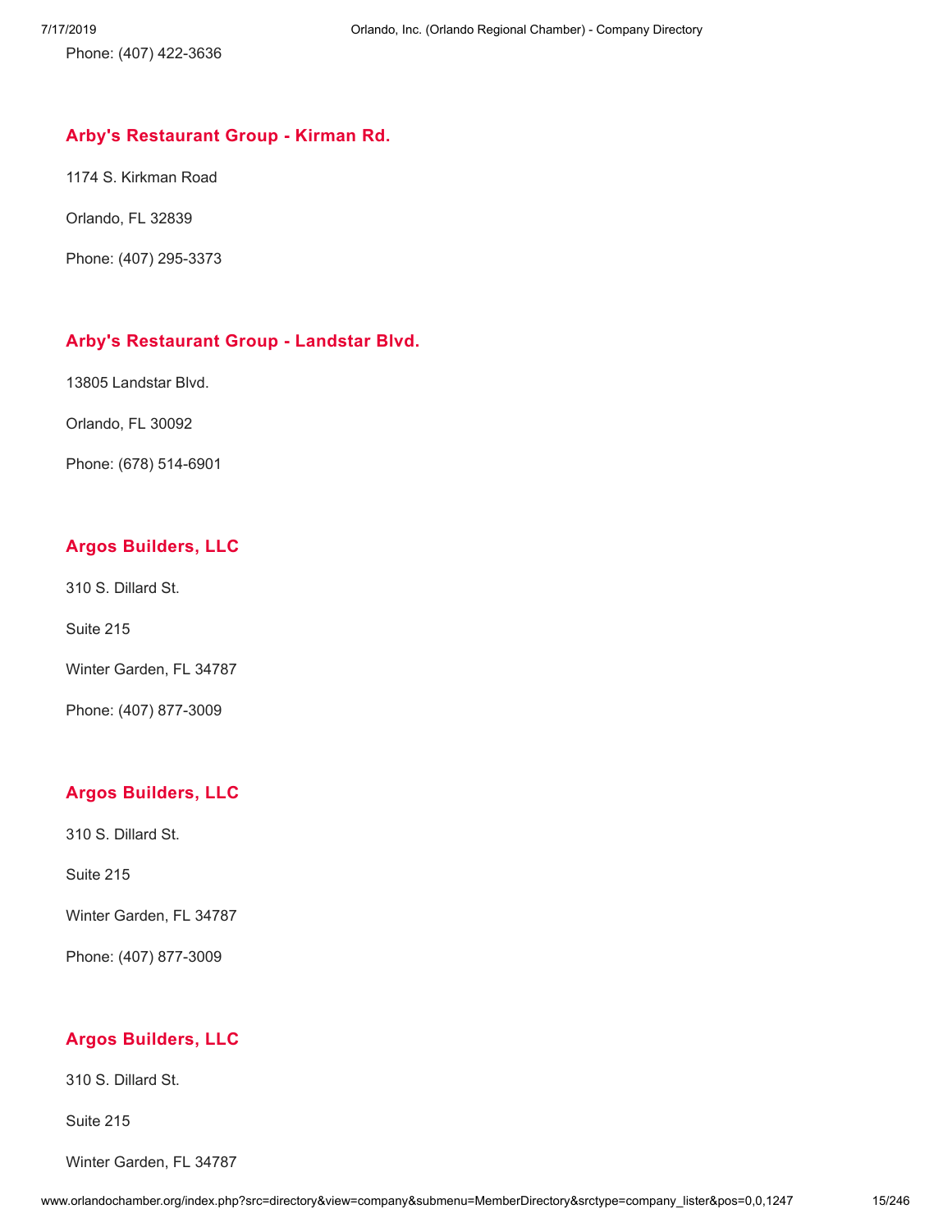Phone: (407) 422-3636

### Arby's Restaurant Group - Kirman Rd.

1174 S. Kirkman Road

Orlando, FL 32839

Phone: (407) 295-3373

### Arby's Restaurant Group - Landstar Blvd.

13805 Landstar Blvd.

Orlando, FL 30092

Phone: (678) 514-6901

### Argos Builders, LLC

310 S. Dillard St.

Suite 215

Winter Garden, FL 34787

Phone: (407) 877-3009

### Argos Builders, LLC

310 S. Dillard St.

Suite 215

Winter Garden, FL 34787

Phone: (407) 877-3009

### Argos Builders, LLC

310 S. Dillard St.

Suite 215

Winter Garden, FL 34787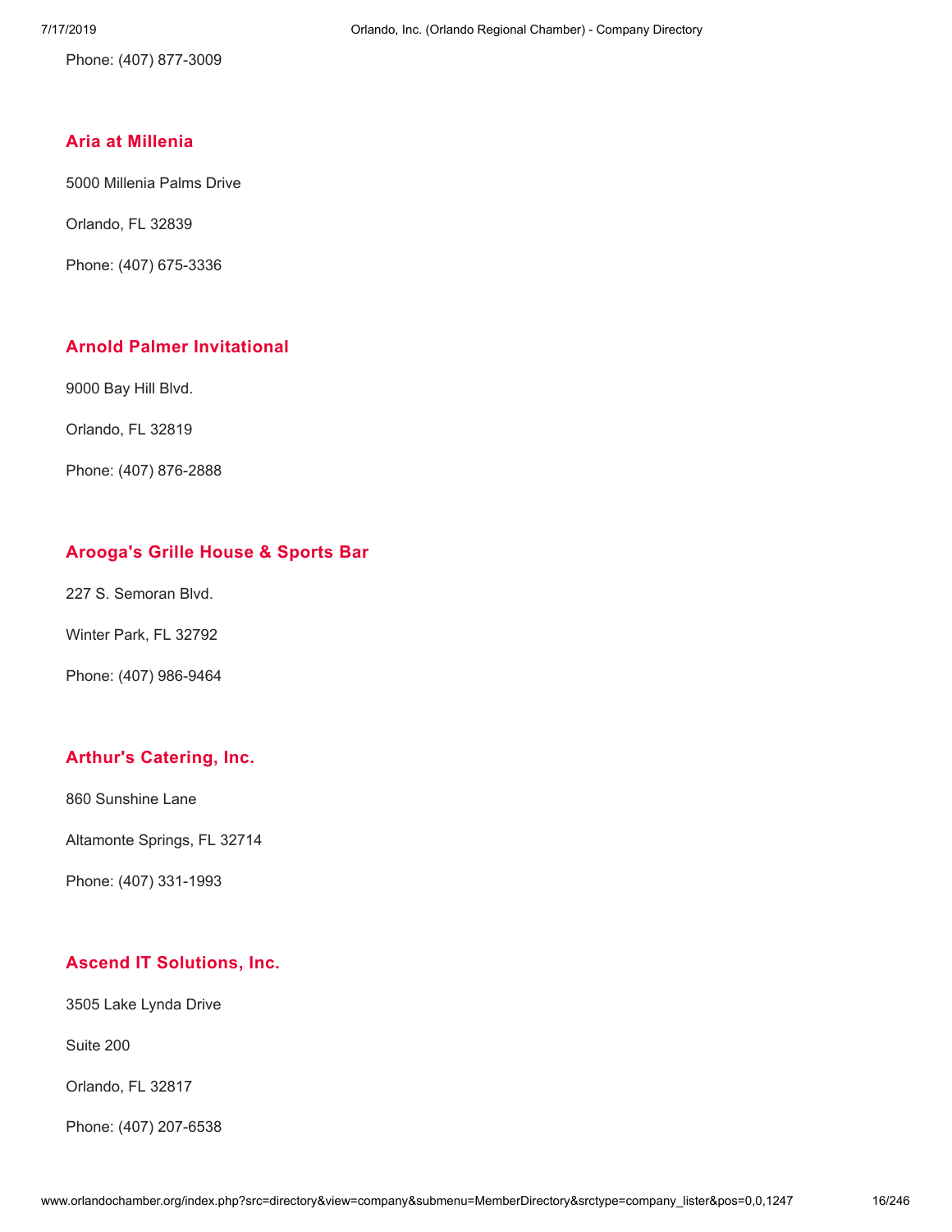Phone: (407) 877-3009

## Aria at Millenia

5000 Millenia Palms Drive

Orlando, FL 32839

Phone: (407) 675-3336

## Arnold Palmer Invitational

9000 Bay Hill Blvd.

Orlando, FL 32819

Phone: (407) 876-2888

## Arooga's Grille House & Sports Bar

227 S. Semoran Blvd.

Winter Park, FL 32792

Phone: (407) 986-9464

## Arthur's Catering, Inc.

860 Sunshine Lane

Altamonte Springs, FL 32714

Phone: (407) 331-1993

## Ascend IT Solutions, Inc.

3505 Lake Lynda Drive

Suite 200

Orlando, FL 32817

Phone: (407) 207-6538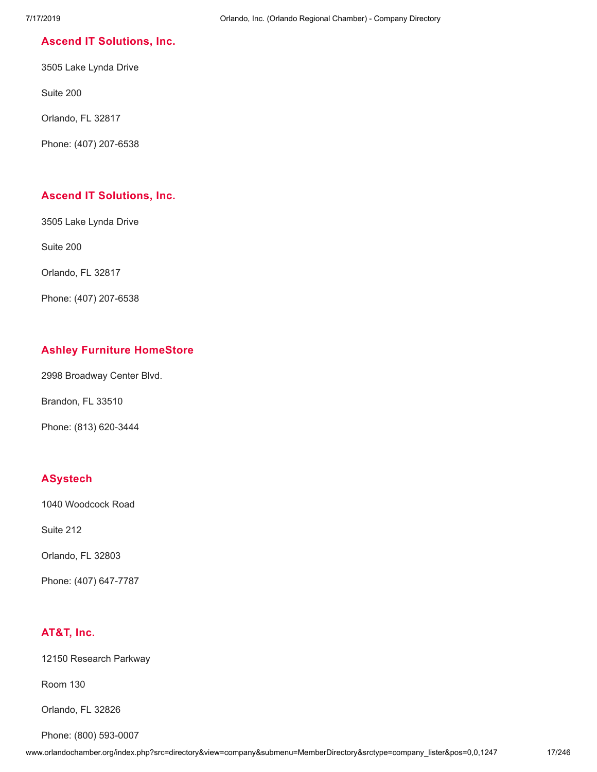### Ascend IT Solutions, Inc.

3505 Lake Lynda Drive

Suite 200

Orlando, FL 32817

Phone: (407) 207-6538

### Ascend IT Solutions, Inc.

3505 Lake Lynda Drive

Suite 200

Orlando, FL 32817

Phone: (407) 207-6538

### Ashley Furniture HomeStore

2998 Broadway Center Blvd.

Brandon, FL 33510

Phone: (813) 620-3444

### ASystech

1040 Woodcock Road

Suite 212

Orlando, FL 32803

Phone: (407) 647-7787

### AT&T, Inc.

12150 Research Parkway

Room 130

Orlando, FL 32826

Phone: (800) 593-0007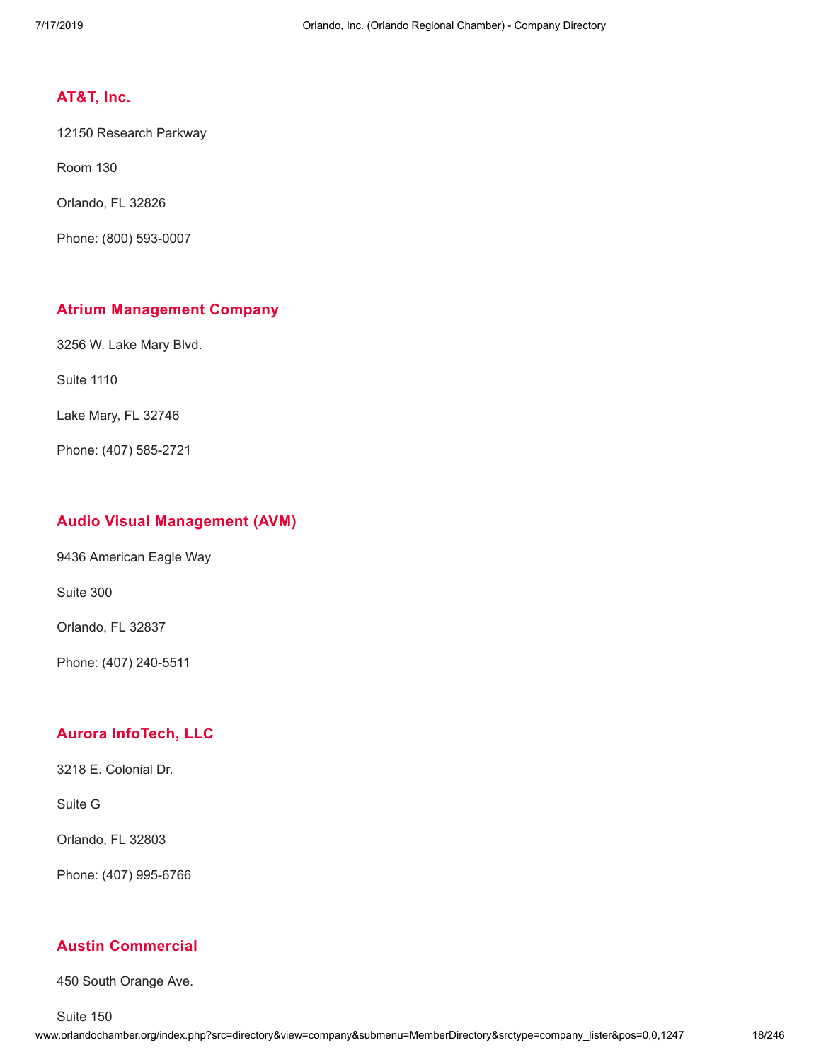## AT&T, Inc.

12150 Research Parkway

Room 130

Orlando, FL 32826

Phone: (800) 593-0007

## Atrium Management Company

3256 W. Lake Mary Blvd.

Suite 1110

Lake Mary, FL 32746

Phone: (407) 585-2721

## Audio Visual Management (AVM)

9436 American Eagle Way

Suite 300

Orlando, FL 32837

Phone: (407) 240-5511

## Aurora InfoTech, LLC

3218 E. Colonial Dr.

Suite G

Orlando, FL 32803

Phone: (407) 995-6766

## Austin Commercial

450 South Orange Ave.

Suite 150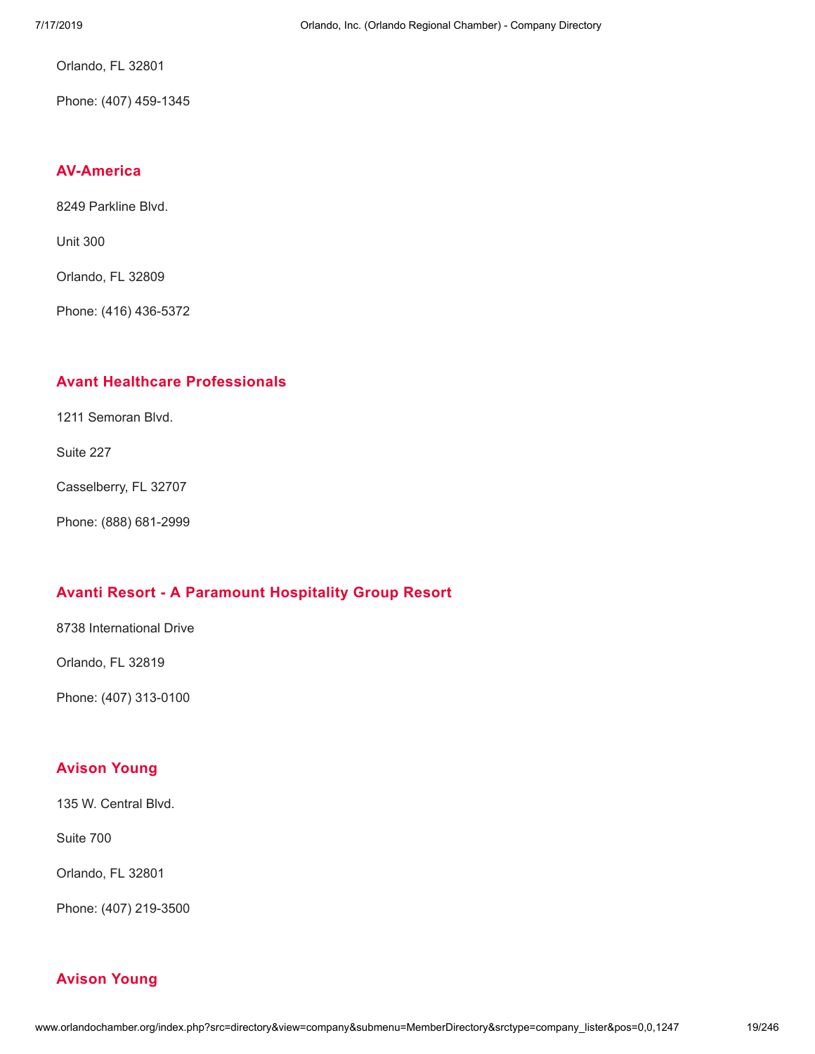Orlando, FL 32801

Phone: (407) 459-1345

### AV-America

8249 Parkline Blvd.

Unit 300

Orlando, FL 32809

Phone: (416) 436-5372

### Avant Healthcare Professionals

1211 Semoran Blvd.

Suite 227

Casselberry, FL 32707

Phone: (888) 681-2999

### Avanti Resort - A Paramount Hospitality Group Resort

8738 International Drive

Orlando, FL 32819

Phone: (407) 313-0100

### Avison Young

135 W. Central Blvd.

Suite 700

Orlando, FL 32801

Phone: (407) 219-3500

### Avison Young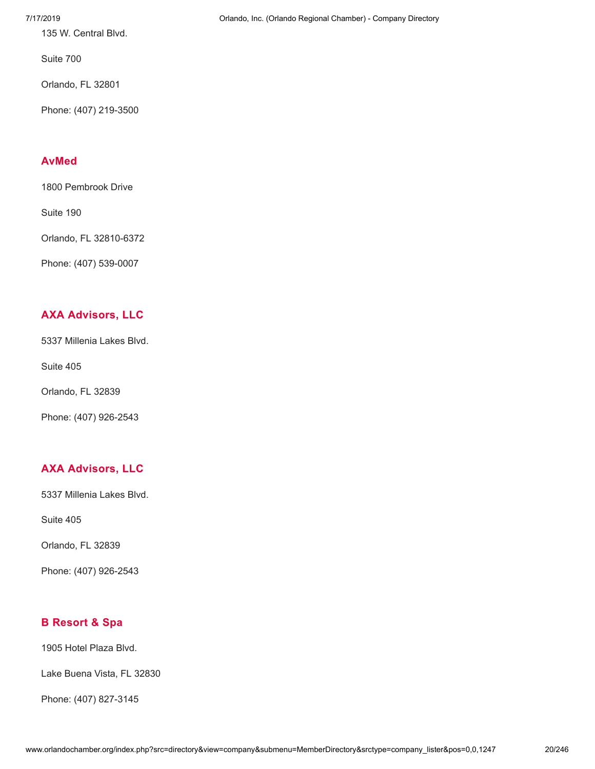135 W. Central Blvd.

Suite 700

Orlando, FL 32801

Phone: (407) 219-3500

### AvMed

1800 Pembrook Drive

Suite 190

Orlando, FL 32810-6372

Phone: (407) 539-0007

### AXA Advisors, LLC

5337 Millenia Lakes Blvd.

Suite 405

Orlando, FL 32839

Phone: (407) 926-2543

### AXA Advisors, LLC

5337 Millenia Lakes Blvd.

Suite 405

Orlando, FL 32839

Phone: (407) 926-2543

### B Resort & Spa

1905 Hotel Plaza Blvd.

Lake Buena Vista, FL 32830

Phone: (407) 827-3145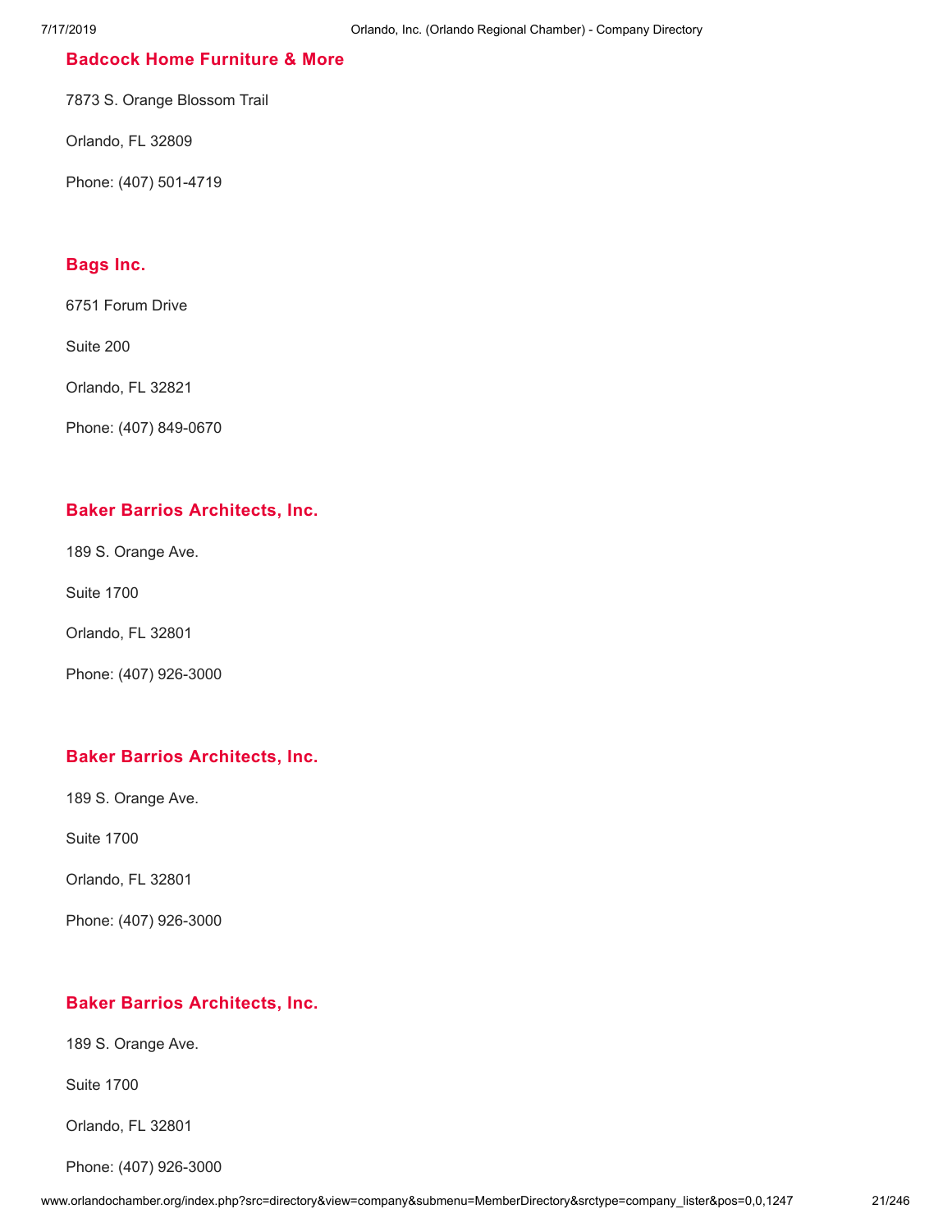### Badcock Home Furniture & More

7873 S. Orange Blossom Trail

Orlando, FL 32809

Phone: (407) 501-4719

### Bags Inc.

6751 Forum Drive

Suite 200

Orlando, FL 32821

Phone: (407) 849-0670

### Baker Barrios Architects, Inc.

189 S. Orange Ave.

Suite 1700

Orlando, FL 32801

Phone: (407) 926-3000

### Baker Barrios Architects, Inc.

189 S. Orange Ave.

Suite 1700

Orlando, FL 32801

Phone: (407) 926-3000

### Baker Barrios Architects, Inc.

189 S. Orange Ave.

Suite 1700

Orlando, FL 32801

Phone: (407) 926-3000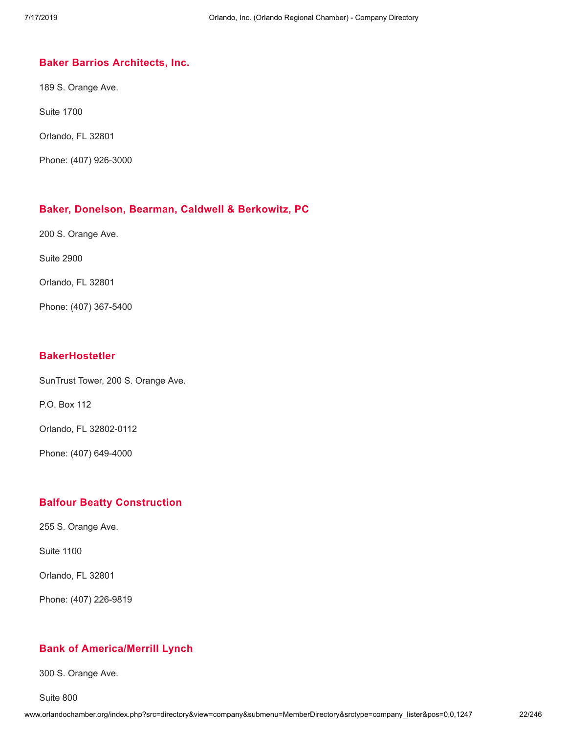### Baker Barrios Architects, Inc.

189 S. Orange Ave.

Suite 1700

Orlando, FL 32801

Phone: (407) 926-3000

### Baker, Donelson, Bearman, Caldwell & Berkowitz, PC

200 S. Orange Ave.

Suite 2900

Orlando, FL 32801

Phone: (407) 367-5400

### BakerHostetler

SunTrust Tower, 200 S. Orange Ave.

P.O. Box 112

Orlando, FL 32802-0112

Phone: (407) 649-4000

### Balfour Beatty Construction

255 S. Orange Ave.

Suite 1100

Orlando, FL 32801

Phone: (407) 226-9819

### Bank of America/Merrill Lynch

300 S. Orange Ave.

Suite 800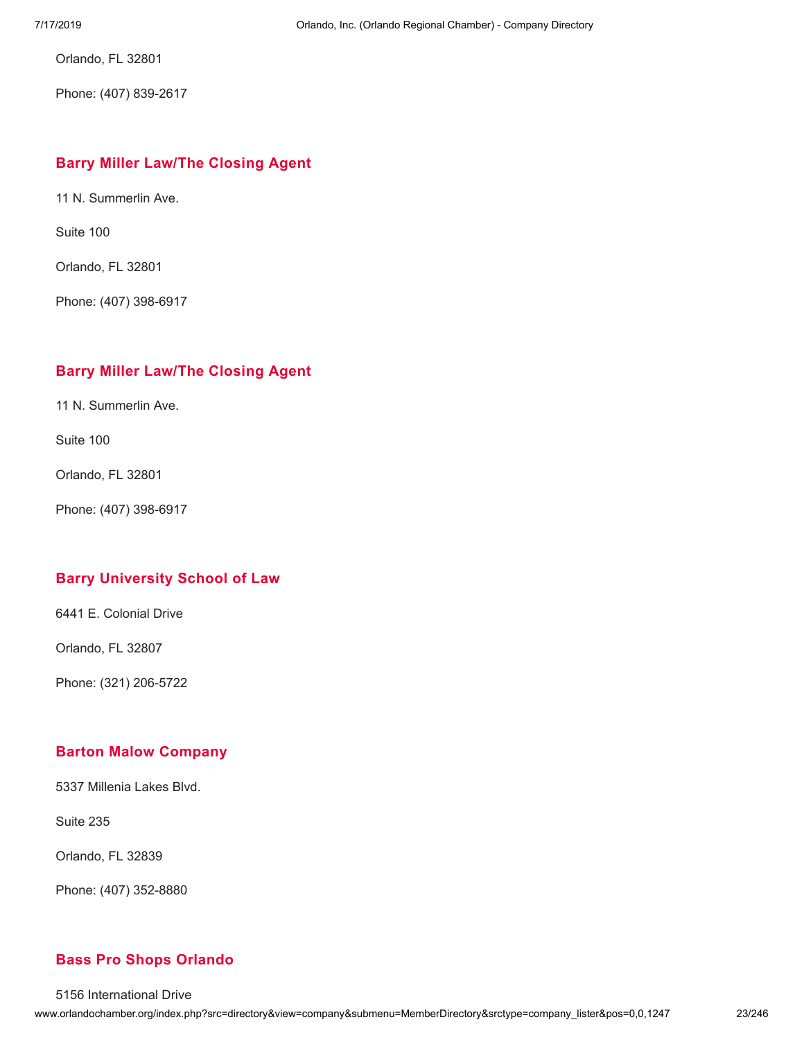Orlando, FL 32801

Phone: (407) 839-2617

### Barry Miller Law/The Closing Agent

11 N. Summerlin Ave.

Suite 100

Orlando, FL 32801

Phone: (407) 398-6917

### Barry Miller Law/The Closing Agent

11 N. Summerlin Ave.

Suite 100

Orlando, FL 32801

Phone: (407) 398-6917

### Barry University School of Law

6441 E. Colonial Drive

Orlando, FL 32807

Phone: (321) 206-5722

### Barton Malow Company

5337 Millenia Lakes Blvd.

Suite 235

Orlando, FL 32839

Phone: (407) 352-8880

### Bass Pro Shops Orlando

5156 International Drive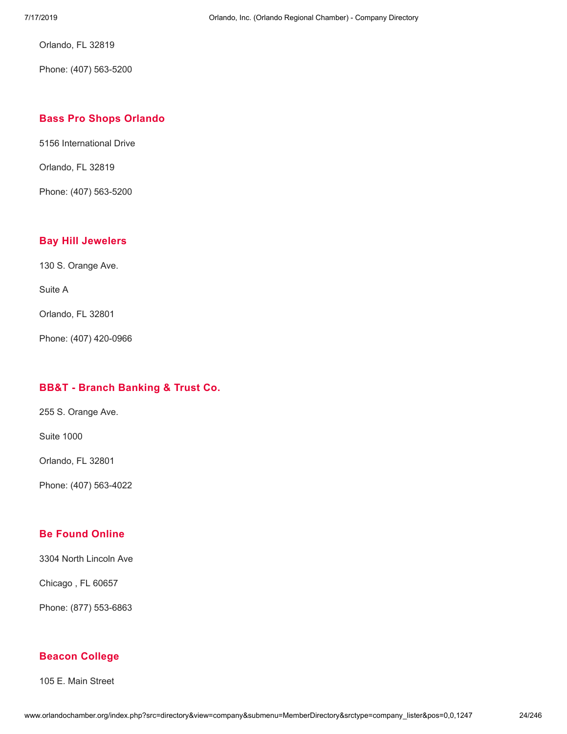Orlando, FL 32819

Phone: (407) 563-5200

### Bass Pro Shops Orlando

5156 International Drive

Orlando, FL 32819

Phone: (407) 563-5200

### Bay Hill Jewelers

130 S. Orange Ave.

Suite A

Orlando, FL 32801

Phone: (407) 420-0966

### BB&T - Branch Banking & Trust Co.

255 S. Orange Ave.

Suite 1000

Orlando, FL 32801

Phone: (407) 563-4022

### Be Found Online

3304 North Lincoln Ave

Chicago , FL 60657

Phone: (877) 553-6863

### Beacon College

105 E. Main Street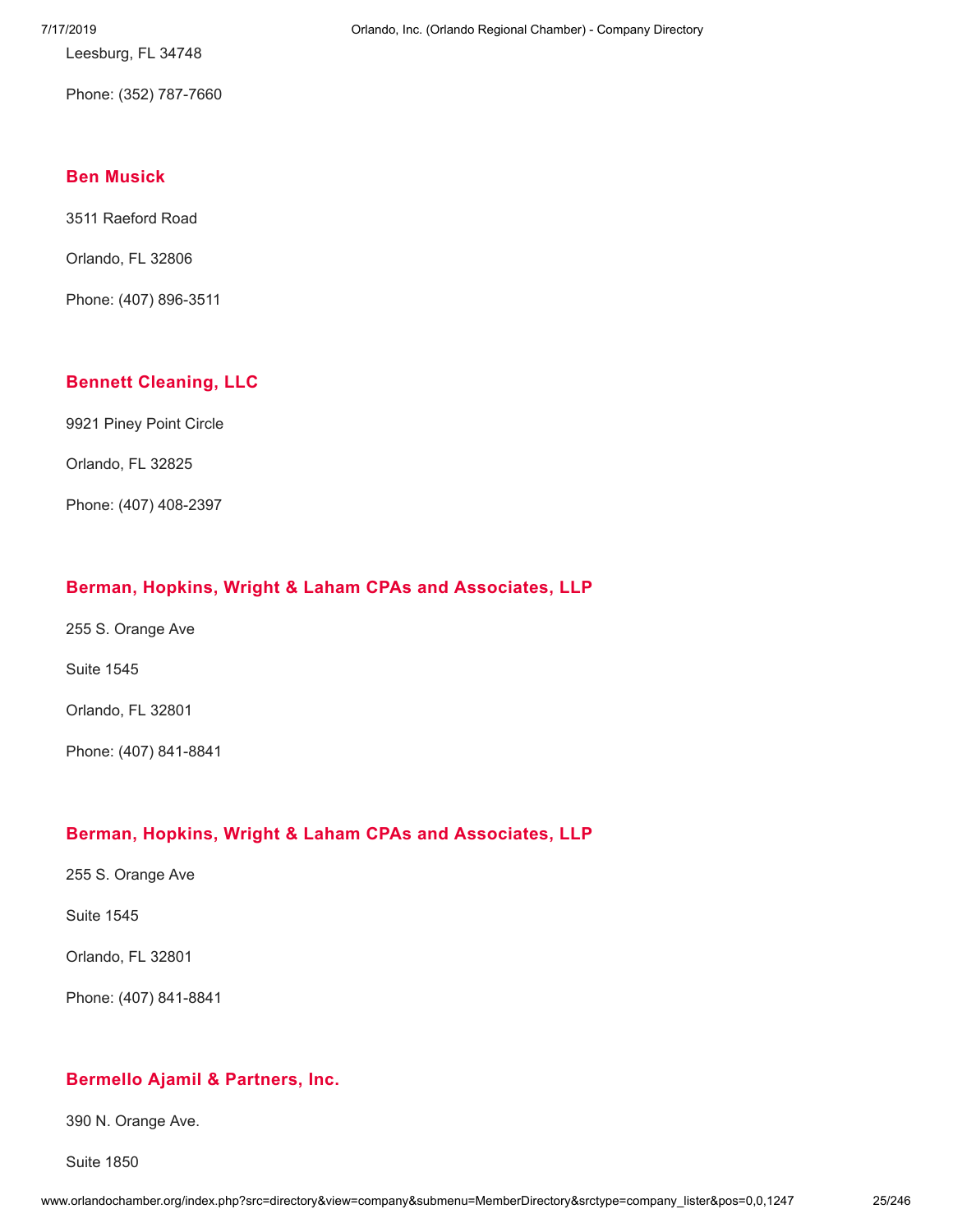Leesburg, FL 34748

Phone: (352) 787-7660

### Ben Musick

3511 Raeford Road

Orlando, FL 32806

Phone: (407) 896-3511

### Bennett Cleaning, LLC

9921 Piney Point Circle

Orlando, FL 32825

Phone: (407) 408-2397

### Berman, Hopkins, Wright & Laham CPAs and Associates, LLP

255 S. Orange Ave

Suite 1545

Orlando, FL 32801

Phone: (407) 841-8841

### Berman, Hopkins, Wright & Laham CPAs and Associates, LLP

255 S. Orange Ave

Suite 1545

Orlando, FL 32801

Phone: (407) 841-8841

### Bermello Ajamil & Partners, Inc.

390 N. Orange Ave.

Suite 1850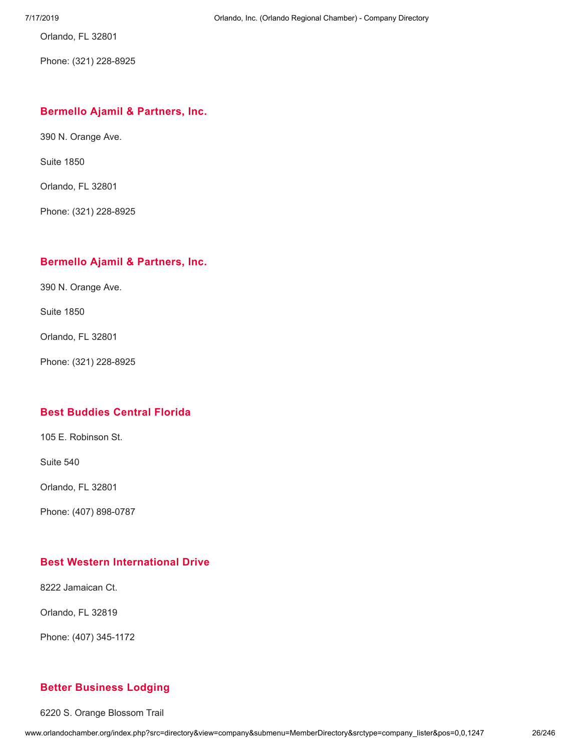Orlando, FL 32801

Phone: (321) 228-8925

### Bermello Ajamil & Partners, Inc.

390 N. Orange Ave.

Suite 1850

Orlando, FL 32801

Phone: (321) 228-8925

### Bermello Ajamil & Partners, Inc.

390 N. Orange Ave.

Suite 1850

Orlando, FL 32801

Phone: (321) 228-8925

### Best Buddies Central Florida

105 E. Robinson St.

Suite 540

Orlando, FL 32801

Phone: (407) 898-0787

### Best Western International Drive

8222 Jamaican Ct.

Orlando, FL 32819

Phone: (407) 345-1172

### Better Business Lodging

6220 S. Orange Blossom Trail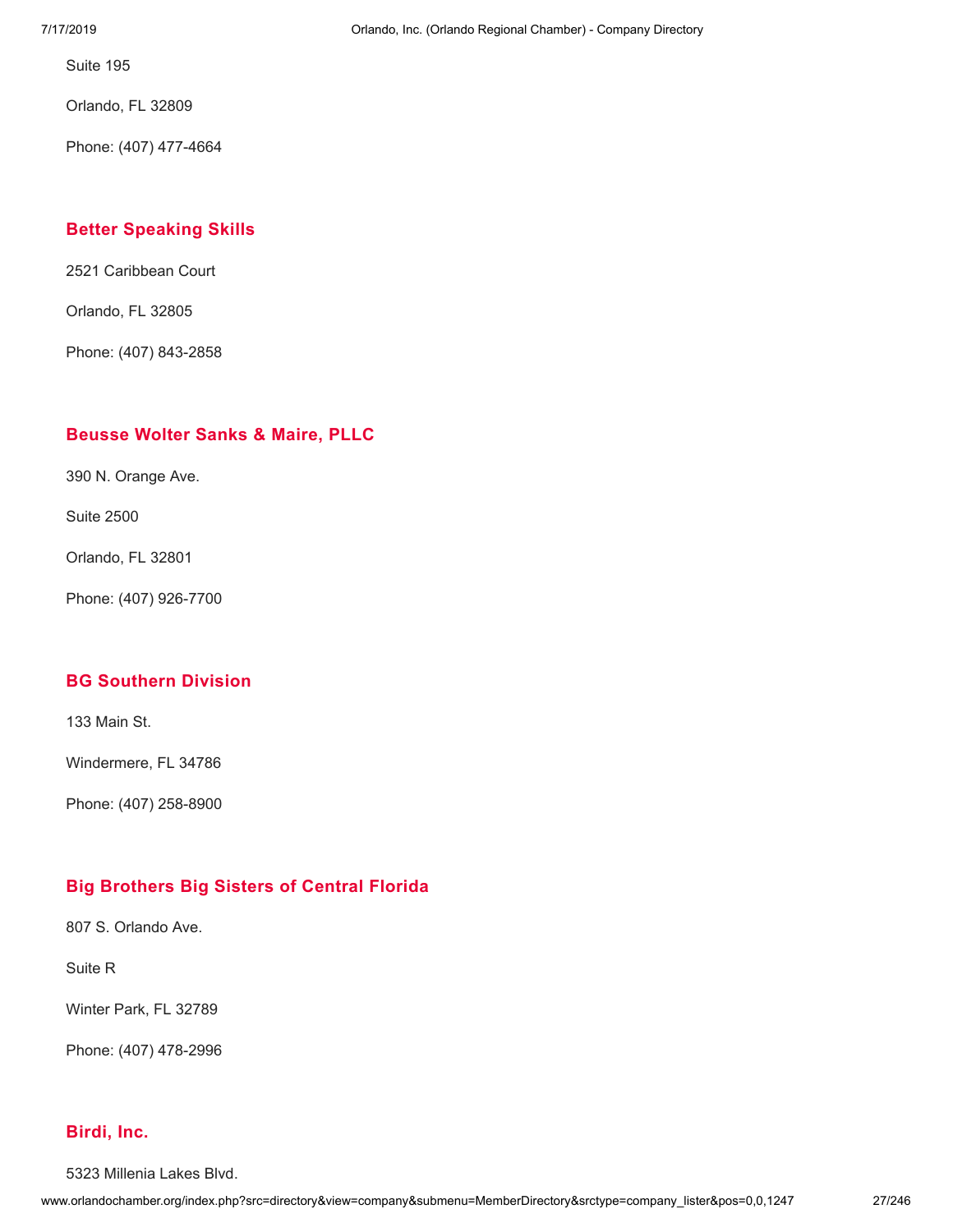Suite 195

Orlando, FL 32809

Phone: (407) 477-4664

### Better Speaking Skills

2521 Caribbean Court

Orlando, FL 32805

Phone: (407) 843-2858

### Beusse Wolter Sanks & Maire, PLLC

390 N. Orange Ave.

Suite 2500

Orlando, FL 32801

Phone: (407) 926-7700

### BG Southern Division

133 Main St.

Windermere, FL 34786

Phone: (407) 258-8900

### Big Brothers Big Sisters of Central Florida

807 S. Orlando Ave.

Suite R

Winter Park, FL 32789

Phone: (407) 478-2996

### Birdi, Inc.

5323 Millenia Lakes Blvd.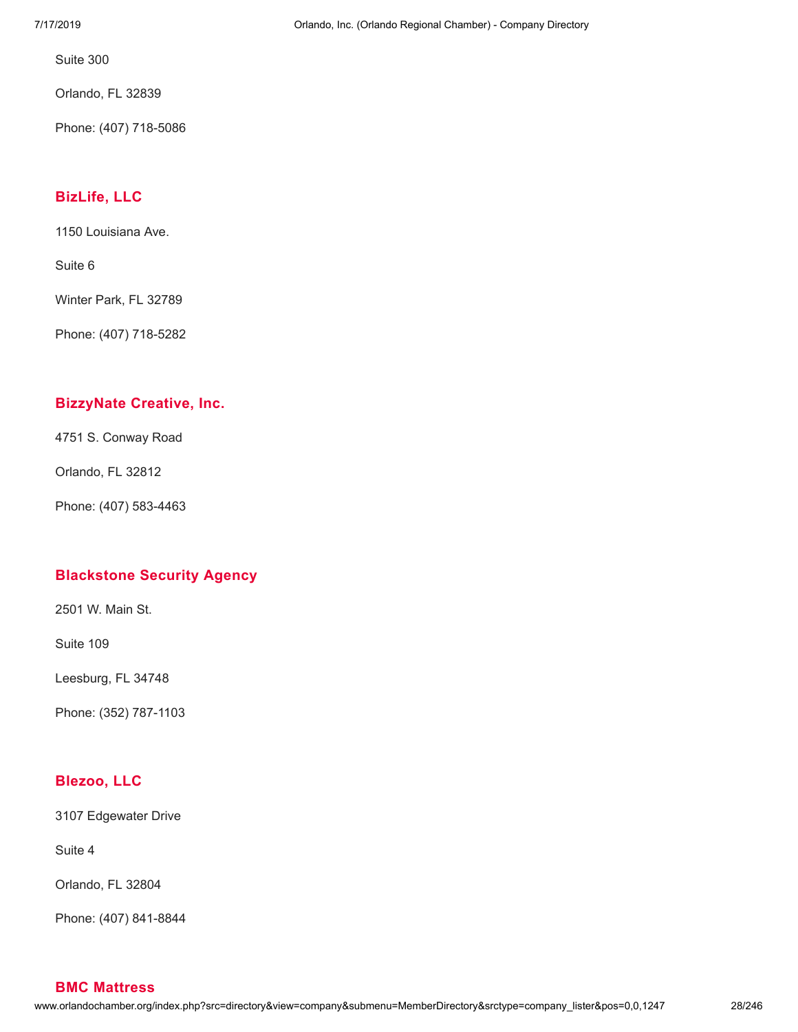Suite 300

Orlando, FL 32839

Phone: (407) 718-5086

### BizLife, LLC

1150 Louisiana Ave.

Suite 6

Winter Park, FL 32789

Phone: (407) 718-5282

### BizzyNate Creative, Inc.

4751 S. Conway Road

Orlando, FL 32812

Phone: (407) 583-4463

### Blackstone Security Agency

2501 W. Main St.

Suite 109

Leesburg, FL 34748

Phone: (352) 787-1103

### Blezoo, LLC

3107 Edgewater Drive

Suite 4

Orlando, FL 32804

Phone: (407) 841-8844

### BMC Mattress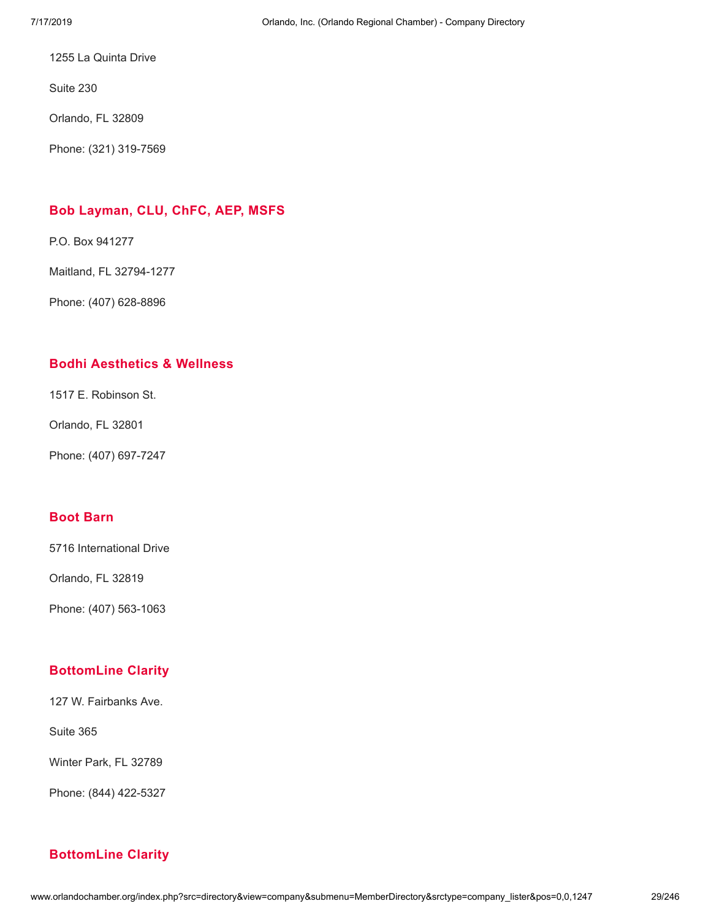1255 La Quinta Drive

Suite 230

Orlando, FL 32809

Phone: (321) 319-7569

### Bob Layman, CLU, ChFC, AEP, MSFS

P.O. Box 941277

Maitland, FL 32794-1277

Phone: (407) 628-8896

### Bodhi Aesthetics & Wellness

1517 E. Robinson St.

Orlando, FL 32801

Phone: (407) 697-7247

### Boot Barn

5716 International Drive

Orlando, FL 32819

Phone: (407) 563-1063

### BottomLine Clarity

127 W. Fairbanks Ave.

Suite 365

Winter Park, FL 32789

Phone: (844) 422-5327

### BottomLine Clarity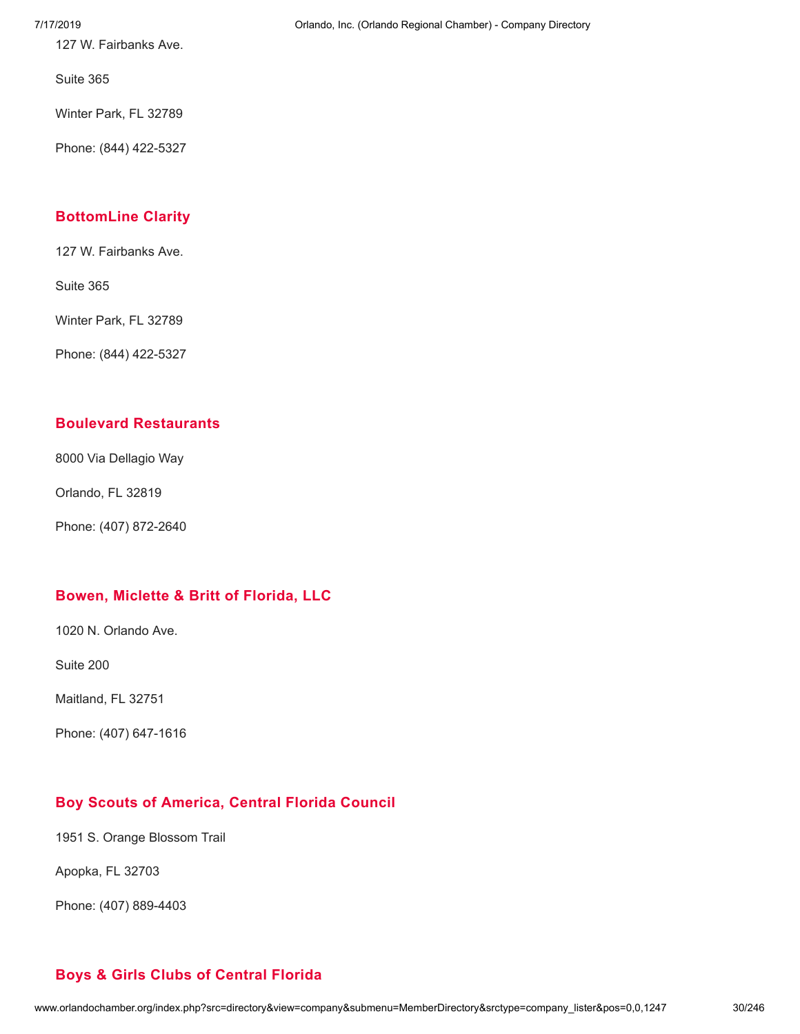127 W. Fairbanks Ave.

Suite 365

Winter Park, FL 32789

Phone: (844) 422-5327

### BottomLine Clarity

127 W. Fairbanks Ave.

Suite 365

Winter Park, FL 32789

Phone: (844) 422-5327

### Boulevard Restaurants

8000 Via Dellagio Way

Orlando, FL 32819

Phone: (407) 872-2640

### Bowen, Miclette & Britt of Florida, LLC

1020 N. Orlando Ave.

Suite 200

Maitland, FL 32751

Phone: (407) 647-1616

### Boy Scouts of America, Central Florida Council

1951 S. Orange Blossom Trail

Apopka, FL 32703

Phone: (407) 889-4403

### Boys & Girls Clubs of Central Florida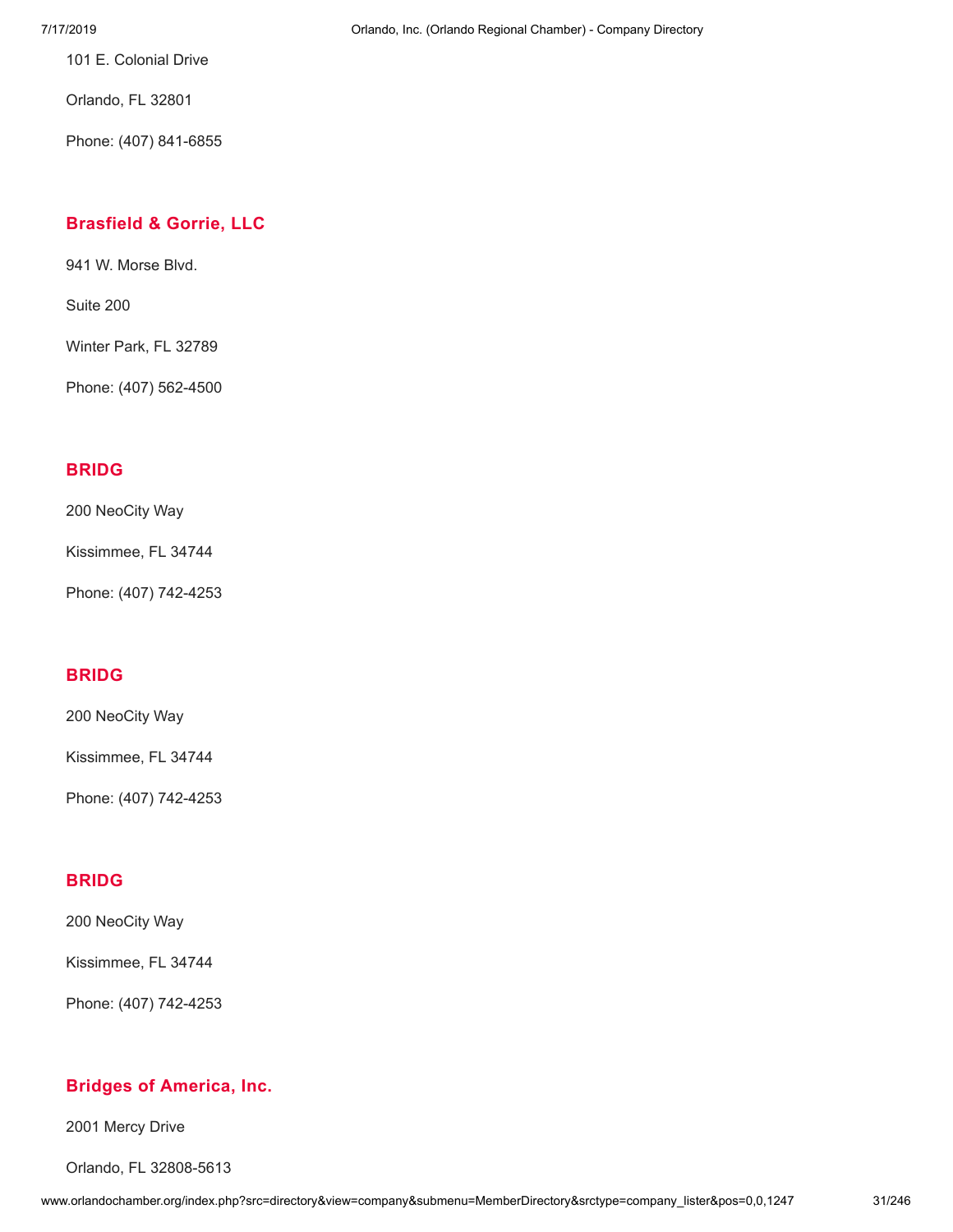101 E. Colonial Drive

Orlando, FL 32801

Phone: (407) 841-6855

### Brasfield & Gorrie, LLC

941 W. Morse Blvd.

Suite 200

Winter Park, FL 32789

Phone: (407) 562-4500

### BRIDG

200 NeoCity Way

Kissimmee, FL 34744

Phone: (407) 742-4253

### BRIDG

200 NeoCity Way

Kissimmee, FL 34744

Phone: (407) 742-4253

### BRIDG

200 NeoCity Way

Kissimmee, FL 34744

Phone: (407) 742-4253

### Bridges of America, Inc.

2001 Mercy Drive

Orlando, FL 32808-5613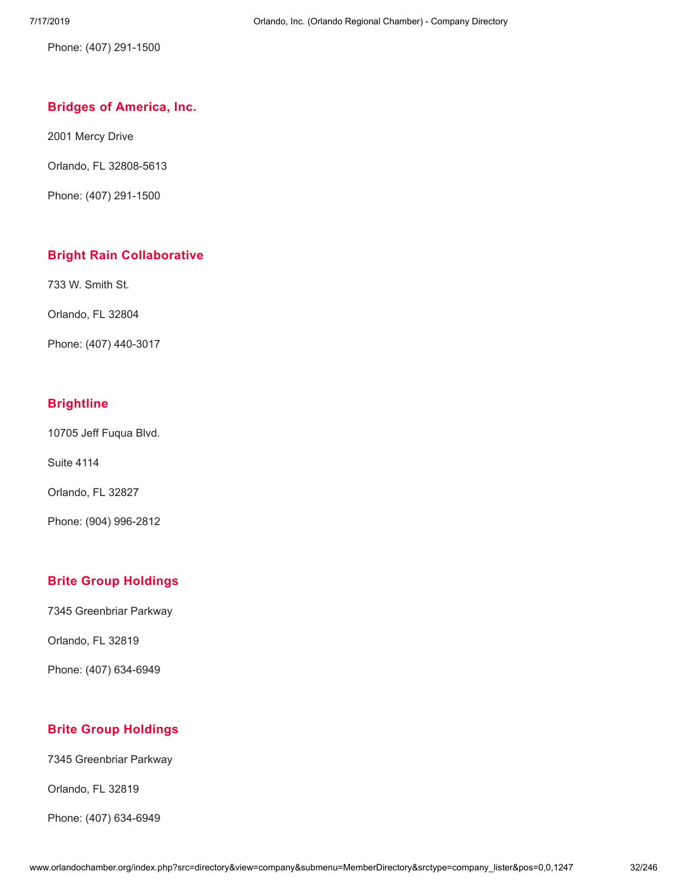Phone: (407) 291-1500

### Bridges of America, Inc.

2001 Mercy Drive

Orlando, FL 32808-5613

Phone: (407) 291-1500

### Bright Rain Collaborative

733 W. Smith St.

Orlando, FL 32804

Phone: (407) 440-3017

### Brightline

10705 Jeff Fuqua Blvd.

Suite 4114

Orlando, FL 32827

Phone: (904) 996-2812

### Brite Group Holdings

7345 Greenbriar Parkway

Orlando, FL 32819

Phone: (407) 634-6949

### Brite Group Holdings

7345 Greenbriar Parkway

Orlando, FL 32819

Phone: (407) 634-6949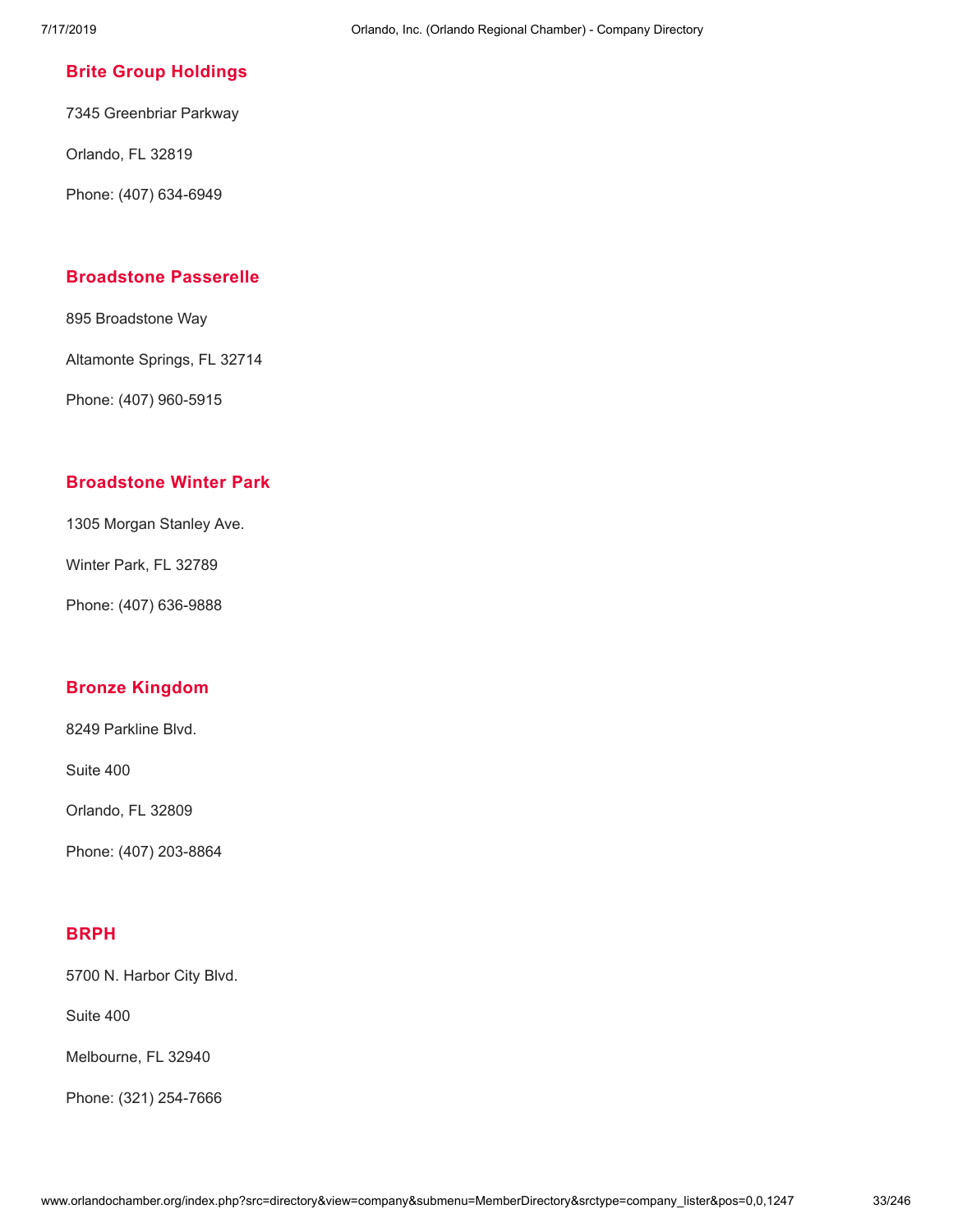### Brite Group Holdings

7345 Greenbriar Parkway

Orlando, FL 32819

Phone: (407) 634-6949

### Broadstone Passerelle

895 Broadstone Way

Altamonte Springs, FL 32714

Phone: (407) 960-5915

### Broadstone Winter Park

1305 Morgan Stanley Ave.

Winter Park, FL 32789

Phone: (407) 636-9888

### Bronze Kingdom

8249 Parkline Blvd.

Suite 400

Orlando, FL 32809

Phone: (407) 203-8864

### BRPH

5700 N. Harbor City Blvd.

Suite 400

Melbourne, FL 32940

Phone: (321) 254-7666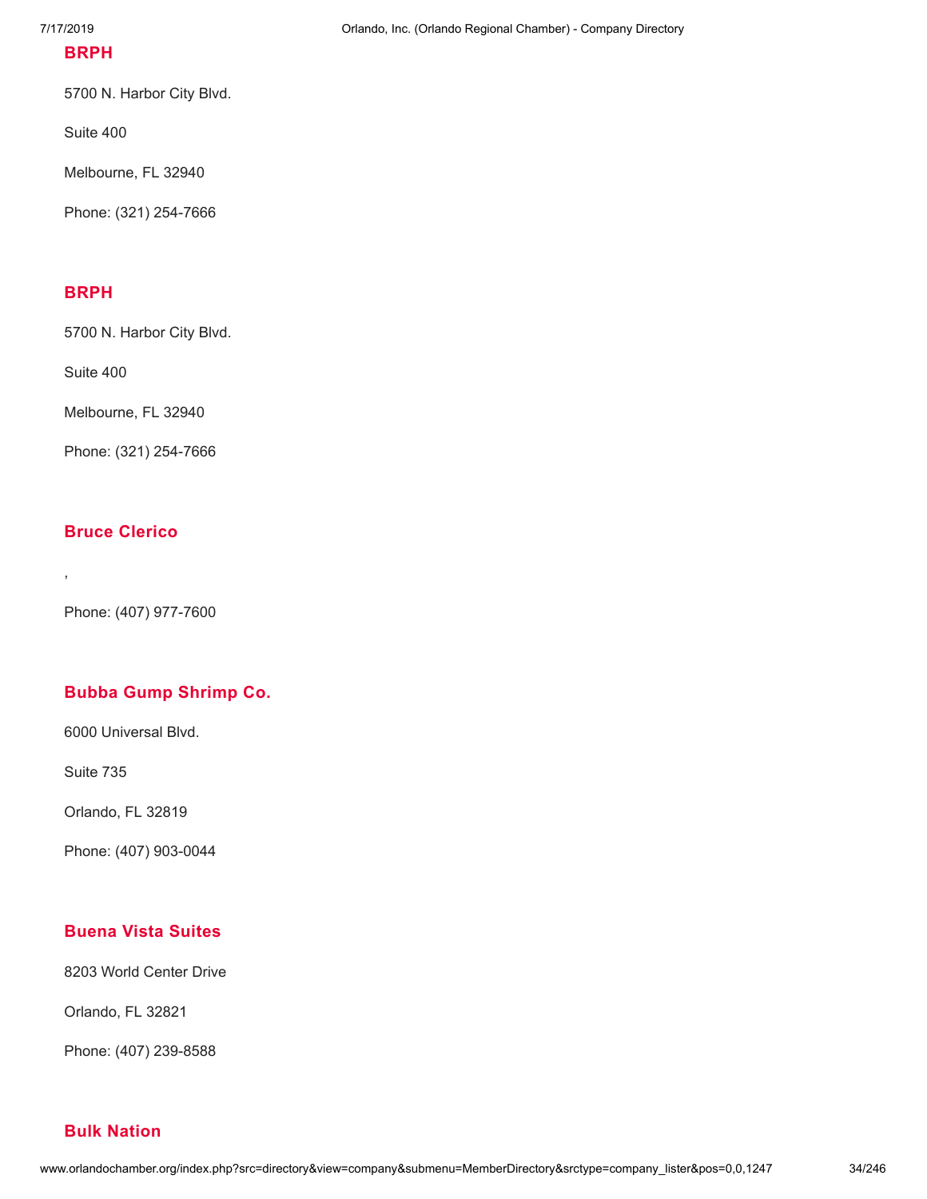## BRPH

5700 N. Harbor City Blvd.

Suite 400

Melbourne, FL 32940

Phone: (321) 254-7666

## BRPH

5700 N. Harbor City Blvd.

Suite 400

Melbourne, FL 32940

Phone: (321) 254-7666

## Bruce Clerico

,

Phone: (407) 977-7600

## Bubba Gump Shrimp Co.

6000 Universal Blvd.

Suite 735

Orlando, FL 32819

Phone: (407) 903-0044

## Buena Vista Suites

8203 World Center Drive

Orlando, FL 32821

Phone: (407) 239-8588

## Bulk Nation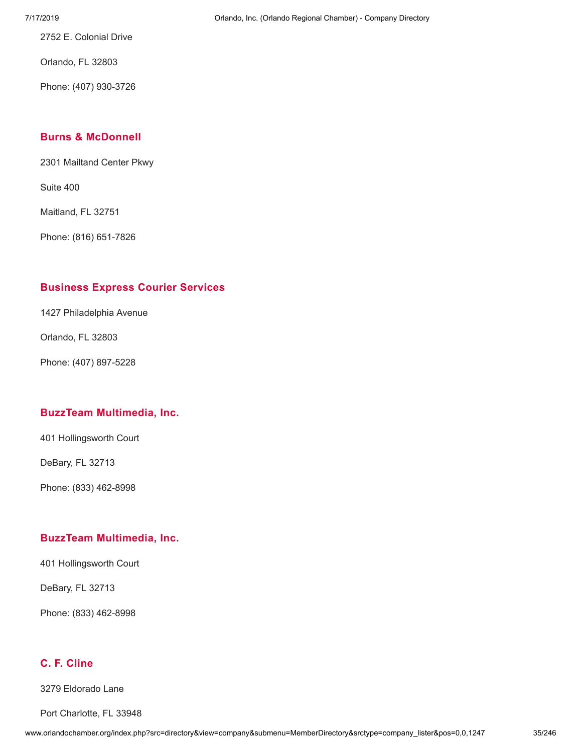2752 E. Colonial Drive

Orlando, FL 32803

Phone: (407) 930-3726

### Burns & McDonnell

2301 Mailtand Center Pkwy

Suite 400

Maitland, FL 32751

Phone: (816) 651-7826

### Business Express Courier Services

1427 Philadelphia Avenue

Orlando, FL 32803

Phone: (407) 897-5228

### BuzzTeam Multimedia, Inc.

401 Hollingsworth Court

DeBary, FL 32713

Phone: (833) 462-8998

### BuzzTeam Multimedia, Inc.

401 Hollingsworth Court

DeBary, FL 32713

Phone: (833) 462-8998

### C. F. Cline

3279 Eldorado Lane

Port Charlotte, FL 33948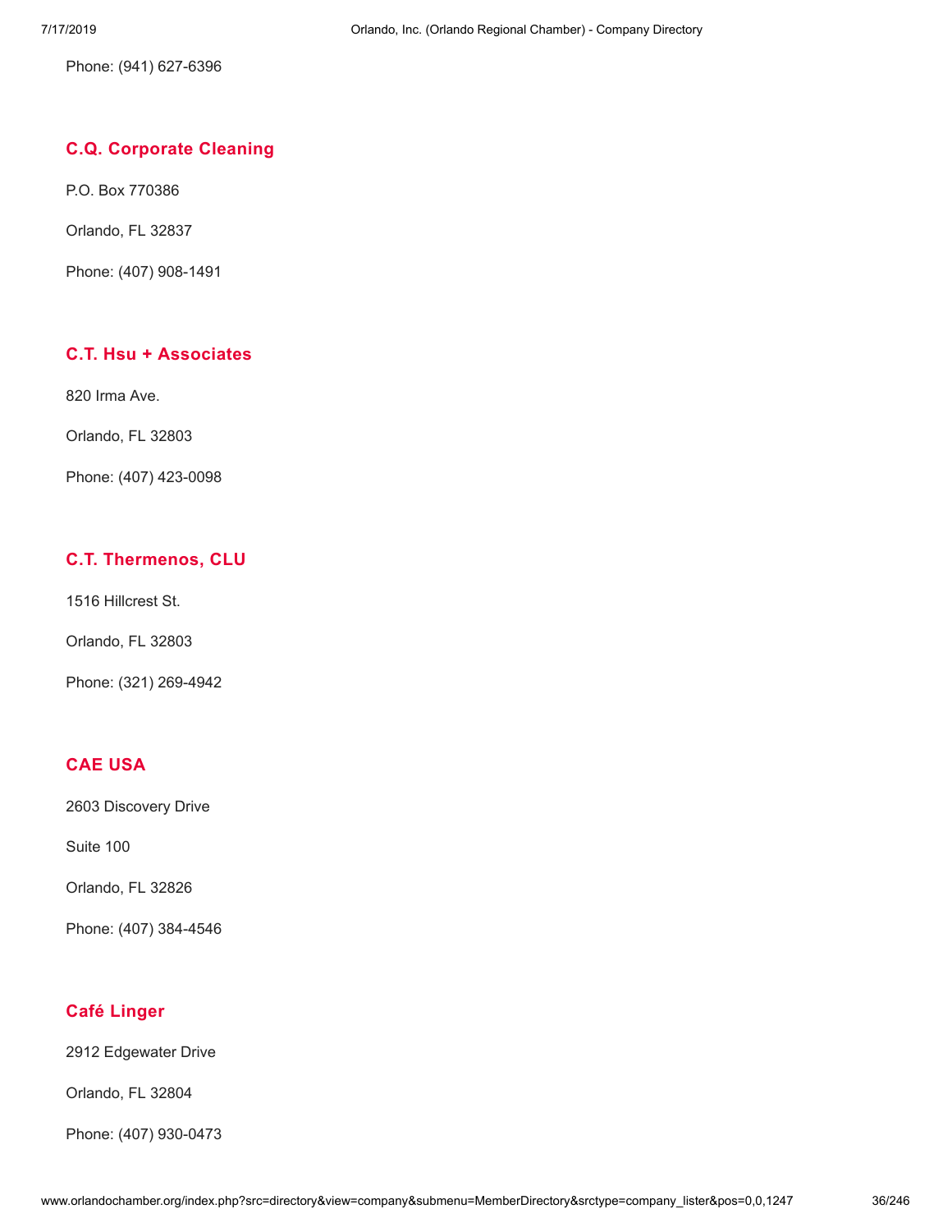Phone: (941) 627-6396

### C.Q. Corporate Cleaning

P.O. Box 770386

Orlando, FL 32837

Phone: (407) 908-1491

### C.T. Hsu + Associates

820 Irma Ave.

Orlando, FL 32803

Phone: (407) 423-0098

### C.T. Thermenos, CLU

1516 Hillcrest St.

Orlando, FL 32803

Phone: (321) 269-4942

### CAE USA

2603 Discovery Drive

Suite 100

Orlando, FL 32826

Phone: (407) 384-4546

### Café Linger

2912 Edgewater Drive

Orlando, FL 32804

Phone: (407) 930-0473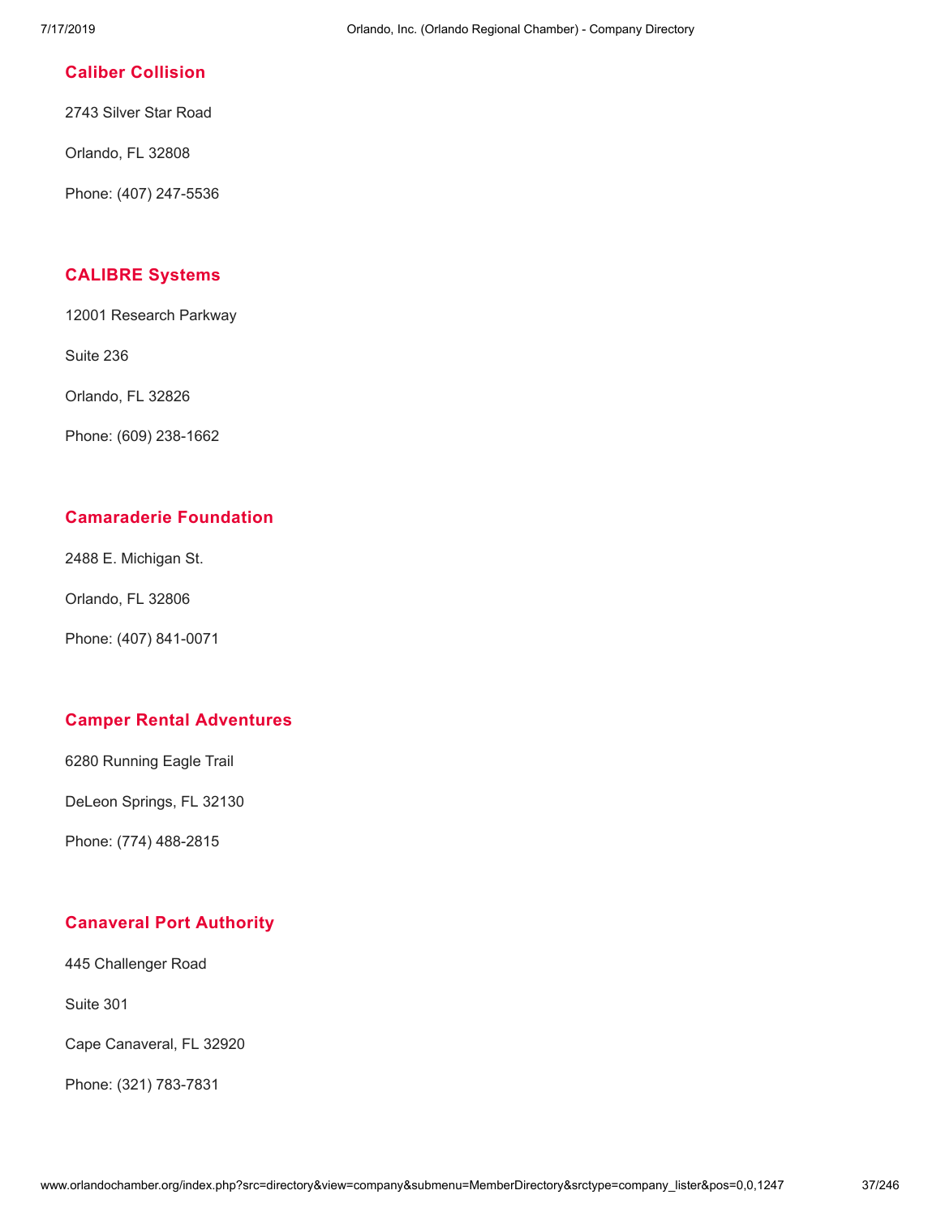### Caliber Collision

2743 Silver Star Road

Orlando, FL 32808

Phone: (407) 247-5536

### CALIBRE Systems

12001 Research Parkway

Suite 236

Orlando, FL 32826

Phone: (609) 238-1662

### Camaraderie Foundation

2488 E. Michigan St.

Orlando, FL 32806

Phone: (407) 841-0071

### Camper Rental Adventures

6280 Running Eagle Trail

DeLeon Springs, FL 32130

Phone: (774) 488-2815

### Canaveral Port Authority

445 Challenger Road

Suite 301

Cape Canaveral, FL 32920

Phone: (321) 783-7831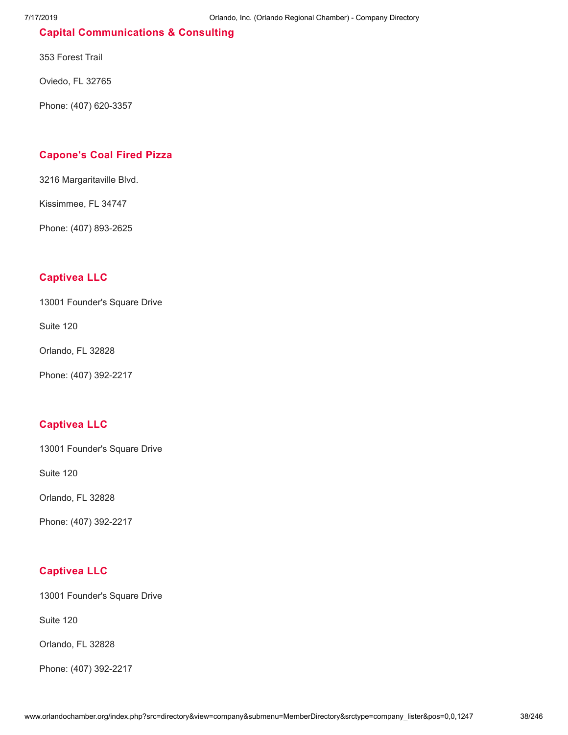### Capital Communications & Consulting

353 Forest Trail

Oviedo, FL 32765

Phone: (407) 620-3357

### Capone's Coal Fired Pizza

3216 Margaritaville Blvd.

Kissimmee, FL 34747

Phone: (407) 893-2625

### Captivea LLC

13001 Founder's Square Drive

Suite 120

Orlando, FL 32828

Phone: (407) 392-2217

### Captivea LLC

13001 Founder's Square Drive

Suite 120

Orlando, FL 32828

Phone: (407) 392-2217

### Captivea LLC

13001 Founder's Square Drive

Suite 120

Orlando, FL 32828

Phone: (407) 392-2217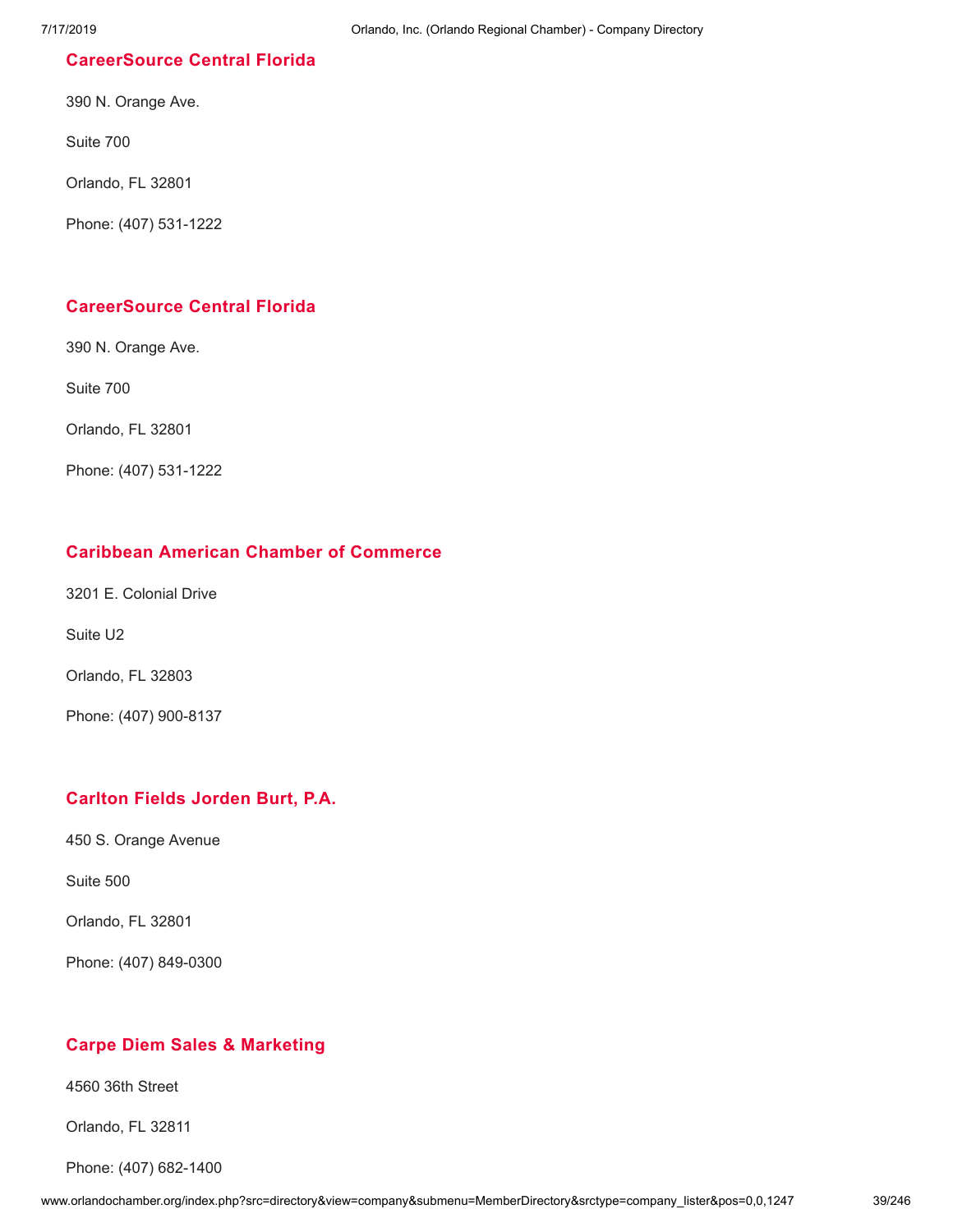### CareerSource Central Florida

390 N. Orange Ave.

Suite 700

Orlando, FL 32801

Phone: (407) 531-1222

### CareerSource Central Florida

390 N. Orange Ave.

Suite 700

Orlando, FL 32801

Phone: (407) 531-1222

### Caribbean American Chamber of Commerce

3201 E. Colonial Drive

Suite U2

Orlando, FL 32803

Phone: (407) 900-8137

### Carlton Fields Jorden Burt, P.A.

450 S. Orange Avenue

Suite 500

Orlando, FL 32801

Phone: (407) 849-0300

### Carpe Diem Sales & Marketing

4560 36th Street

Orlando, FL 32811

Phone: (407) 682-1400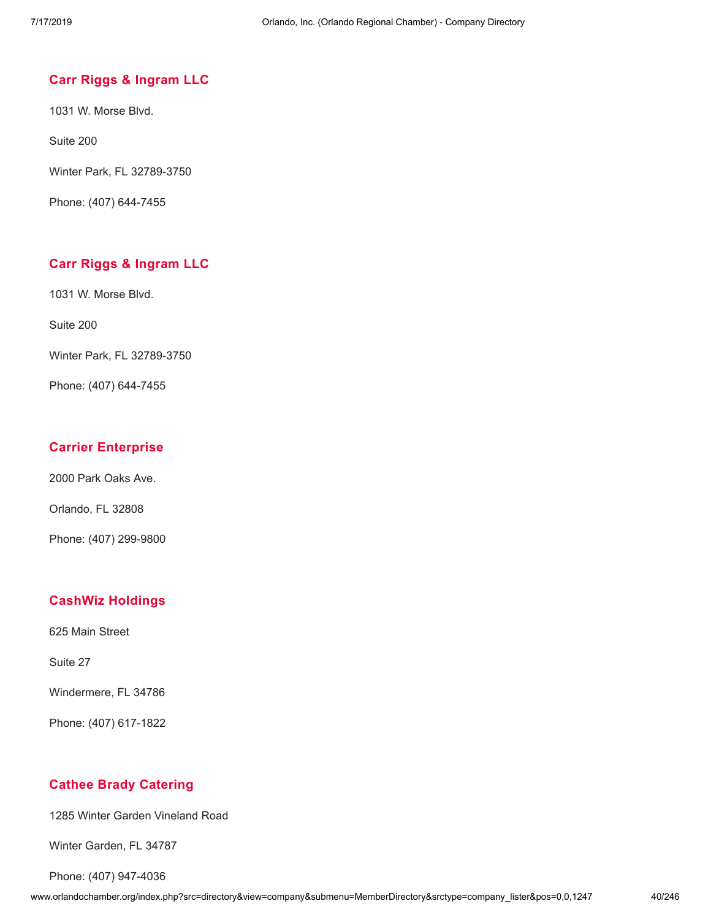### Carr Riggs & Ingram LLC

1031 W. Morse Blvd.

Suite 200

Winter Park, FL 32789-3750

Phone: (407) 644-7455

### Carr Riggs & Ingram LLC

1031 W. Morse Blvd.

Suite 200

Winter Park, FL 32789-3750

Phone: (407) 644-7455

### Carrier Enterprise

2000 Park Oaks Ave.

Orlando, FL 32808

Phone: (407) 299-9800

### CashWiz Holdings

625 Main Street

Suite 27

Windermere, FL 34786

Phone: (407) 617-1822

### Cathee Brady Catering

1285 Winter Garden Vineland Road

Winter Garden, FL 34787

Phone: (407) 947-4036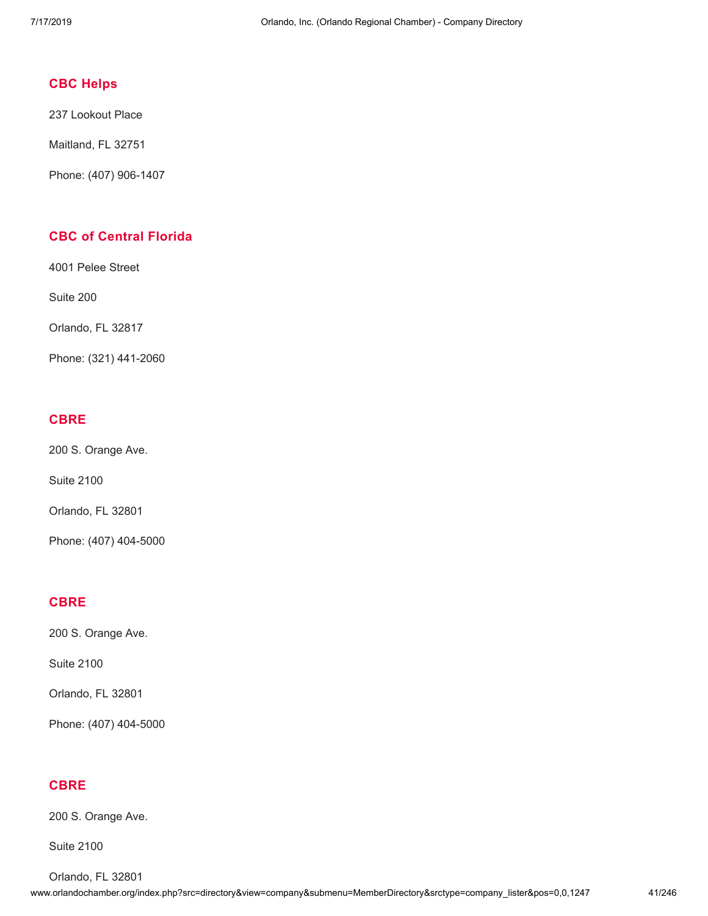### CBC Helps

237 Lookout Place

Maitland, FL 32751

Phone: (407) 906-1407

### CBC of Central Florida

4001 Pelee Street

Suite 200

Orlando, FL 32817

Phone: (321) 441-2060

### CBRE

200 S. Orange Ave.

Suite 2100

Orlando, FL 32801

Phone: (407) 404-5000

### CBRE

200 S. Orange Ave.

Suite 2100

Orlando, FL 32801

Phone: (407) 404-5000

### CBRE

200 S. Orange Ave.

Suite 2100

Orlando, FL 32801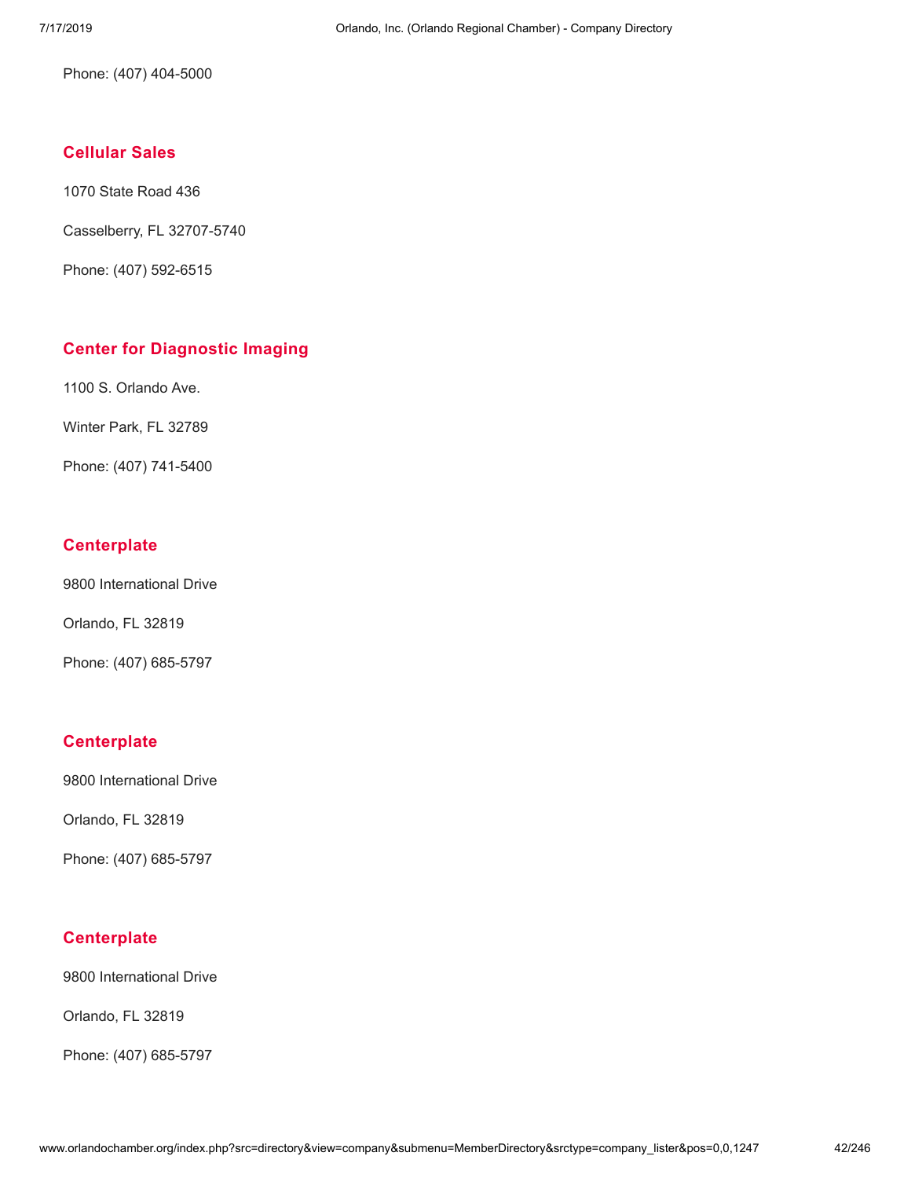Phone: (407) 404-5000

### Cellular Sales

1070 State Road 436

Casselberry, FL 32707-5740

Phone: (407) 592-6515

### Center for Diagnostic Imaging

1100 S. Orlando Ave.

Winter Park, FL 32789

Phone: (407) 741-5400

### Centerplate

9800 International Drive

Orlando, FL 32819

Phone: (407) 685-5797

### Centerplate

9800 International Drive

Orlando, FL 32819

Phone: (407) 685-5797

### Centerplate

9800 International Drive

Orlando, FL 32819

Phone: (407) 685-5797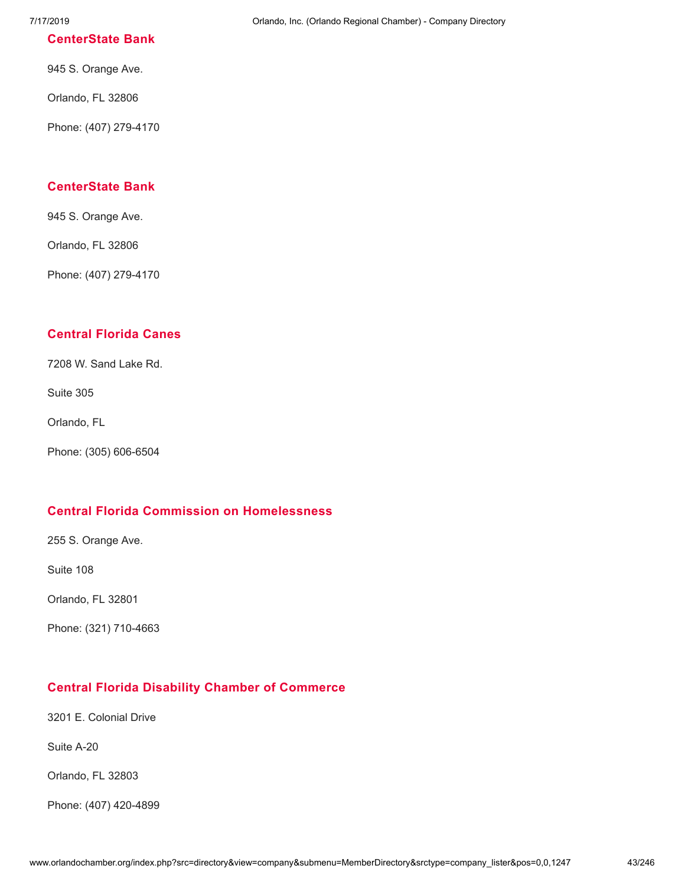### CenterState Bank

945 S. Orange Ave.

Orlando, FL 32806

Phone: (407) 279-4170

### CenterState Bank

945 S. Orange Ave.

Orlando, FL 32806

Phone: (407) 279-4170

### Central Florida Canes

7208 W. Sand Lake Rd.

Suite 305

Orlando, FL

Phone: (305) 606-6504

### Central Florida Commission on Homelessness

255 S. Orange Ave.

Suite 108

Orlando, FL 32801

Phone: (321) 710-4663

### Central Florida Disability Chamber of Commerce

3201 E. Colonial Drive

Suite A-20

Orlando, FL 32803

Phone: (407) 420-4899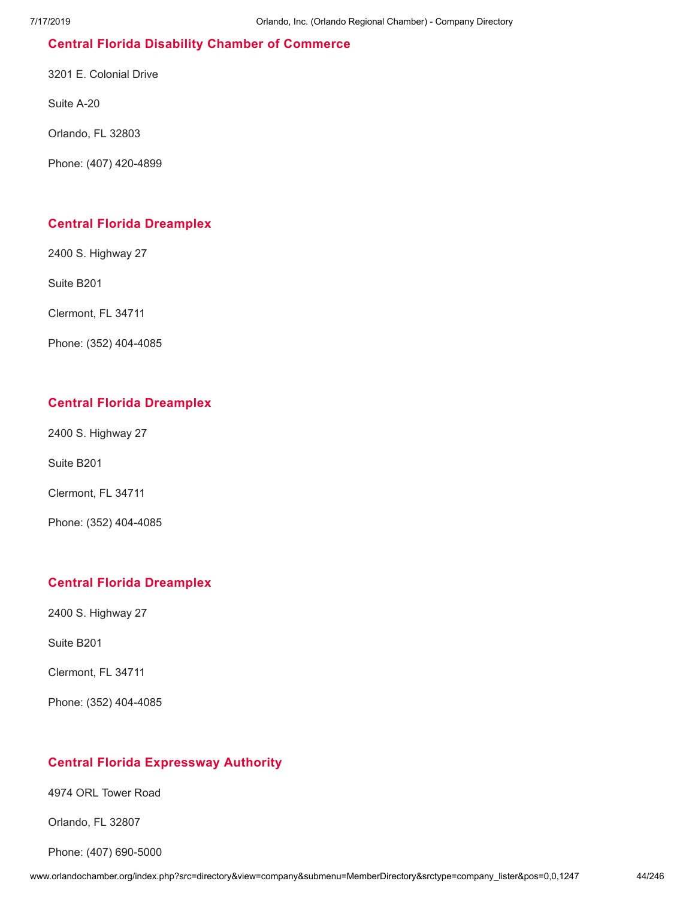### Central Florida Disability Chamber of Commerce

3201 E. Colonial Drive

Suite A-20

Orlando, FL 32803

Phone: (407) 420-4899

### Central Florida Dreamplex

2400 S. Highway 27

Suite B201

Clermont, FL 34711

Phone: (352) 404-4085

### Central Florida Dreamplex

2400 S. Highway 27

Suite B201

Clermont, FL 34711

Phone: (352) 404-4085

### Central Florida Dreamplex

2400 S. Highway 27

Suite B201

Clermont, FL 34711

Phone: (352) 404-4085

### Central Florida Expressway Authority

4974 ORL Tower Road

Orlando, FL 32807

Phone: (407) 690-5000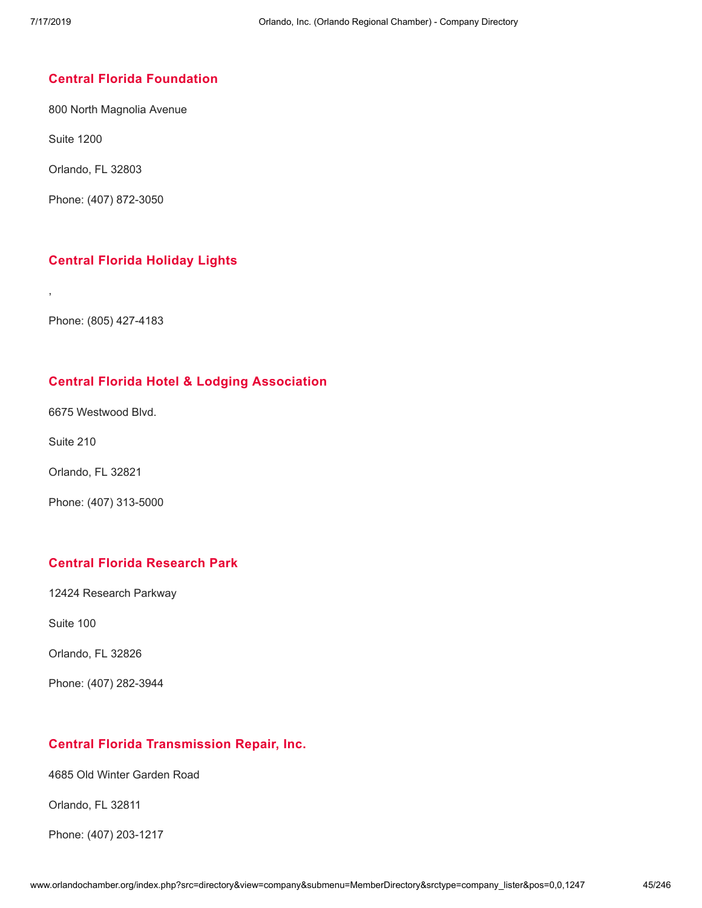## Central Florida Foundation

800 North Magnolia Avenue

Suite 1200

Orlando, FL 32803

Phone: (407) 872-3050

## Central Florida Holiday Lights

,

Phone: (805) 427-4183

## Central Florida Hotel & Lodging Association

6675 Westwood Blvd.

Suite 210

Orlando, FL 32821

Phone: (407) 313-5000

## Central Florida Research Park

12424 Research Parkway

Suite 100

Orlando, FL 32826

Phone: (407) 282-3944

## Central Florida Transmission Repair, Inc.

4685 Old Winter Garden Road

Orlando, FL 32811

Phone: (407) 203-1217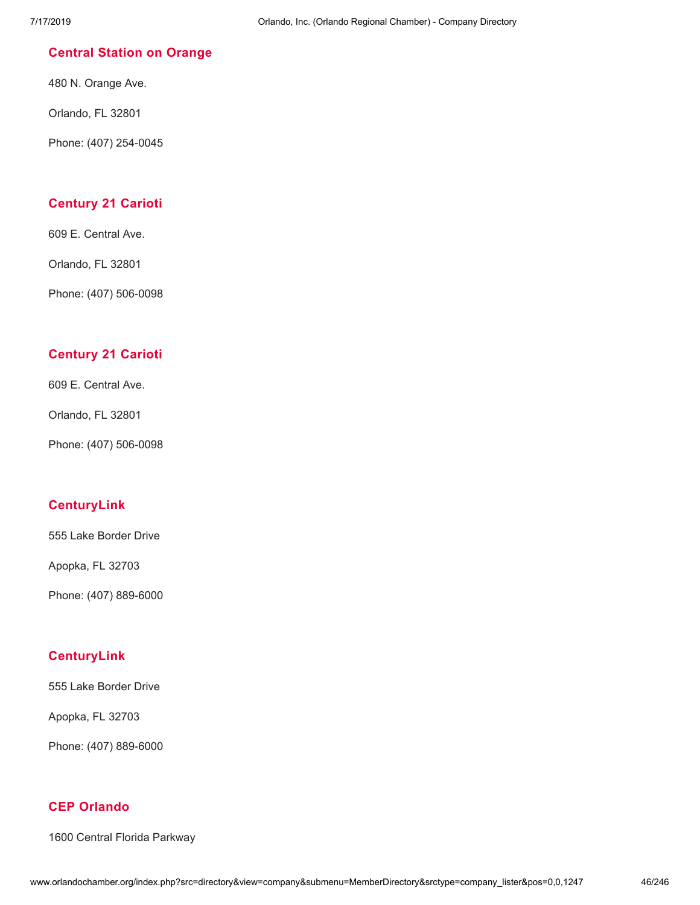### Central Station on Orange

480 N. Orange Ave.

Orlando, FL 32801

Phone: (407) 254-0045

### Century 21 Carioti

609 E. Central Ave.

Orlando, FL 32801

Phone: (407) 506-0098

### Century 21 Carioti

609 E. Central Ave.

Orlando, FL 32801

Phone: (407) 506-0098

### CenturyLink

555 Lake Border Drive

Apopka, FL 32703

Phone: (407) 889-6000

### CenturyLink

555 Lake Border Drive

Apopka, FL 32703

Phone: (407) 889-6000

### CEP Orlando

1600 Central Florida Parkway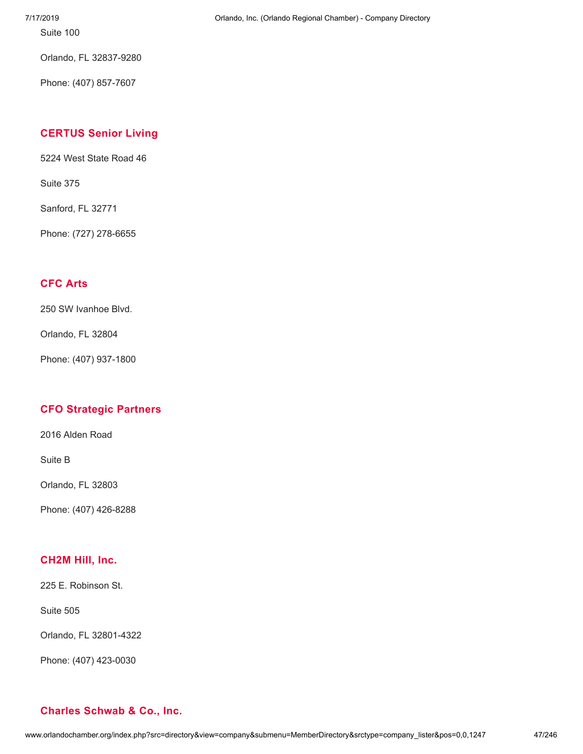Suite 100

Orlando, FL 32837-9280

Phone: (407) 857-7607

### CERTUS Senior Living

5224 West State Road 46

Suite 375

Sanford, FL 32771

Phone: (727) 278-6655

### CFC Arts

250 SW Ivanhoe Blvd.

Orlando, FL 32804

Phone: (407) 937-1800

### CFO Strategic Partners

2016 Alden Road

Suite B

Orlando, FL 32803

Phone: (407) 426-8288

### CH2M Hill, Inc.

225 E. Robinson St.

Suite 505

Orlando, FL 32801-4322

Phone: (407) 423-0030

### Charles Schwab & Co., Inc.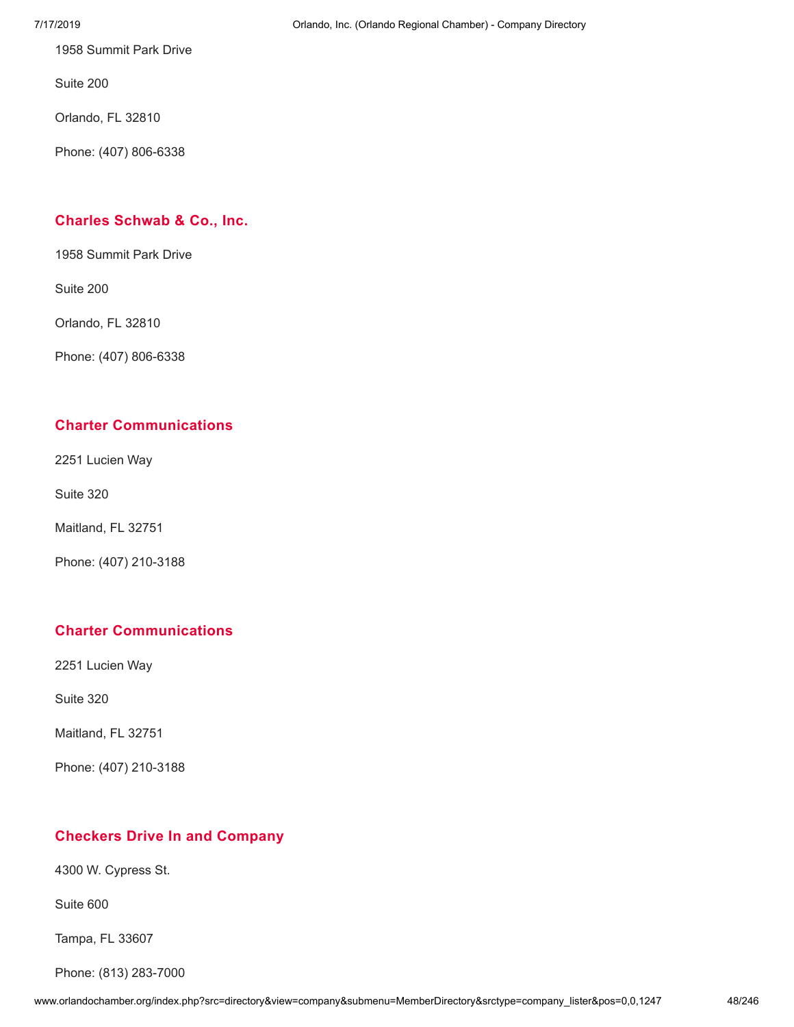1958 Summit Park Drive

Suite 200

Orlando, FL 32810

Phone: (407) 806-6338

### Charles Schwab & Co., Inc.

1958 Summit Park Drive

Suite 200

Orlando, FL 32810

Phone: (407) 806-6338

### Charter Communications

2251 Lucien Way

Suite 320

Maitland, FL 32751

Phone: (407) 210-3188

### Charter Communications

2251 Lucien Way

Suite 320

Maitland, FL 32751

Phone: (407) 210-3188

### Checkers Drive In and Company

4300 W. Cypress St.

Suite 600

Tampa, FL 33607

Phone: (813) 283-7000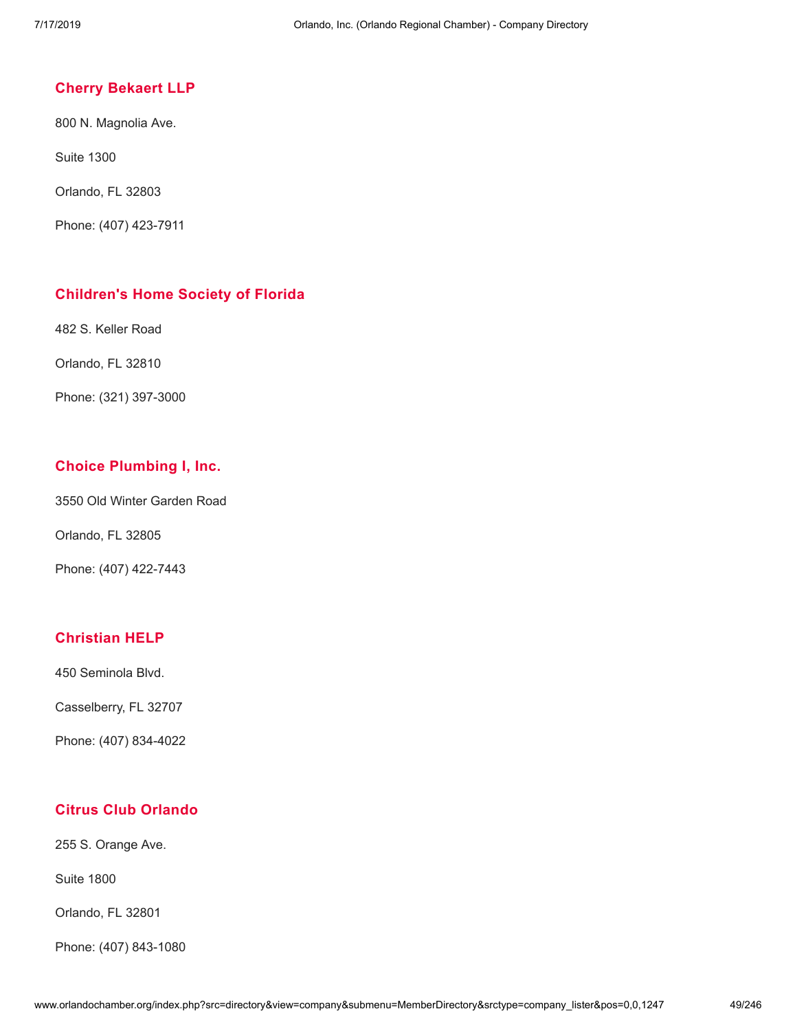### Cherry Bekaert LLP

800 N. Magnolia Ave.

Suite 1300

Orlando, FL 32803

Phone: (407) 423-7911

### Children's Home Society of Florida

482 S. Keller Road

Orlando, FL 32810

Phone: (321) 397-3000

### Choice Plumbing I, Inc.

3550 Old Winter Garden Road

Orlando, FL 32805

Phone: (407) 422-7443

### Christian HELP

450 Seminola Blvd.

Casselberry, FL 32707

Phone: (407) 834-4022

### Citrus Club Orlando

255 S. Orange Ave.

Suite 1800

Orlando, FL 32801

Phone: (407) 843-1080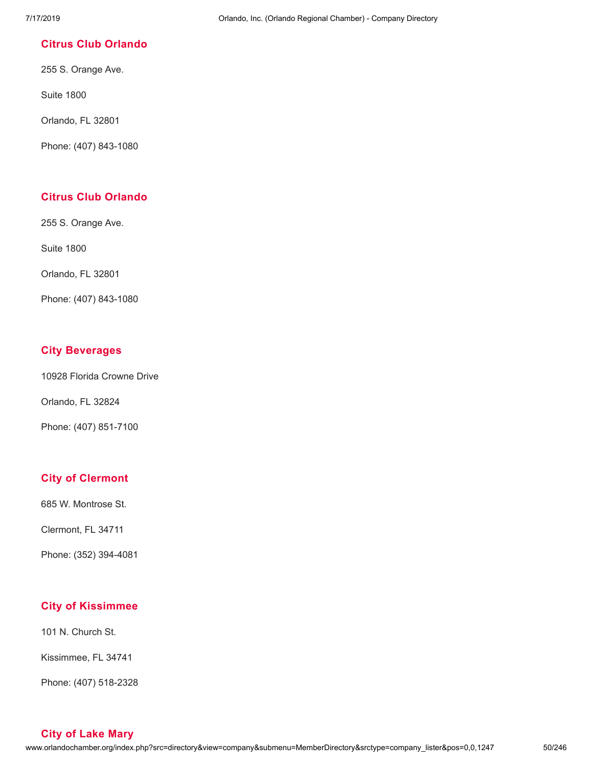### Citrus Club Orlando

255 S. Orange Ave.

Suite 1800

Orlando, FL 32801

Phone: (407) 843-1080

### Citrus Club Orlando

255 S. Orange Ave.

Suite 1800

Orlando, FL 32801

Phone: (407) 843-1080

### City Beverages

10928 Florida Crowne Drive

Orlando, FL 32824

Phone: (407) 851-7100

### City of Clermont

685 W. Montrose St.

Clermont, FL 34711

Phone: (352) 394-4081

### City of Kissimmee

101 N. Church St.

Kissimmee, FL 34741

Phone: (407) 518-2328

### City of Lake Mary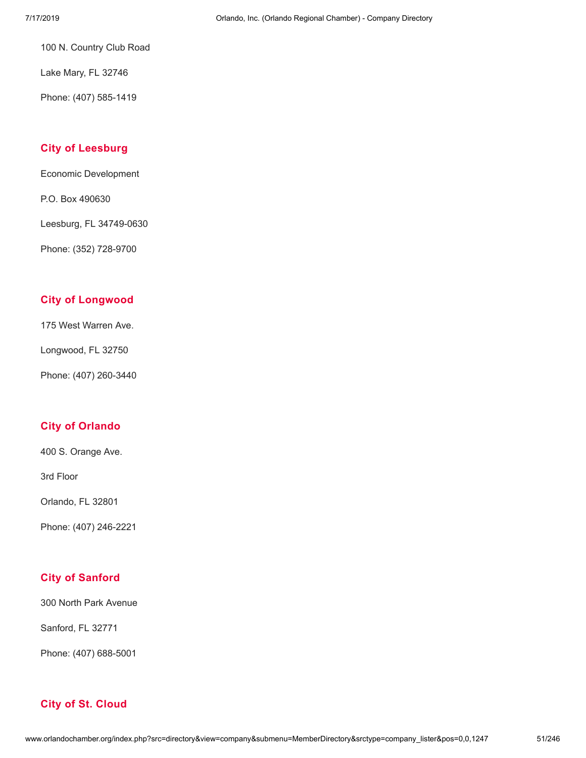100 N. Country Club Road

Lake Mary, FL 32746

Phone: (407) 585-1419

### City of Leesburg

Economic Development

P.O. Box 490630

Leesburg, FL 34749-0630

Phone: (352) 728-9700

### City of Longwood

175 West Warren Ave.

Longwood, FL 32750

Phone: (407) 260-3440

### City of Orlando

400 S. Orange Ave.

3rd Floor

Orlando, FL 32801

Phone: (407) 246-2221

### City of Sanford

300 North Park Avenue

Sanford, FL 32771

Phone: (407) 688-5001

### City of St. Cloud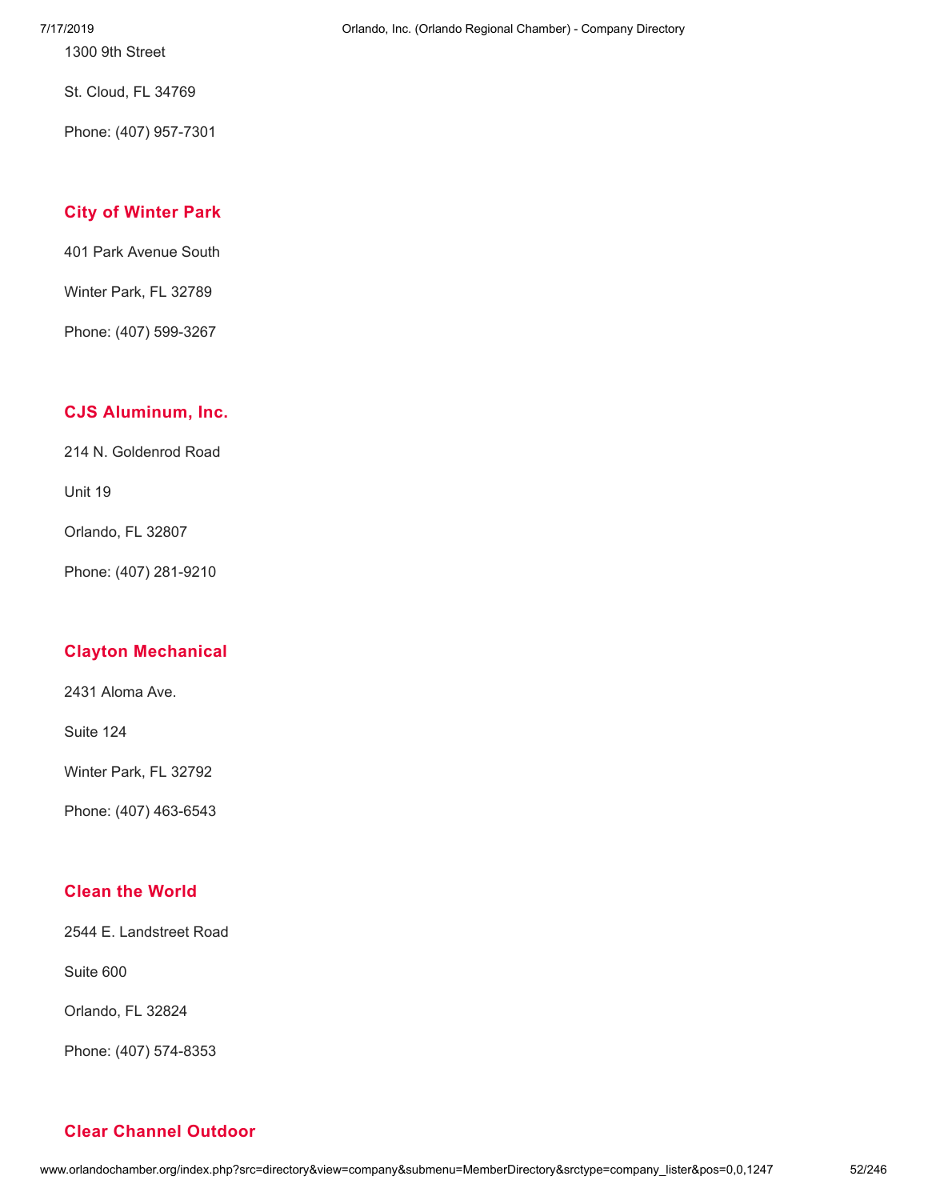1300 9th Street

St. Cloud, FL 34769

Phone: (407) 957-7301

### City of Winter Park

401 Park Avenue South

Winter Park, FL 32789

Phone: (407) 599-3267

### CJS Aluminum, Inc.

214 N. Goldenrod Road

Unit 19

Orlando, FL 32807

Phone: (407) 281-9210

### Clayton Mechanical

2431 Aloma Ave.

Suite 124

Winter Park, FL 32792

Phone: (407) 463-6543

### Clean the World

2544 E. Landstreet Road

Suite 600

Orlando, FL 32824

Phone: (407) 574-8353

### Clear Channel Outdoor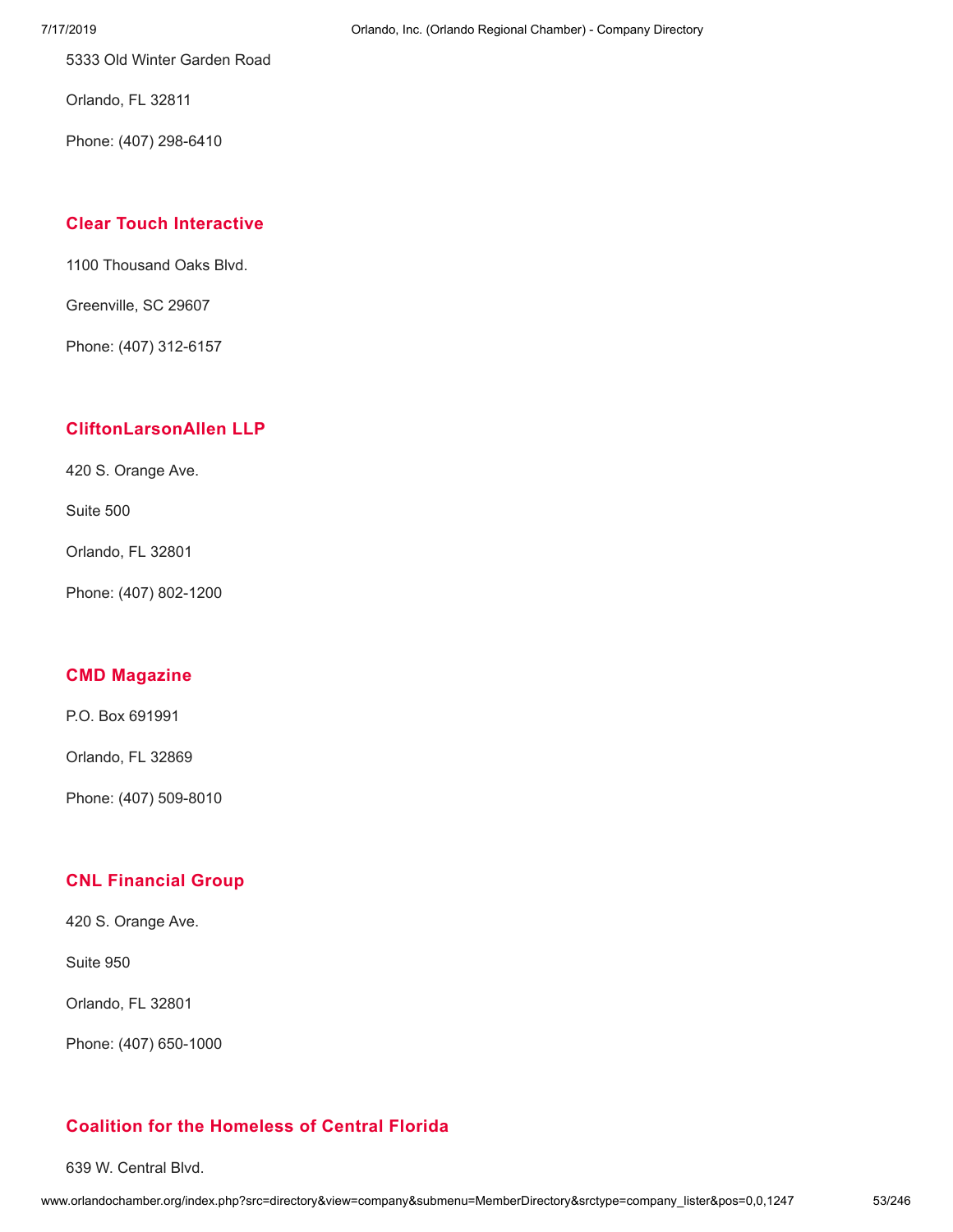5333 Old Winter Garden Road

Orlando, FL 32811

Phone: (407) 298-6410

### Clear Touch Interactive

1100 Thousand Oaks Blvd.

Greenville, SC 29607

Phone: (407) 312-6157

### CliftonLarsonAllen LLP

420 S. Orange Ave.

Suite 500

Orlando, FL 32801

Phone: (407) 802-1200

### CMD Magazine

P.O. Box 691991

Orlando, FL 32869

Phone: (407) 509-8010

### CNL Financial Group

420 S. Orange Ave.

Suite 950

Orlando, FL 32801

Phone: (407) 650-1000

### Coalition for the Homeless of Central Florida

639 W. Central Blvd.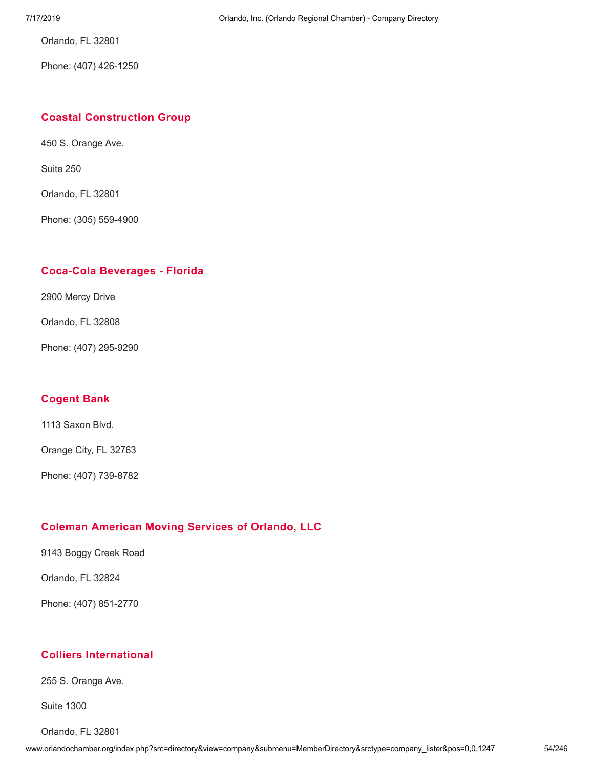Orlando, FL 32801

Phone: (407) 426-1250

### Coastal Construction Group

450 S. Orange Ave.

Suite 250

Orlando, FL 32801

Phone: (305) 559-4900

### Coca-Cola Beverages - Florida

2900 Mercy Drive

Orlando, FL 32808

Phone: (407) 295-9290

### Cogent Bank

1113 Saxon Blvd.

Orange City, FL 32763

Phone: (407) 739-8782

### Coleman American Moving Services of Orlando, LLC

9143 Boggy Creek Road

Orlando, FL 32824

Phone: (407) 851-2770

### Colliers International

255 S. Orange Ave.

Suite 1300

Orlando, FL 32801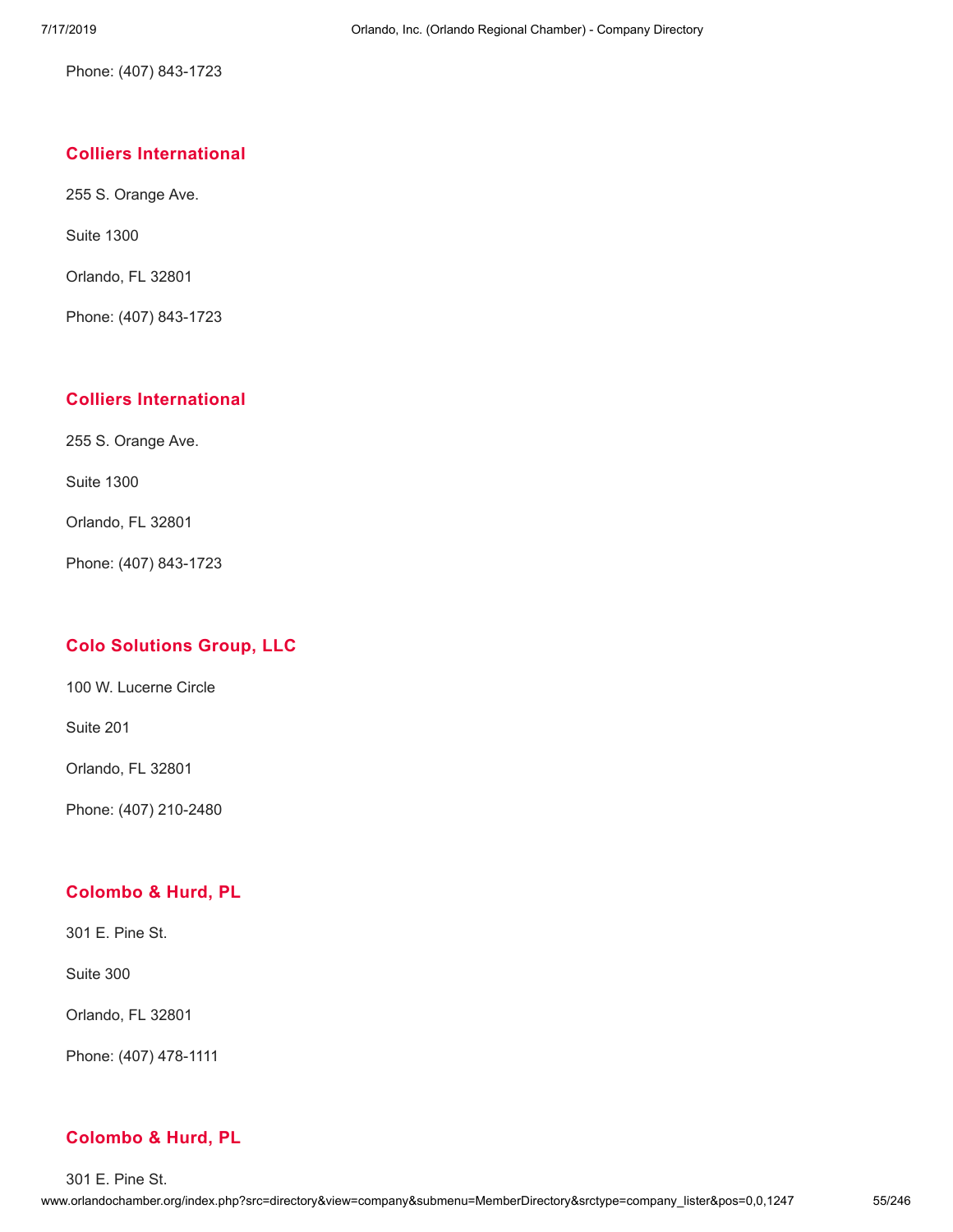Phone: (407) 843-1723

### Colliers International

255 S. Orange Ave.

Suite 1300

Orlando, FL 32801

Phone: (407) 843-1723

### Colliers International

255 S. Orange Ave.

Suite 1300

Orlando, FL 32801

Phone: (407) 843-1723

### Colo Solutions Group, LLC

100 W. Lucerne Circle

Suite 201

Orlando, FL 32801

Phone: (407) 210-2480

### Colombo & Hurd, PL

301 E. Pine St.

Suite 300

Orlando, FL 32801

Phone: (407) 478-1111

### Colombo & Hurd, PL

301 E. Pine St.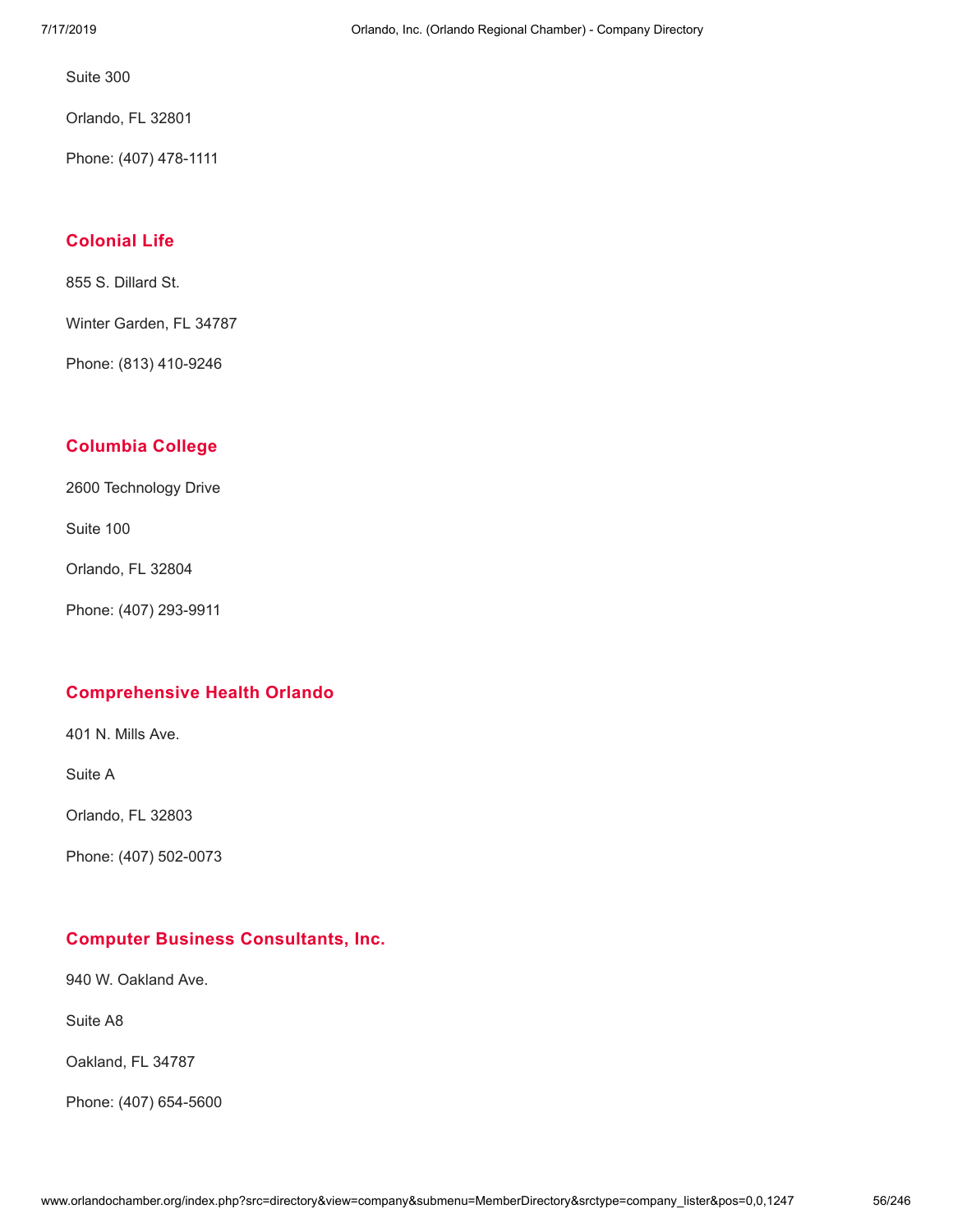Suite 300

Orlando, FL 32801

Phone: (407) 478-1111

### Colonial Life

855 S. Dillard St.

Winter Garden, FL 34787

Phone: (813) 410-9246

### Columbia College

2600 Technology Drive

Suite 100

Orlando, FL 32804

Phone: (407) 293-9911

### Comprehensive Health Orlando

401 N. Mills Ave.

Suite A

Orlando, FL 32803

Phone: (407) 502-0073

### Computer Business Consultants, Inc.

940 W. Oakland Ave.

Suite A8

Oakland, FL 34787

Phone: (407) 654-5600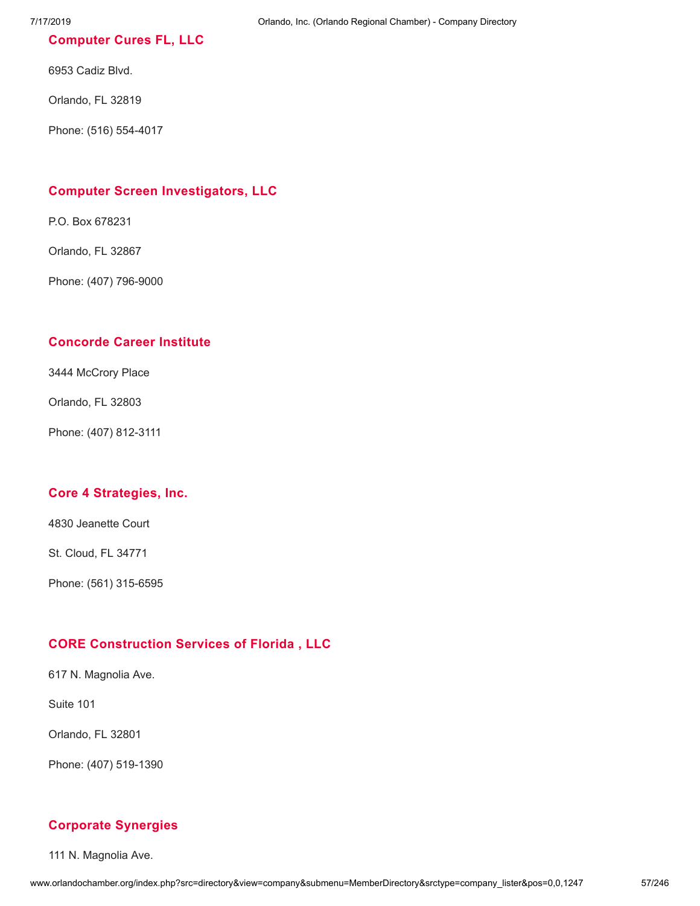### Computer Cures FL, LLC

6953 Cadiz Blvd.

Orlando, FL 32819

Phone: (516) 554-4017

### Computer Screen Investigators, LLC

P.O. Box 678231

Orlando, FL 32867

Phone: (407) 796-9000

### Concorde Career Institute

3444 McCrory Place

Orlando, FL 32803

Phone: (407) 812-3111

### Core 4 Strategies, Inc.

4830 Jeanette Court

St. Cloud, FL 34771

Phone: (561) 315-6595

### CORE Construction Services of Florida , LLC

617 N. Magnolia Ave.

Suite 101

Orlando, FL 32801

Phone: (407) 519-1390

### Corporate Synergies

111 N. Magnolia Ave.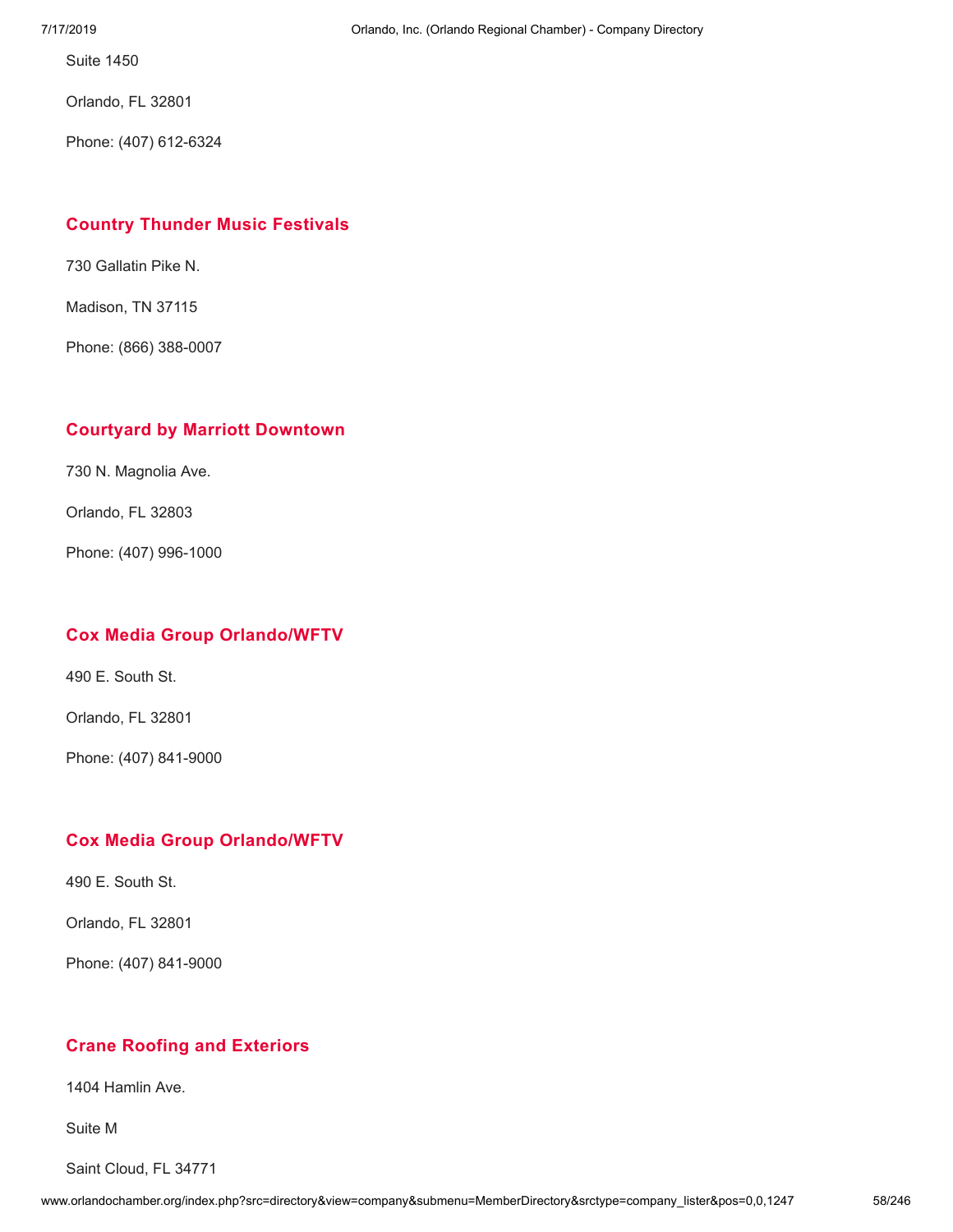Suite 1450

Orlando, FL 32801

Phone: (407) 612-6324

### Country Thunder Music Festivals

730 Gallatin Pike N.

Madison, TN 37115

Phone: (866) 388-0007

### Courtyard by Marriott Downtown

730 N. Magnolia Ave.

Orlando, FL 32803

Phone: (407) 996-1000

### Cox Media Group Orlando/WFTV

490 E. South St.

Orlando, FL 32801

Phone: (407) 841-9000

### Cox Media Group Orlando/WFTV

490 E. South St.

Orlando, FL 32801

Phone: (407) 841-9000

### Crane Roofing and Exteriors

1404 Hamlin Ave.

Suite M

Saint Cloud, FL 34771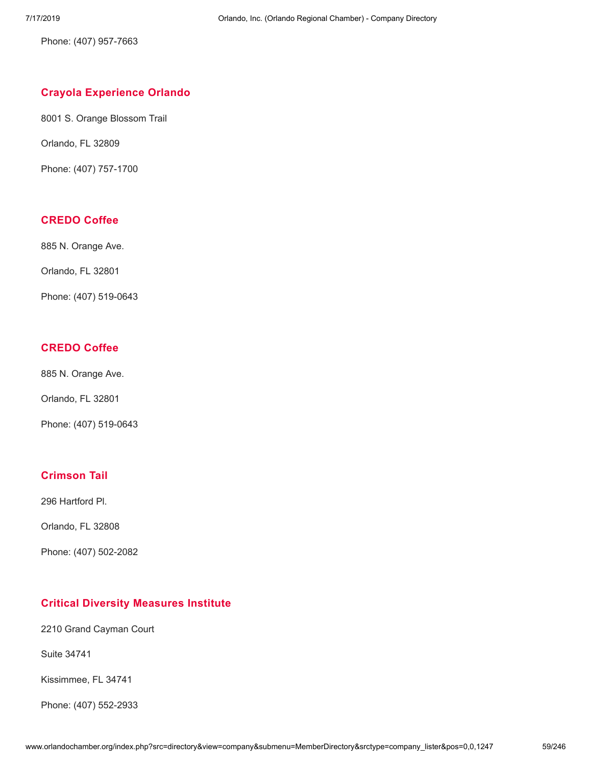Phone: (407) 957-7663

### Crayola Experience Orlando

8001 S. Orange Blossom Trail

Orlando, FL 32809

Phone: (407) 757-1700

### CREDO Coffee

885 N. Orange Ave.

Orlando, FL 32801

Phone: (407) 519-0643

### CREDO Coffee

885 N. Orange Ave.

Orlando, FL 32801

Phone: (407) 519-0643

### Crimson Tail

296 Hartford Pl.

Orlando, FL 32808

Phone: (407) 502-2082

### Critical Diversity Measures Institute

2210 Grand Cayman Court

Suite 34741

Kissimmee, FL 34741

Phone: (407) 552-2933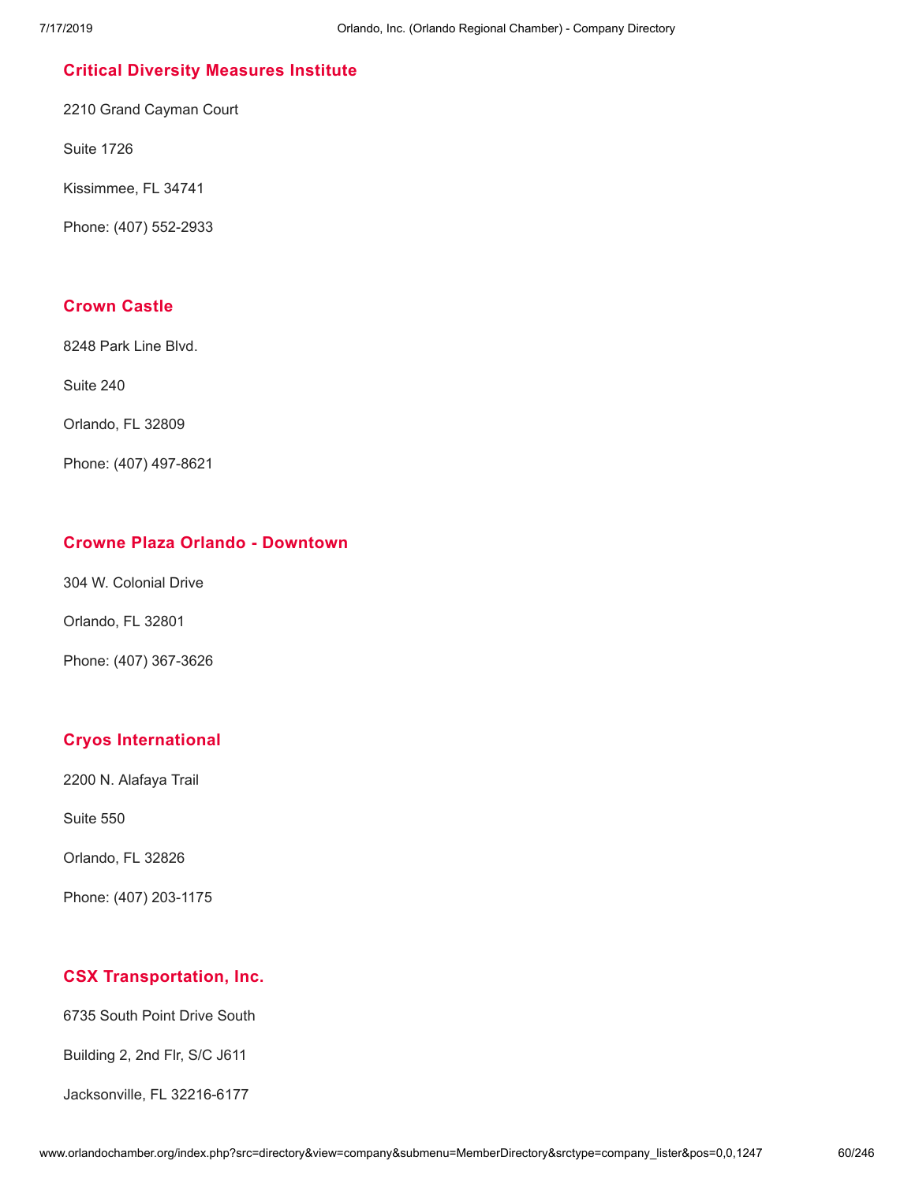### Critical Diversity Measures Institute

2210 Grand Cayman Court

Suite 1726

Kissimmee, FL 34741

Phone: (407) 552-2933

### Crown Castle

8248 Park Line Blvd.

Suite 240

Orlando, FL 32809

Phone: (407) 497-8621

### Crowne Plaza Orlando - Downtown

304 W. Colonial Drive

Orlando, FL 32801

Phone: (407) 367-3626

### Cryos International

2200 N. Alafaya Trail

Suite 550

Orlando, FL 32826

Phone: (407) 203-1175

### CSX Transportation, Inc.

6735 South Point Drive South

Building 2, 2nd Flr, S/C J611

Jacksonville, FL 32216-6177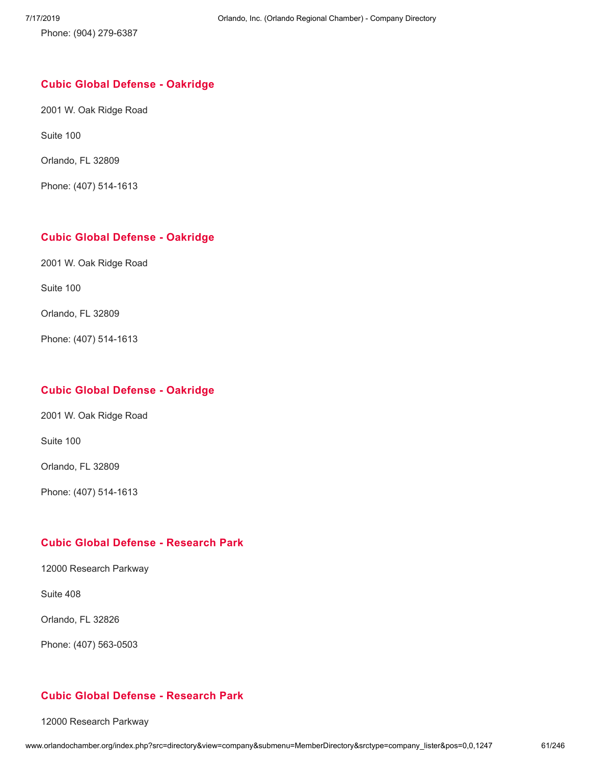Phone: (904) 279-6387

### Cubic Global Defense - Oakridge

2001 W. Oak Ridge Road

Suite 100

Orlando, FL 32809

Phone: (407) 514-1613

### Cubic Global Defense - Oakridge

2001 W. Oak Ridge Road

Suite 100

Orlando, FL 32809

Phone: (407) 514-1613

### Cubic Global Defense - Oakridge

2001 W. Oak Ridge Road

Suite 100

Orlando, FL 32809

Phone: (407) 514-1613

### Cubic Global Defense - Research Park

12000 Research Parkway

Suite 408

Orlando, FL 32826

Phone: (407) 563-0503

### Cubic Global Defense - Research Park

12000 Research Parkway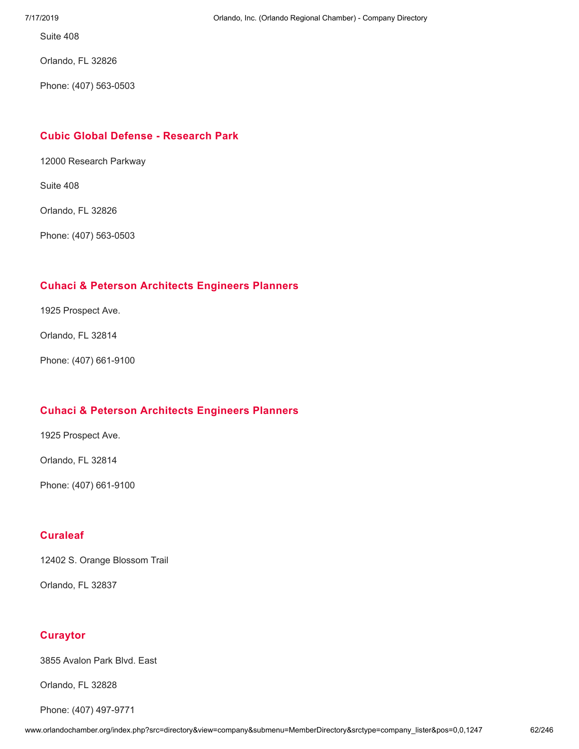Suite 408

Orlando, FL 32826

Phone: (407) 563-0503

### Cubic Global Defense - Research Park

12000 Research Parkway

Suite 408

Orlando, FL 32826

Phone: (407) 563-0503

### Cuhaci & Peterson Architects Engineers Planners

1925 Prospect Ave.

Orlando, FL 32814

Phone: (407) 661-9100

### Cuhaci & Peterson Architects Engineers Planners

1925 Prospect Ave.

Orlando, FL 32814

Phone: (407) 661-9100

### Curaleaf

12402 S. Orange Blossom Trail

Orlando, FL 32837

### Curaytor

3855 Avalon Park Blvd. East

Orlando, FL 32828

Phone: (407) 497-9771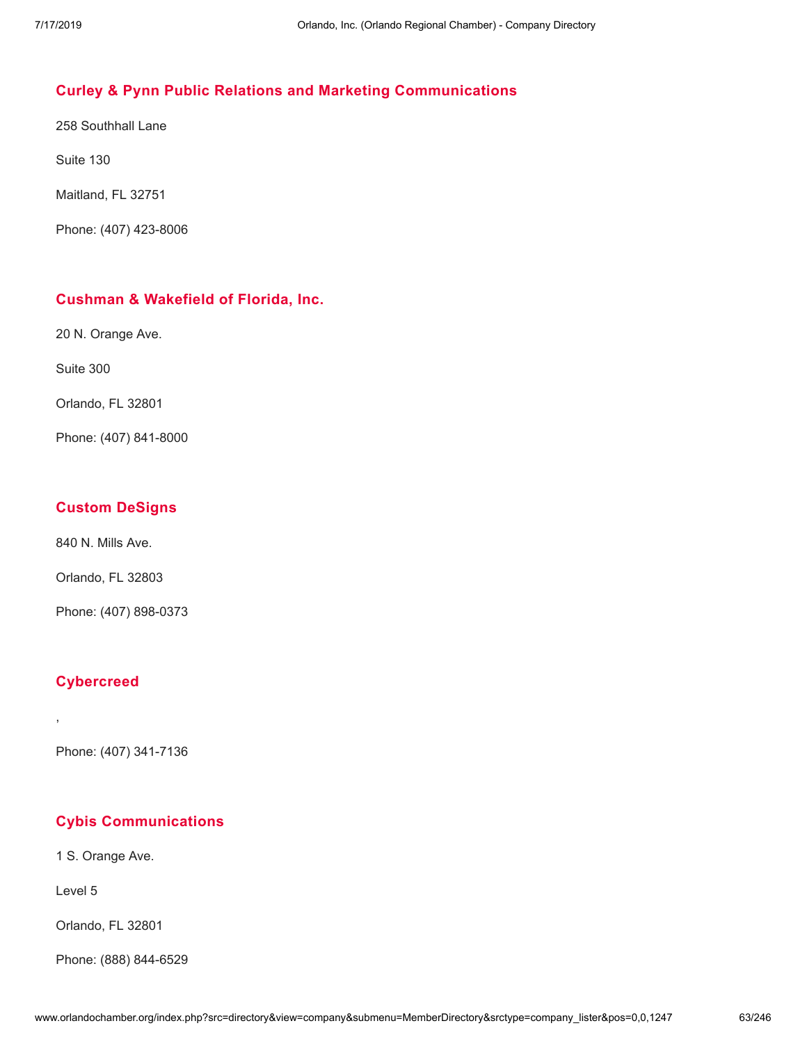### Curley & Pynn Public Relations and Marketing Communications

258 Southhall Lane

Suite 130

Maitland, FL 32751

Phone: (407) 423-8006

### Cushman & Wakefield of Florida, Inc.

20 N. Orange Ave.

Suite 300

Orlando, FL 32801

Phone: (407) 841-8000

### Custom DeSigns

840 N. Mills Ave.

Orlando, FL 32803

Phone: (407) 898-0373

### Cybercreed

,

Phone: (407) 341-7136

### Cybis Communications

1 S. Orange Ave.

Level 5

Orlando, FL 32801

Phone: (888) 844-6529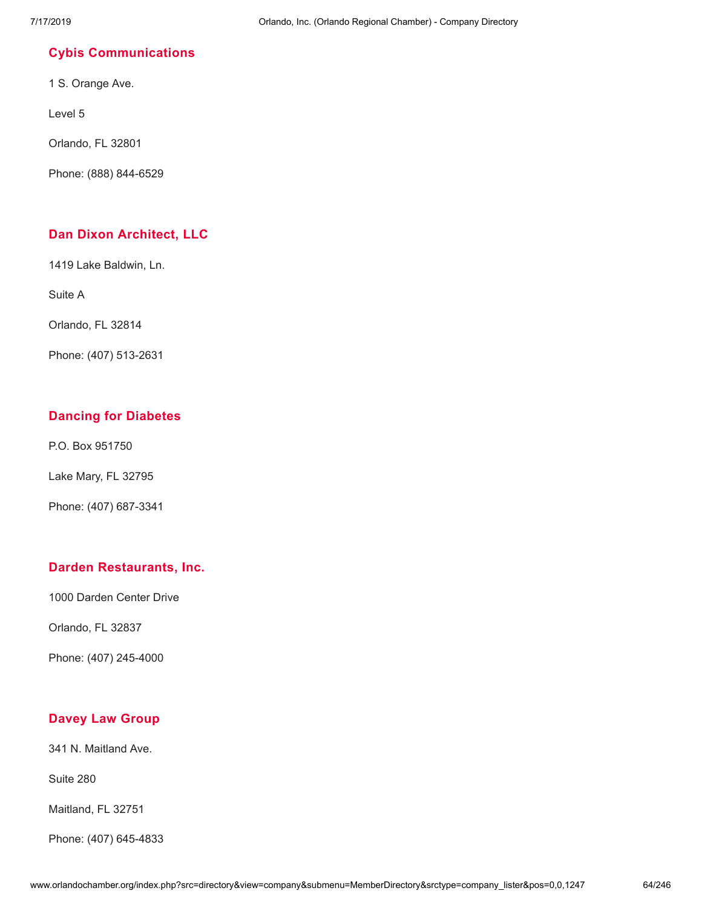### Cybis Communications

1 S. Orange Ave.

Level 5

Orlando, FL 32801

Phone: (888) 844-6529

### Dan Dixon Architect, LLC

1419 Lake Baldwin, Ln.

Suite A

Orlando, FL 32814

Phone: (407) 513-2631

### Dancing for Diabetes

P.O. Box 951750

Lake Mary, FL 32795

Phone: (407) 687-3341

### Darden Restaurants, Inc.

1000 Darden Center Drive

Orlando, FL 32837

Phone: (407) 245-4000

### Davey Law Group

341 N. Maitland Ave.

Suite 280

Maitland, FL 32751

Phone: (407) 645-4833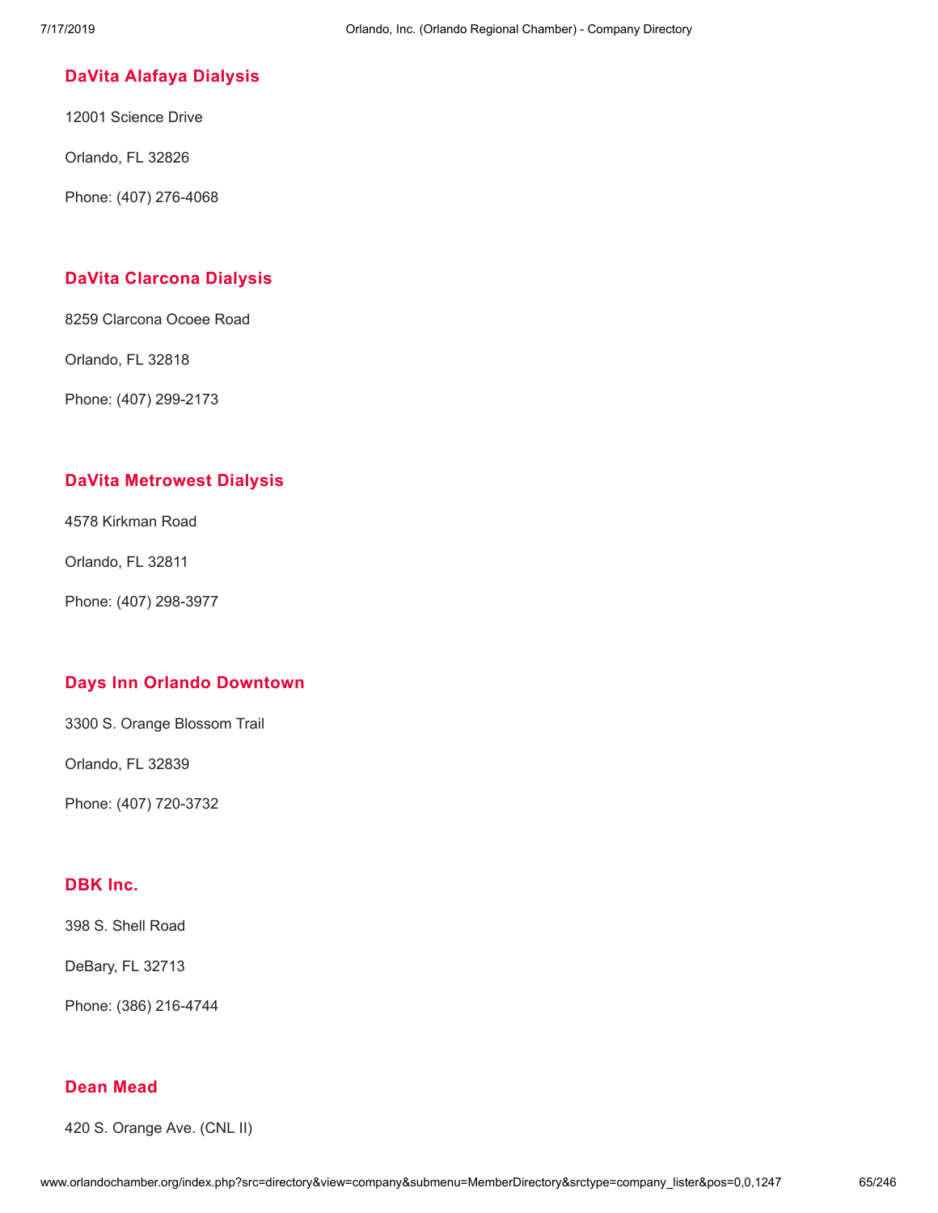### DaVita Alafaya Dialysis

12001 Science Drive

Orlando, FL 32826

Phone: (407) 276-4068

### DaVita Clarcona Dialysis

8259 Clarcona Ocoee Road

Orlando, FL 32818

Phone: (407) 299-2173

### DaVita Metrowest Dialysis

4578 Kirkman Road

Orlando, FL 32811

Phone: (407) 298-3977

### Days Inn Orlando Downtown

3300 S. Orange Blossom Trail

Orlando, FL 32839

Phone: (407) 720-3732

### DBK Inc.

398 S. Shell Road

DeBary, FL 32713

Phone: (386) 216-4744

### Dean Mead

420 S. Orange Ave. (CNL II)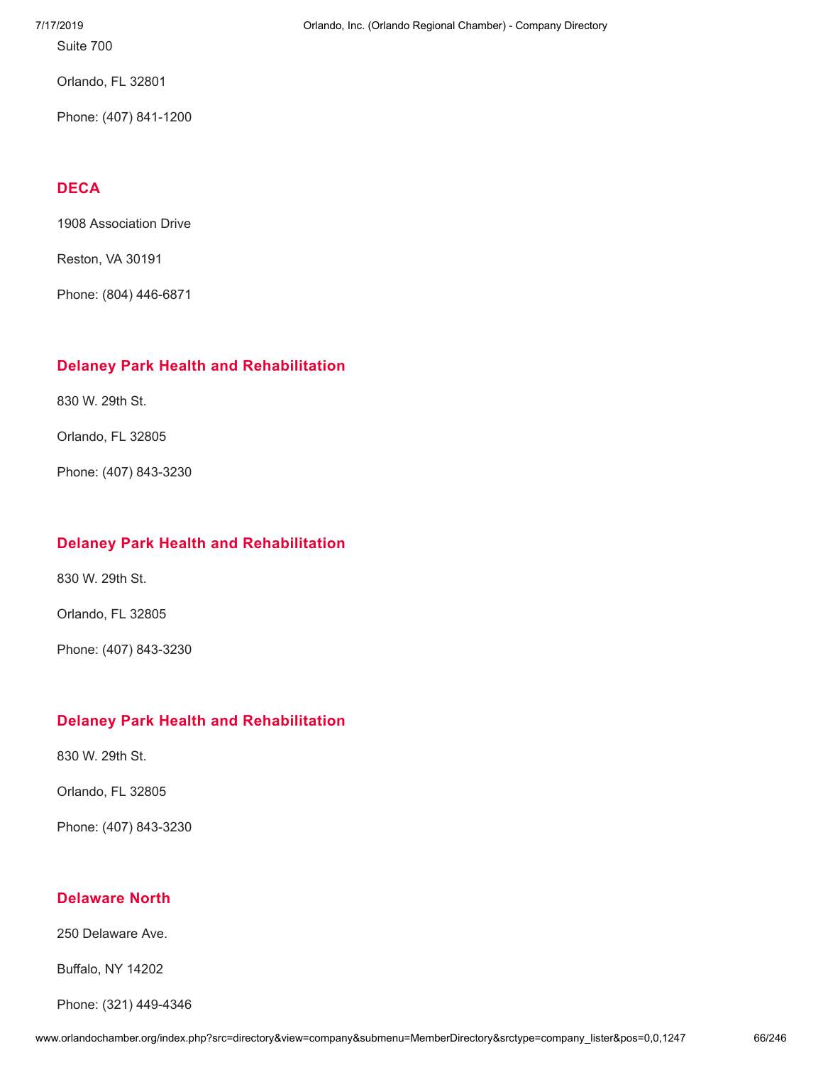Suite 700

Orlando, FL 32801

Phone: (407) 841-1200

### DECA

1908 Association Drive

Reston, VA 30191

Phone: (804) 446-6871

### Delaney Park Health and Rehabilitation

830 W. 29th St.

Orlando, FL 32805

Phone: (407) 843-3230

### Delaney Park Health and Rehabilitation

830 W. 29th St.

Orlando, FL 32805

Phone: (407) 843-3230

### Delaney Park Health and Rehabilitation

830 W. 29th St.

Orlando, FL 32805

Phone: (407) 843-3230

### Delaware North

250 Delaware Ave.

Buffalo, NY 14202

Phone: (321) 449-4346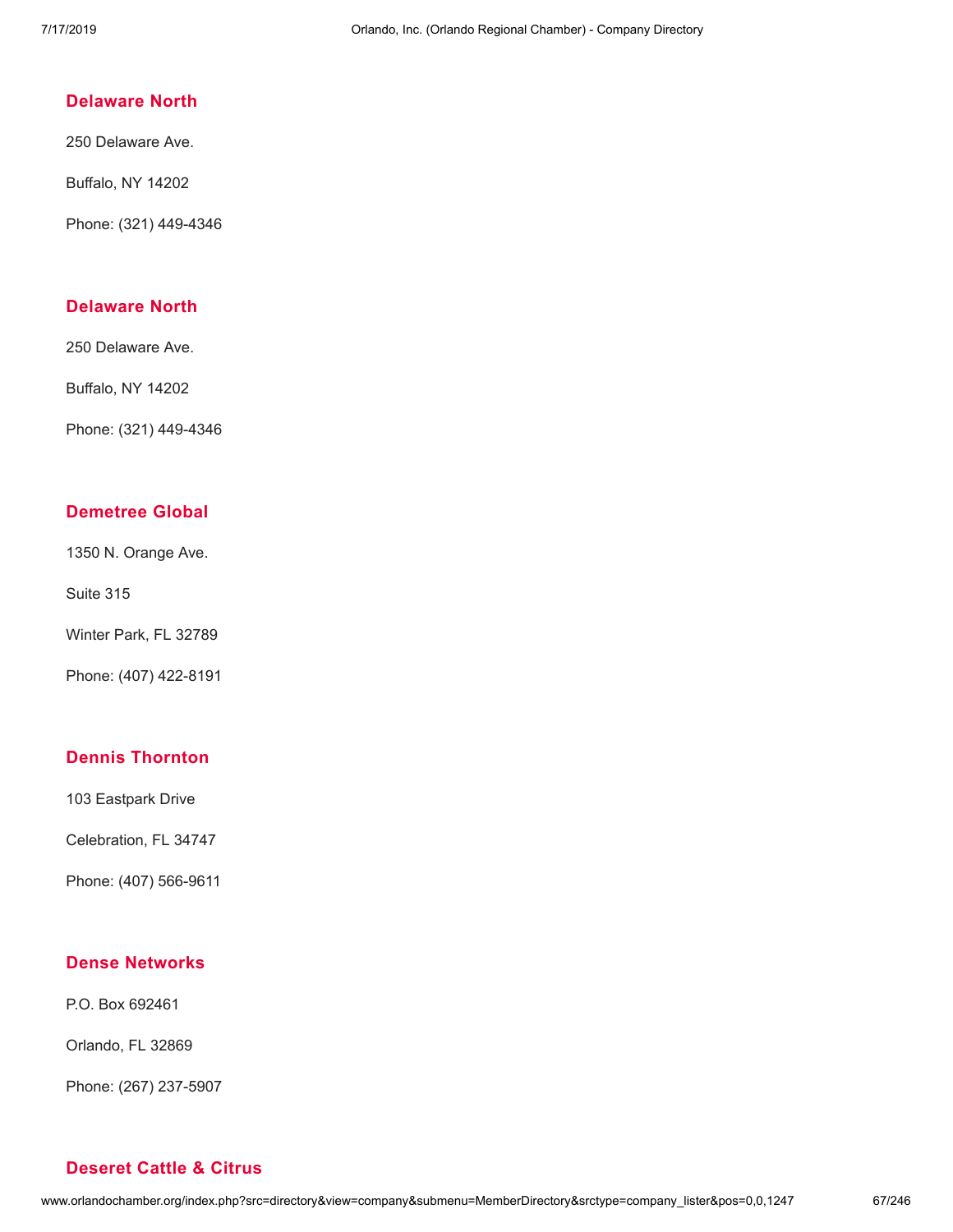### Delaware North

250 Delaware Ave.

Buffalo, NY 14202

Phone: (321) 449-4346

### Delaware North

250 Delaware Ave.

Buffalo, NY 14202

Phone: (321) 449-4346

### Demetree Global

1350 N. Orange Ave.

Suite 315

Winter Park, FL 32789

Phone: (407) 422-8191

### Dennis Thornton

103 Eastpark Drive

Celebration, FL 34747

Phone: (407) 566-9611

### Dense Networks

P.O. Box 692461

Orlando, FL 32869

Phone: (267) 237-5907

### Deseret Cattle & Citrus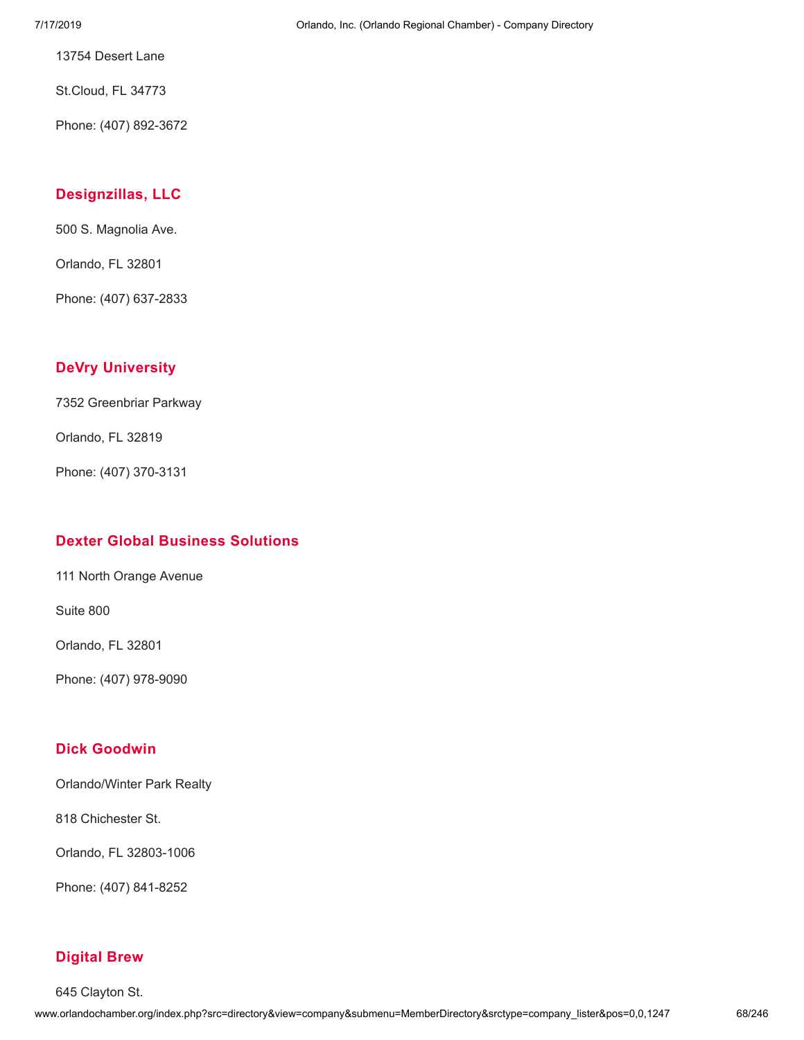13754 Desert Lane

St.Cloud, FL 34773

Phone: (407) 892-3672

### Designzillas, LLC

500 S. Magnolia Ave.

Orlando, FL 32801

Phone: (407) 637-2833

### DeVry University

7352 Greenbriar Parkway

Orlando, FL 32819

Phone: (407) 370-3131

### Dexter Global Business Solutions

111 North Orange Avenue

Suite 800

Orlando, FL 32801

Phone: (407) 978-9090

### Dick Goodwin

Orlando/Winter Park Realty

818 Chichester St.

Orlando, FL 32803-1006

Phone: (407) 841-8252

### Digital Brew

645 Clayton St.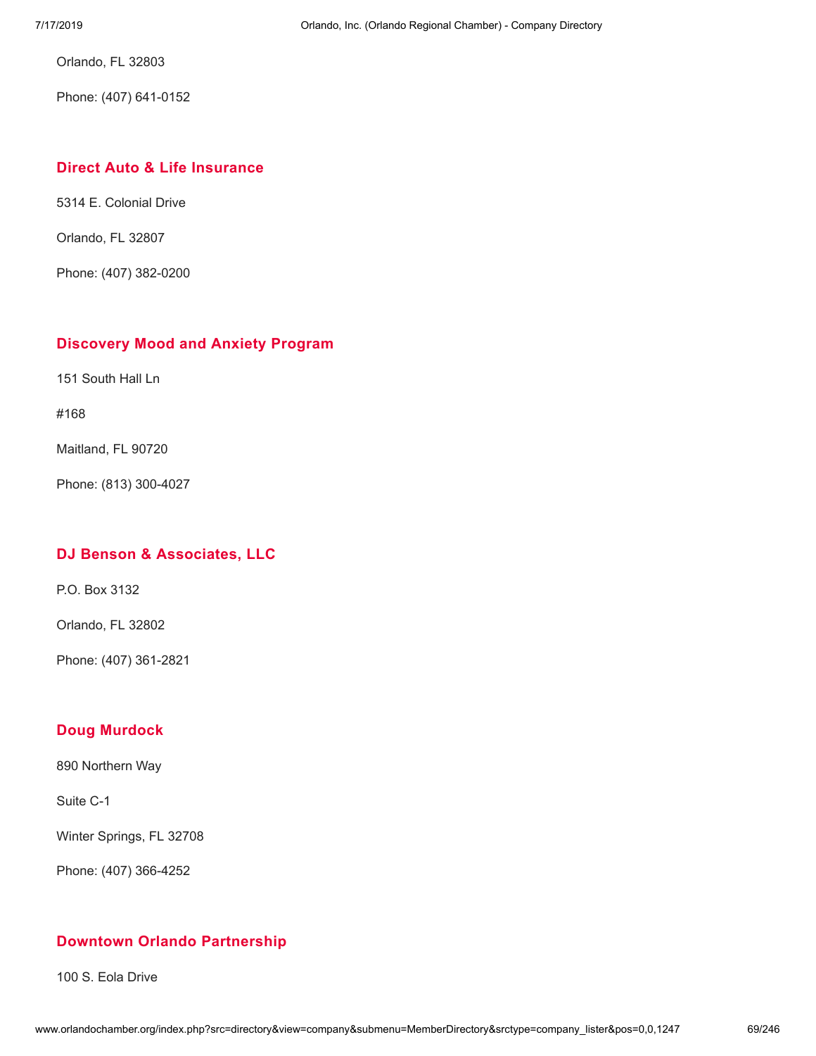Orlando, FL 32803

Phone: (407) 641-0152

### Direct Auto & Life Insurance

5314 E. Colonial Drive

Orlando, FL 32807

Phone: (407) 382-0200

### Discovery Mood and Anxiety Program

151 South Hall Ln

#168

Maitland, FL 90720

Phone: (813) 300-4027

### DJ Benson & Associates, LLC

P.O. Box 3132

Orlando, FL 32802

Phone: (407) 361-2821

### Doug Murdock

890 Northern Way

Suite C-1

Winter Springs, FL 32708

Phone: (407) 366-4252

### Downtown Orlando Partnership

100 S. Eola Drive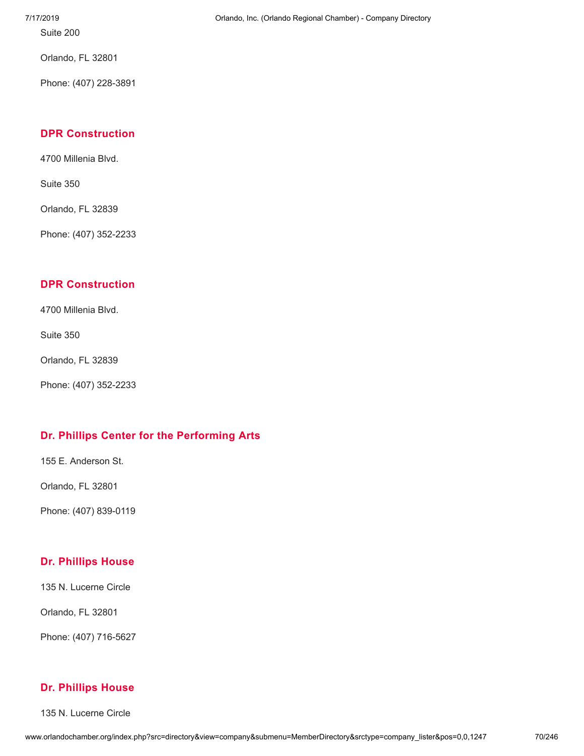Suite 200

Orlando, FL 32801

Phone: (407) 228-3891

### DPR Construction

4700 Millenia Blvd.

Suite 350

Orlando, FL 32839

Phone: (407) 352-2233

### DPR Construction

4700 Millenia Blvd.

Suite 350

Orlando, FL 32839

Phone: (407) 352-2233

### Dr. Phillips Center for the Performing Arts

155 E. Anderson St.

Orlando, FL 32801

Phone: (407) 839-0119

### Dr. Phillips House

135 N. Lucerne Circle

Orlando, FL 32801

Phone: (407) 716-5627

### Dr. Phillips House

135 N. Lucerne Circle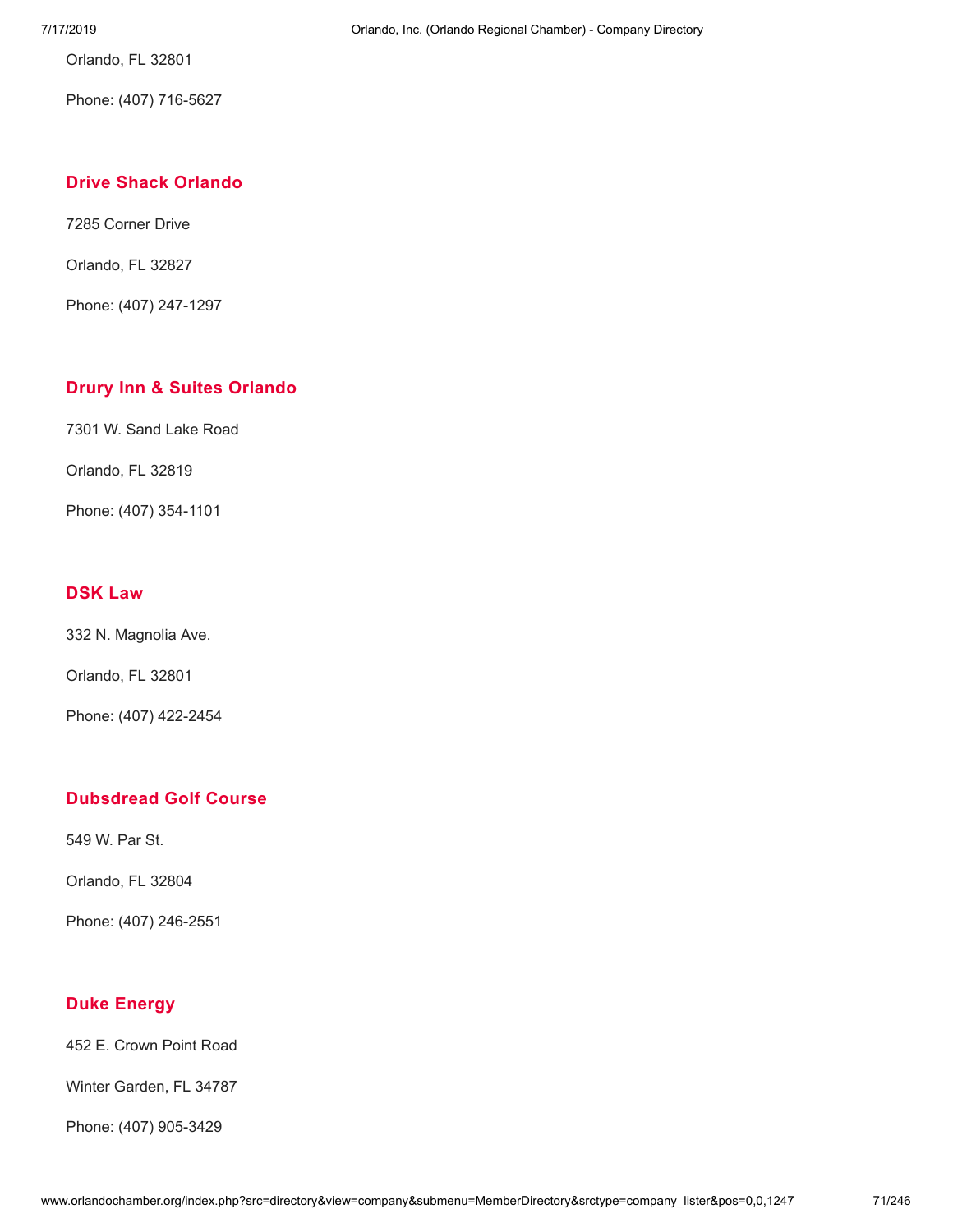Orlando, FL 32801

Phone: (407) 716-5627

## Drive Shack Orlando

7285 Corner Drive

Orlando, FL 32827

Phone: (407) 247-1297

## Drury Inn & Suites Orlando

7301 W. Sand Lake Road

Orlando, FL 32819

Phone: (407) 354-1101

## DSK Law

332 N. Magnolia Ave.

Orlando, FL 32801

Phone: (407) 422-2454

## Dubsdread Golf Course

549 W. Par St.

Orlando, FL 32804

Phone: (407) 246-2551

## Duke Energy

452 E. Crown Point Road

Winter Garden, FL 34787

Phone: (407) 905-3429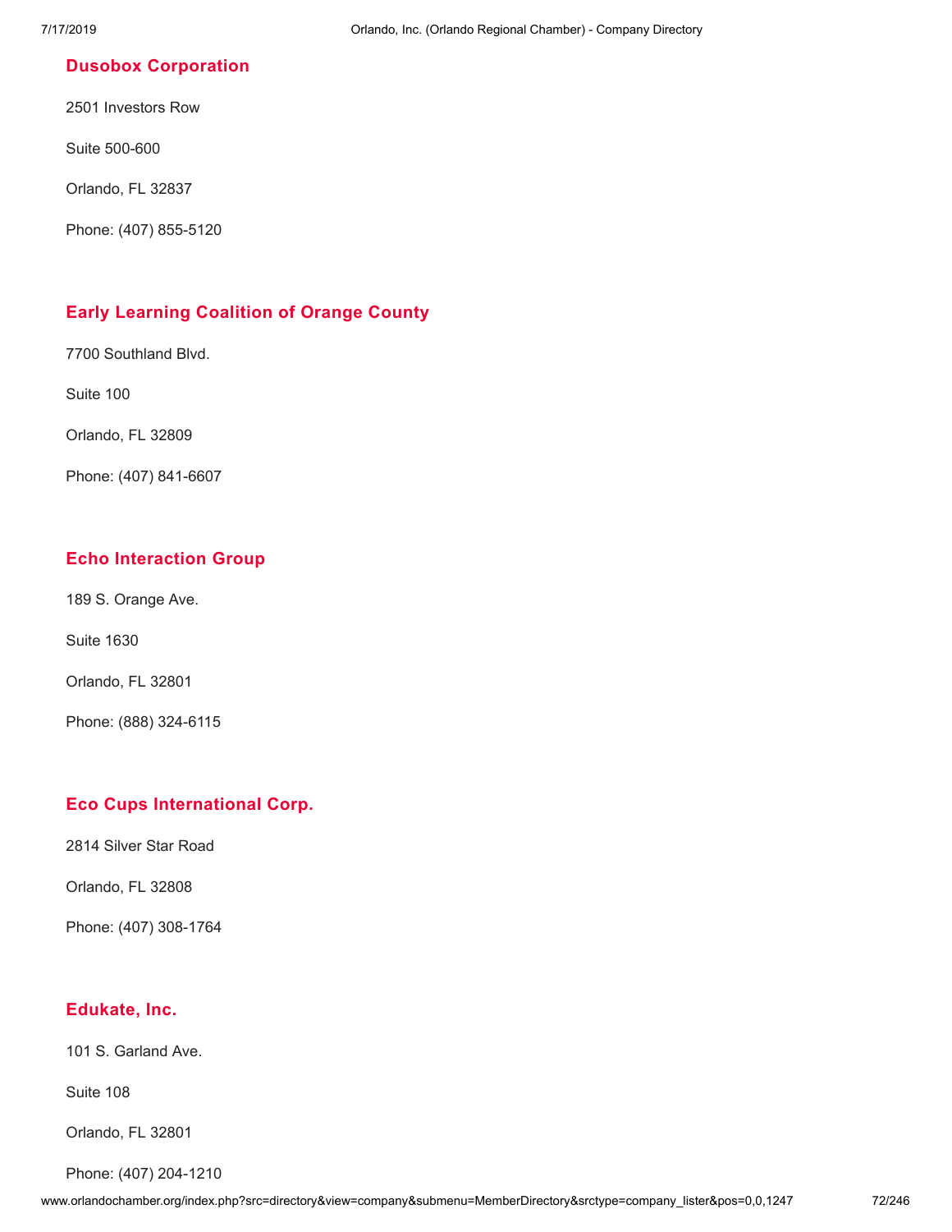### Dusobox Corporation

2501 Investors Row

Suite 500-600

Orlando, FL 32837

Phone: (407) 855-5120

### Early Learning Coalition of Orange County

7700 Southland Blvd.

Suite 100

Orlando, FL 32809

Phone: (407) 841-6607

### Echo Interaction Group

189 S. Orange Ave.

Suite 1630

Orlando, FL 32801

Phone: (888) 324-6115

### Eco Cups International Corp.

2814 Silver Star Road

Orlando, FL 32808

Phone: (407) 308-1764

### Edukate, Inc.

101 S. Garland Ave.

Suite 108

Orlando, FL 32801

Phone: (407) 204-1210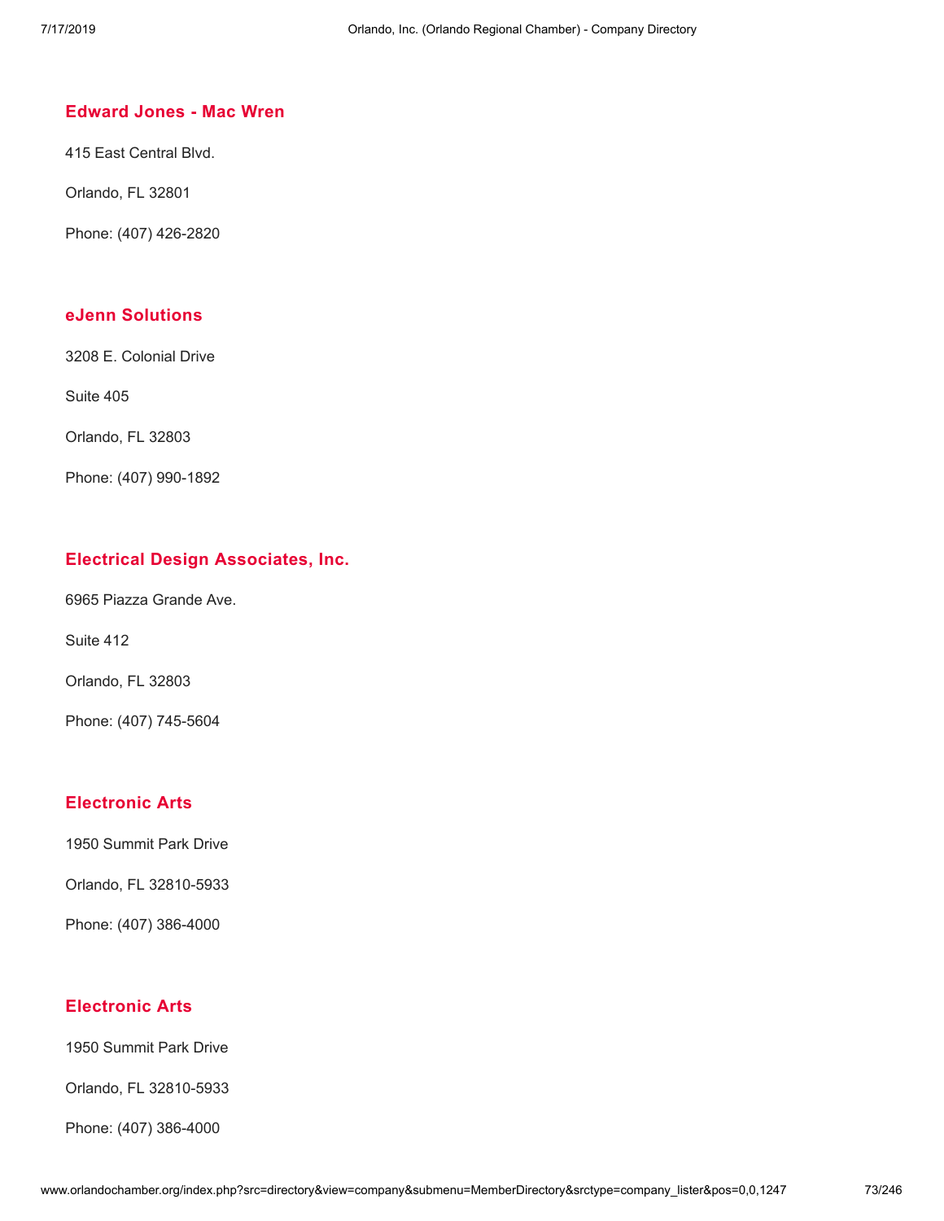### Edward Jones - Mac Wren

415 East Central Blvd.

Orlando, FL 32801

Phone: (407) 426-2820

### eJenn Solutions

3208 E. Colonial Drive

Suite 405

Orlando, FL 32803

Phone: (407) 990-1892

### Electrical Design Associates, Inc.

6965 Piazza Grande Ave.

Suite 412

Orlando, FL 32803

Phone: (407) 745-5604

### Electronic Arts

1950 Summit Park Drive

Orlando, FL 32810-5933

Phone: (407) 386-4000

### Electronic Arts

1950 Summit Park Drive

Orlando, FL 32810-5933

Phone: (407) 386-4000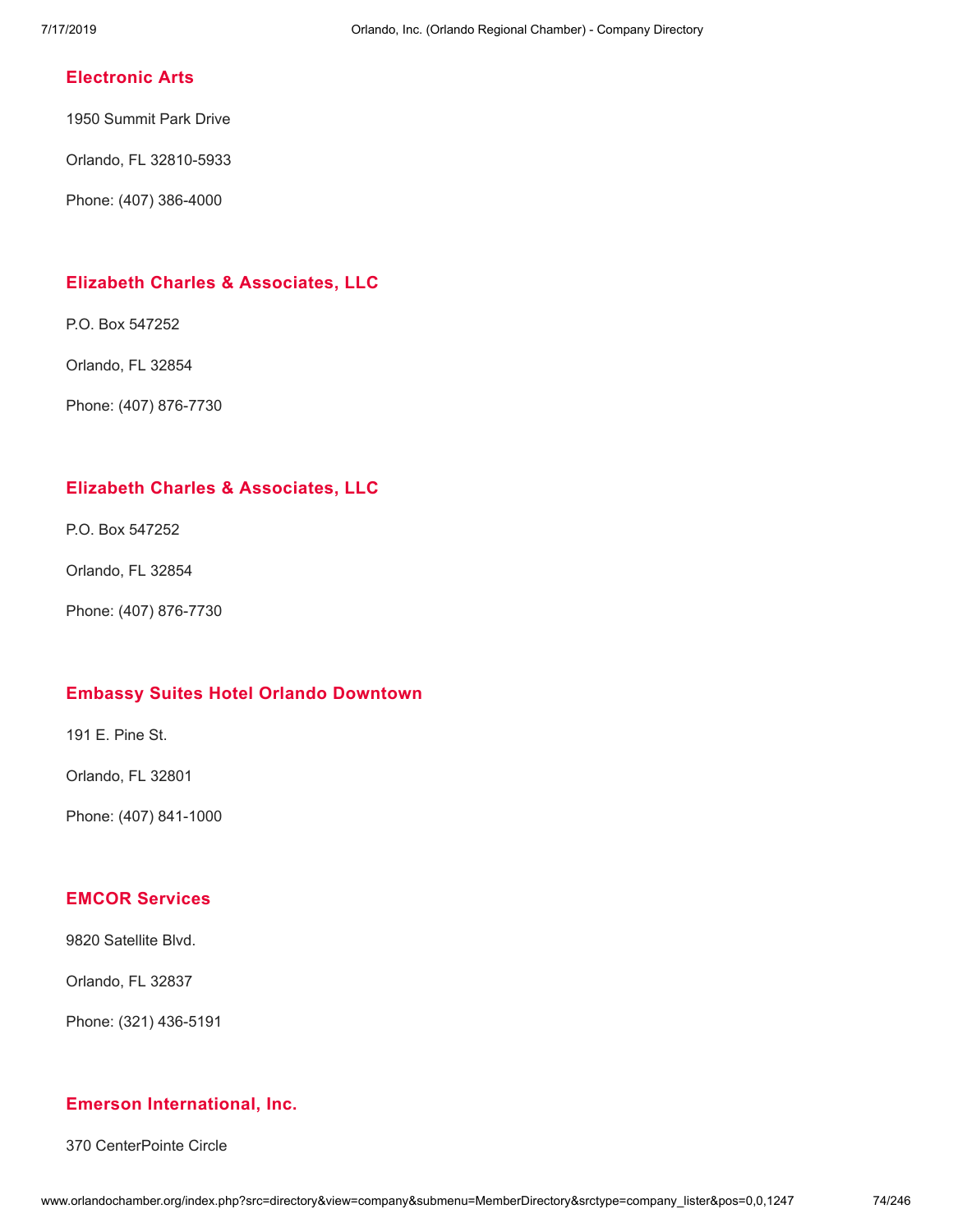### Electronic Arts

1950 Summit Park Drive

Orlando, FL 32810-5933

Phone: (407) 386-4000

### Elizabeth Charles & Associates, LLC

P.O. Box 547252

Orlando, FL 32854

Phone: (407) 876-7730

### Elizabeth Charles & Associates, LLC

P.O. Box 547252

Orlando, FL 32854

Phone: (407) 876-7730

### Embassy Suites Hotel Orlando Downtown

191 E. Pine St.

Orlando, FL 32801

Phone: (407) 841-1000

### EMCOR Services

9820 Satellite Blvd.

Orlando, FL 32837

Phone: (321) 436-5191

### Emerson International, Inc.

370 CenterPointe Circle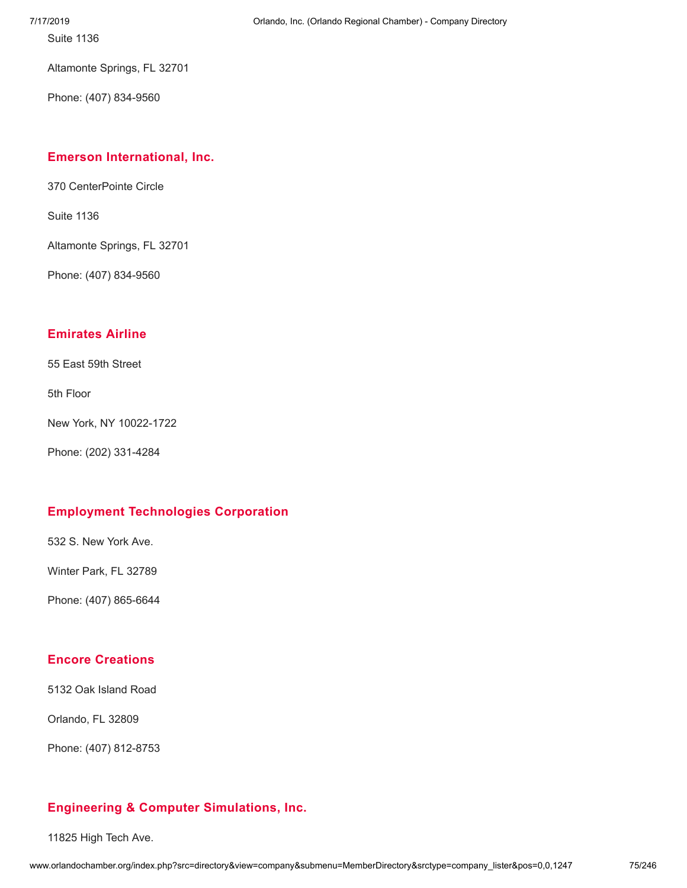Suite 1136

Altamonte Springs, FL 32701

Phone: (407) 834-9560

### Emerson International, Inc.

370 CenterPointe Circle

Suite 1136

Altamonte Springs, FL 32701

Phone: (407) 834-9560

### Emirates Airline

55 East 59th Street

5th Floor

New York, NY 10022-1722

Phone: (202) 331-4284

### Employment Technologies Corporation

532 S. New York Ave.

Winter Park, FL 32789

Phone: (407) 865-6644

### Encore Creations

5132 Oak Island Road

Orlando, FL 32809

Phone: (407) 812-8753

### Engineering & Computer Simulations, Inc.

11825 High Tech Ave.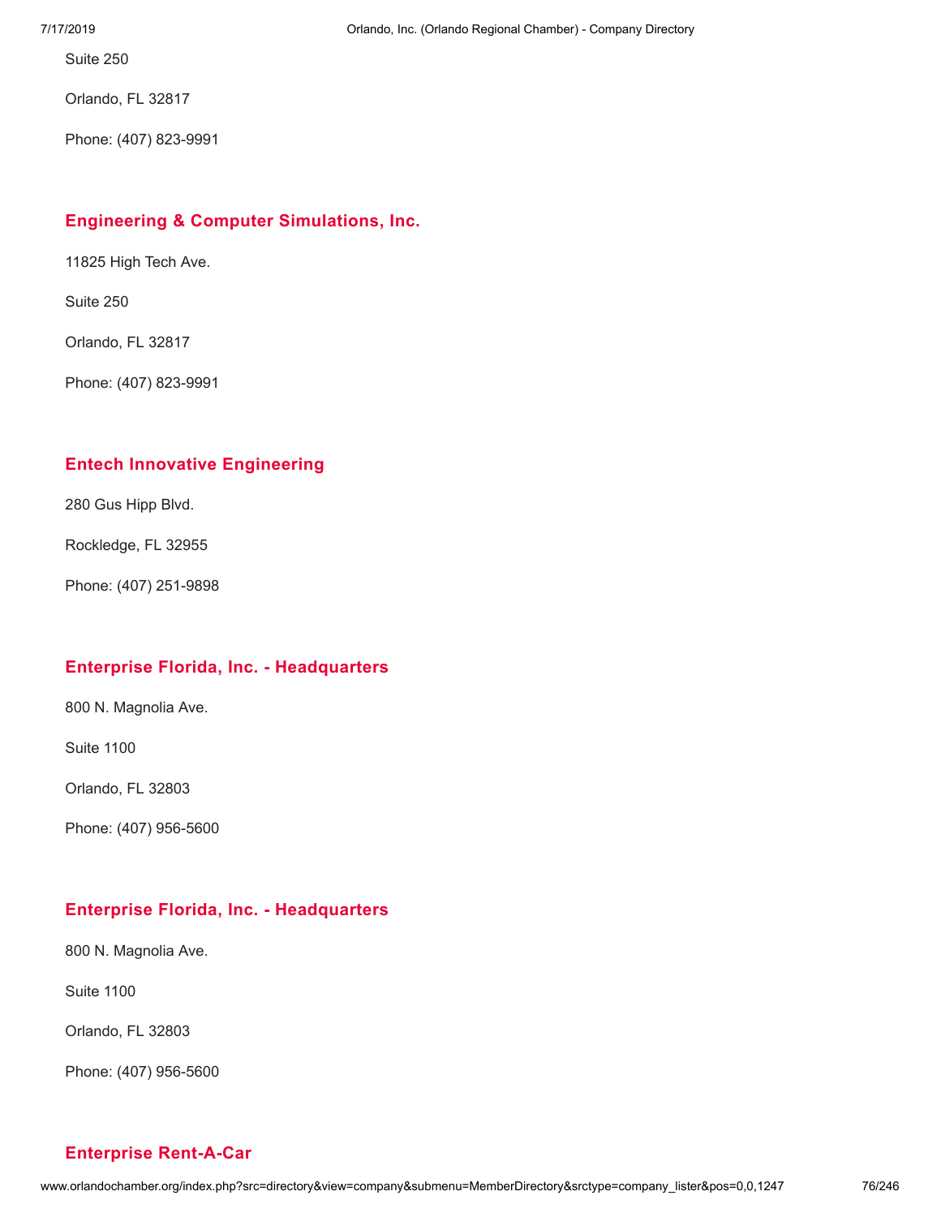Suite 250

Orlando, FL 32817

Phone: (407) 823-9991

### Engineering & Computer Simulations, Inc.

11825 High Tech Ave.

Suite 250

Orlando, FL 32817

Phone: (407) 823-9991

### Entech Innovative Engineering

280 Gus Hipp Blvd.

Rockledge, FL 32955

Phone: (407) 251-9898

### Enterprise Florida, Inc. - Headquarters

800 N. Magnolia Ave.

Suite 1100

Orlando, FL 32803

Phone: (407) 956-5600

### Enterprise Florida, Inc. - Headquarters

800 N. Magnolia Ave.

Suite 1100

Orlando, FL 32803

Phone: (407) 956-5600

### Enterprise Rent-A-Car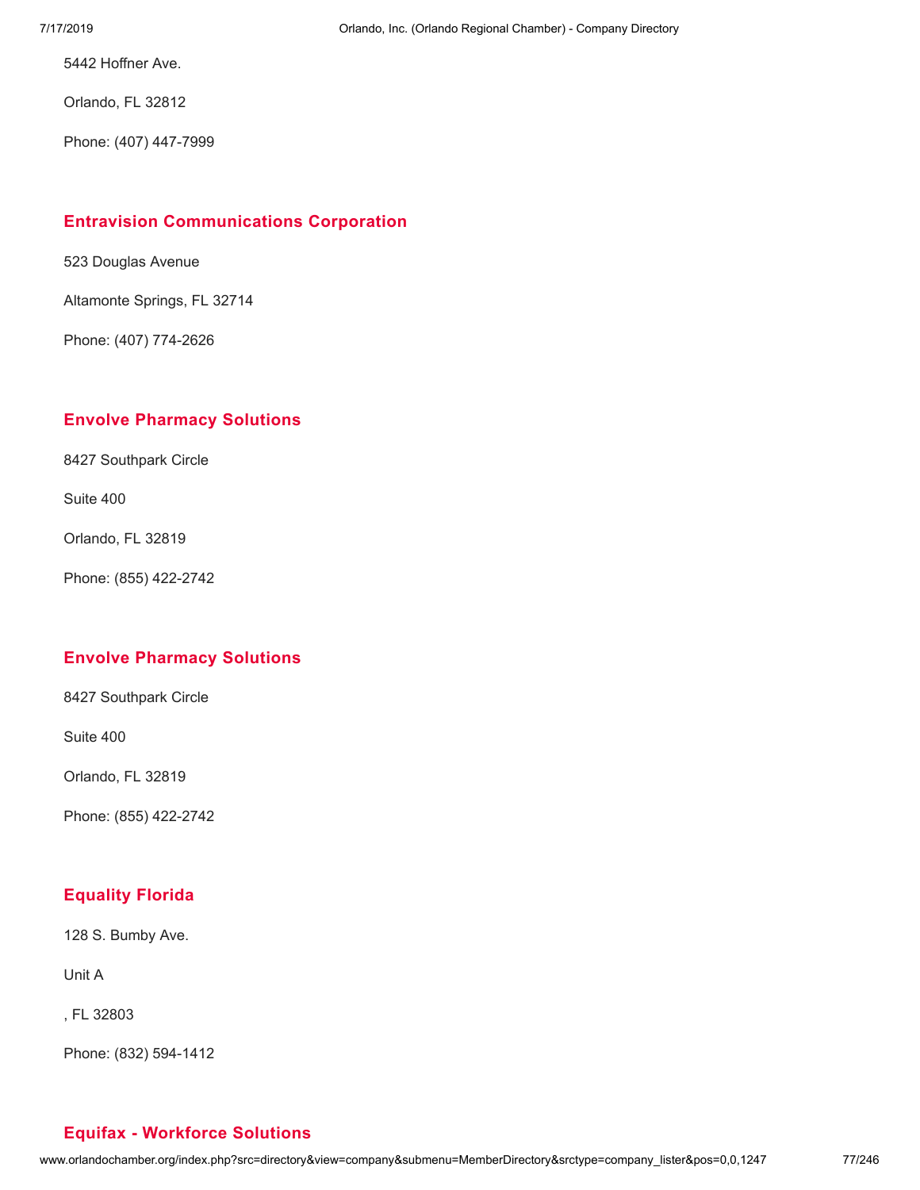5442 Hoffner Ave.

Orlando, FL 32812

Phone: (407) 447-7999

### Entravision Communications Corporation

523 Douglas Avenue

Altamonte Springs, FL 32714

Phone: (407) 774-2626

### Envolve Pharmacy Solutions

8427 Southpark Circle

Suite 400

Orlando, FL 32819

Phone: (855) 422-2742

### Envolve Pharmacy Solutions

8427 Southpark Circle

Suite 400

Orlando, FL 32819

Phone: (855) 422-2742

### Equality Florida

128 S. Bumby Ave.

Unit A

, FL 32803

Phone: (832) 594-1412

### Equifax - Workforce Solutions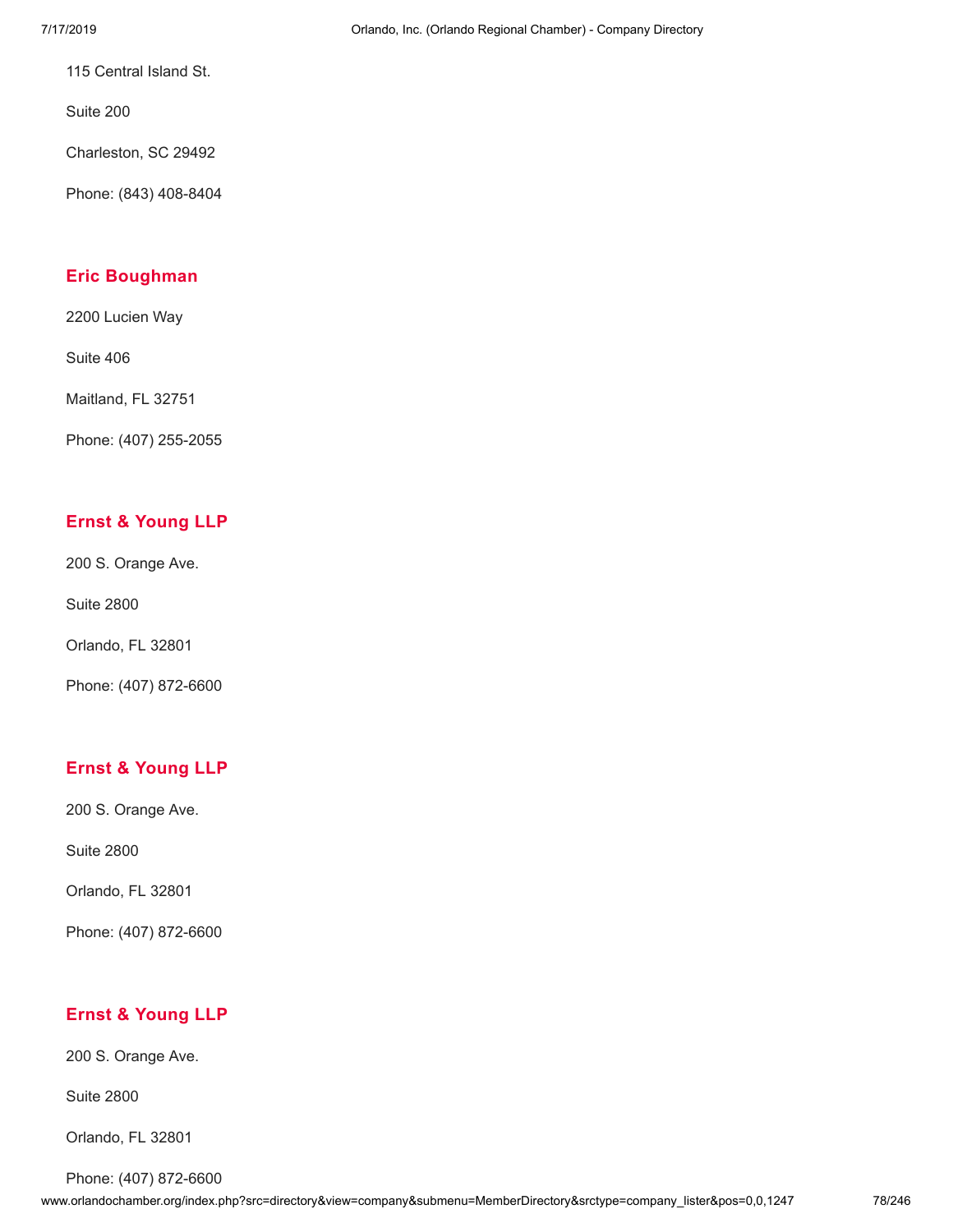115 Central Island St.

Suite 200

Charleston, SC 29492

Phone: (843) 408-8404

### Eric Boughman

2200 Lucien Way

Suite 406

Maitland, FL 32751

Phone: (407) 255-2055

### Ernst & Young LLP

200 S. Orange Ave.

Suite 2800

Orlando, FL 32801

Phone: (407) 872-6600

### Ernst & Young LLP

200 S. Orange Ave.

Suite 2800

Orlando, FL 32801

Phone: (407) 872-6600

### Ernst & Young LLP

200 S. Orange Ave.

Suite 2800

Orlando, FL 32801

Phone: (407) 872-6600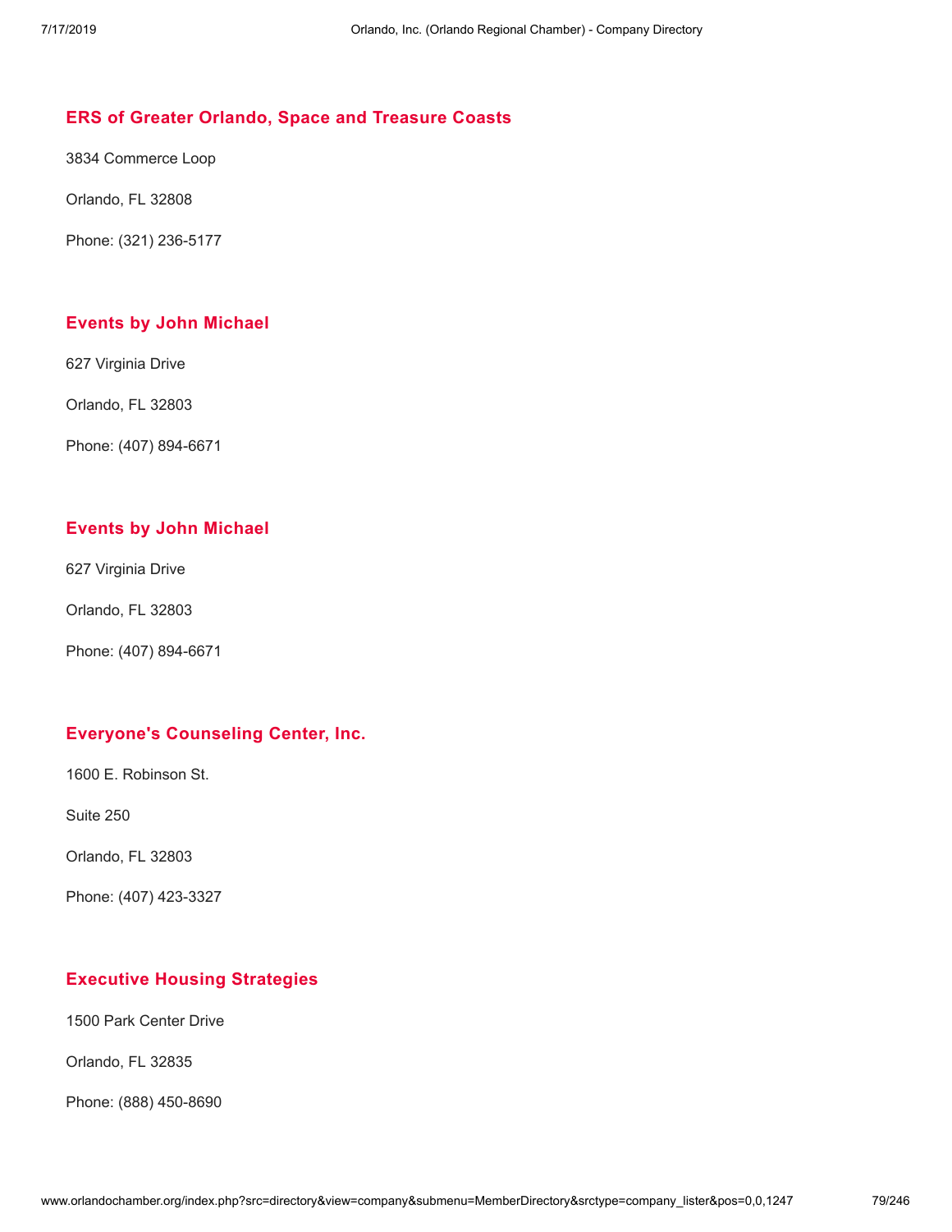### ERS of Greater Orlando, Space and Treasure Coasts

3834 Commerce Loop

Orlando, FL 32808

Phone: (321) 236-5177

### Events by John Michael

627 Virginia Drive

Orlando, FL 32803

Phone: (407) 894-6671

### Events by John Michael

627 Virginia Drive

Orlando, FL 32803

Phone: (407) 894-6671

### Everyone's Counseling Center, Inc.

1600 E. Robinson St.

Suite 250

Orlando, FL 32803

Phone: (407) 423-3327

### Executive Housing Strategies

1500 Park Center Drive

Orlando, FL 32835

Phone: (888) 450-8690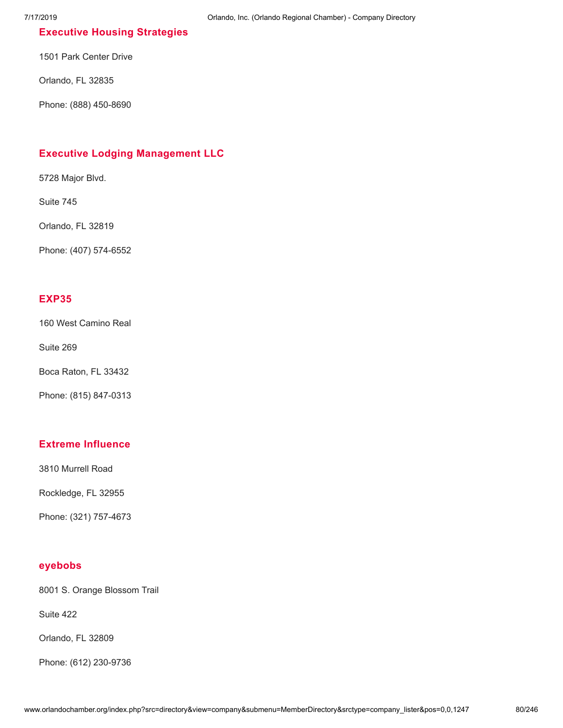### Executive Housing Strategies

1501 Park Center Drive

Orlando, FL 32835

Phone: (888) 450-8690

### Executive Lodging Management LLC

5728 Major Blvd.

Suite 745

Orlando, FL 32819

Phone: (407) 574-6552

### EXP35

160 West Camino Real

Suite 269

Boca Raton, FL 33432

Phone: (815) 847-0313

### Extreme Influence

3810 Murrell Road

Rockledge, FL 32955

Phone: (321) 757-4673

### eyebobs

8001 S. Orange Blossom Trail

Suite 422

Orlando, FL 32809

Phone: (612) 230-9736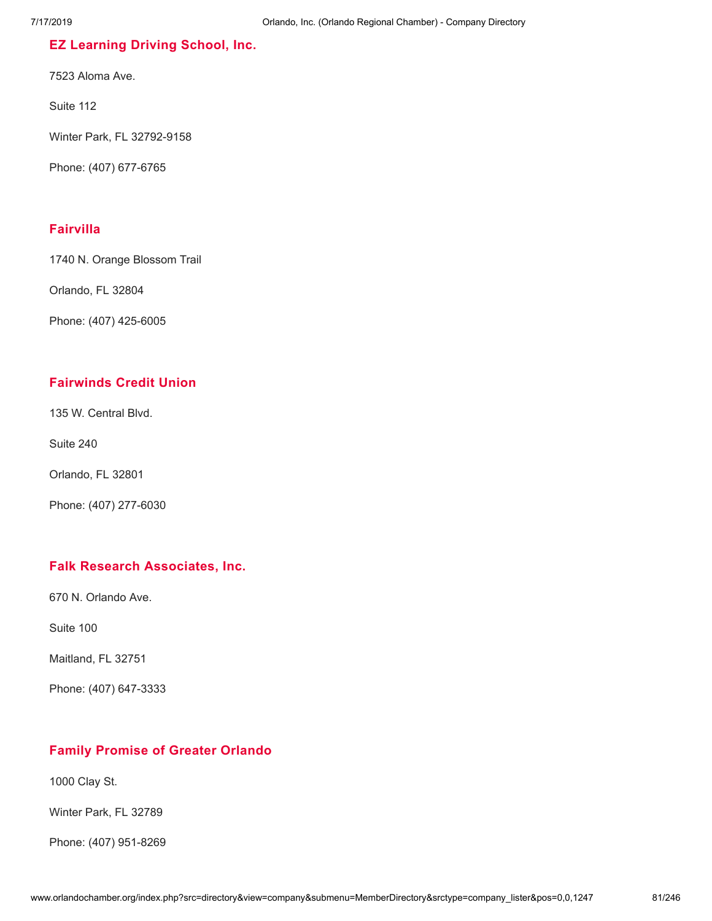## EZ Learning Driving School, Inc.

7523 Aloma Ave.

Suite 112

Winter Park, FL 32792-9158

Phone: (407) 677-6765

## Fairvilla

1740 N. Orange Blossom Trail

Orlando, FL 32804

Phone: (407) 425-6005

## Fairwinds Credit Union

135 W. Central Blvd.

Suite 240

Orlando, FL 32801

Phone: (407) 277-6030

## Falk Research Associates, Inc.

670 N. Orlando Ave.

Suite 100

Maitland, FL 32751

Phone: (407) 647-3333

## Family Promise of Greater Orlando

1000 Clay St.

Winter Park, FL 32789

Phone: (407) 951-8269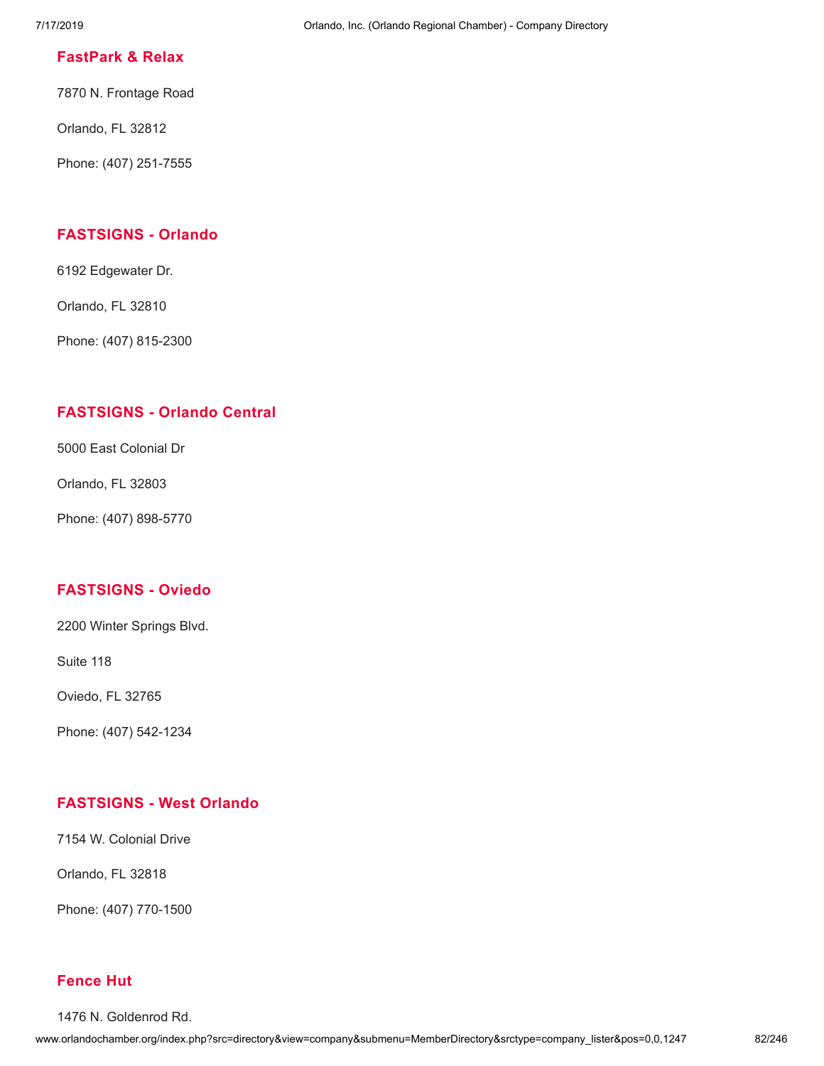### FastPark & Relax

7870 N. Frontage Road

Orlando, FL 32812

Phone: (407) 251-7555

### FASTSIGNS - Orlando

6192 Edgewater Dr.

Orlando, FL 32810

Phone: (407) 815-2300

### FASTSIGNS - Orlando Central

5000 East Colonial Dr

Orlando, FL 32803

Phone: (407) 898-5770

### FASTSIGNS - Oviedo

2200 Winter Springs Blvd.

Suite 118

Oviedo, FL 32765

Phone: (407) 542-1234

### FASTSIGNS - West Orlando

7154 W. Colonial Drive

Orlando, FL 32818

Phone: (407) 770-1500

### Fence Hut

1476 N. Goldenrod Rd.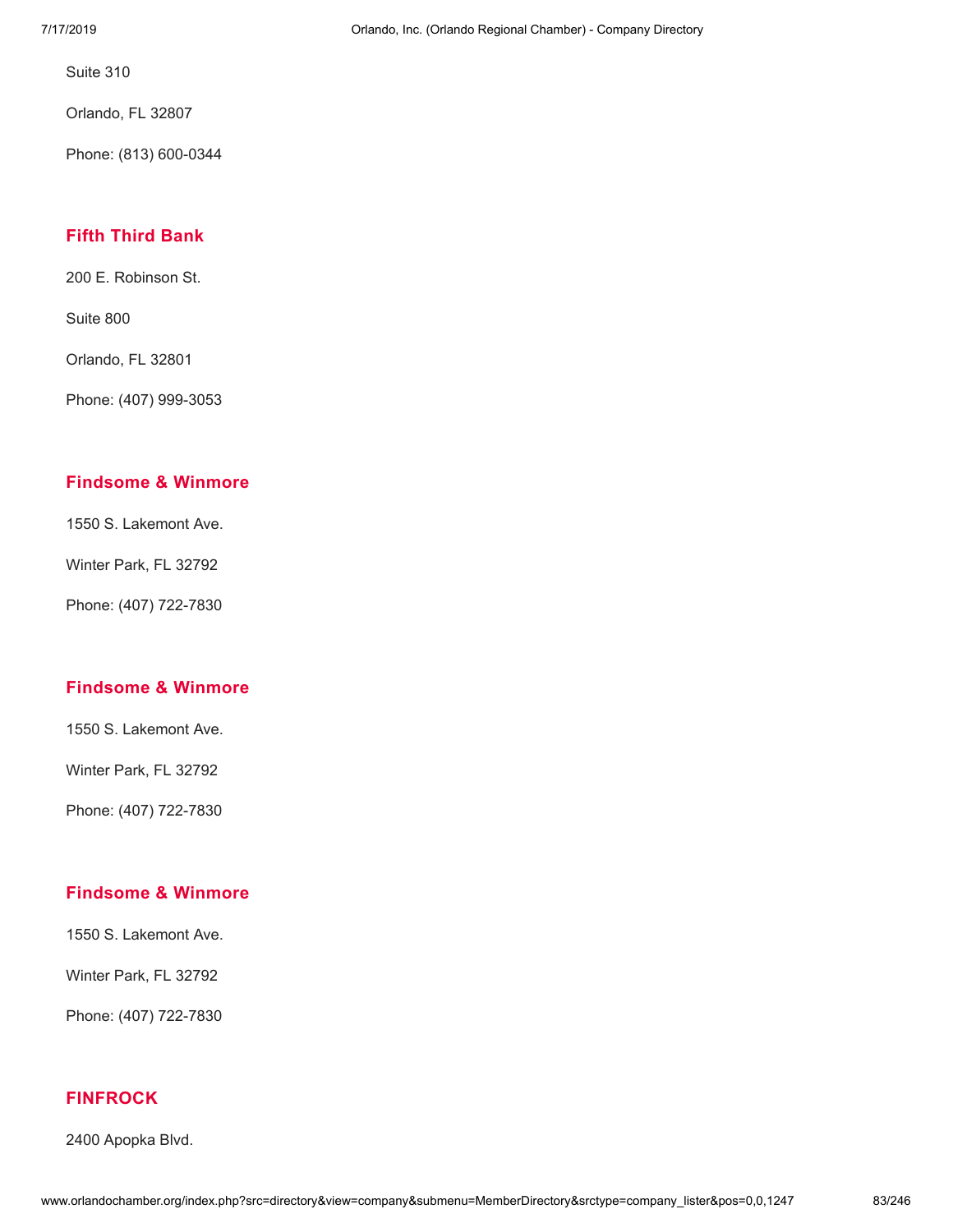Suite 310

Orlando, FL 32807

Phone: (813) 600-0344

### Fifth Third Bank

200 E. Robinson St.

Suite 800

Orlando, FL 32801

Phone: (407) 999-3053

### Findsome & Winmore

1550 S. Lakemont Ave.

Winter Park, FL 32792

Phone: (407) 722-7830

### Findsome & Winmore

1550 S. Lakemont Ave.

Winter Park, FL 32792

Phone: (407) 722-7830

### Findsome & Winmore

1550 S. Lakemont Ave.

Winter Park, FL 32792

Phone: (407) 722-7830

### FINFROCK

2400 Apopka Blvd.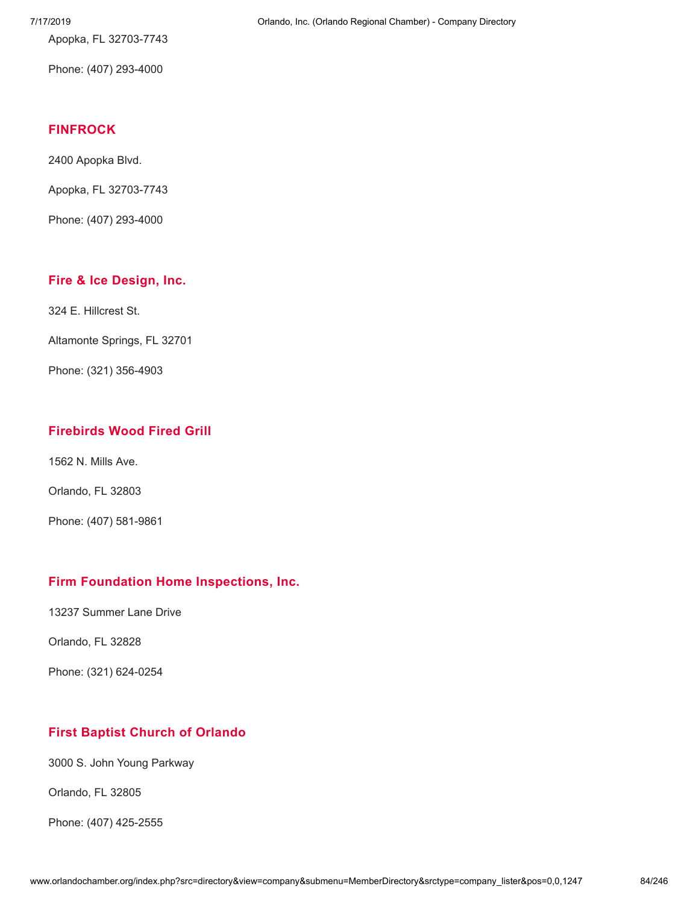Apopka, FL 32703-7743

Phone: (407) 293-4000

### FINFROCK

2400 Apopka Blvd.

Apopka, FL 32703-7743

Phone: (407) 293-4000

### Fire & Ice Design, Inc.

324 E. Hillcrest St.

Altamonte Springs, FL 32701

Phone: (321) 356-4903

### Firebirds Wood Fired Grill

1562 N. Mills Ave.

Orlando, FL 32803

Phone: (407) 581-9861

### Firm Foundation Home Inspections, Inc.

13237 Summer Lane Drive

Orlando, FL 32828

Phone: (321) 624-0254

### First Baptist Church of Orlando

3000 S. John Young Parkway

Orlando, FL 32805

Phone: (407) 425-2555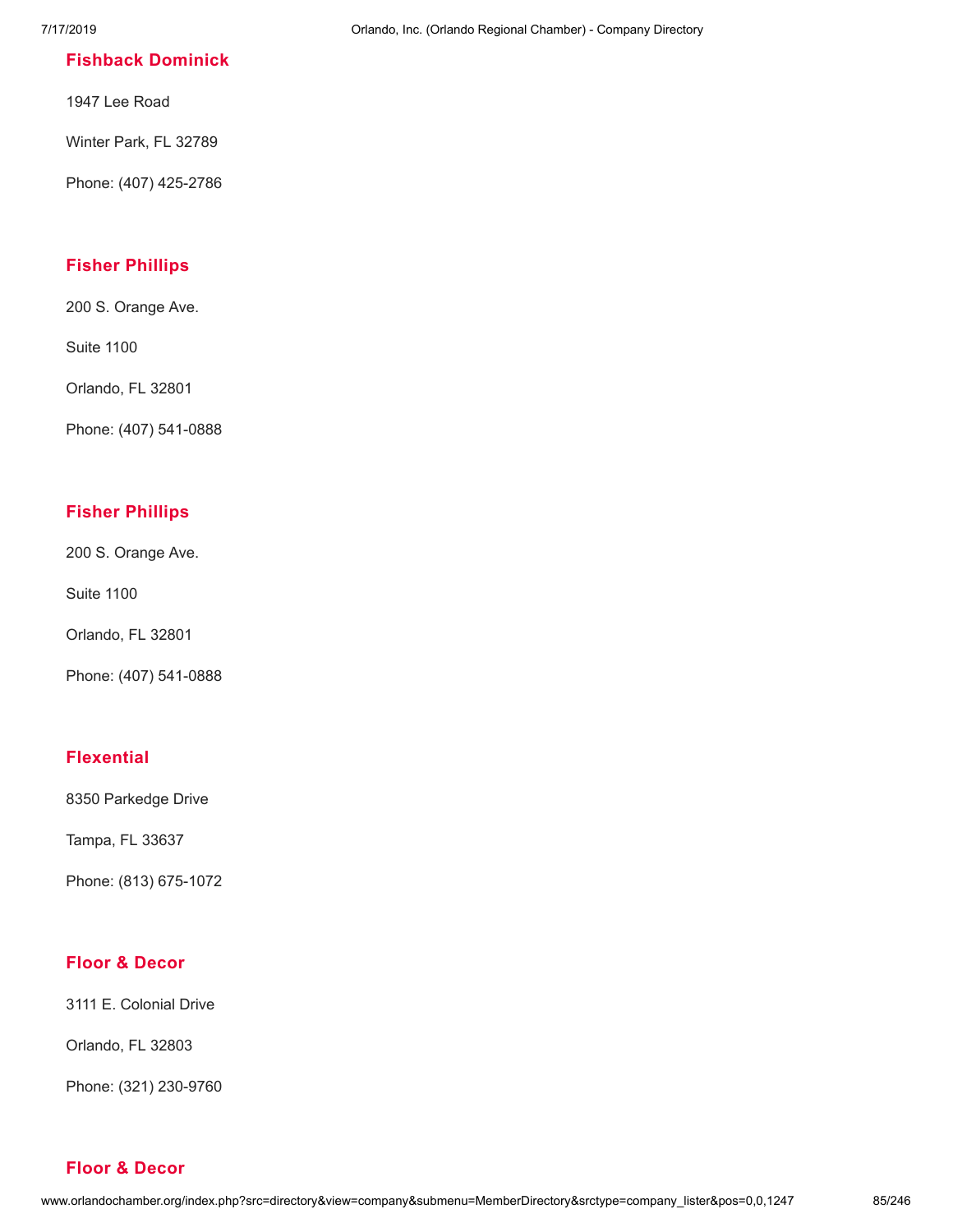### Fishback Dominick

1947 Lee Road

Winter Park, FL 32789

Phone: (407) 425-2786

### Fisher Phillips

200 S. Orange Ave.

Suite 1100

Orlando, FL 32801

Phone: (407) 541-0888

### Fisher Phillips

200 S. Orange Ave.

Suite 1100

Orlando, FL 32801

Phone: (407) 541-0888

### Flexential

8350 Parkedge Drive

Tampa, FL 33637

Phone: (813) 675-1072

### Floor & Decor

3111 E. Colonial Drive

Orlando, FL 32803

Phone: (321) 230-9760

### Floor & Decor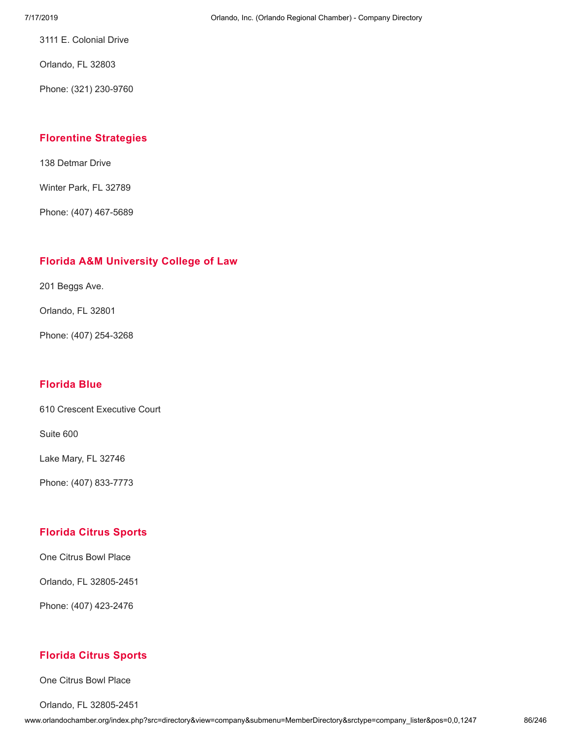3111 E. Colonial Drive

Orlando, FL 32803

Phone: (321) 230-9760

### Florentine Strategies

138 Detmar Drive

Winter Park, FL 32789

Phone: (407) 467-5689

### Florida A&M University College of Law

201 Beggs Ave.

Orlando, FL 32801

Phone: (407) 254-3268

### Florida Blue

610 Crescent Executive Court

Suite 600

Lake Mary, FL 32746

Phone: (407) 833-7773

### Florida Citrus Sports

One Citrus Bowl Place

Orlando, FL 32805-2451

Phone: (407) 423-2476

### Florida Citrus Sports

One Citrus Bowl Place

Orlando, FL 32805-2451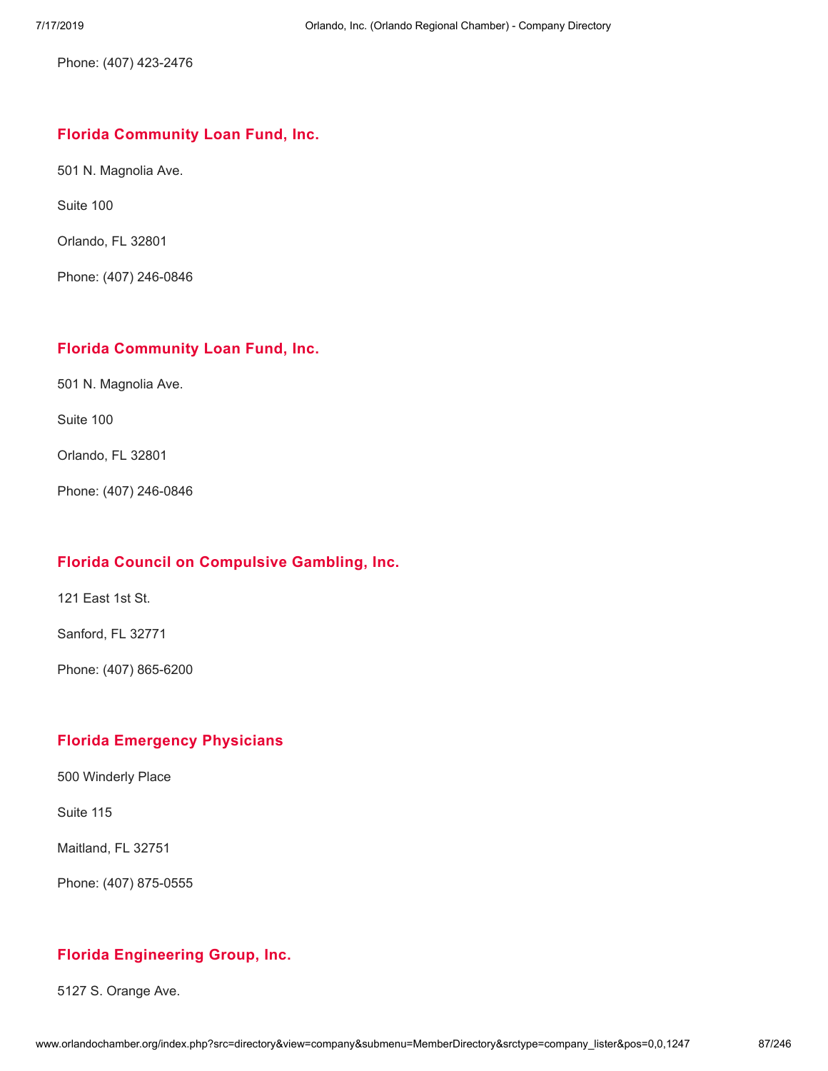Phone: (407) 423-2476

### Florida Community Loan Fund, Inc.

501 N. Magnolia Ave.

Suite 100

Orlando, FL 32801

Phone: (407) 246-0846

### Florida Community Loan Fund, Inc.

501 N. Magnolia Ave.

Suite 100

Orlando, FL 32801

Phone: (407) 246-0846

### Florida Council on Compulsive Gambling, Inc.

121 East 1st St.

Sanford, FL 32771

Phone: (407) 865-6200

### Florida Emergency Physicians

500 Winderly Place

Suite 115

Maitland, FL 32751

Phone: (407) 875-0555

### Florida Engineering Group, Inc.

5127 S. Orange Ave.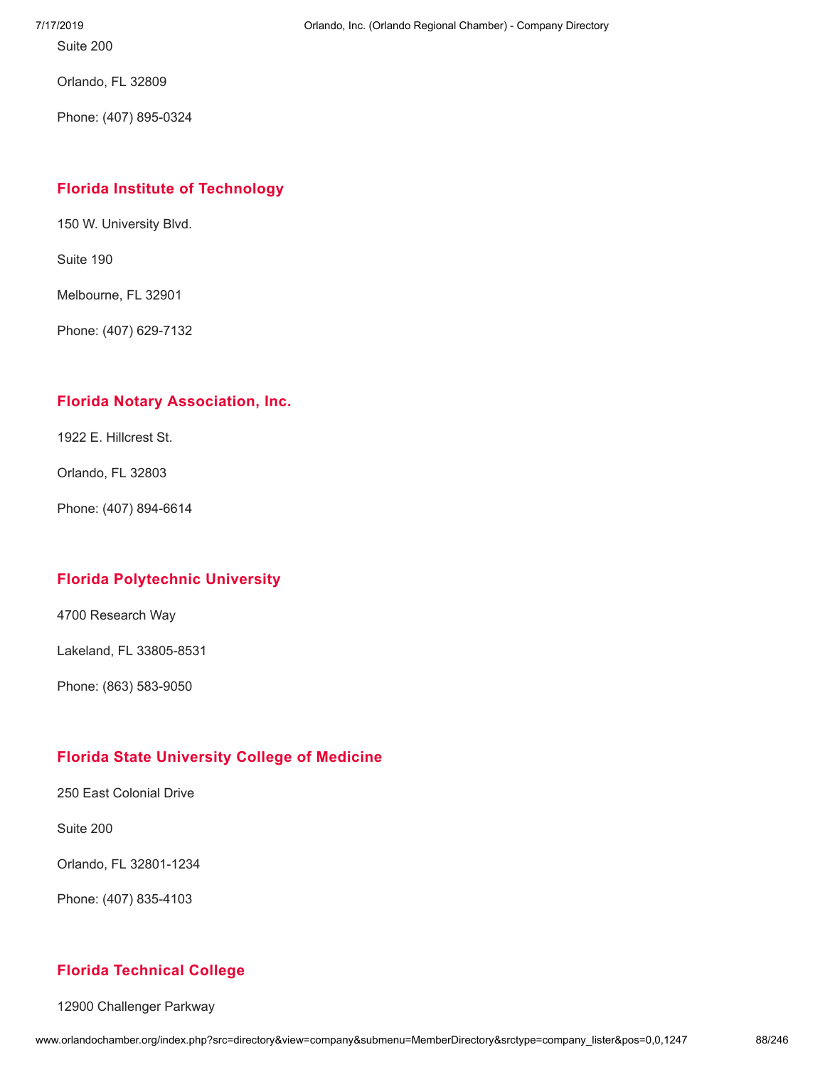Suite 200

Orlando, FL 32809

Phone: (407) 895-0324

## Florida Institute of Technology

150 W. University Blvd.

Suite 190

Melbourne, FL 32901

Phone: (407) 629-7132

## Florida Notary Association, Inc.

1922 E. Hillcrest St.

Orlando, FL 32803

Phone: (407) 894-6614

## Florida Polytechnic University

4700 Research Way

Lakeland, FL 33805-8531

Phone: (863) 583-9050

## Florida State University College of Medicine

250 East Colonial Drive

Suite 200

Orlando, FL 32801-1234

Phone: (407) 835-4103

## Florida Technical College

12900 Challenger Parkway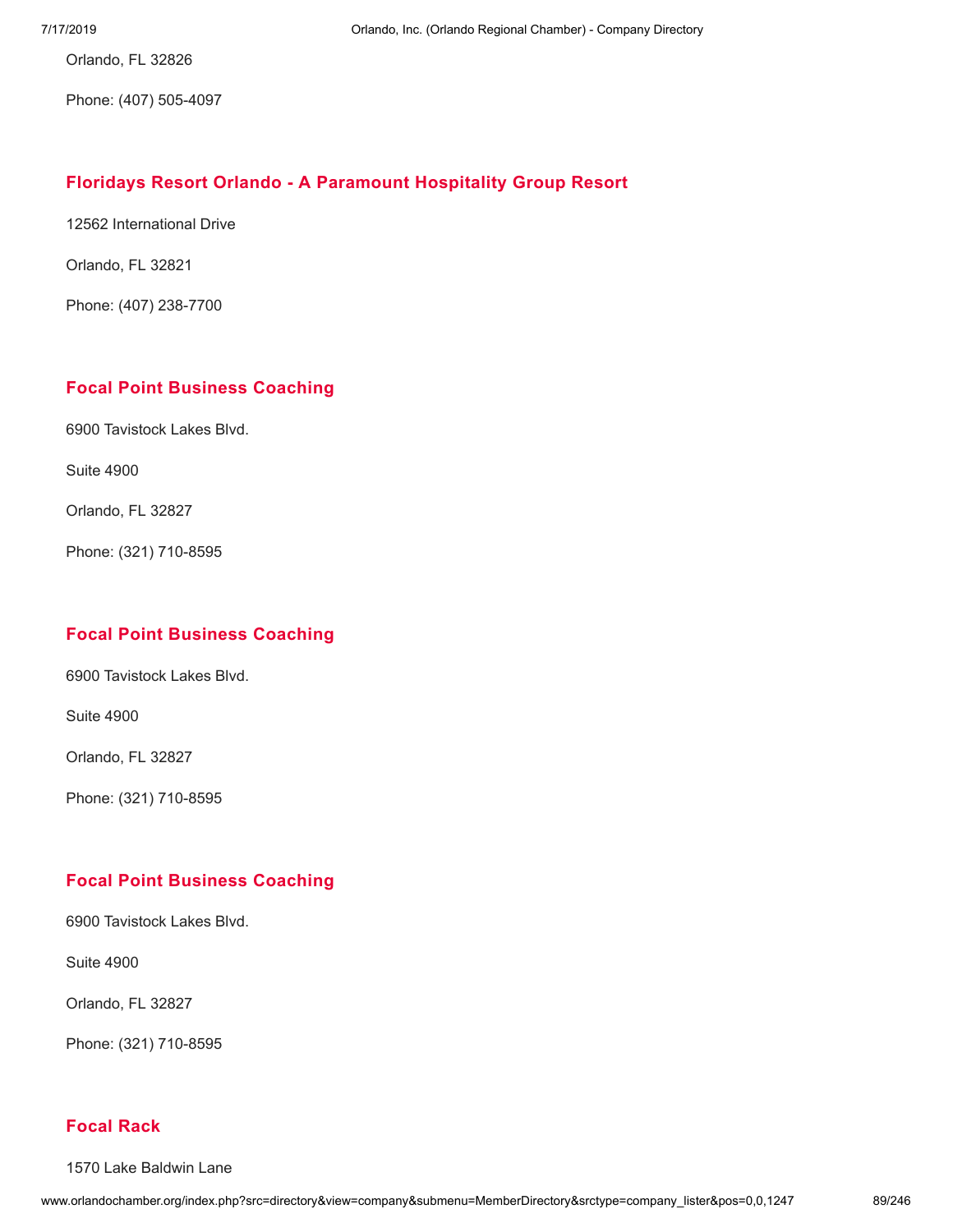Orlando, FL 32826

Phone: (407) 505-4097

### Floridays Resort Orlando - A Paramount Hospitality Group Resort

12562 International Drive

Orlando, FL 32821

Phone: (407) 238-7700

### Focal Point Business Coaching

6900 Tavistock Lakes Blvd.

Suite 4900

Orlando, FL 32827

Phone: (321) 710-8595

### Focal Point Business Coaching

6900 Tavistock Lakes Blvd.

Suite 4900

Orlando, FL 32827

Phone: (321) 710-8595

### Focal Point Business Coaching

6900 Tavistock Lakes Blvd.

Suite 4900

Orlando, FL 32827

Phone: (321) 710-8595

### Focal Rack

1570 Lake Baldwin Lane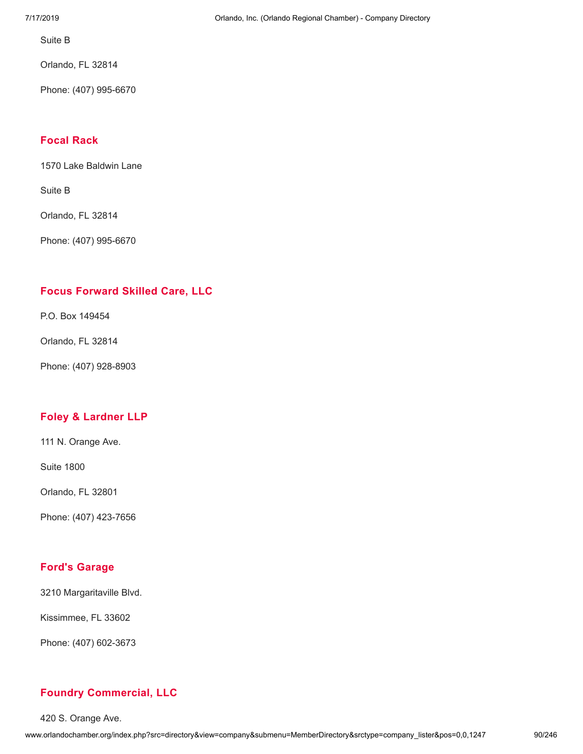Suite B

Orlando, FL 32814

Phone: (407) 995-6670

### Focal Rack

1570 Lake Baldwin Lane

Suite B

Orlando, FL 32814

Phone: (407) 995-6670

### Focus Forward Skilled Care, LLC

P.O. Box 149454

Orlando, FL 32814

Phone: (407) 928-8903

### Foley & Lardner LLP

111 N. Orange Ave.

Suite 1800

Orlando, FL 32801

Phone: (407) 423-7656

### Ford's Garage

3210 Margaritaville Blvd.

Kissimmee, FL 33602

Phone: (407) 602-3673

### Foundry Commercial, LLC

420 S. Orange Ave.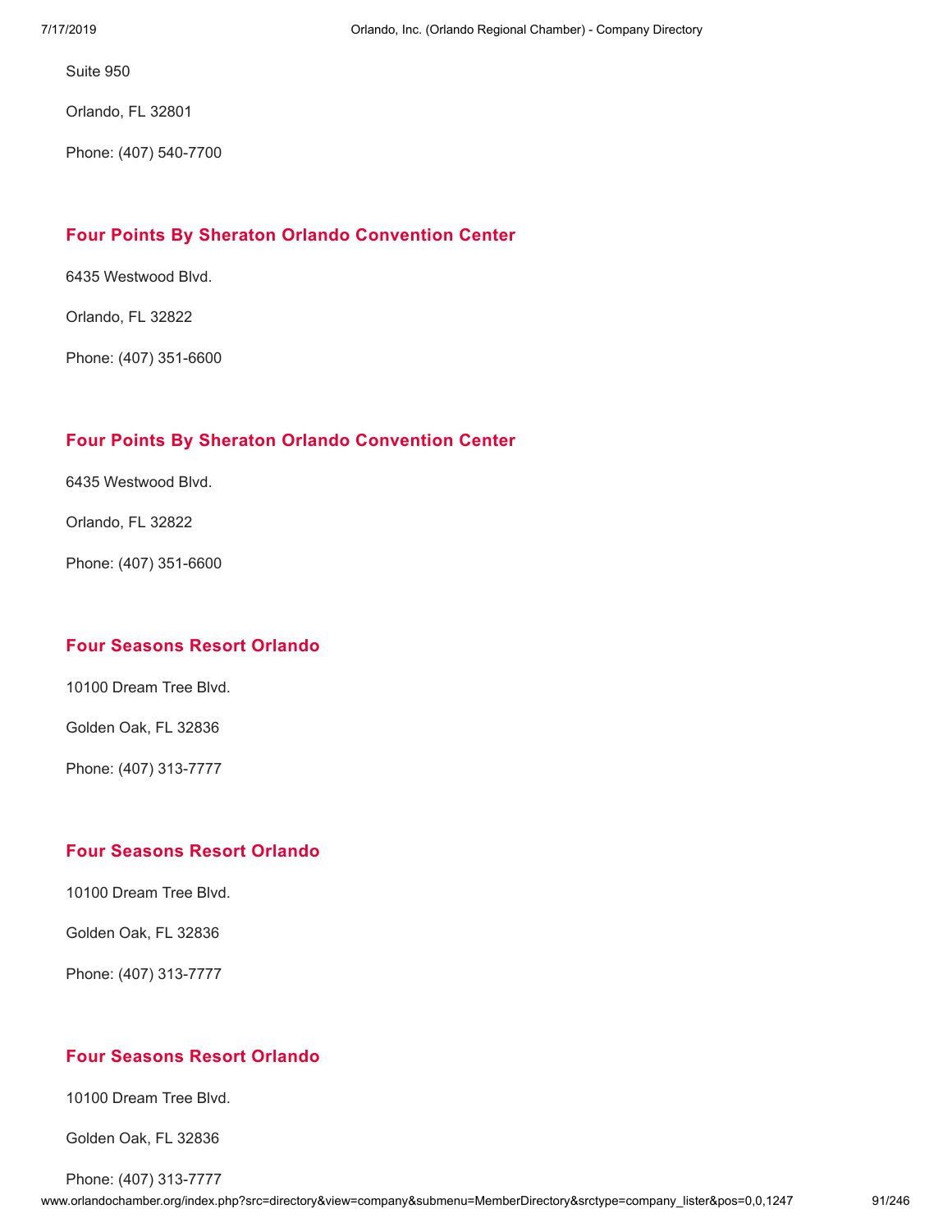Suite 950

Orlando, FL 32801

Phone: (407) 540-7700

### Four Points By Sheraton Orlando Convention Center

6435 Westwood Blvd.

Orlando, FL 32822

Phone: (407) 351-6600

### Four Points By Sheraton Orlando Convention Center

6435 Westwood Blvd.

Orlando, FL 32822

Phone: (407) 351-6600

### Four Seasons Resort Orlando

10100 Dream Tree Blvd.

Golden Oak, FL 32836

Phone: (407) 313-7777

### Four Seasons Resort Orlando

10100 Dream Tree Blvd.

Golden Oak, FL 32836

Phone: (407) 313-7777

### Four Seasons Resort Orlando

10100 Dream Tree Blvd.

Golden Oak, FL 32836

Phone: (407) 313-7777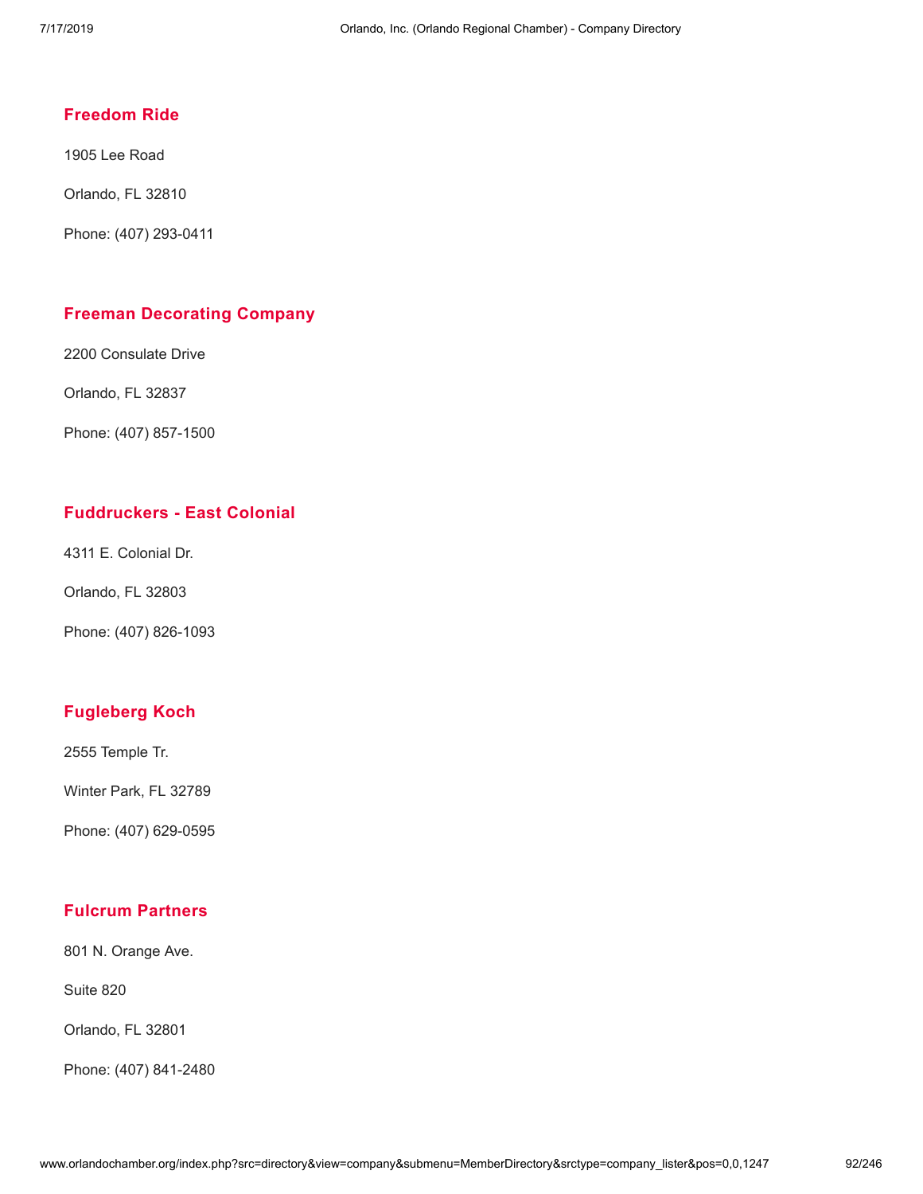### Freedom Ride

1905 Lee Road

Orlando, FL 32810

Phone: (407) 293-0411

### Freeman Decorating Company

2200 Consulate Drive

Orlando, FL 32837

Phone: (407) 857-1500

### Fuddruckers - East Colonial

4311 E. Colonial Dr.

Orlando, FL 32803

Phone: (407) 826-1093

### Fugleberg Koch

2555 Temple Tr.

Winter Park, FL 32789

Phone: (407) 629-0595

### Fulcrum Partners

801 N. Orange Ave.

Suite 820

Orlando, FL 32801

Phone: (407) 841-2480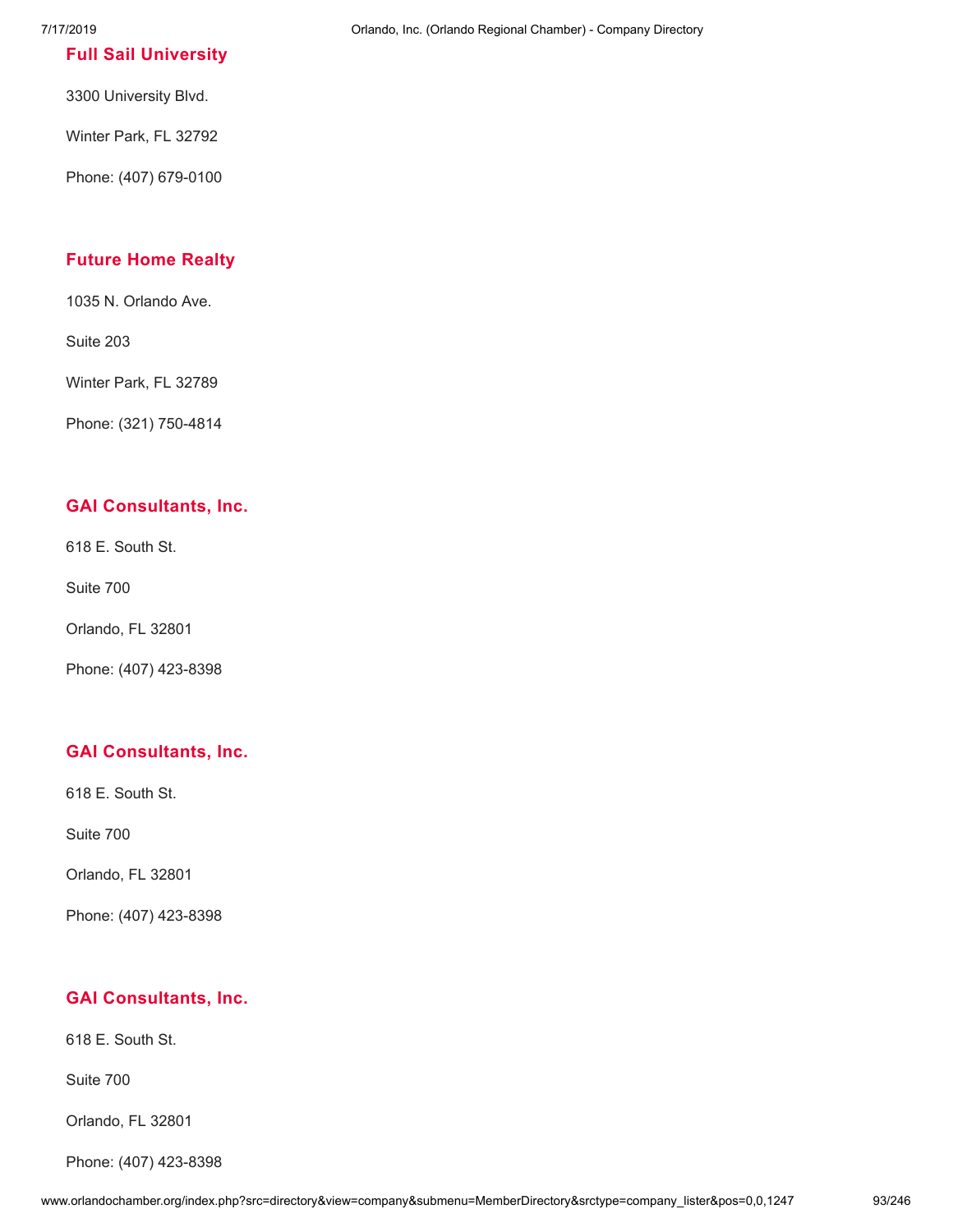### Full Sail University

3300 University Blvd.

Winter Park, FL 32792

Phone: (407) 679-0100

### Future Home Realty

1035 N. Orlando Ave.

Suite 203

Winter Park, FL 32789

Phone: (321) 750-4814

### GAI Consultants, Inc.

618 E. South St.

Suite 700

Orlando, FL 32801

Phone: (407) 423-8398

### GAI Consultants, Inc.

618 E. South St.

Suite 700

Orlando, FL 32801

Phone: (407) 423-8398

### GAI Consultants, Inc.

618 E. South St.

Suite 700

Orlando, FL 32801

Phone: (407) 423-8398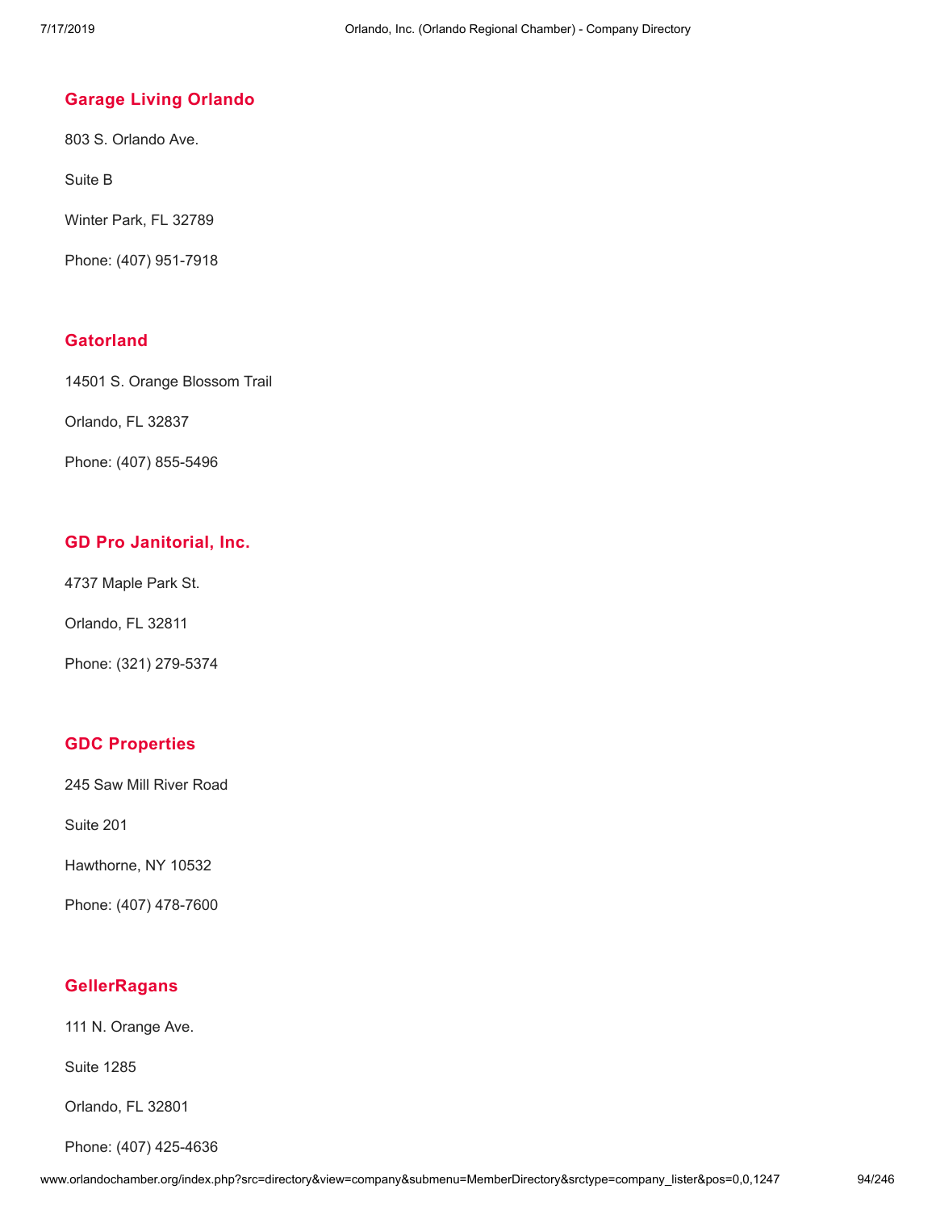## Garage Living Orlando

803 S. Orlando Ave.

Suite B

Winter Park, FL 32789

Phone: (407) 951-7918

## Gatorland

14501 S. Orange Blossom Trail

Orlando, FL 32837

Phone: (407) 855-5496

## GD Pro Janitorial, Inc.

4737 Maple Park St.

Orlando, FL 32811

Phone: (321) 279-5374

## GDC Properties

245 Saw Mill River Road

Suite 201

Hawthorne, NY 10532

Phone: (407) 478-7600

## GellerRagans

111 N. Orange Ave.

Suite 1285

Orlando, FL 32801

Phone: (407) 425-4636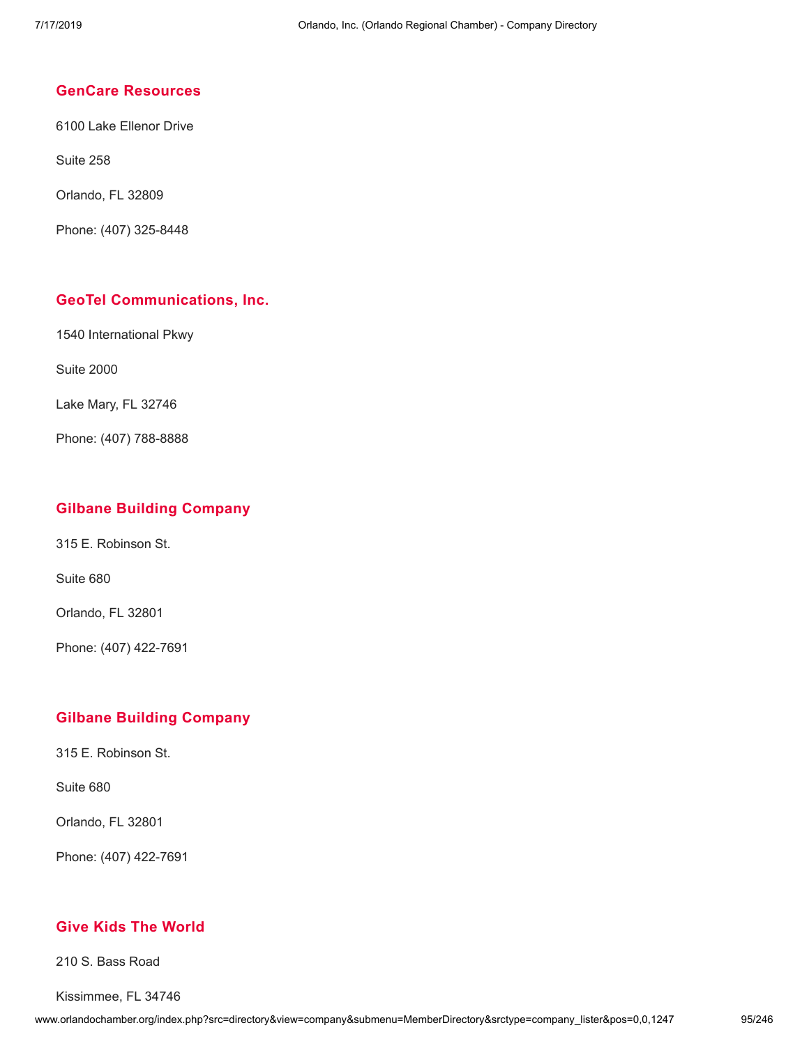### GenCare Resources

6100 Lake Ellenor Drive

Suite 258

Orlando, FL 32809

Phone: (407) 325-8448

### GeoTel Communications, Inc.

1540 International Pkwy

Suite 2000

Lake Mary, FL 32746

Phone: (407) 788-8888

### Gilbane Building Company

315 E. Robinson St.

Suite 680

Orlando, FL 32801

Phone: (407) 422-7691

### Gilbane Building Company

315 E. Robinson St.

Suite 680

Orlando, FL 32801

Phone: (407) 422-7691

### Give Kids The World

210 S. Bass Road

Kissimmee, FL 34746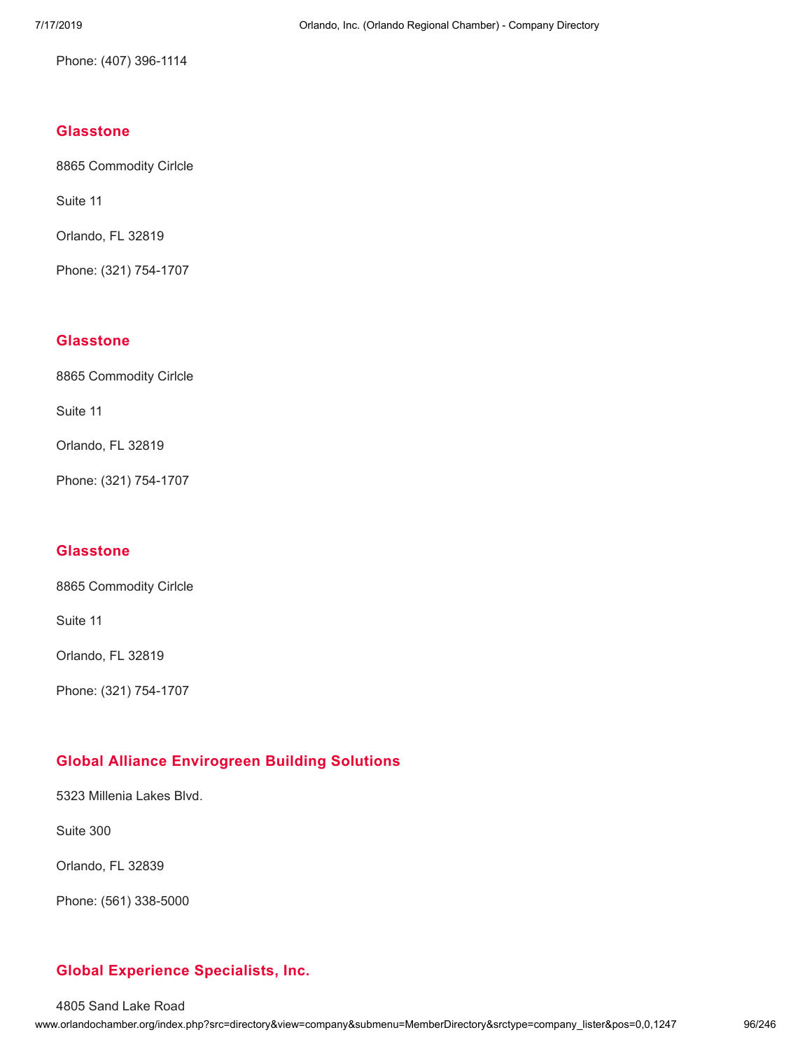Phone: (407) 396-1114

### Glasstone

8865 Commodity Cirlcle

Suite 11

Orlando, FL 32819

Phone: (321) 754-1707

### Glasstone

8865 Commodity Cirlcle

Suite 11

Orlando, FL 32819

Phone: (321) 754-1707

### Glasstone

8865 Commodity Cirlcle

Suite 11

Orlando, FL 32819

Phone: (321) 754-1707

### Global Alliance Envirogreen Building Solutions

5323 Millenia Lakes Blvd.

Suite 300

Orlando, FL 32839

Phone: (561) 338-5000

### Global Experience Specialists, Inc.

4805 Sand Lake Road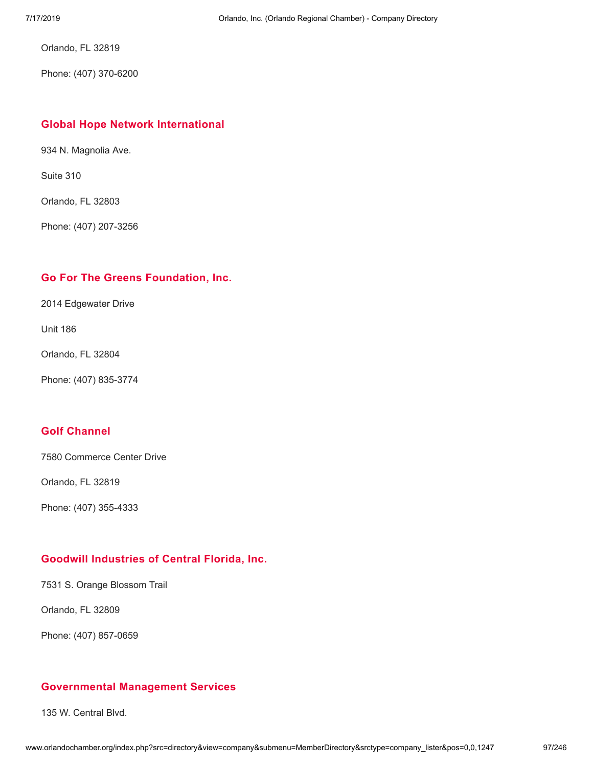Orlando, FL 32819

Phone: (407) 370-6200

### Global Hope Network International

934 N. Magnolia Ave.

Suite 310

Orlando, FL 32803

Phone: (407) 207-3256

### Go For The Greens Foundation, Inc.

2014 Edgewater Drive

Unit 186

Orlando, FL 32804

Phone: (407) 835-3774

### Golf Channel

7580 Commerce Center Drive

Orlando, FL 32819

Phone: (407) 355-4333

### Goodwill Industries of Central Florida, Inc.

7531 S. Orange Blossom Trail

Orlando, FL 32809

Phone: (407) 857-0659

### Governmental Management Services

135 W. Central Blvd.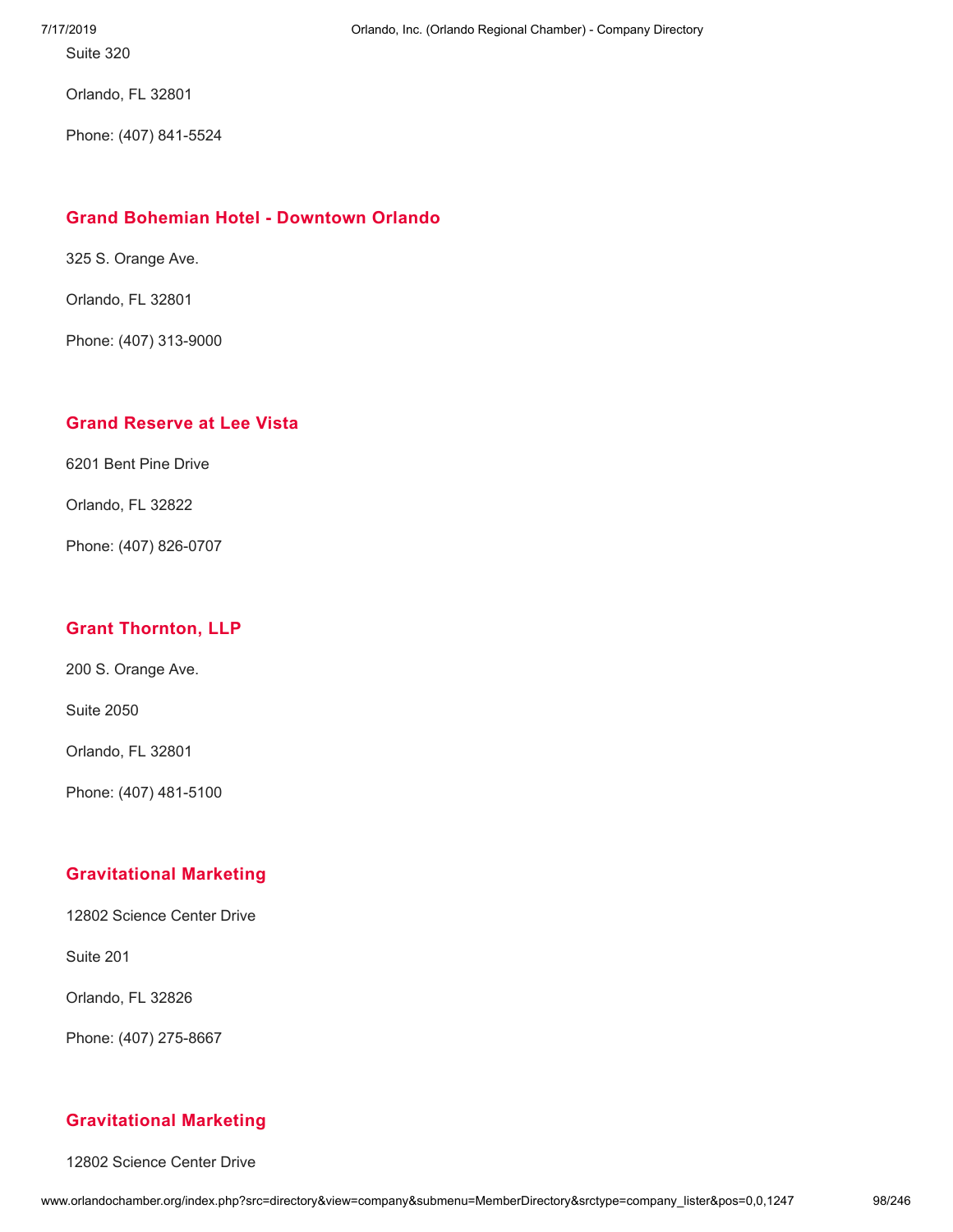Suite 320

Orlando, FL 32801

Phone: (407) 841-5524

### Grand Bohemian Hotel - Downtown Orlando

325 S. Orange Ave.

Orlando, FL 32801

Phone: (407) 313-9000

### Grand Reserve at Lee Vista

6201 Bent Pine Drive

Orlando, FL 32822

Phone: (407) 826-0707

### Grant Thornton, LLP

200 S. Orange Ave.

Suite 2050

Orlando, FL 32801

Phone: (407) 481-5100

### Gravitational Marketing

12802 Science Center Drive

Suite 201

Orlando, FL 32826

Phone: (407) 275-8667

### Gravitational Marketing

12802 Science Center Drive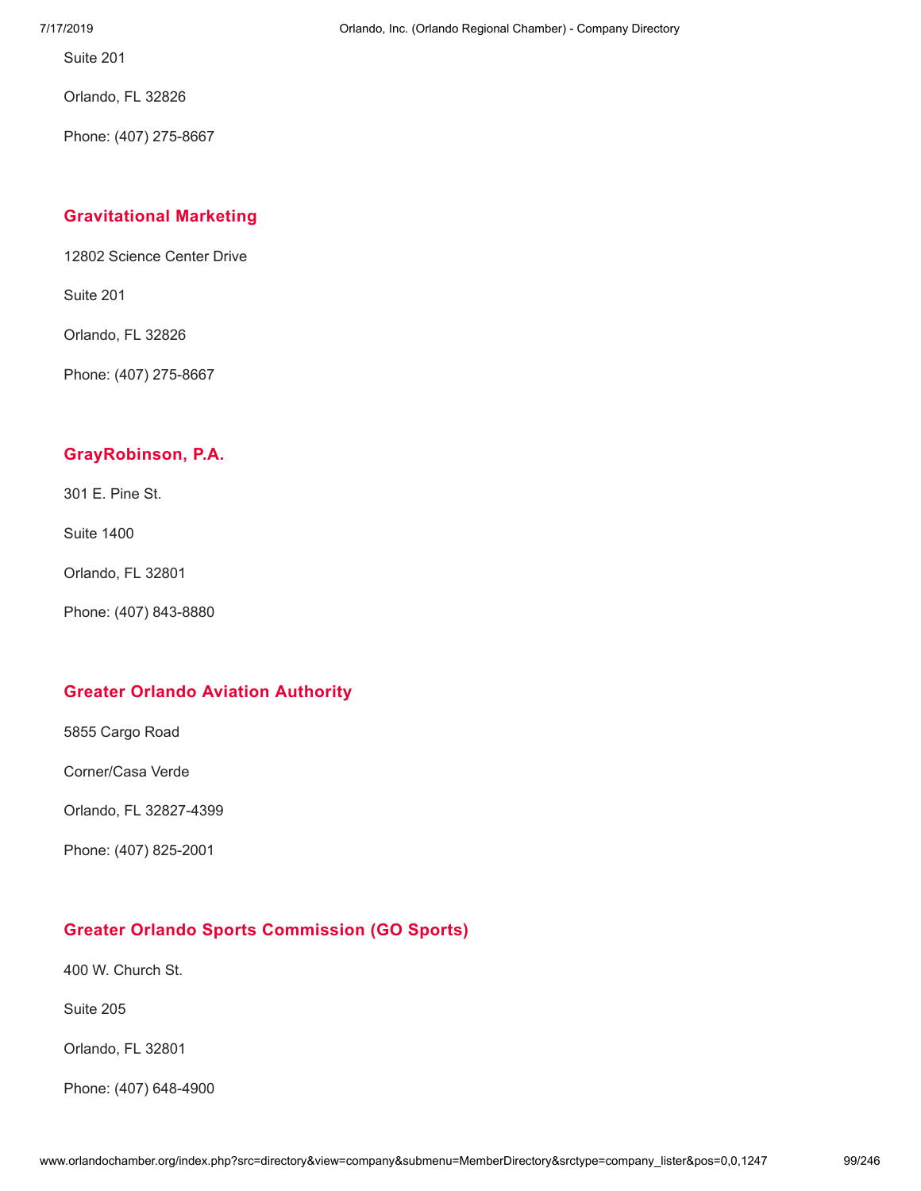Suite 201

Orlando, FL 32826

Phone: (407) 275-8667

### Gravitational Marketing

12802 Science Center Drive

Suite 201

Orlando, FL 32826

Phone: (407) 275-8667

### GrayRobinson, P.A.

301 E. Pine St.

Suite 1400

Orlando, FL 32801

Phone: (407) 843-8880

### Greater Orlando Aviation Authority

5855 Cargo Road

Corner/Casa Verde

Orlando, FL 32827-4399

Phone: (407) 825-2001

### Greater Orlando Sports Commission (GO Sports)

400 W. Church St.

Suite 205

Orlando, FL 32801

Phone: (407) 648-4900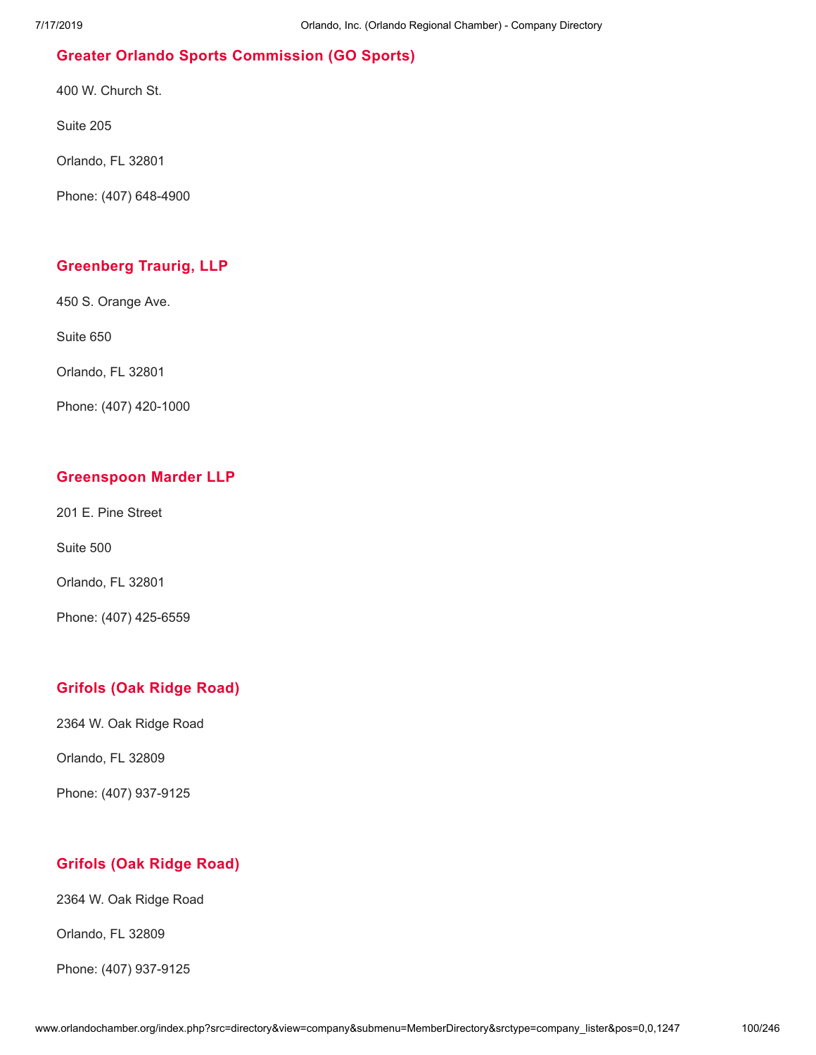### Greater Orlando Sports Commission (GO Sports)

400 W. Church St.

Suite 205

Orlando, FL 32801

Phone: (407) 648-4900

### Greenberg Traurig, LLP

450 S. Orange Ave.

Suite 650

Orlando, FL 32801

Phone: (407) 420-1000

### Greenspoon Marder LLP

201 E. Pine Street

Suite 500

Orlando, FL 32801

Phone: (407) 425-6559

### Grifols (Oak Ridge Road)

2364 W. Oak Ridge Road

Orlando, FL 32809

Phone: (407) 937-9125

### Grifols (Oak Ridge Road)

2364 W. Oak Ridge Road

Orlando, FL 32809

Phone: (407) 937-9125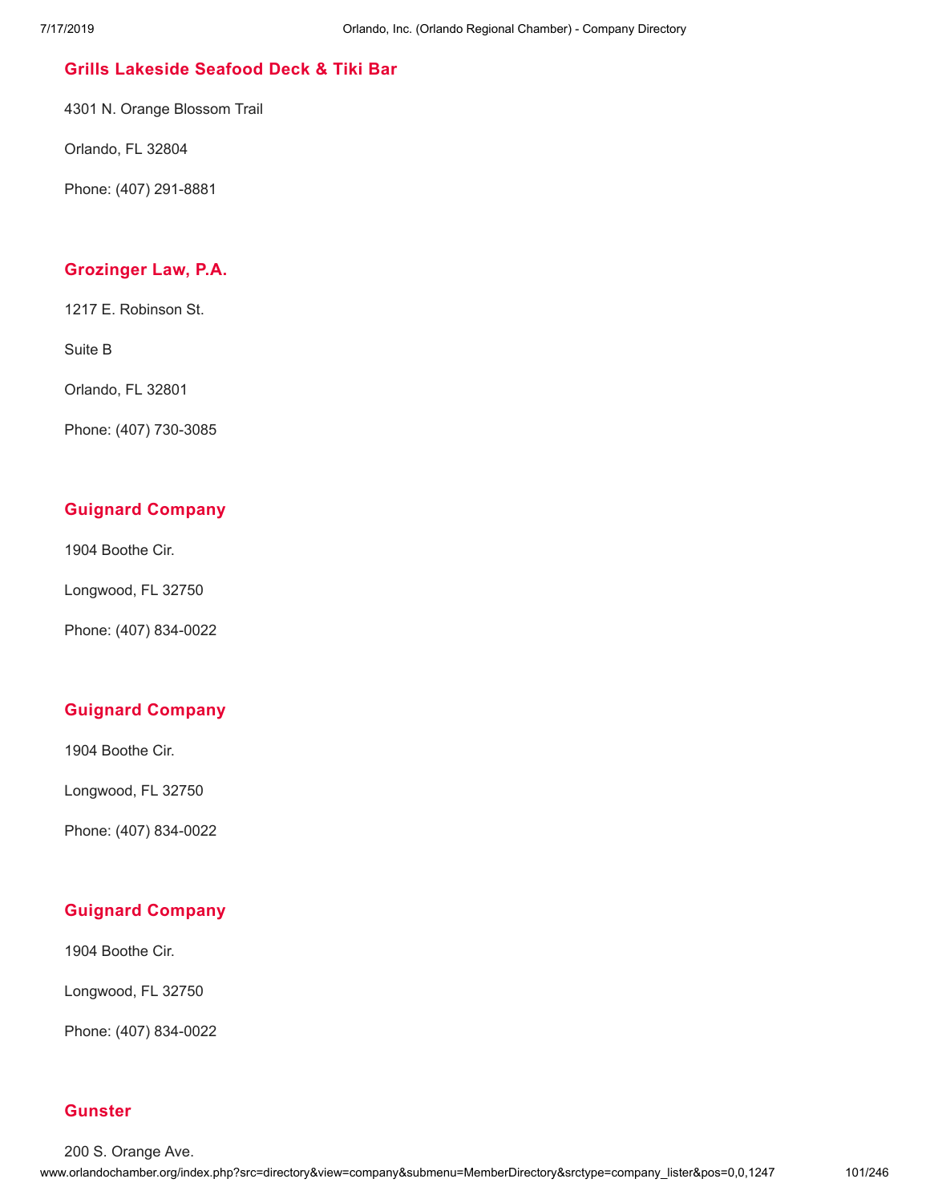### Grills Lakeside Seafood Deck & Tiki Bar

4301 N. Orange Blossom Trail

Orlando, FL 32804

Phone: (407) 291-8881

### Grozinger Law, P.A.

1217 E. Robinson St.

Suite B

Orlando, FL 32801

Phone: (407) 730-3085

### Guignard Company

1904 Boothe Cir.

Longwood, FL 32750

Phone: (407) 834-0022

### Guignard Company

1904 Boothe Cir.

Longwood, FL 32750

Phone: (407) 834-0022

### Guignard Company

1904 Boothe Cir.

Longwood, FL 32750

Phone: (407) 834-0022

### Gunster

200 S. Orange Ave.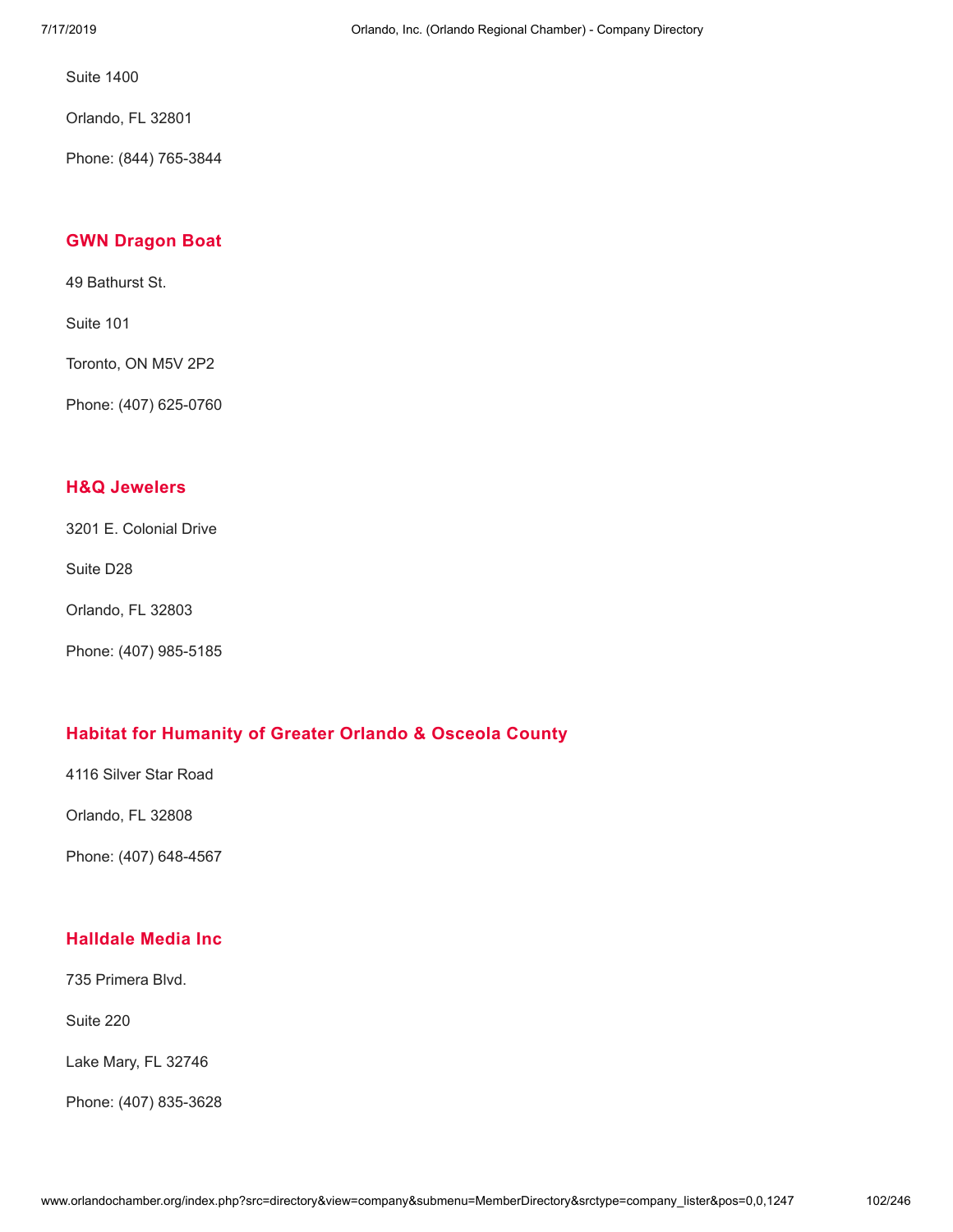Suite 1400

Orlando, FL 32801

Phone: (844) 765-3844

### GWN Dragon Boat

49 Bathurst St.

Suite 101

Toronto, ON M5V 2P2

Phone: (407) 625-0760

### H&Q Jewelers

3201 E. Colonial Drive

Suite D28

Orlando, FL 32803

Phone: (407) 985-5185

### Habitat for Humanity of Greater Orlando & Osceola County

4116 Silver Star Road

Orlando, FL 32808

Phone: (407) 648-4567

### Halldale Media Inc

735 Primera Blvd.

Suite 220

Lake Mary, FL 32746

Phone: (407) 835-3628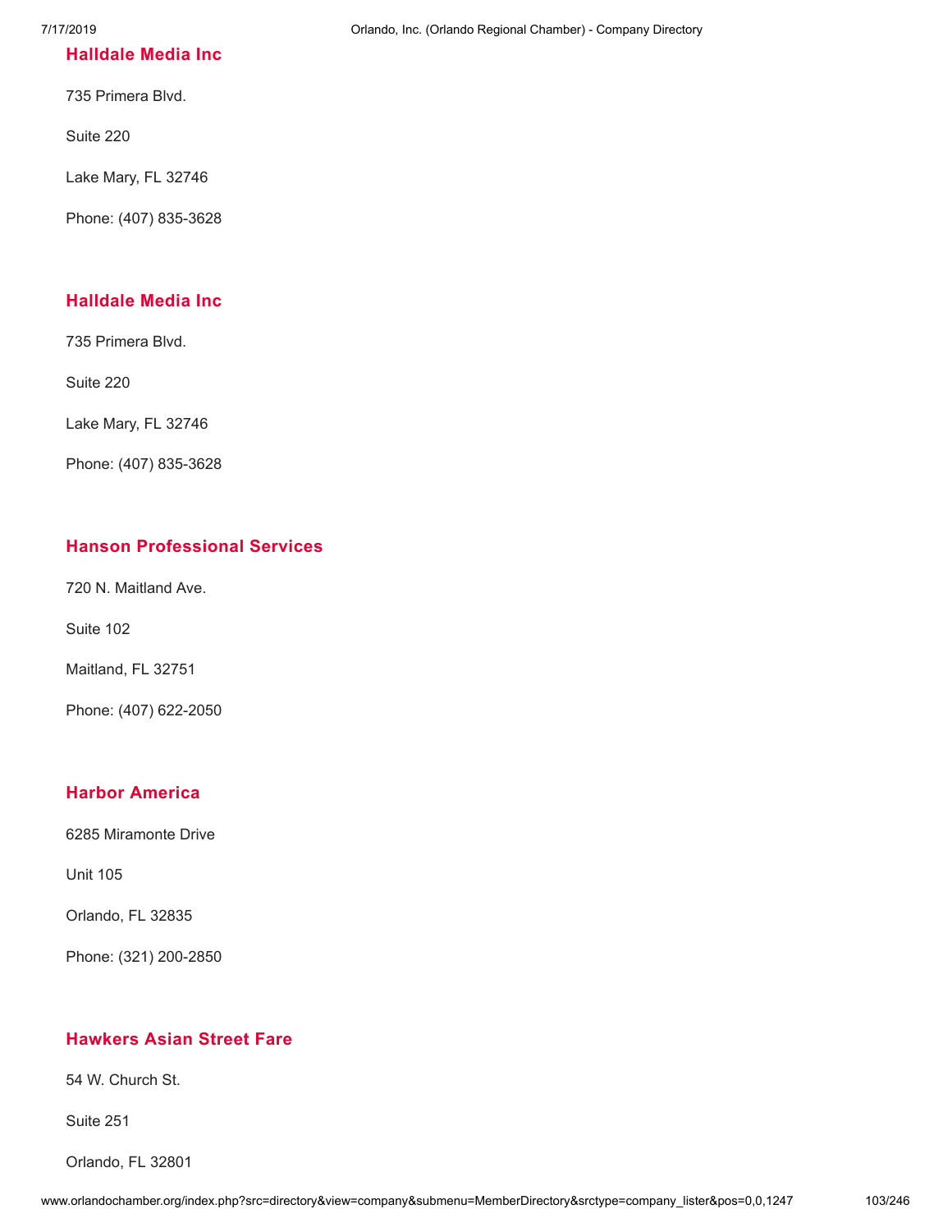### Halldale Media Inc

735 Primera Blvd.

Suite 220

Lake Mary, FL 32746

Phone: (407) 835-3628

### Halldale Media Inc

735 Primera Blvd.

Suite 220

Lake Mary, FL 32746

Phone: (407) 835-3628

### Hanson Professional Services

720 N. Maitland Ave.

Suite 102

Maitland, FL 32751

Phone: (407) 622-2050

### Harbor America

6285 Miramonte Drive

Unit 105

Orlando, FL 32835

Phone: (321) 200-2850

### Hawkers Asian Street Fare

54 W. Church St.

Suite 251

Orlando, FL 32801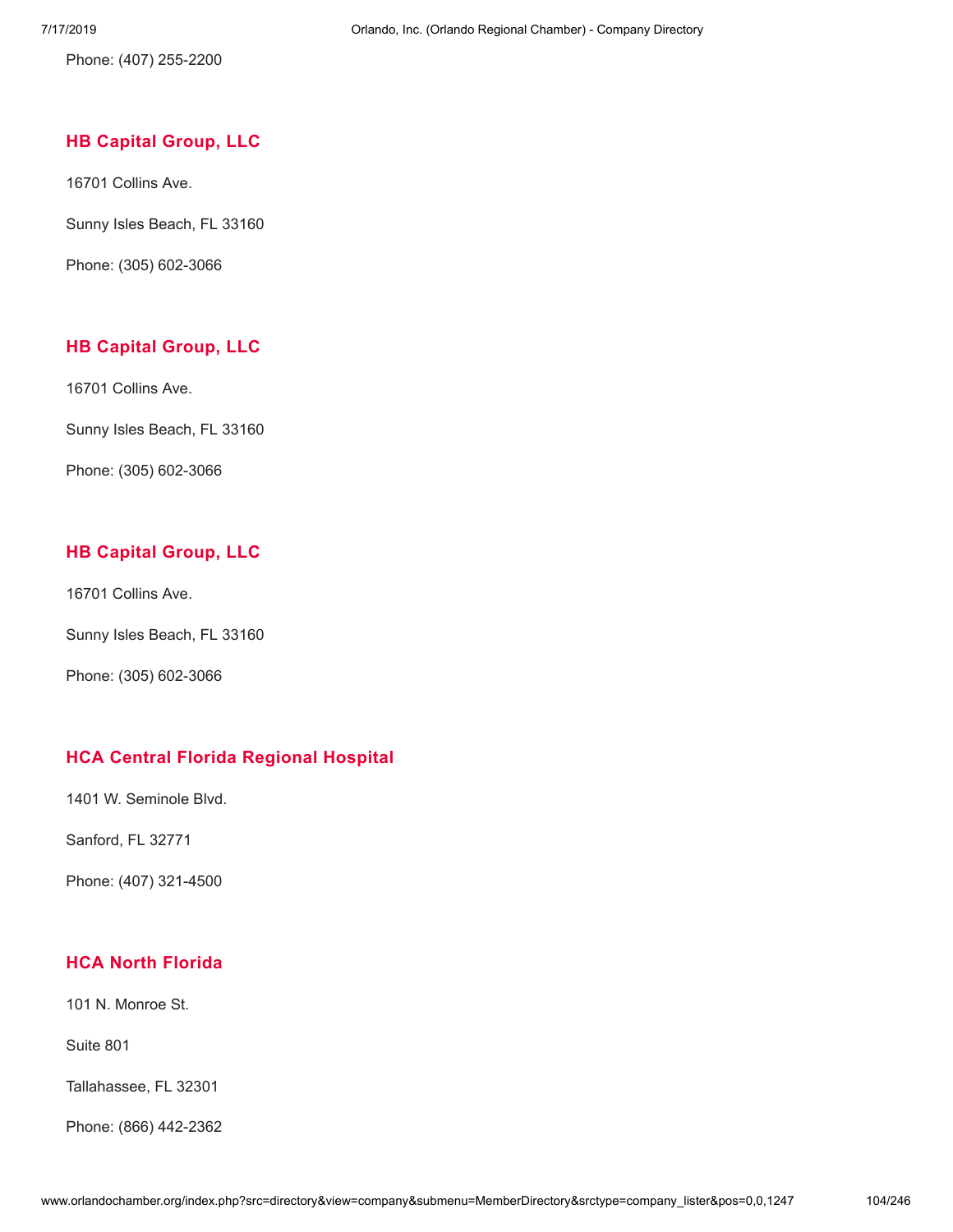Phone: (407) 255-2200

### HB Capital Group, LLC

16701 Collins Ave.

Sunny Isles Beach, FL 33160

Phone: (305) 602-3066

### HB Capital Group, LLC

16701 Collins Ave.

Sunny Isles Beach, FL 33160

Phone: (305) 602-3066

### HB Capital Group, LLC

16701 Collins Ave.

Sunny Isles Beach, FL 33160

Phone: (305) 602-3066

### HCA Central Florida Regional Hospital

1401 W. Seminole Blvd.

Sanford, FL 32771

Phone: (407) 321-4500

### HCA North Florida

101 N. Monroe St.

Suite 801

Tallahassee, FL 32301

Phone: (866) 442-2362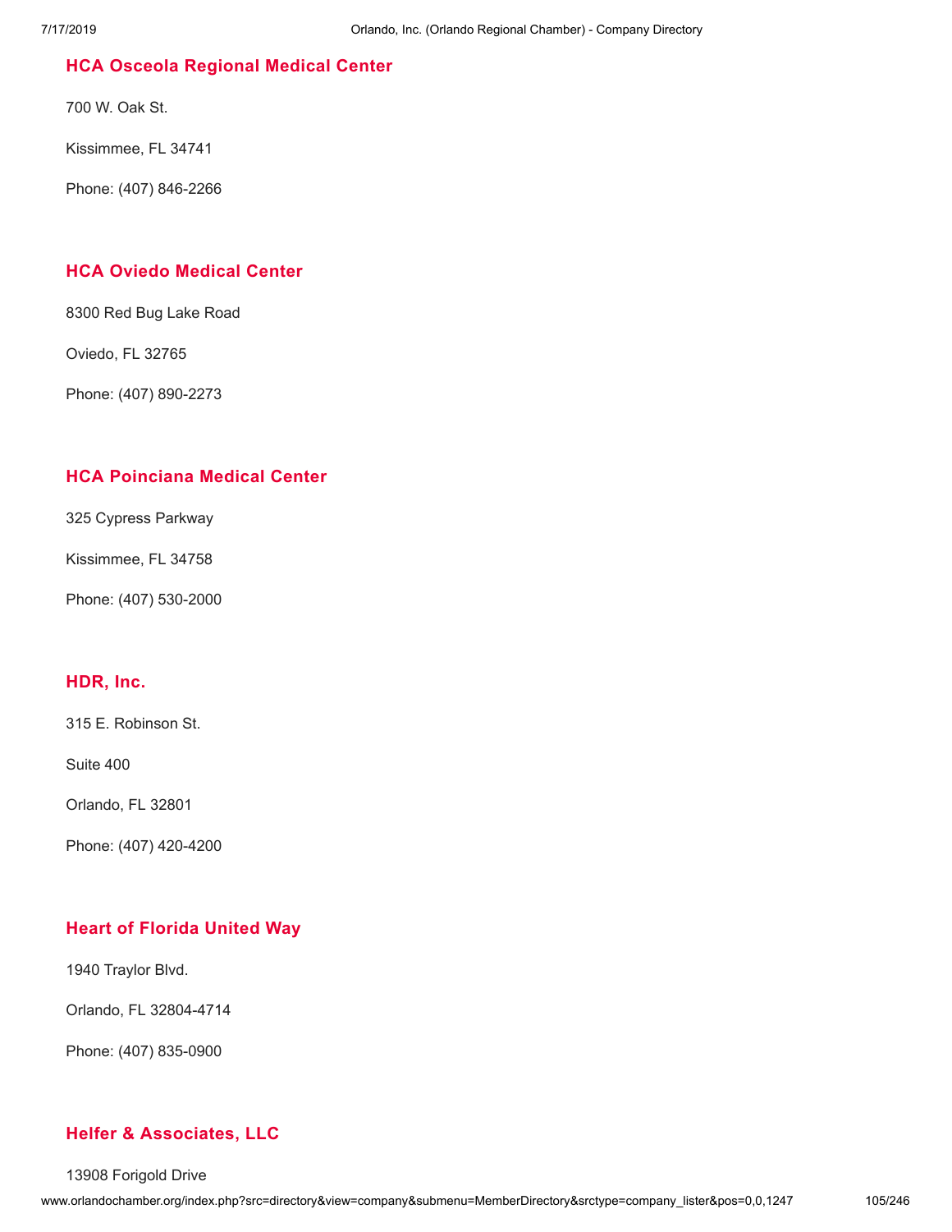## HCA Osceola Regional Medical Center

700 W. Oak St.

Kissimmee, FL 34741

Phone: (407) 846-2266

## HCA Oviedo Medical Center

8300 Red Bug Lake Road

Oviedo, FL 32765

Phone: (407) 890-2273

## HCA Poinciana Medical Center

325 Cypress Parkway

Kissimmee, FL 34758

Phone: (407) 530-2000

## HDR, Inc.

315 E. Robinson St.

Suite 400

Orlando, FL 32801

Phone: (407) 420-4200

## Heart of Florida United Way

1940 Traylor Blvd.

Orlando, FL 32804-4714

Phone: (407) 835-0900

## Helfer & Associates, LLC

13908 Forigold Drive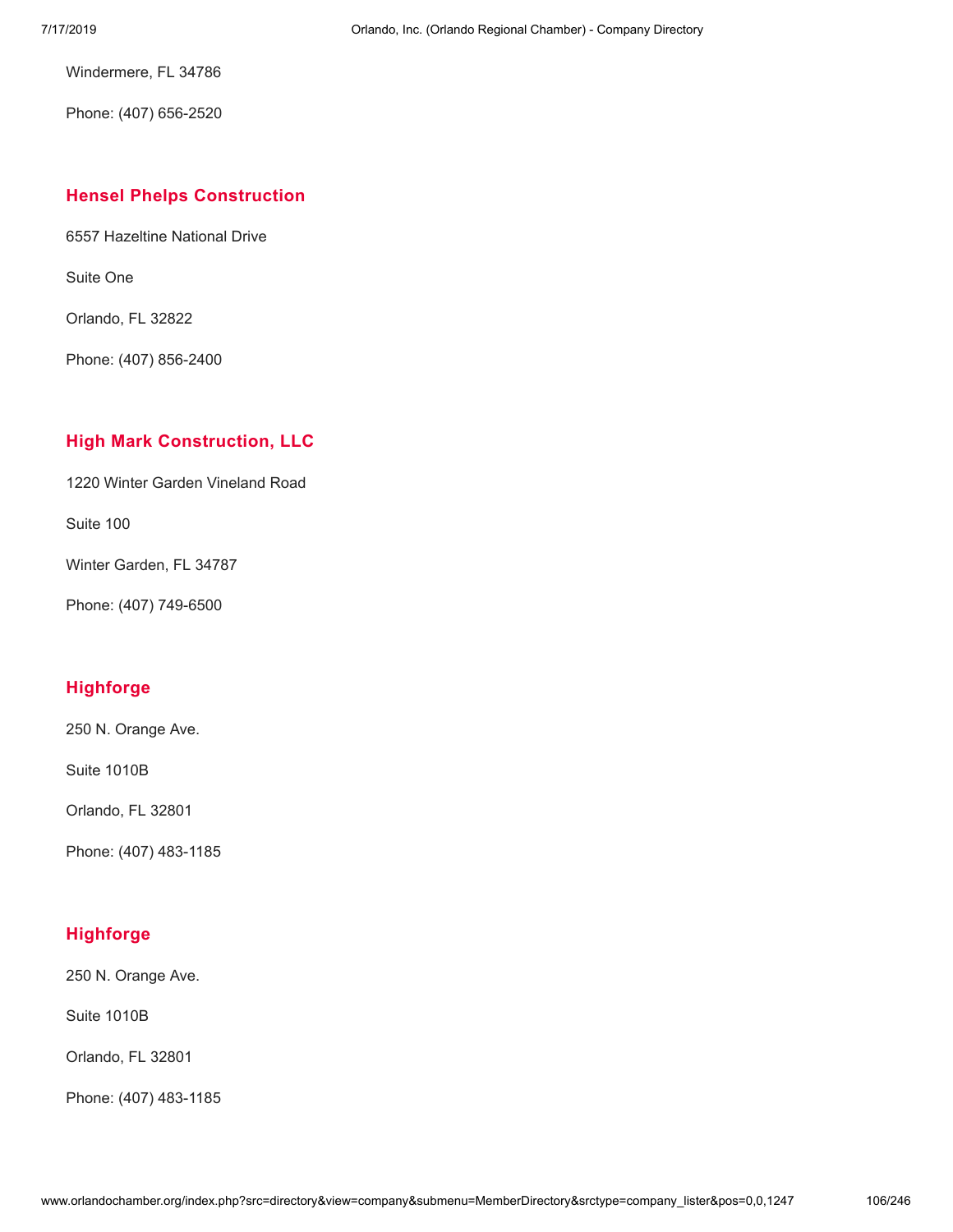Windermere, FL 34786

Phone: (407) 656-2520

### Hensel Phelps Construction

6557 Hazeltine National Drive

Suite One

Orlando, FL 32822

Phone: (407) 856-2400

### High Mark Construction, LLC

1220 Winter Garden Vineland Road

Suite 100

Winter Garden, FL 34787

Phone: (407) 749-6500

### Highforge

250 N. Orange Ave.

Suite 1010B

Orlando, FL 32801

Phone: (407) 483-1185

### Highforge

250 N. Orange Ave.

Suite 1010B

Orlando, FL 32801

Phone: (407) 483-1185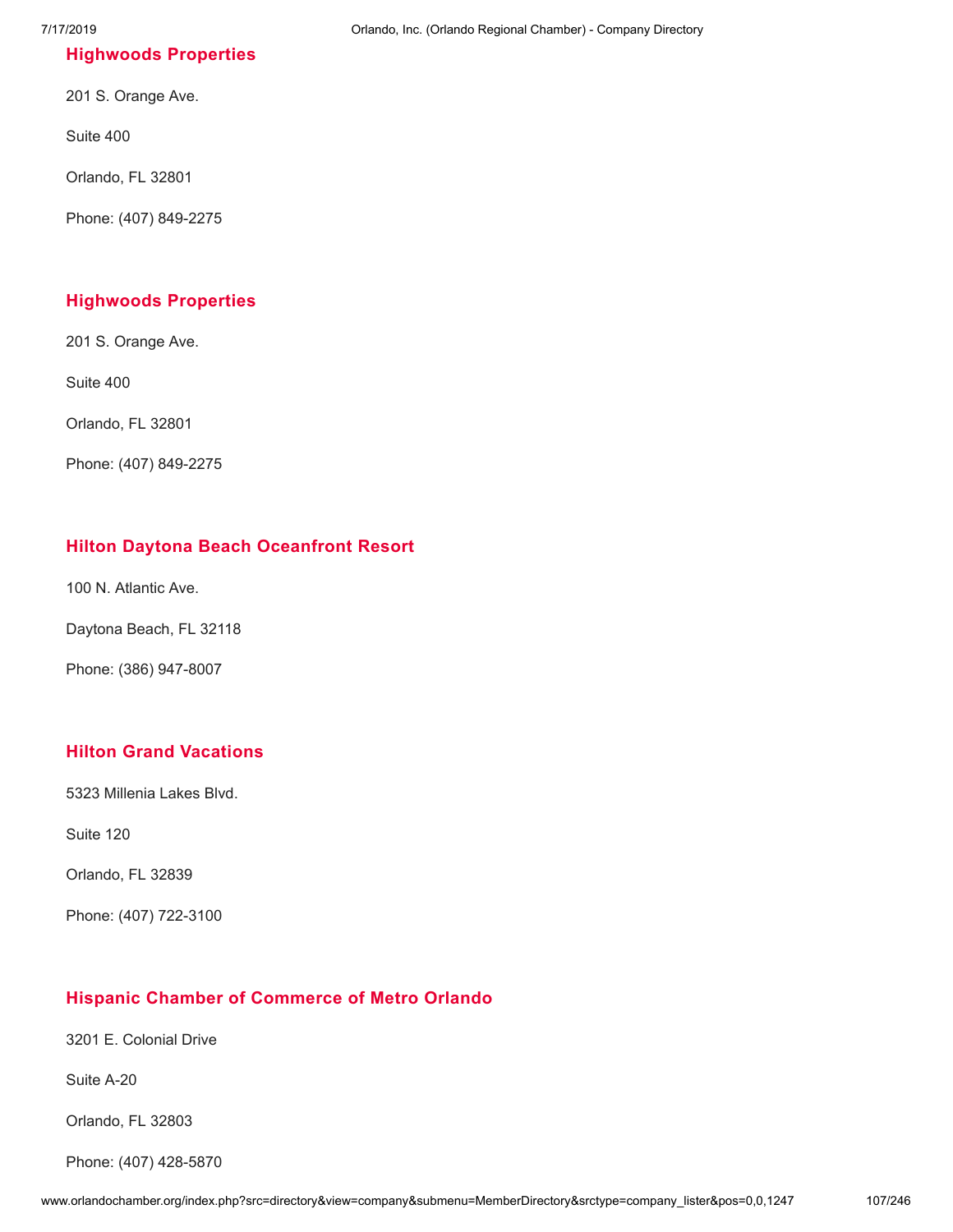### Highwoods Properties

201 S. Orange Ave.

Suite 400

Orlando, FL 32801

Phone: (407) 849-2275

### Highwoods Properties

201 S. Orange Ave.

Suite 400

Orlando, FL 32801

Phone: (407) 849-2275

### Hilton Daytona Beach Oceanfront Resort

100 N. Atlantic Ave.

Daytona Beach, FL 32118

Phone: (386) 947-8007

### Hilton Grand Vacations

5323 Millenia Lakes Blvd.

Suite 120

Orlando, FL 32839

Phone: (407) 722-3100

### Hispanic Chamber of Commerce of Metro Orlando

3201 E. Colonial Drive

Suite A-20

Orlando, FL 32803

Phone: (407) 428-5870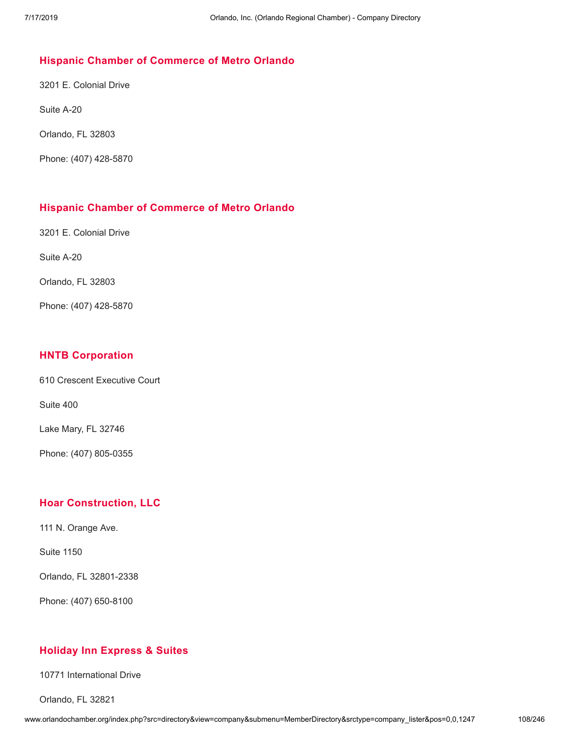### Hispanic Chamber of Commerce of Metro Orlando

3201 E. Colonial Drive

Suite A-20

Orlando, FL 32803

Phone: (407) 428-5870

### Hispanic Chamber of Commerce of Metro Orlando

3201 E. Colonial Drive

Suite A-20

Orlando, FL 32803

Phone: (407) 428-5870

### HNTB Corporation

610 Crescent Executive Court

Suite 400

Lake Mary, FL 32746

Phone: (407) 805-0355

### Hoar Construction, LLC

111 N. Orange Ave.

Suite 1150

Orlando, FL 32801-2338

Phone: (407) 650-8100

### Holiday Inn Express & Suites

10771 International Drive

Orlando, FL 32821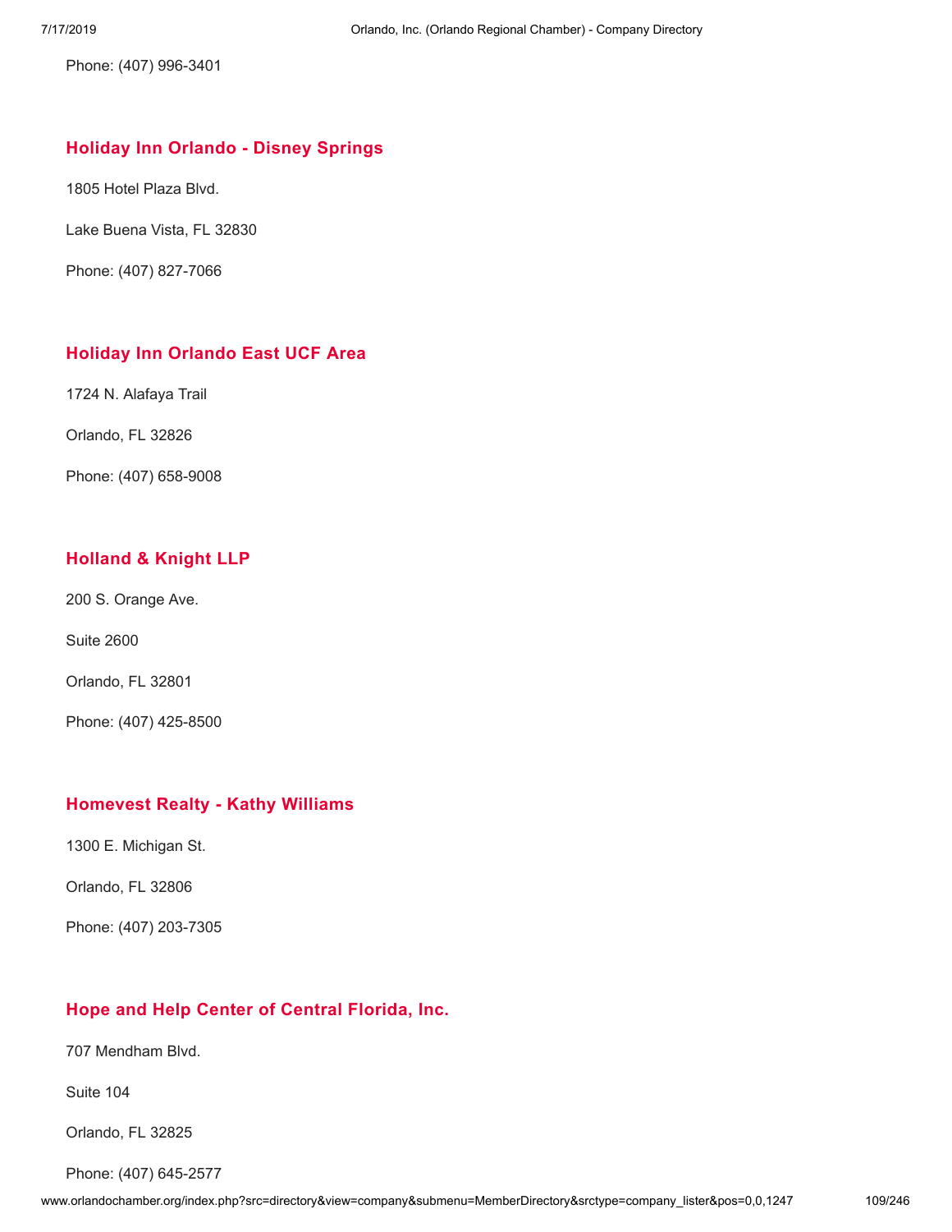Phone: (407) 996-3401

### Holiday Inn Orlando - Disney Springs

1805 Hotel Plaza Blvd.

Lake Buena Vista, FL 32830

Phone: (407) 827-7066

### Holiday Inn Orlando East UCF Area

1724 N. Alafaya Trail

Orlando, FL 32826

Phone: (407) 658-9008

### Holland & Knight LLP

200 S. Orange Ave.

Suite 2600

Orlando, FL 32801

Phone: (407) 425-8500

### Homevest Realty - Kathy Williams

1300 E. Michigan St.

Orlando, FL 32806

Phone: (407) 203-7305

### Hope and Help Center of Central Florida, Inc.

707 Mendham Blvd.

Suite 104

Orlando, FL 32825

Phone: (407) 645-2577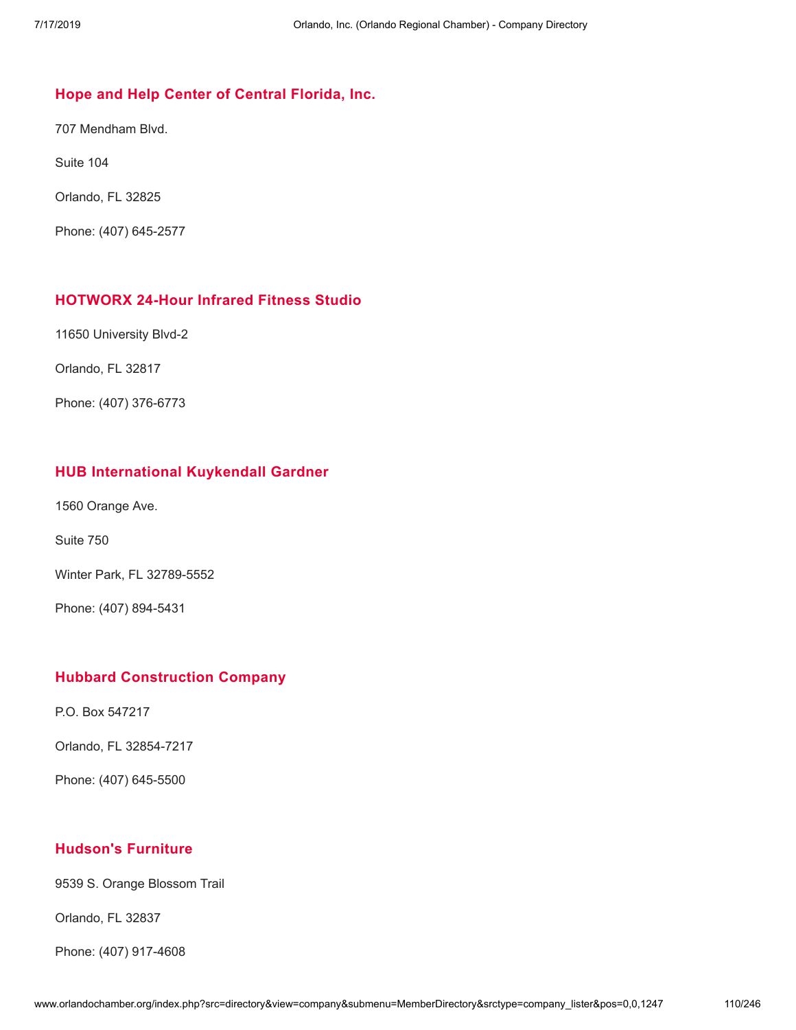### Hope and Help Center of Central Florida, Inc.

707 Mendham Blvd.

Suite 104

Orlando, FL 32825

Phone: (407) 645-2577

### HOTWORX 24-Hour Infrared Fitness Studio

11650 University Blvd-2

Orlando, FL 32817

Phone: (407) 376-6773

### HUB International Kuykendall Gardner

1560 Orange Ave.

Suite 750

Winter Park, FL 32789-5552

Phone: (407) 894-5431

### Hubbard Construction Company

P.O. Box 547217

Orlando, FL 32854-7217

Phone: (407) 645-5500

### Hudson's Furniture

9539 S. Orange Blossom Trail

Orlando, FL 32837

Phone: (407) 917-4608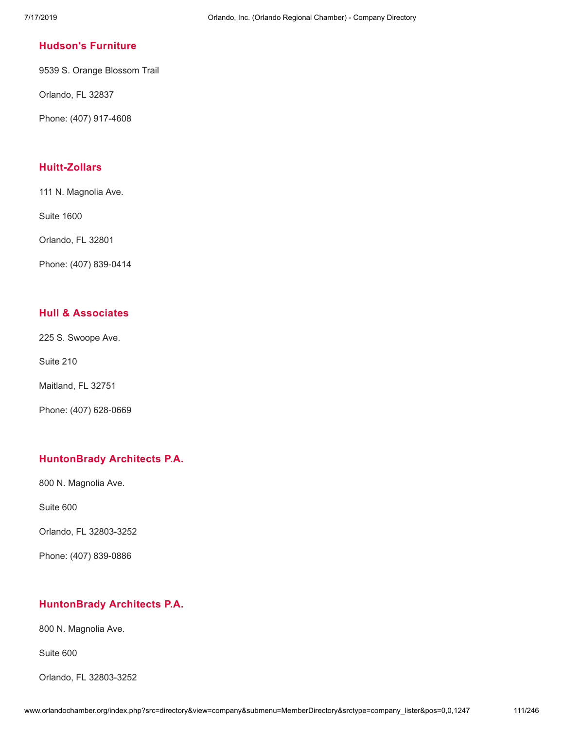### Hudson's Furniture

9539 S. Orange Blossom Trail

Orlando, FL 32837

Phone: (407) 917-4608

### Huitt-Zollars

111 N. Magnolia Ave.

Suite 1600

Orlando, FL 32801

Phone: (407) 839-0414

### Hull & Associates

225 S. Swoope Ave.

Suite 210

Maitland, FL 32751

Phone: (407) 628-0669

### HuntonBrady Architects P.A.

800 N. Magnolia Ave.

Suite 600

Orlando, FL 32803-3252

Phone: (407) 839-0886

### HuntonBrady Architects P.A.

800 N. Magnolia Ave.

Suite 600

Orlando, FL 32803-3252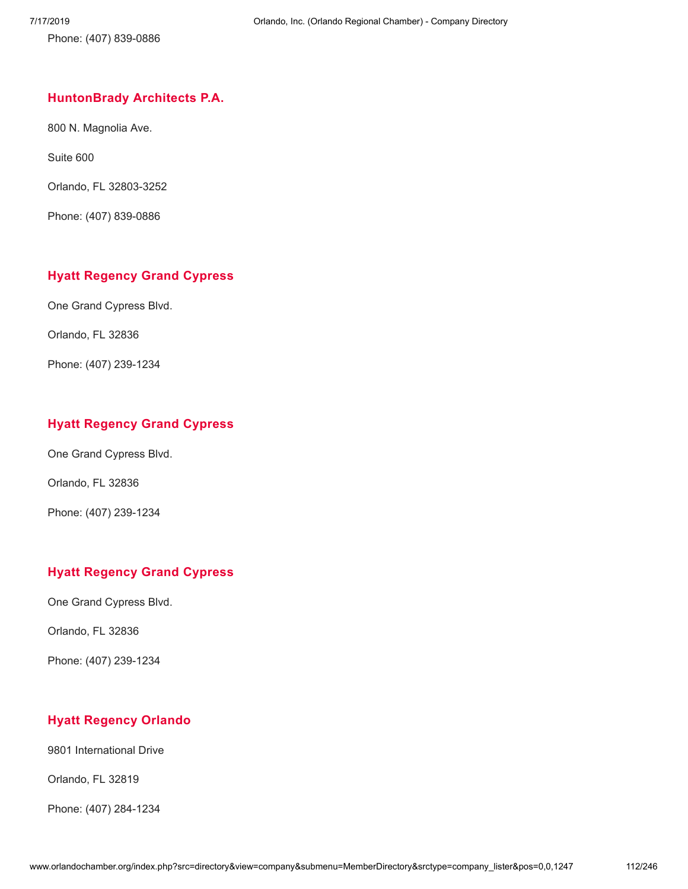Phone: (407) 839-0886

## HuntonBrady Architects P.A.

800 N. Magnolia Ave.

Suite 600

Orlando, FL 32803-3252

Phone: (407) 839-0886

## Hyatt Regency Grand Cypress

One Grand Cypress Blvd.

Orlando, FL 32836

Phone: (407) 239-1234

## Hyatt Regency Grand Cypress

One Grand Cypress Blvd.

Orlando, FL 32836

Phone: (407) 239-1234

## Hyatt Regency Grand Cypress

One Grand Cypress Blvd.

Orlando, FL 32836

Phone: (407) 239-1234

## Hyatt Regency Orlando

9801 International Drive

Orlando, FL 32819

Phone: (407) 284-1234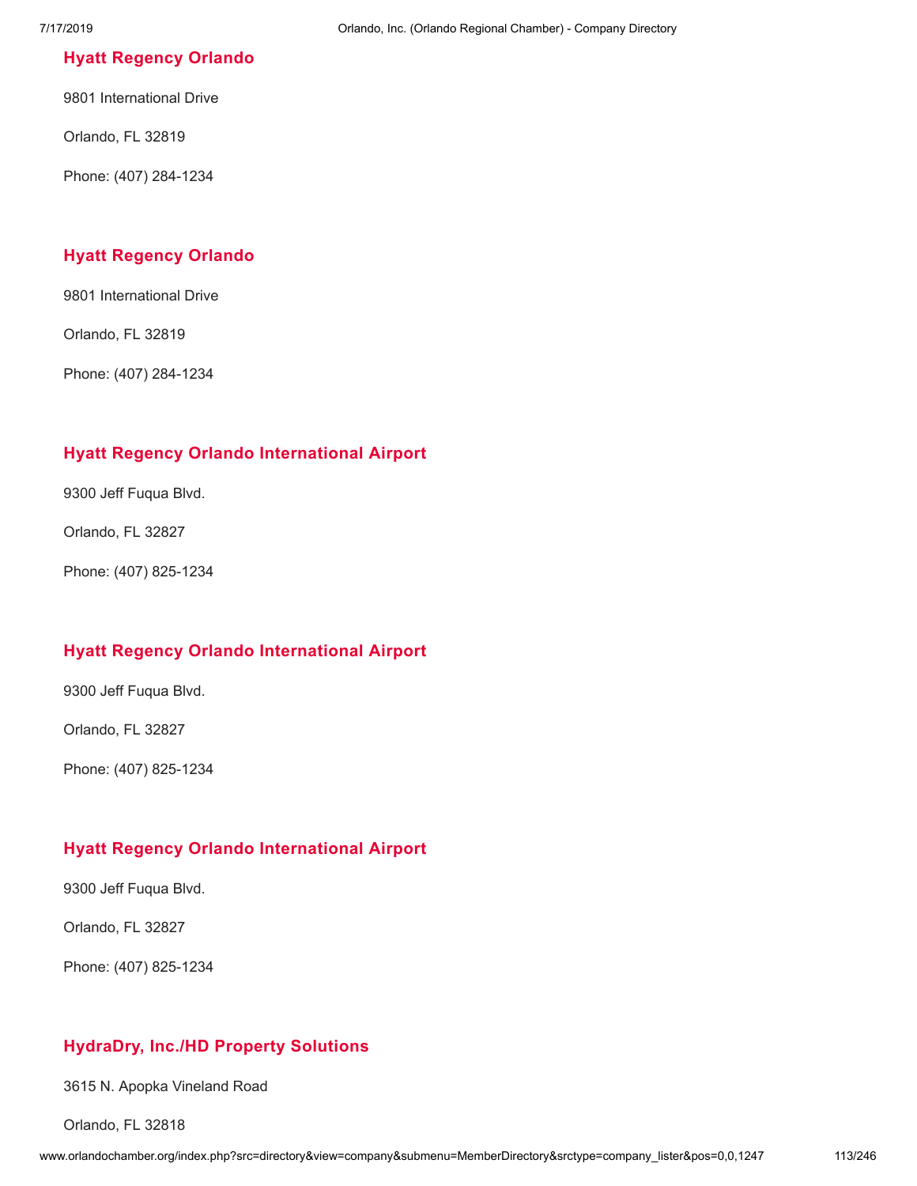### Hyatt Regency Orlando

9801 International Drive

Orlando, FL 32819

Phone: (407) 284-1234

### Hyatt Regency Orlando

9801 International Drive

Orlando, FL 32819

Phone: (407) 284-1234

### Hyatt Regency Orlando International Airport

9300 Jeff Fuqua Blvd.

Orlando, FL 32827

Phone: (407) 825-1234

### Hyatt Regency Orlando International Airport

9300 Jeff Fuqua Blvd.

Orlando, FL 32827

Phone: (407) 825-1234

### Hyatt Regency Orlando International Airport

9300 Jeff Fuqua Blvd.

Orlando, FL 32827

Phone: (407) 825-1234

### HydraDry, Inc./HD Property Solutions

3615 N. Apopka Vineland Road

Orlando, FL 32818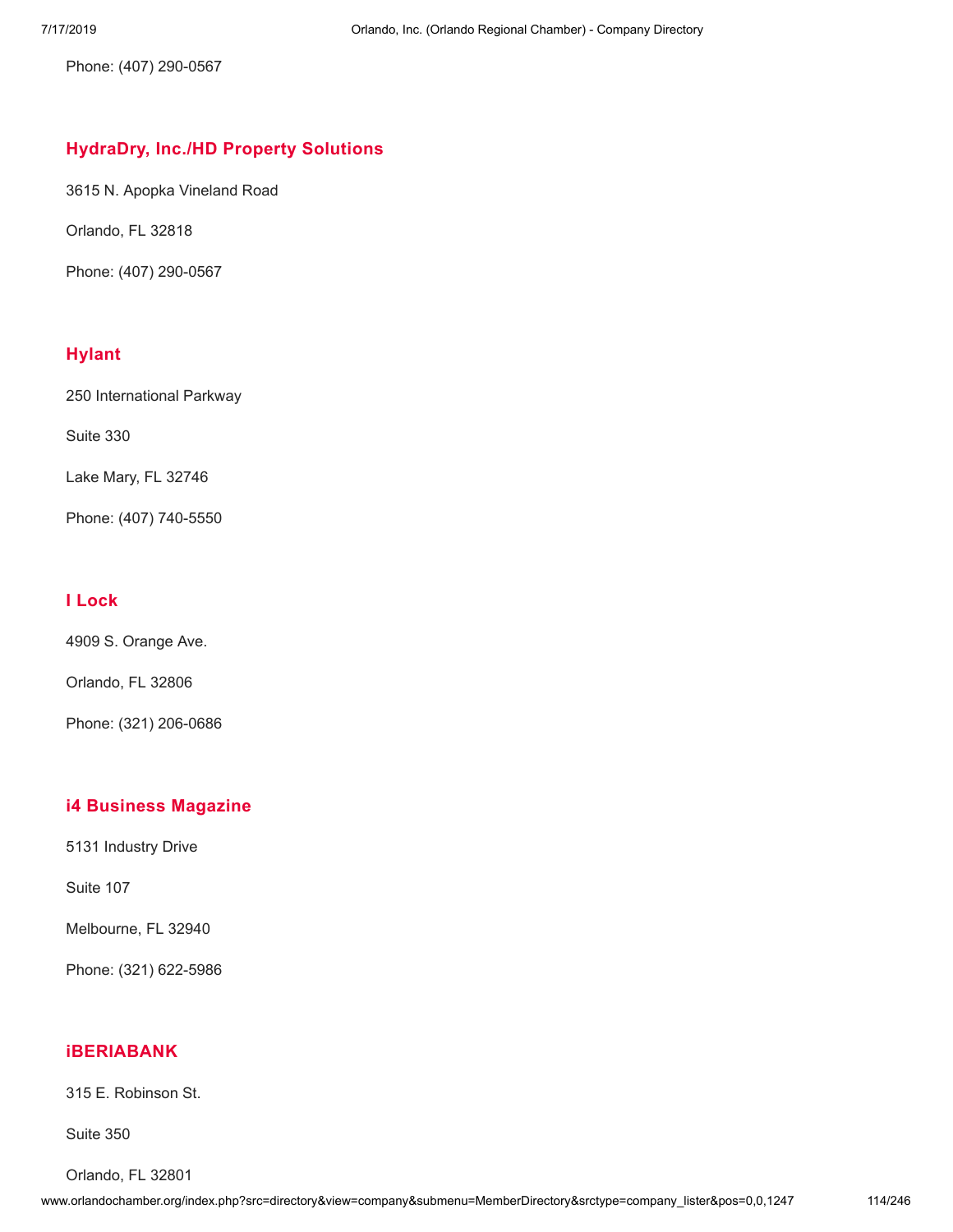Phone: (407) 290-0567

### HydraDry, Inc./HD Property Solutions

3615 N. Apopka Vineland Road

Orlando, FL 32818

Phone: (407) 290-0567

### Hylant

250 International Parkway

Suite 330

Lake Mary, FL 32746

Phone: (407) 740-5550

### I Lock

4909 S. Orange Ave.

Orlando, FL 32806

Phone: (321) 206-0686

### i4 Business Magazine

5131 Industry Drive

Suite 107

Melbourne, FL 32940

Phone: (321) 622-5986

### iBERIABANK

315 E. Robinson St.

Suite 350

Orlando, FL 32801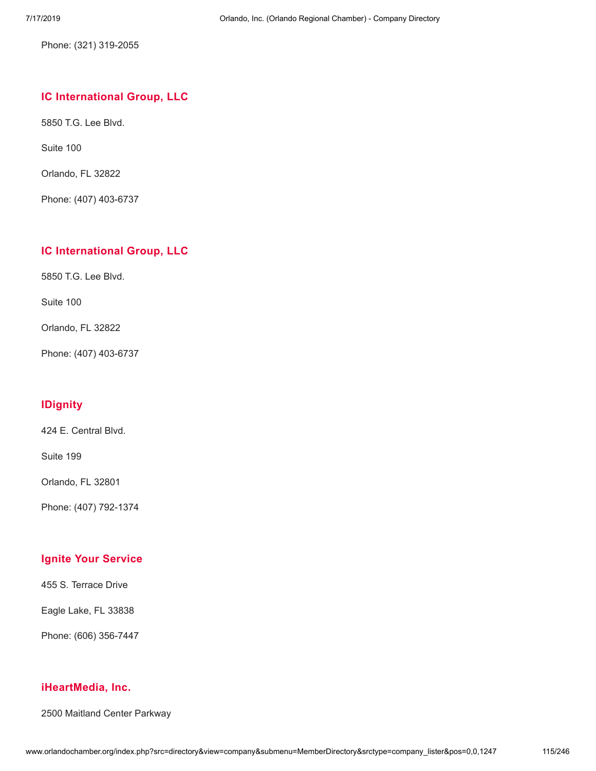Phone: (321) 319-2055

## IC International Group, LLC

5850 T.G. Lee Blvd.

Suite 100

Orlando, FL 32822

Phone: (407) 403-6737

## IC International Group, LLC

5850 T.G. Lee Blvd.

Suite 100

Orlando, FL 32822

Phone: (407) 403-6737

## IDignity

424 E. Central Blvd.

Suite 199

Orlando, FL 32801

Phone: (407) 792-1374

## Ignite Your Service

455 S. Terrace Drive

Eagle Lake, FL 33838

Phone: (606) 356-7447

## iHeartMedia, Inc.

2500 Maitland Center Parkway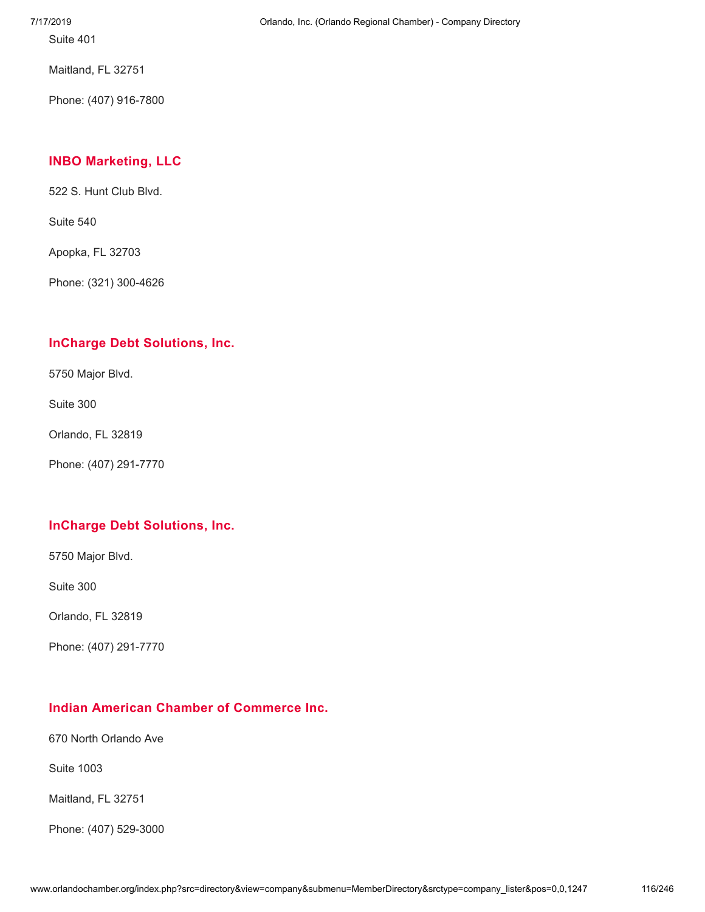Suite 401

Maitland, FL 32751

Phone: (407) 916-7800

### INBO Marketing, LLC

522 S. Hunt Club Blvd.

Suite 540

Apopka, FL 32703

Phone: (321) 300-4626

### InCharge Debt Solutions, Inc.

5750 Major Blvd.

Suite 300

Orlando, FL 32819

Phone: (407) 291-7770

### InCharge Debt Solutions, Inc.

5750 Major Blvd.

Suite 300

Orlando, FL 32819

Phone: (407) 291-7770

### Indian American Chamber of Commerce Inc.

670 North Orlando Ave

Suite 1003

Maitland, FL 32751

Phone: (407) 529-3000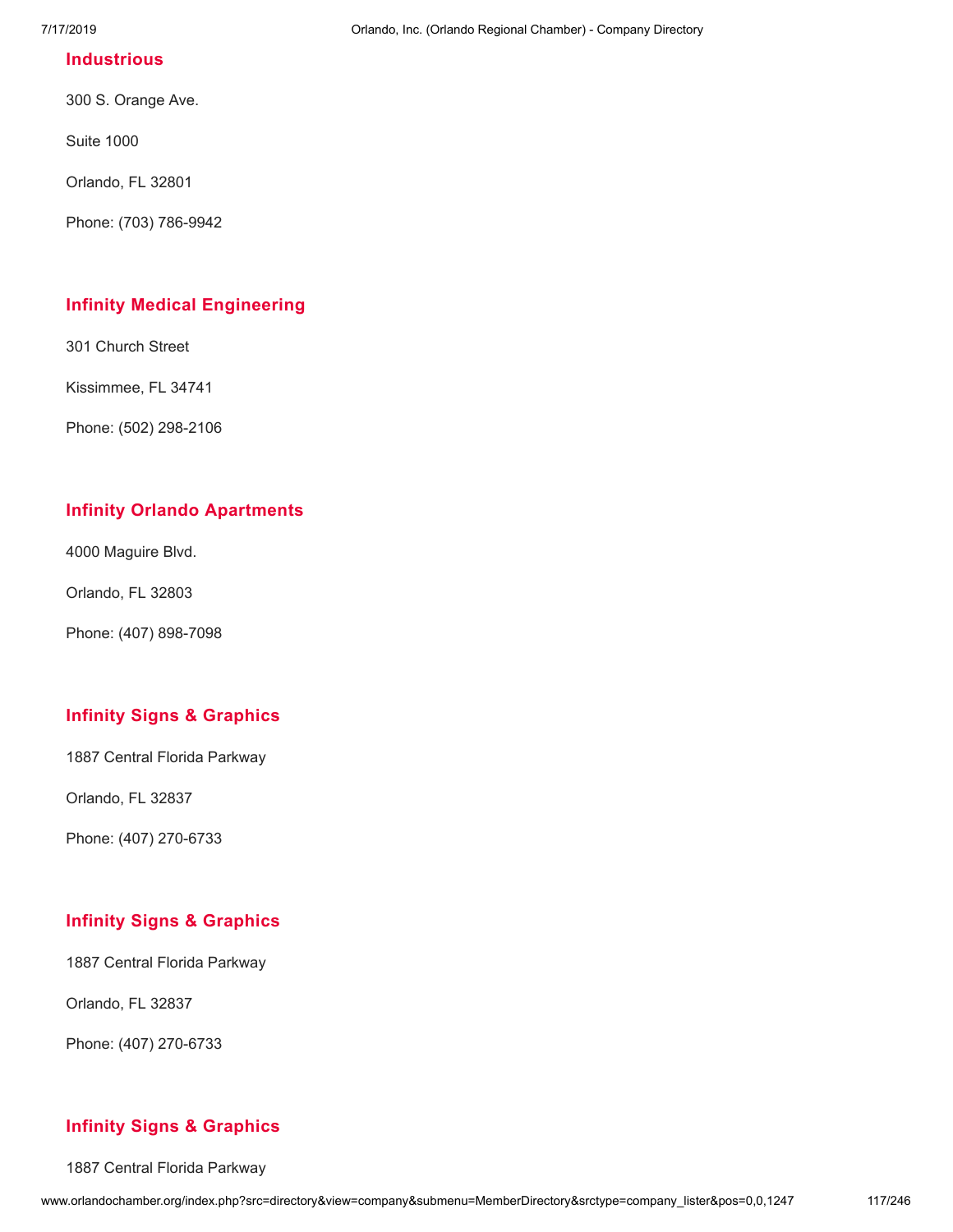### Industrious

300 S. Orange Ave.

Suite 1000

Orlando, FL 32801

Phone: (703) 786-9942

### Infinity Medical Engineering

301 Church Street

Kissimmee, FL 34741

Phone: (502) 298-2106

### Infinity Orlando Apartments

4000 Maguire Blvd.

Orlando, FL 32803

Phone: (407) 898-7098

### Infinity Signs & Graphics

1887 Central Florida Parkway

Orlando, FL 32837

Phone: (407) 270-6733

### Infinity Signs & Graphics

1887 Central Florida Parkway

Orlando, FL 32837

Phone: (407) 270-6733

### Infinity Signs & Graphics

1887 Central Florida Parkway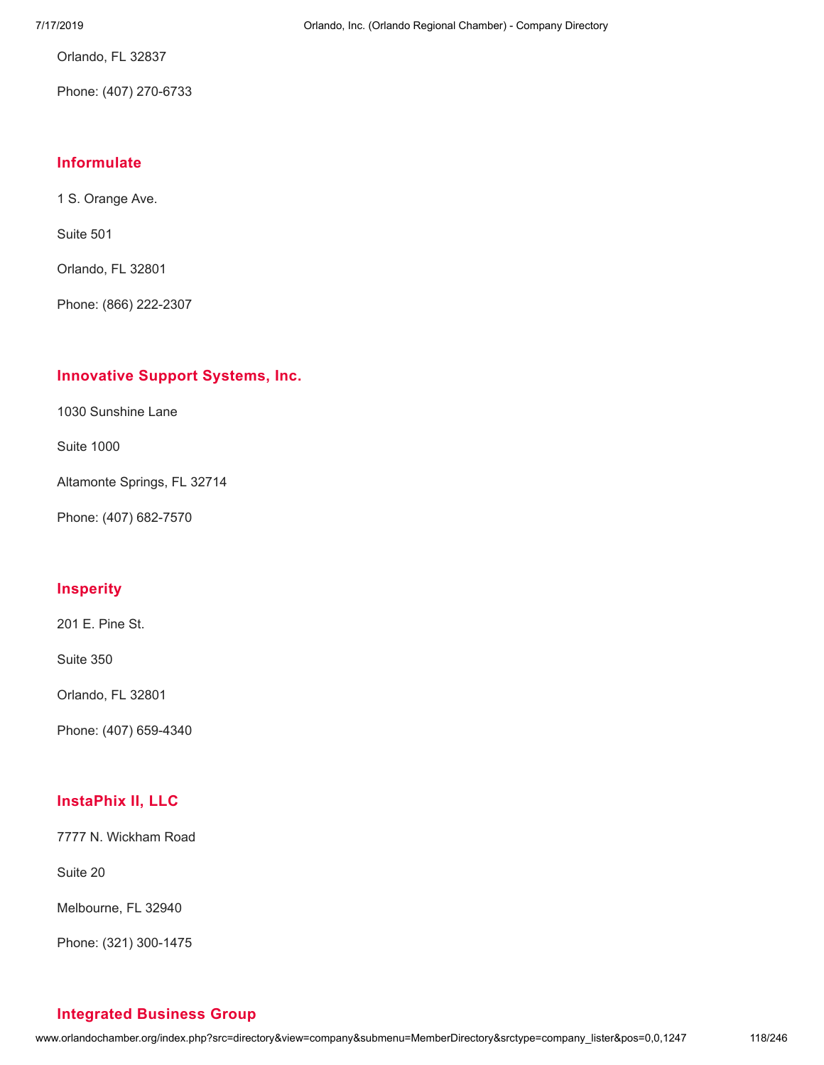Orlando, FL 32837

Phone: (407) 270-6733

### Informulate

1 S. Orange Ave.

Suite 501

Orlando, FL 32801

Phone: (866) 222-2307

### Innovative Support Systems, Inc.

1030 Sunshine Lane

Suite 1000

Altamonte Springs, FL 32714

Phone: (407) 682-7570

### Insperity

201 E. Pine St.

Suite 350

Orlando, FL 32801

Phone: (407) 659-4340

### InstaPhix II, LLC

7777 N. Wickham Road

Suite 20

Melbourne, FL 32940

Phone: (321) 300-1475

### Integrated Business Group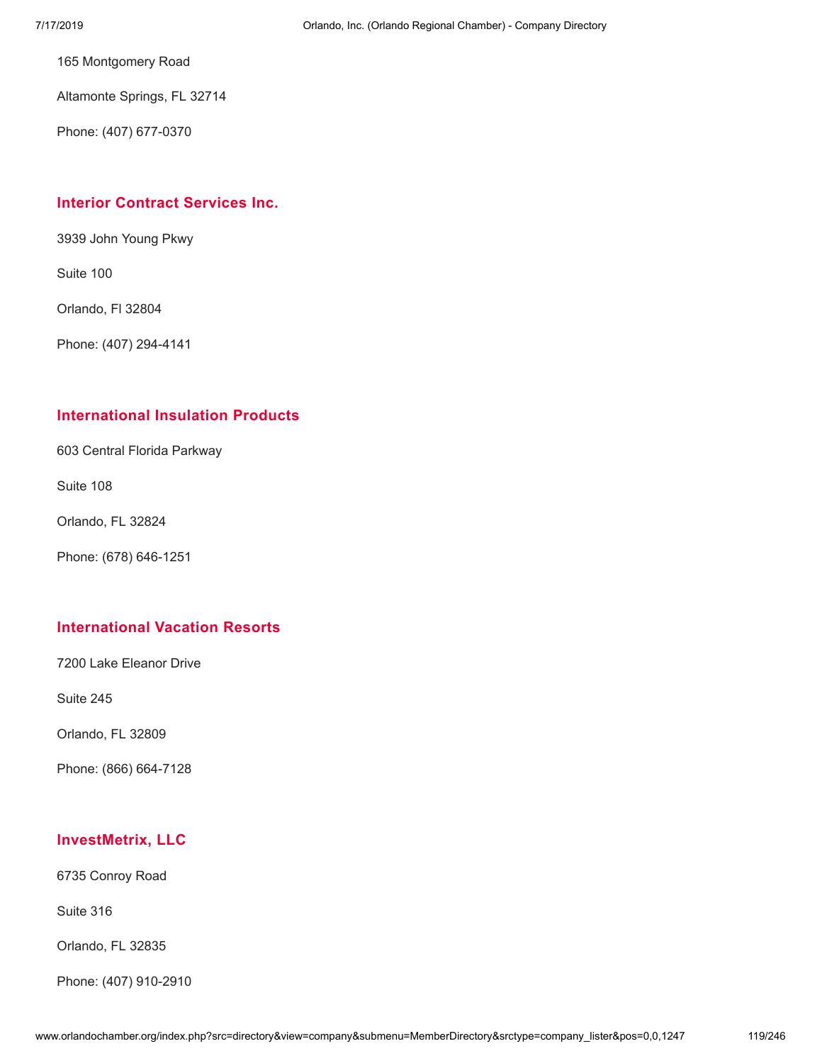165 Montgomery Road

Altamonte Springs, FL 32714

Phone: (407) 677-0370

### Interior Contract Services Inc.

3939 John Young Pkwy

Suite 100

Orlando, Fl 32804

Phone: (407) 294-4141

### International Insulation Products

603 Central Florida Parkway

Suite 108

Orlando, FL 32824

Phone: (678) 646-1251

### International Vacation Resorts

7200 Lake Eleanor Drive

Suite 245

Orlando, FL 32809

Phone: (866) 664-7128

### InvestMetrix, LLC

6735 Conroy Road

Suite 316

Orlando, FL 32835

Phone: (407) 910-2910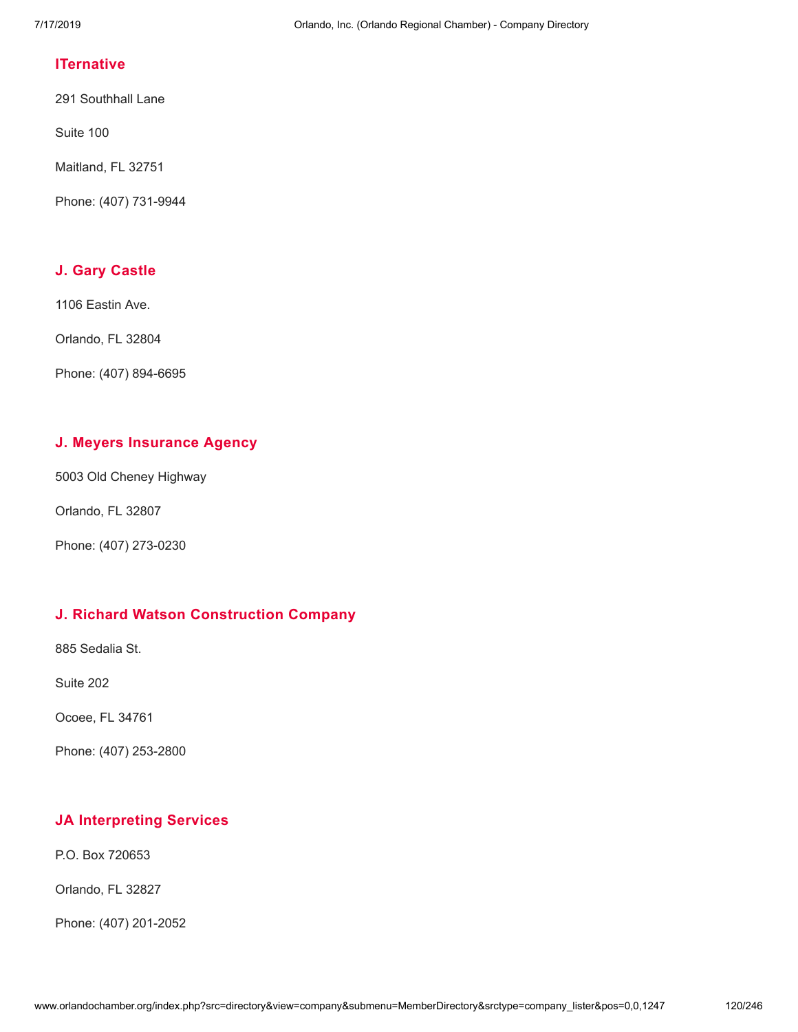### ITernative

291 Southhall Lane

Suite 100

Maitland, FL 32751

Phone: (407) 731-9944

### J. Gary Castle

1106 Eastin Ave.

Orlando, FL 32804

Phone: (407) 894-6695

### J. Meyers Insurance Agency

5003 Old Cheney Highway

Orlando, FL 32807

Phone: (407) 273-0230

### J. Richard Watson Construction Company

885 Sedalia St.

Suite 202

Ocoee, FL 34761

Phone: (407) 253-2800

### JA Interpreting Services

P.O. Box 720653

Orlando, FL 32827

Phone: (407) 201-2052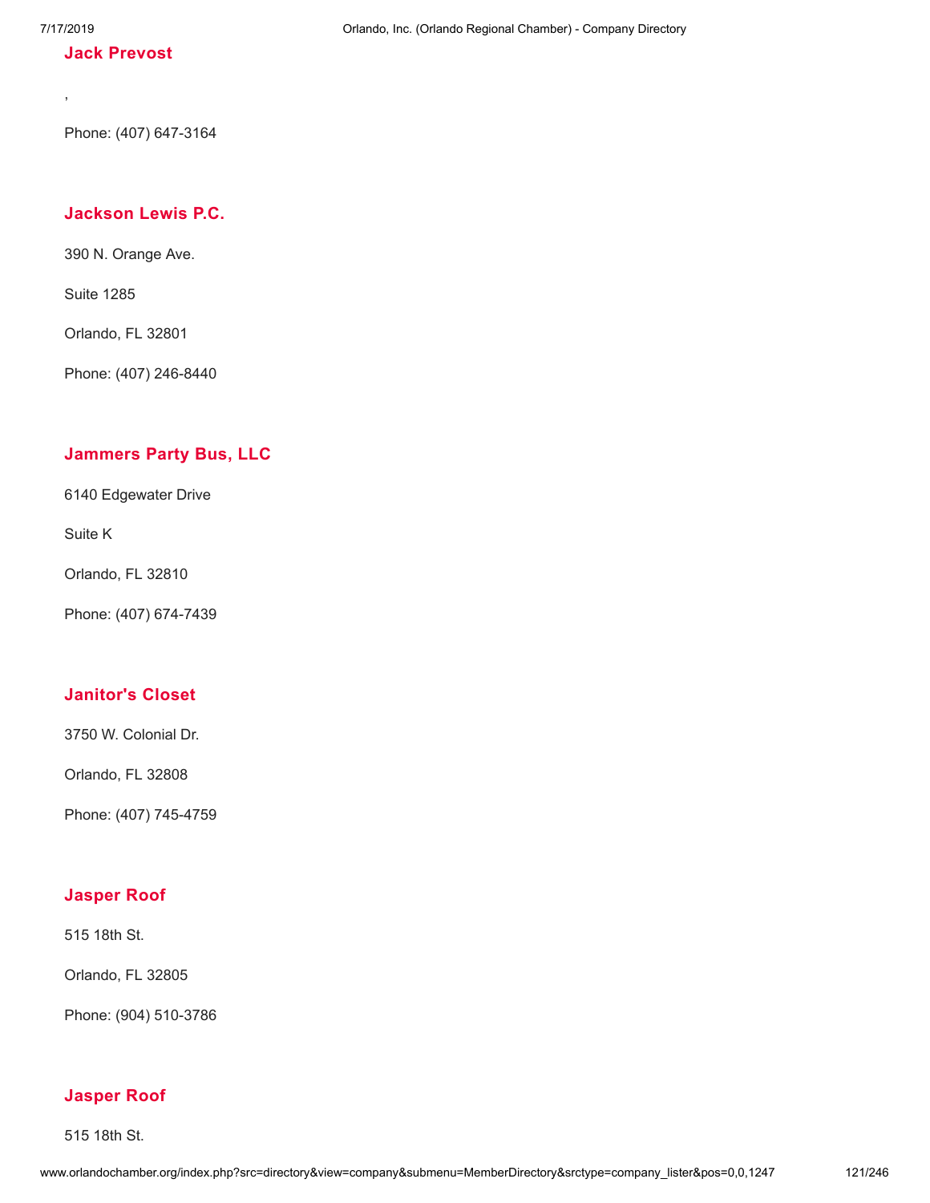### Jack Prevost

,

Phone: (407) 647-3164

### Jackson Lewis P.C.

390 N. Orange Ave.

Suite 1285

Orlando, FL 32801

Phone: (407) 246-8440

### Jammers Party Bus, LLC

6140 Edgewater Drive

Suite K

Orlando, FL 32810

Phone: (407) 674-7439

### Janitor's Closet

3750 W. Colonial Dr.

Orlando, FL 32808

Phone: (407) 745-4759

### Jasper Roof

515 18th St.

Orlando, FL 32805

Phone: (904) 510-3786

### Jasper Roof

515 18th St.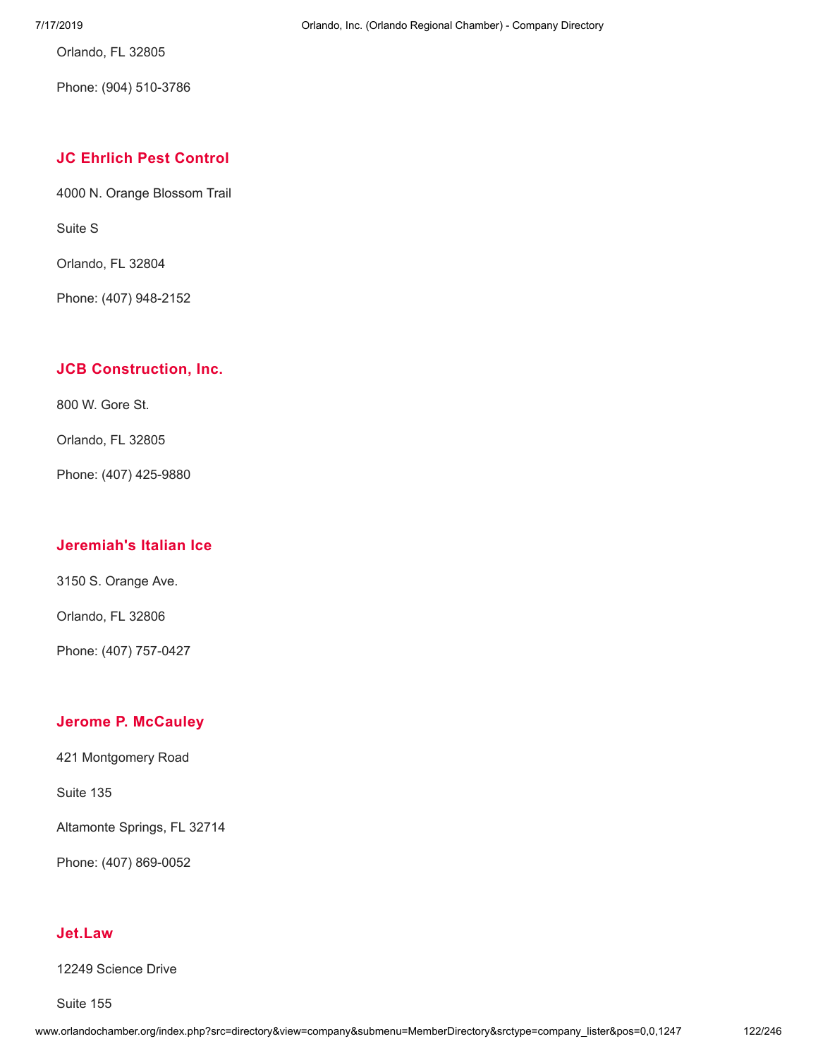Orlando, FL 32805

Phone: (904) 510-3786

### JC Ehrlich Pest Control

4000 N. Orange Blossom Trail

Suite S

Orlando, FL 32804

Phone: (407) 948-2152

### JCB Construction, Inc.

800 W. Gore St.

Orlando, FL 32805

Phone: (407) 425-9880

### Jeremiah's Italian Ice

3150 S. Orange Ave.

Orlando, FL 32806

Phone: (407) 757-0427

### Jerome P. McCauley

421 Montgomery Road

Suite 135

Altamonte Springs, FL 32714

Phone: (407) 869-0052

### Jet.Law

12249 Science Drive

Suite 155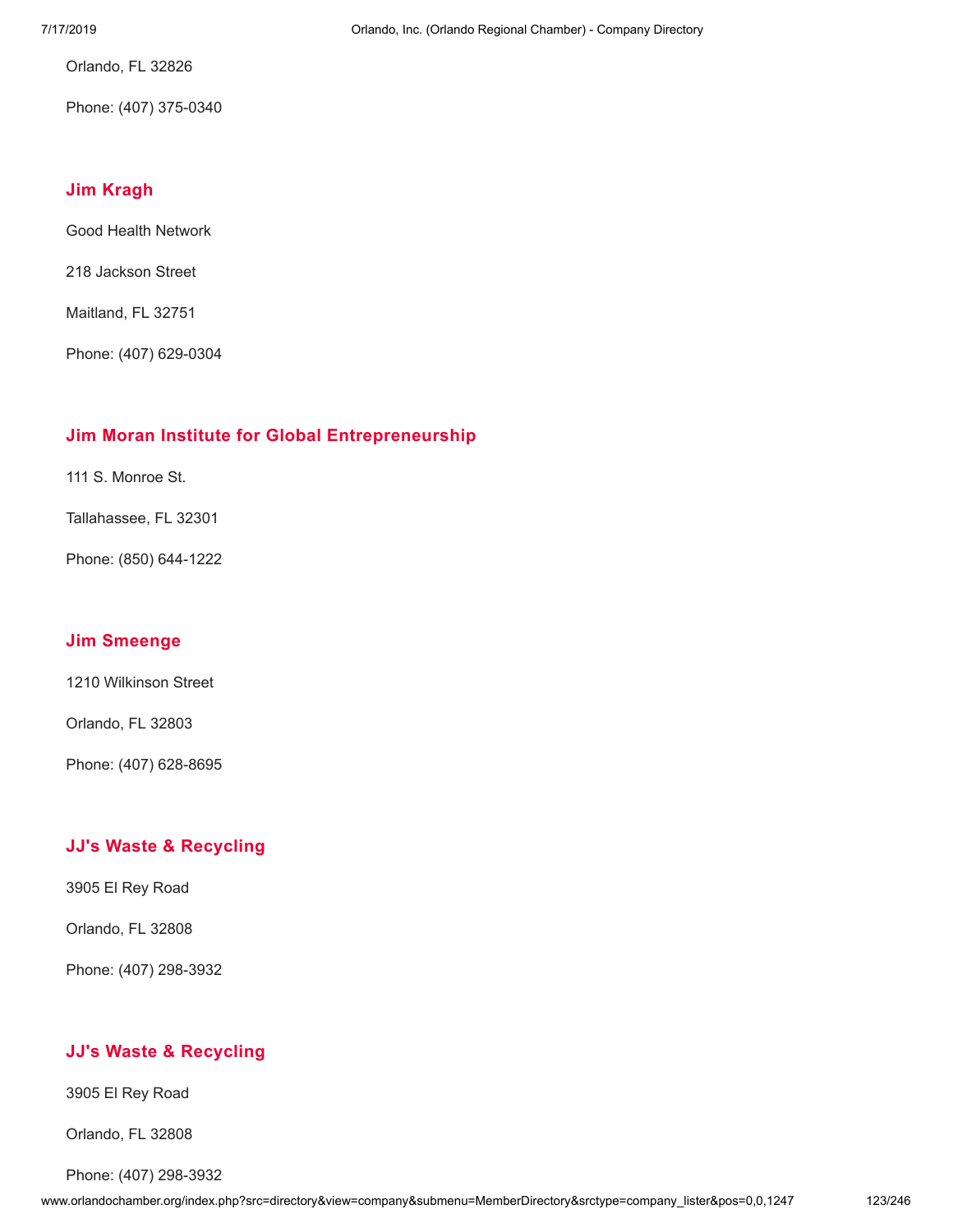Orlando, FL 32826

Phone: (407) 375-0340

### Jim Kragh

Good Health Network

218 Jackson Street

Maitland, FL 32751

Phone: (407) 629-0304

### Jim Moran Institute for Global Entrepreneurship

111 S. Monroe St.

Tallahassee, FL 32301

Phone: (850) 644-1222

### Jim Smeenge

1210 Wilkinson Street

Orlando, FL 32803

Phone: (407) 628-8695

### JJ's Waste & Recycling

3905 El Rey Road

Orlando, FL 32808

Phone: (407) 298-3932

### JJ's Waste & Recycling

3905 El Rey Road

Orlando, FL 32808

Phone: (407) 298-3932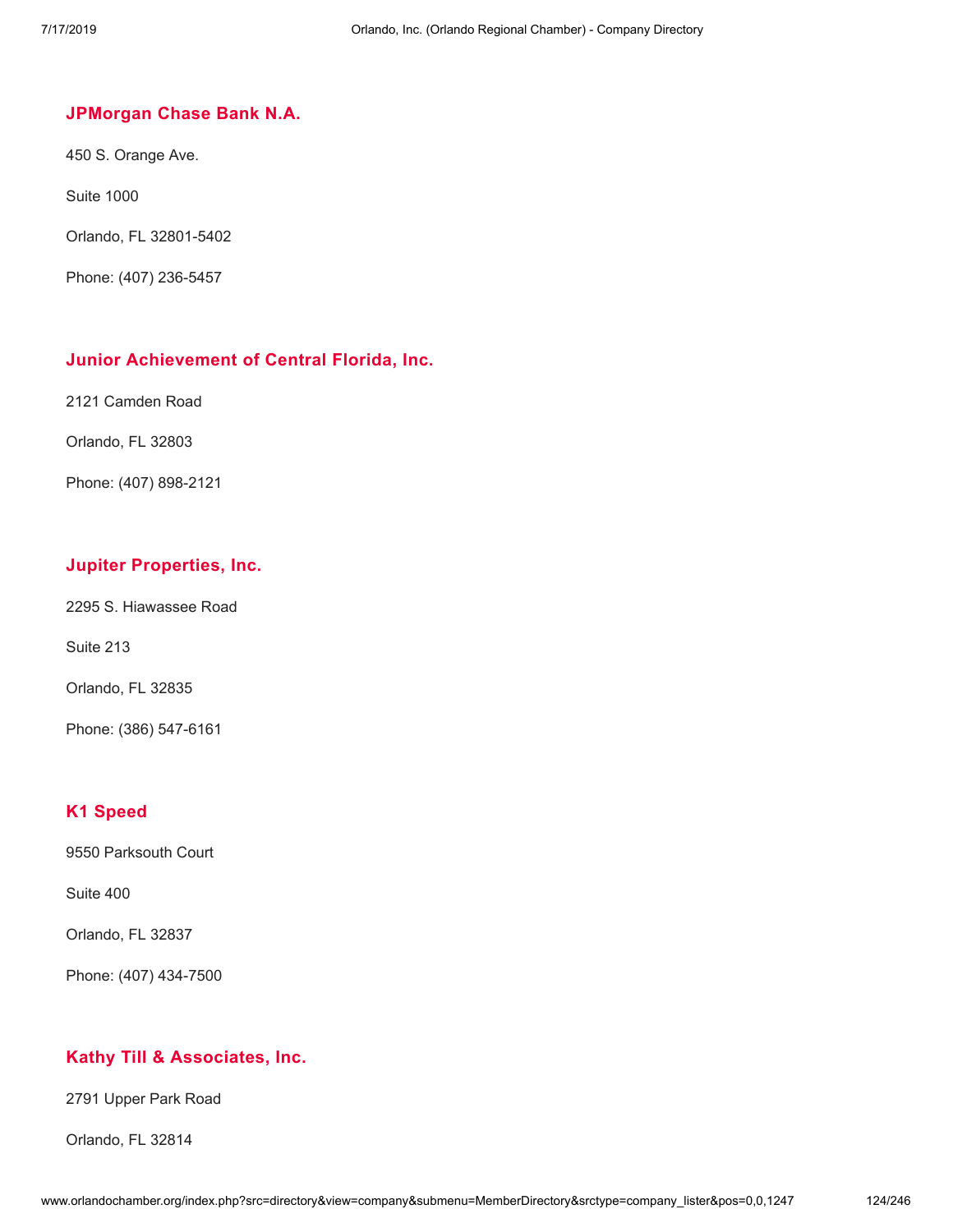### JPMorgan Chase Bank N.A.

450 S. Orange Ave.

Suite 1000

Orlando, FL 32801-5402

Phone: (407) 236-5457

### Junior Achievement of Central Florida, Inc.

2121 Camden Road

Orlando, FL 32803

Phone: (407) 898-2121

### Jupiter Properties, Inc.

2295 S. Hiawassee Road

Suite 213

Orlando, FL 32835

Phone: (386) 547-6161

### K1 Speed

9550 Parksouth Court

Suite 400

Orlando, FL 32837

Phone: (407) 434-7500

### Kathy Till & Associates, Inc.

2791 Upper Park Road

Orlando, FL 32814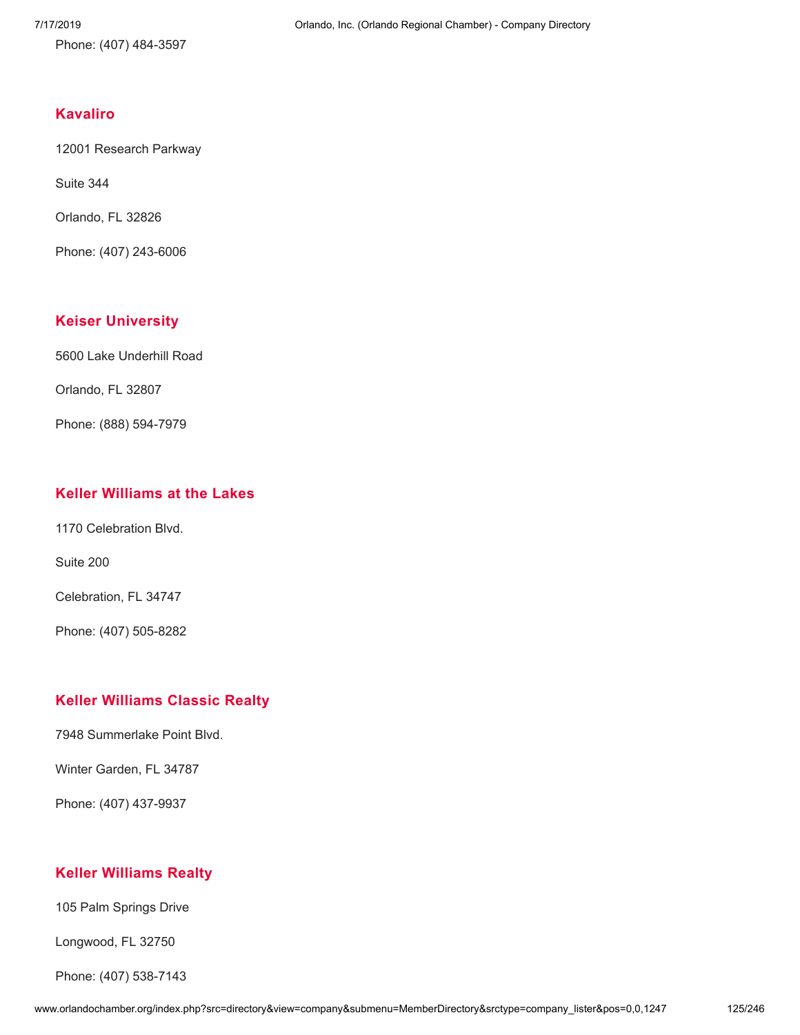Phone: (407) 484-3597

## Kavaliro

12001 Research Parkway

Suite 344

Orlando, FL 32826

Phone: (407) 243-6006

## Keiser University

5600 Lake Underhill Road

Orlando, FL 32807

Phone: (888) 594-7979

## Keller Williams at the Lakes

1170 Celebration Blvd.

Suite 200

Celebration, FL 34747

Phone: (407) 505-8282

## Keller Williams Classic Realty

7948 Summerlake Point Blvd.

Winter Garden, FL 34787

Phone: (407) 437-9937

## Keller Williams Realty

105 Palm Springs Drive

Longwood, FL 32750

Phone: (407) 538-7143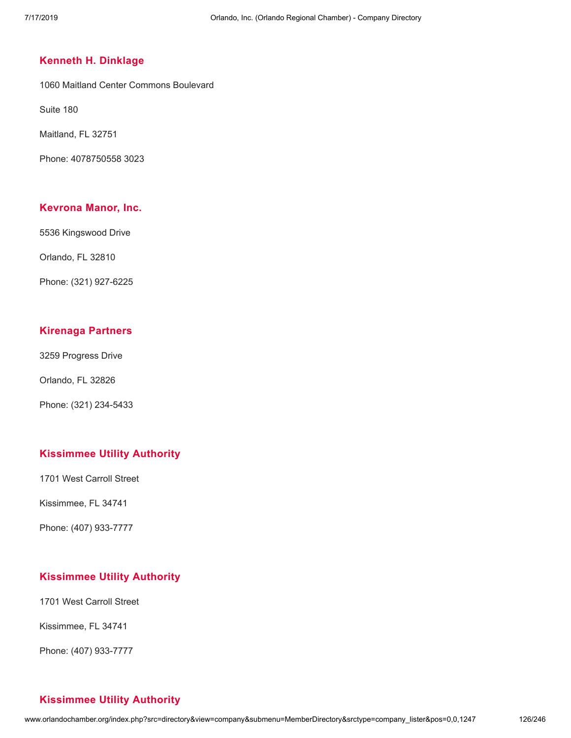### Kenneth H. Dinklage

1060 Maitland Center Commons Boulevard

Suite 180

Maitland, FL 32751

Phone: 4078750558 3023

### Kevrona Manor, Inc.

5536 Kingswood Drive

Orlando, FL 32810

Phone: (321) 927-6225

### Kirenaga Partners

3259 Progress Drive

Orlando, FL 32826

Phone: (321) 234-5433

### Kissimmee Utility Authority

1701 West Carroll Street

Kissimmee, FL 34741

Phone: (407) 933-7777

### Kissimmee Utility Authority

1701 West Carroll Street

Kissimmee, FL 34741

Phone: (407) 933-7777

### Kissimmee Utility Authority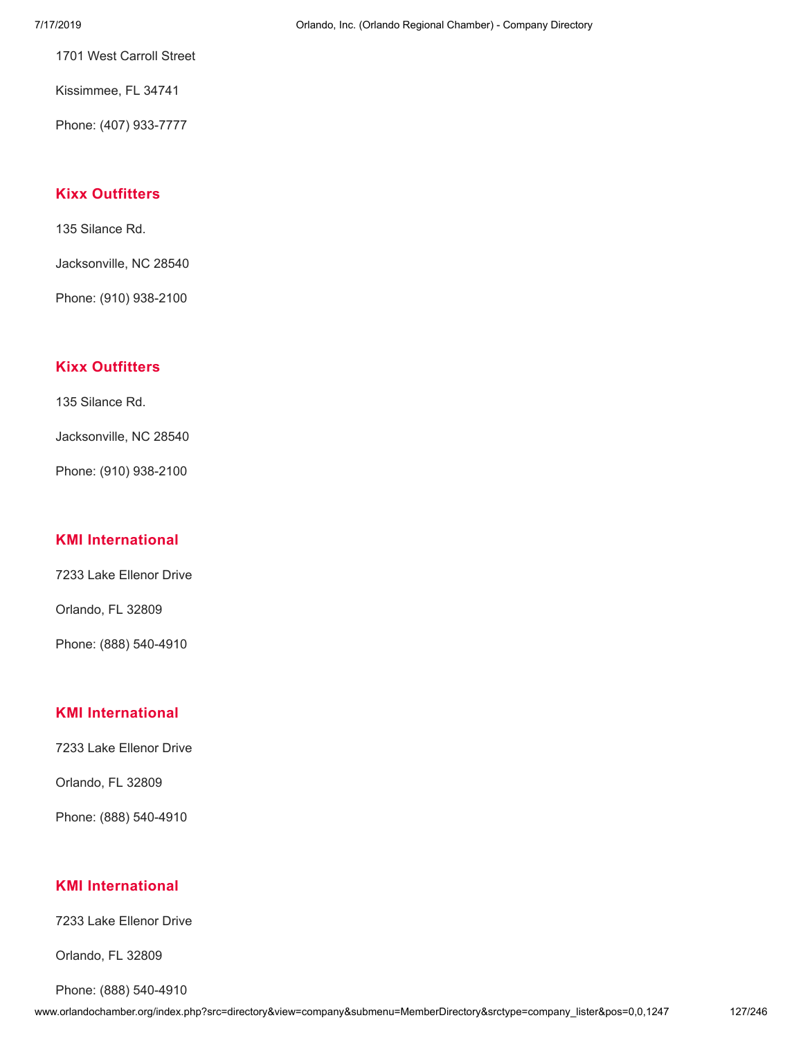1701 West Carroll Street

Kissimmee, FL 34741

Phone: (407) 933-7777

### Kixx Outfitters

135 Silance Rd.

Jacksonville, NC 28540

Phone: (910) 938-2100

### Kixx Outfitters

135 Silance Rd.

Jacksonville, NC 28540

Phone: (910) 938-2100

### KMI International

7233 Lake Ellenor Drive

Orlando, FL 32809

Phone: (888) 540-4910

### KMI International

7233 Lake Ellenor Drive

Orlando, FL 32809

Phone: (888) 540-4910

### KMI International

7233 Lake Ellenor Drive

Orlando, FL 32809

Phone: (888) 540-4910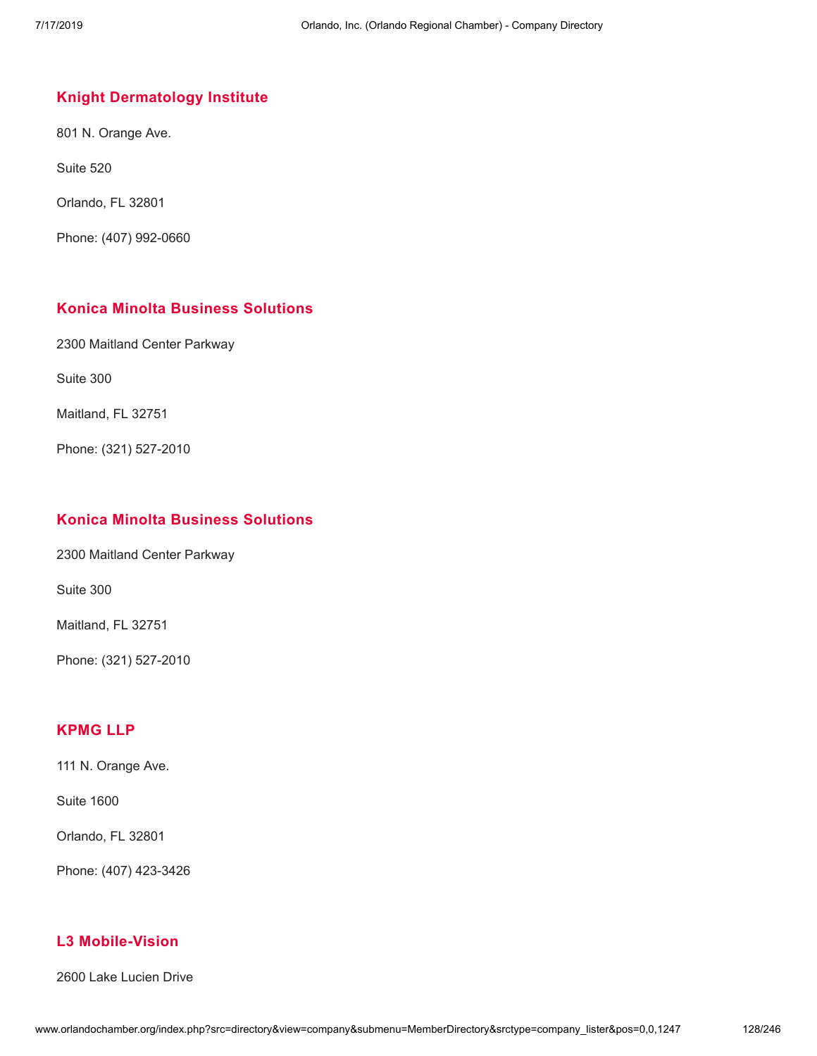### Knight Dermatology Institute

801 N. Orange Ave.

Suite 520

Orlando, FL 32801

Phone: (407) 992-0660

### Konica Minolta Business Solutions

2300 Maitland Center Parkway

Suite 300

Maitland, FL 32751

Phone: (321) 527-2010

### Konica Minolta Business Solutions

2300 Maitland Center Parkway

Suite 300

Maitland, FL 32751

Phone: (321) 527-2010

### KPMG LLP

111 N. Orange Ave.

Suite 1600

Orlando, FL 32801

Phone: (407) 423-3426

### L3 Mobile-Vision

2600 Lake Lucien Drive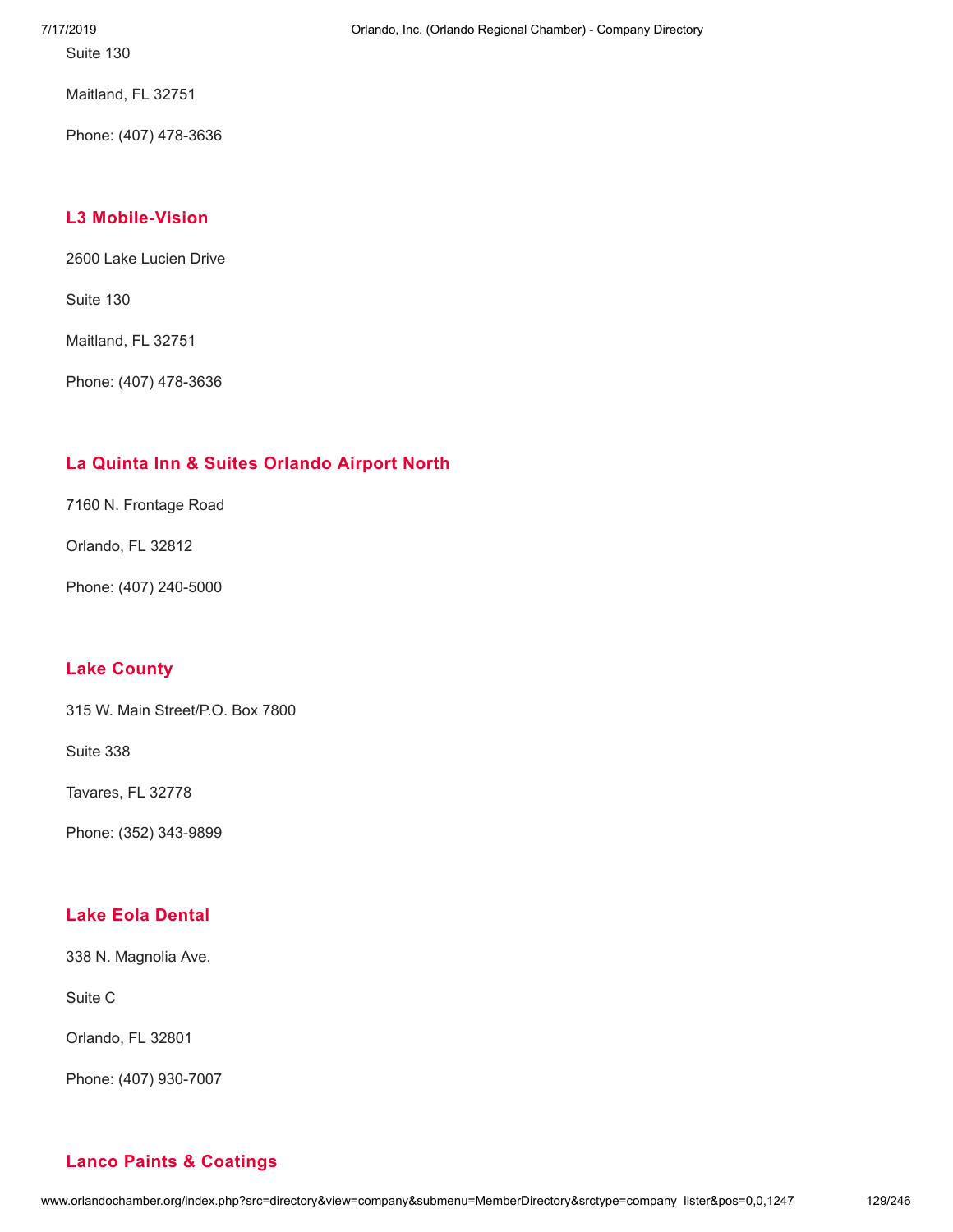Suite 130

Maitland, FL 32751

Phone: (407) 478-3636

### L3 Mobile-Vision

2600 Lake Lucien Drive

Suite 130

Maitland, FL 32751

Phone: (407) 478-3636

### La Quinta Inn & Suites Orlando Airport North

7160 N. Frontage Road

Orlando, FL 32812

Phone: (407) 240-5000

### Lake County

315 W. Main Street/P.O. Box 7800

Suite 338

Tavares, FL 32778

Phone: (352) 343-9899

### Lake Eola Dental

338 N. Magnolia Ave.

Suite C

Orlando, FL 32801

Phone: (407) 930-7007

### Lanco Paints & Coatings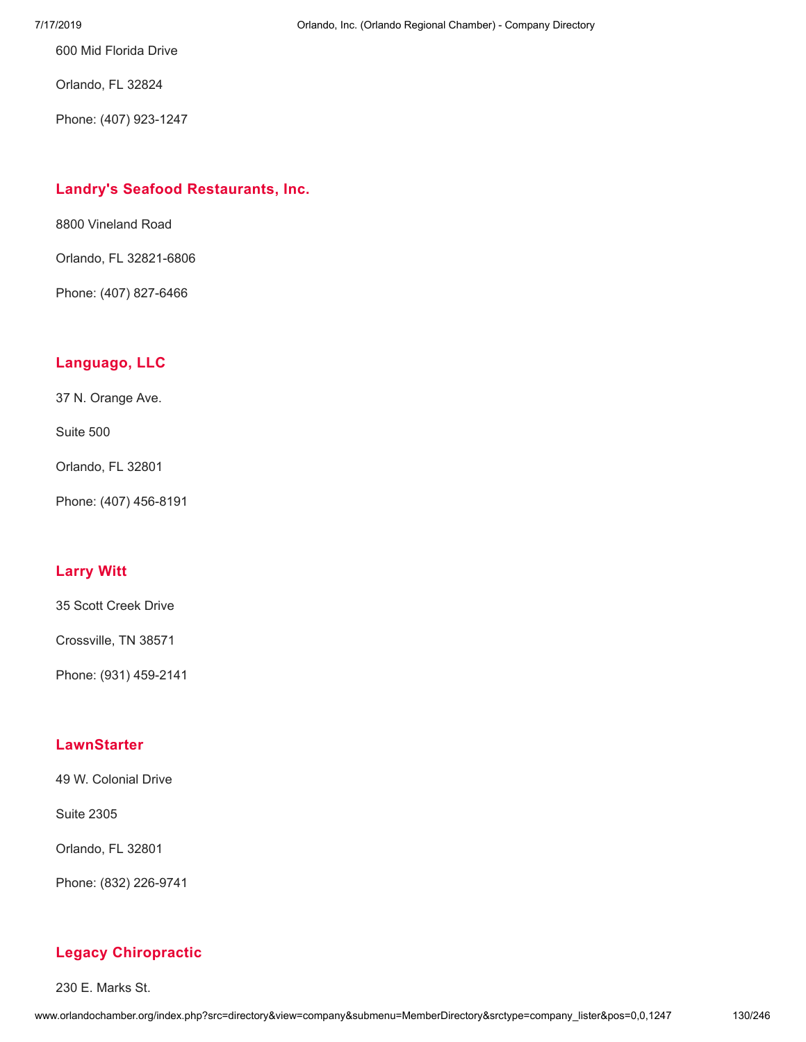600 Mid Florida Drive

Orlando, FL 32824

Phone: (407) 923-1247

### Landry's Seafood Restaurants, Inc.

8800 Vineland Road

Orlando, FL 32821-6806

Phone: (407) 827-6466

### Languago, LLC

37 N. Orange Ave.

Suite 500

Orlando, FL 32801

Phone: (407) 456-8191

### Larry Witt

35 Scott Creek Drive

Crossville, TN 38571

Phone: (931) 459-2141

### LawnStarter

49 W. Colonial Drive

Suite 2305

Orlando, FL 32801

Phone: (832) 226-9741

### Legacy Chiropractic

230 E. Marks St.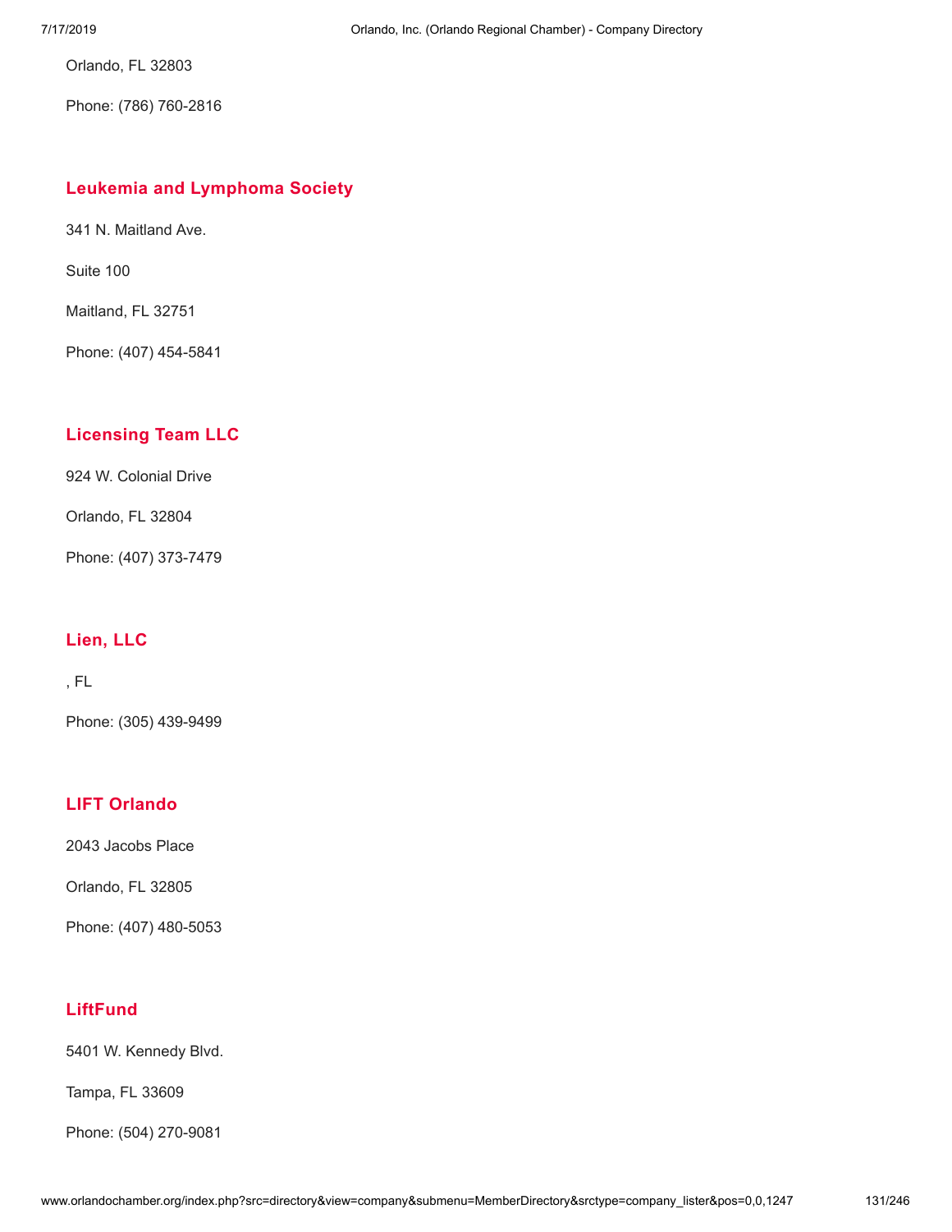Orlando, FL 32803

Phone: (786) 760-2816

### Leukemia and Lymphoma Society

341 N. Maitland Ave.

Suite 100

Maitland, FL 32751

Phone: (407) 454-5841

### Licensing Team LLC

924 W. Colonial Drive

Orlando, FL 32804

Phone: (407) 373-7479

### Lien, LLC

, FL

Phone: (305) 439-9499

### LIFT Orlando

2043 Jacobs Place

Orlando, FL 32805

Phone: (407) 480-5053

### LiftFund

5401 W. Kennedy Blvd.

Tampa, FL 33609

Phone: (504) 270-9081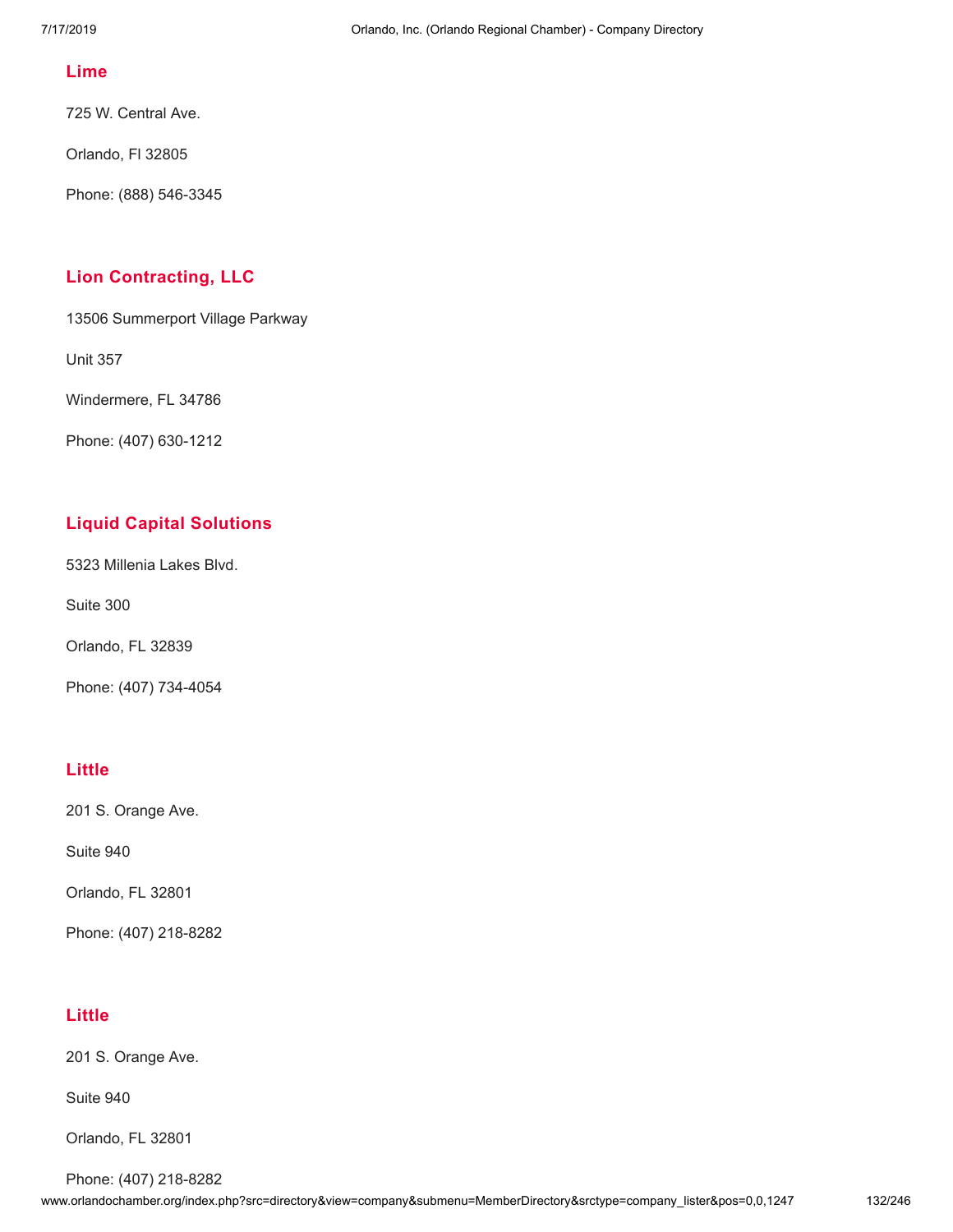### Lime

725 W. Central Ave.

Orlando, Fl 32805

Phone: (888) 546-3345

### Lion Contracting, LLC

13506 Summerport Village Parkway

Unit 357

Windermere, FL 34786

Phone: (407) 630-1212

### Liquid Capital Solutions

5323 Millenia Lakes Blvd.

Suite 300

Orlando, FL 32839

Phone: (407) 734-4054

### Little

201 S. Orange Ave.

Suite 940

Orlando, FL 32801

Phone: (407) 218-8282

### Little

201 S. Orange Ave.

Suite 940

Orlando, FL 32801

Phone: (407) 218-8282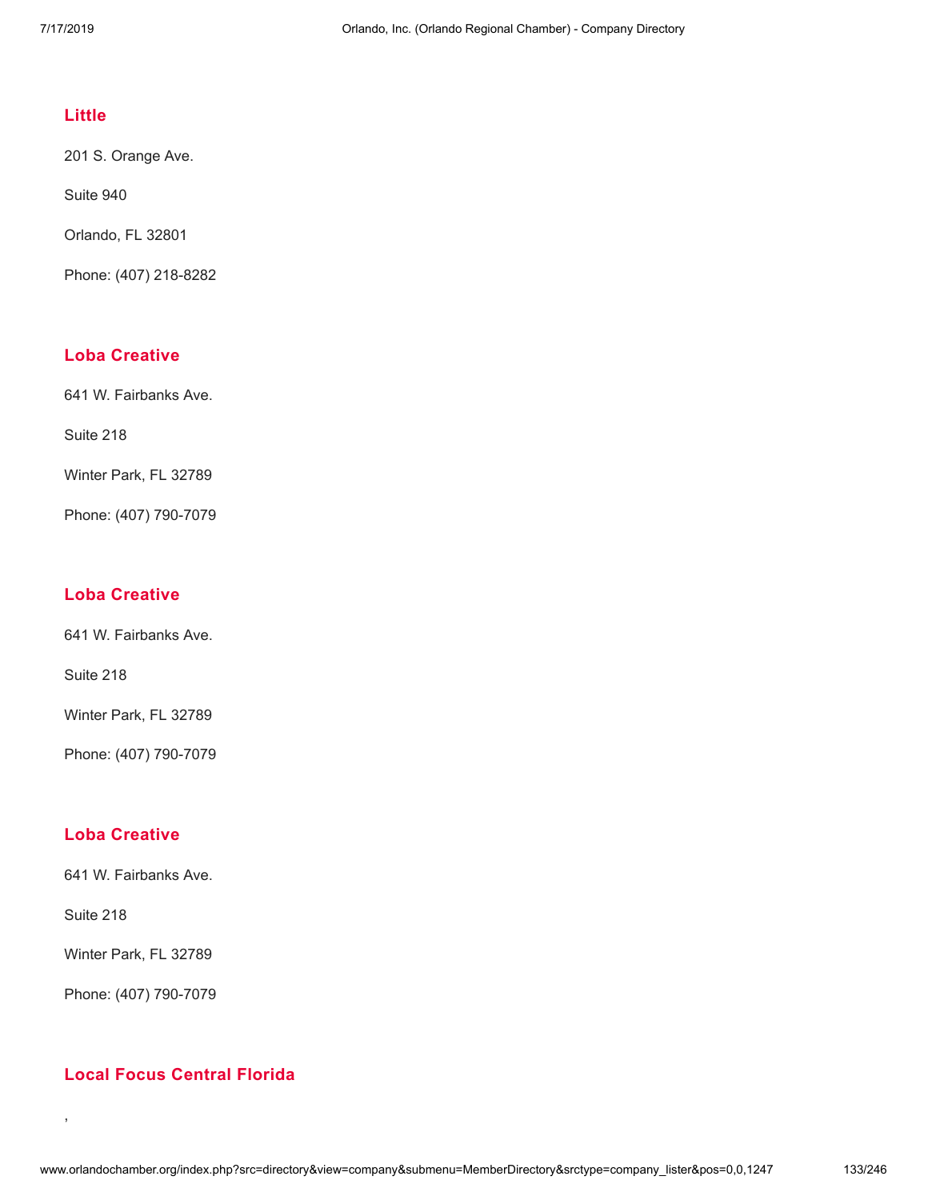### Little

201 S. Orange Ave.

Suite 940

Orlando, FL 32801

Phone: (407) 218-8282

### Loba Creative

641 W. Fairbanks Ave.

Suite 218

Winter Park, FL 32789

Phone: (407) 790-7079

### Loba Creative

641 W. Fairbanks Ave.

Suite 218

Winter Park, FL 32789

Phone: (407) 790-7079

### Loba Creative

641 W. Fairbanks Ave.

Suite 218

Winter Park, FL 32789

Phone: (407) 790-7079

### Local Focus Central Florida

,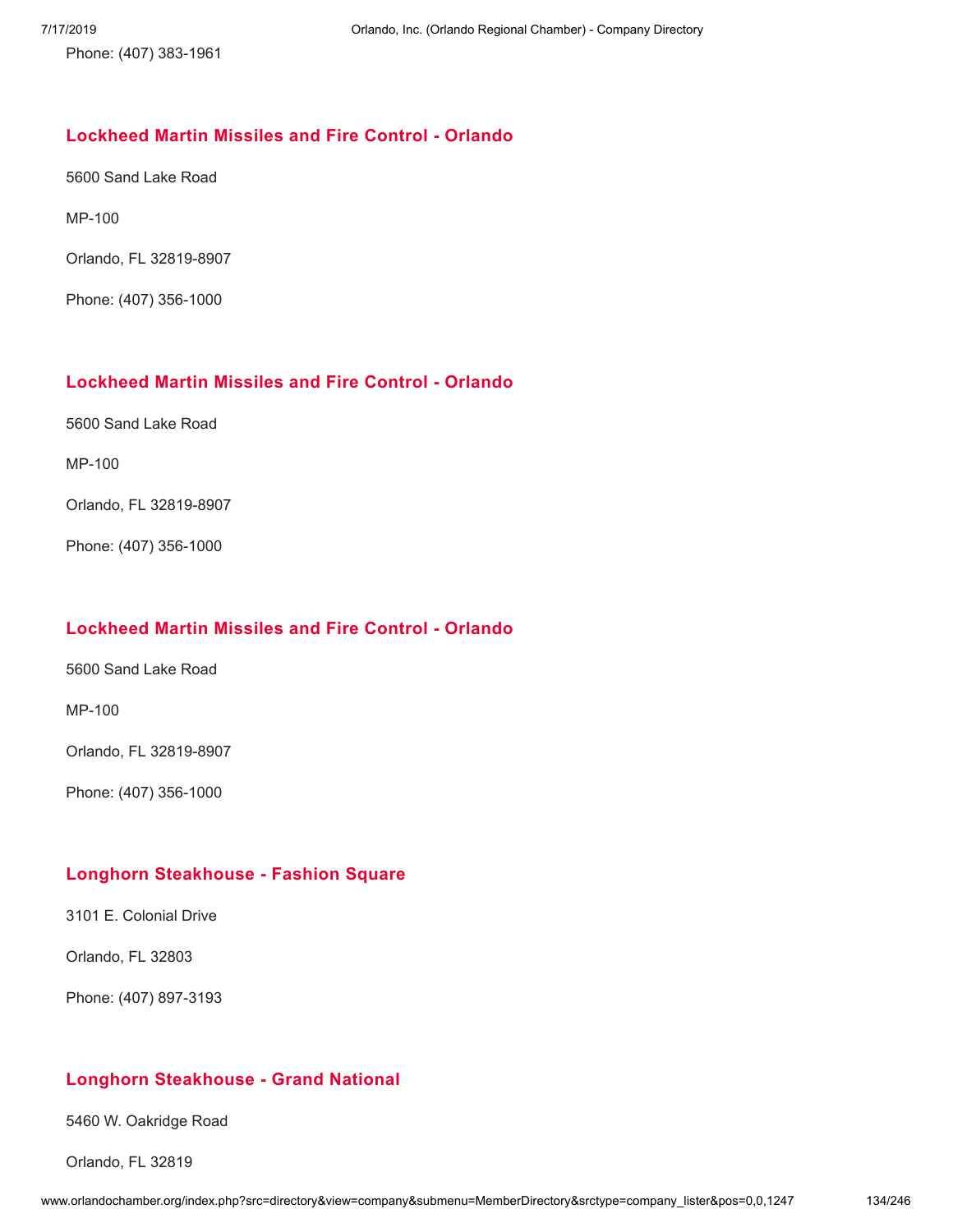Phone: (407) 383-1961

### Lockheed Martin Missiles and Fire Control - Orlando

5600 Sand Lake Road

MP-100

Orlando, FL 32819-8907

Phone: (407) 356-1000

### Lockheed Martin Missiles and Fire Control - Orlando

5600 Sand Lake Road

MP-100

Orlando, FL 32819-8907

Phone: (407) 356-1000

### Lockheed Martin Missiles and Fire Control - Orlando

5600 Sand Lake Road

MP-100

Orlando, FL 32819-8907

Phone: (407) 356-1000

### Longhorn Steakhouse - Fashion Square

3101 E. Colonial Drive

Orlando, FL 32803

Phone: (407) 897-3193

### Longhorn Steakhouse - Grand National

5460 W. Oakridge Road

Orlando, FL 32819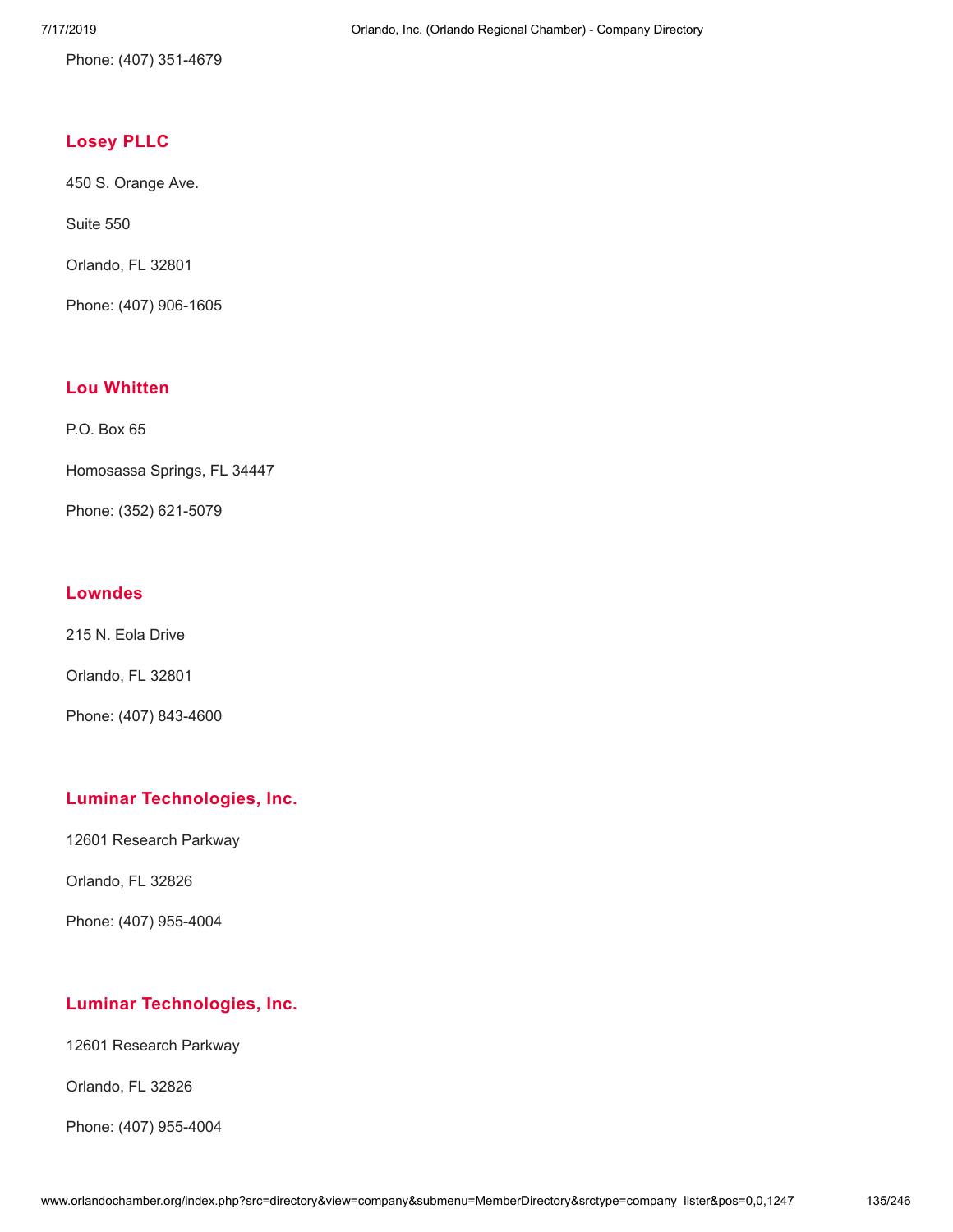Phone: (407) 351-4679

### Losey PLLC

450 S. Orange Ave.

Suite 550

Orlando, FL 32801

Phone: (407) 906-1605

### Lou Whitten

P.O. Box 65

Homosassa Springs, FL 34447

Phone: (352) 621-5079

### Lowndes

215 N. Eola Drive

Orlando, FL 32801

Phone: (407) 843-4600

### Luminar Technologies, Inc.

12601 Research Parkway

Orlando, FL 32826

Phone: (407) 955-4004

### Luminar Technologies, Inc.

12601 Research Parkway

Orlando, FL 32826

Phone: (407) 955-4004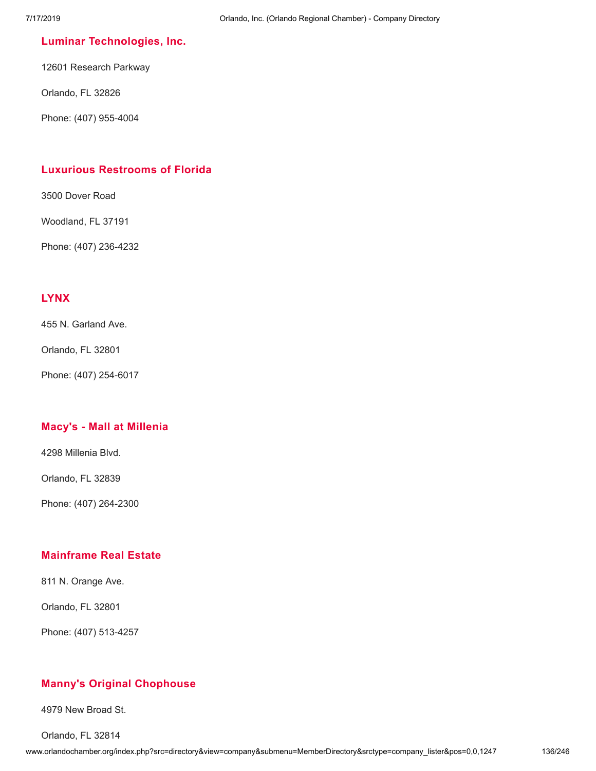### Luminar Technologies, Inc.

12601 Research Parkway

Orlando, FL 32826

Phone: (407) 955-4004

### Luxurious Restrooms of Florida

3500 Dover Road

Woodland, FL 37191

Phone: (407) 236-4232

### LYNX

455 N. Garland Ave.

Orlando, FL 32801

Phone: (407) 254-6017

### Macy's - Mall at Millenia

4298 Millenia Blvd.

Orlando, FL 32839

Phone: (407) 264-2300

### Mainframe Real Estate

811 N. Orange Ave.

Orlando, FL 32801

Phone: (407) 513-4257

### Manny's Original Chophouse

4979 New Broad St.

Orlando, FL 32814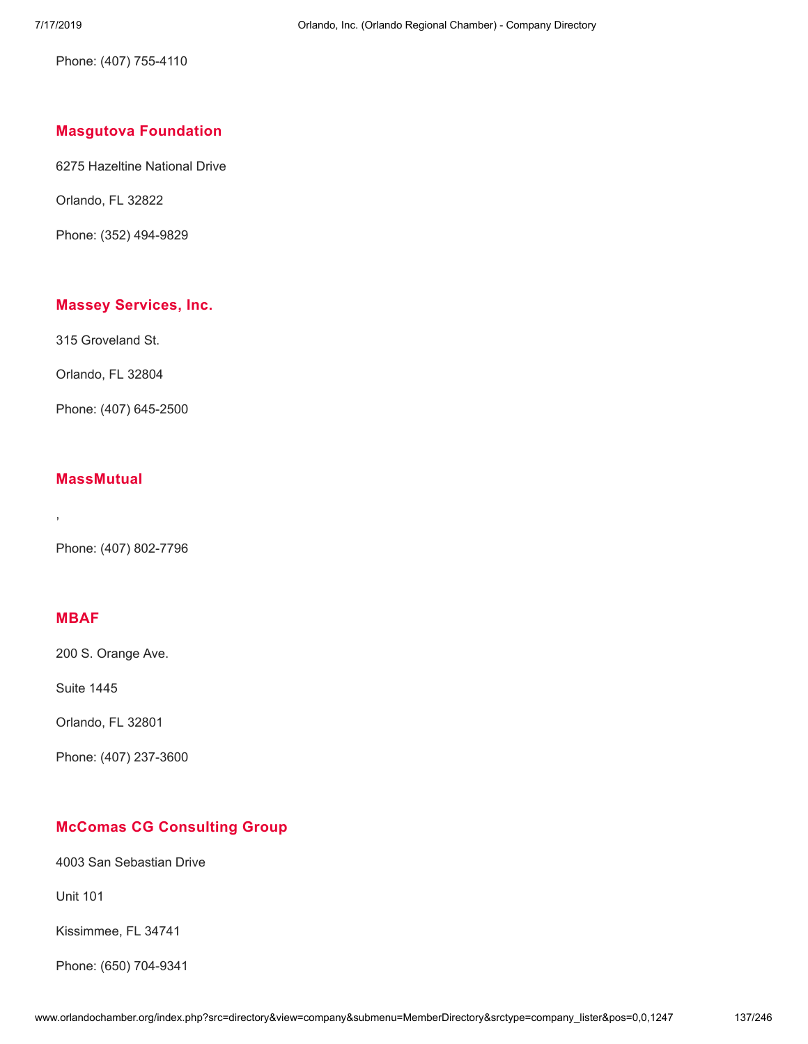Phone: (407) 755-4110

## Masgutova Foundation

6275 Hazeltine National Drive

Orlando, FL 32822

Phone: (352) 494-9829

## Massey Services, Inc.

315 Groveland St.

Orlando, FL 32804

Phone: (407) 645-2500

## MassMutual

,

Phone: (407) 802-7796

## MBAF

200 S. Orange Ave.

Suite 1445

Orlando, FL 32801

Phone: (407) 237-3600

## McComas CG Consulting Group

4003 San Sebastian Drive

Unit 101

Kissimmee, FL 34741

Phone: (650) 704-9341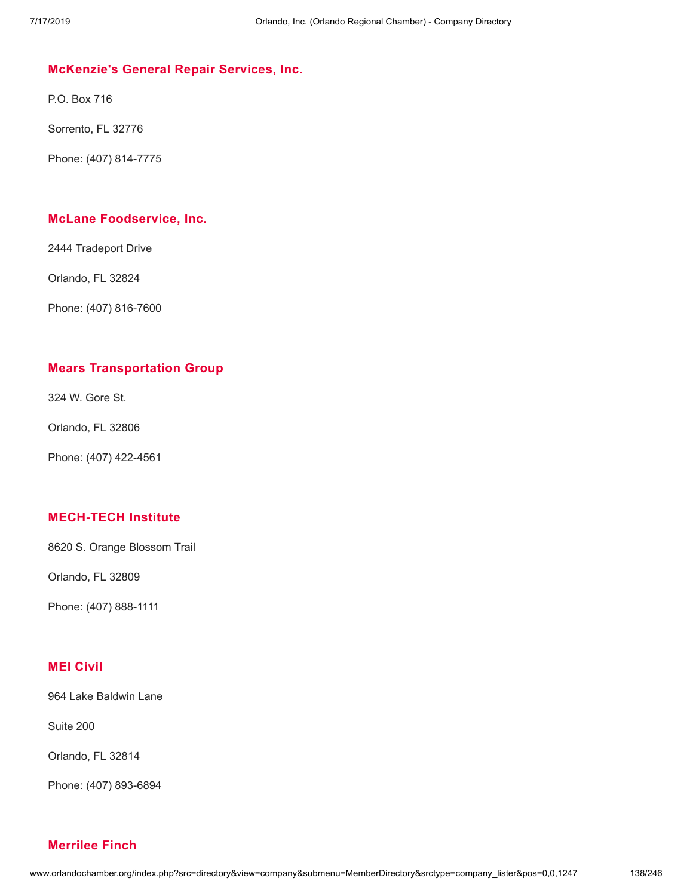### McKenzie's General Repair Services, Inc.

P.O. Box 716

Sorrento, FL 32776

Phone: (407) 814-7775

### McLane Foodservice, Inc.

2444 Tradeport Drive

Orlando, FL 32824

Phone: (407) 816-7600

### Mears Transportation Group

324 W. Gore St.

Orlando, FL 32806

Phone: (407) 422-4561

### MECH-TECH Institute

8620 S. Orange Blossom Trail

Orlando, FL 32809

Phone: (407) 888-1111

### MEI Civil

964 Lake Baldwin Lane

Suite 200

Orlando, FL 32814

Phone: (407) 893-6894

### Merrilee Finch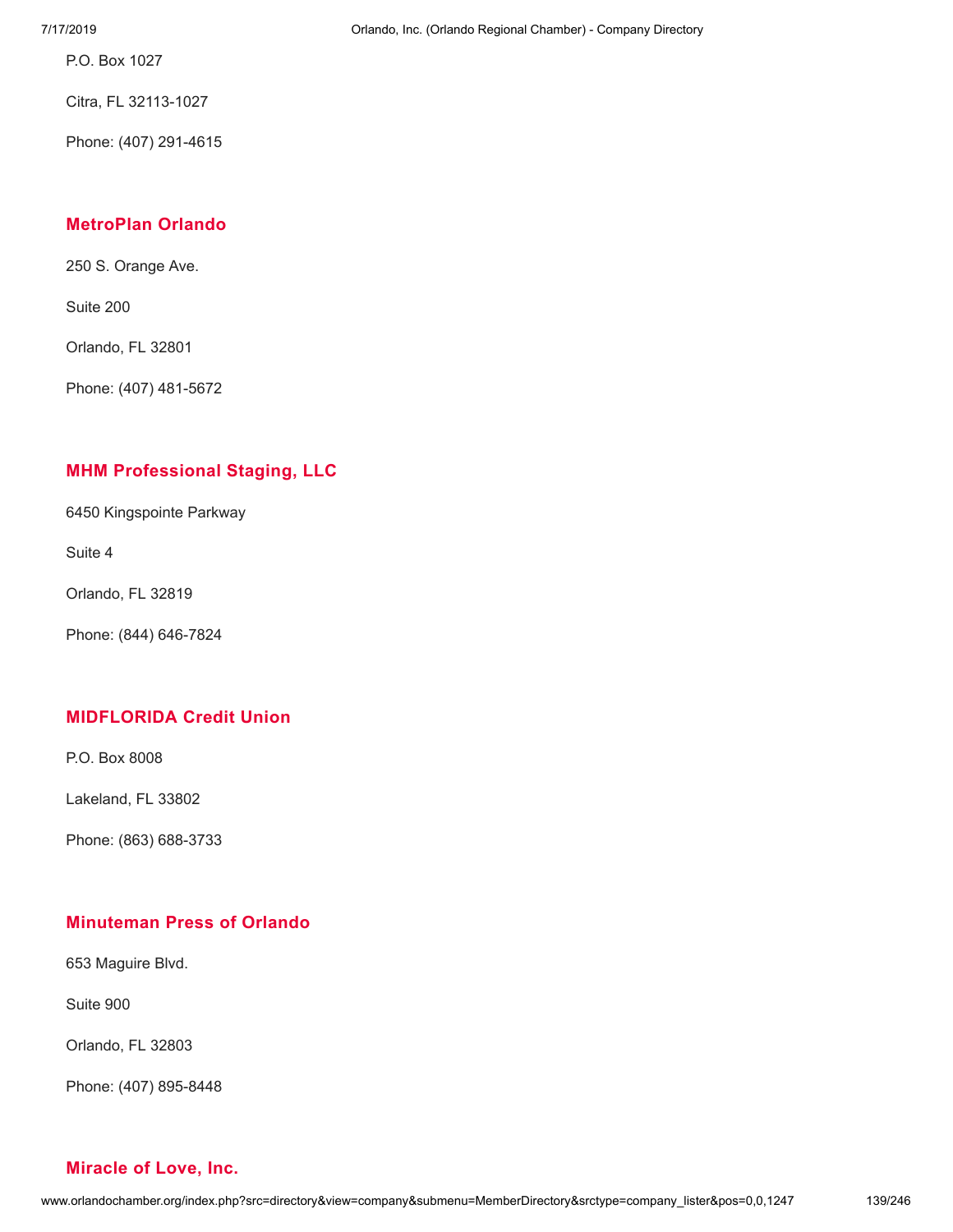P.O. Box 1027

Citra, FL 32113-1027

Phone: (407) 291-4615

### MetroPlan Orlando

250 S. Orange Ave.

Suite 200

Orlando, FL 32801

Phone: (407) 481-5672

### MHM Professional Staging, LLC

6450 Kingspointe Parkway

Suite 4

Orlando, FL 32819

Phone: (844) 646-7824

### MIDFLORIDA Credit Union

P.O. Box 8008

Lakeland, FL 33802

Phone: (863) 688-3733

### Minuteman Press of Orlando

653 Maguire Blvd.

Suite 900

Orlando, FL 32803

Phone: (407) 895-8448

### Miracle of Love, Inc.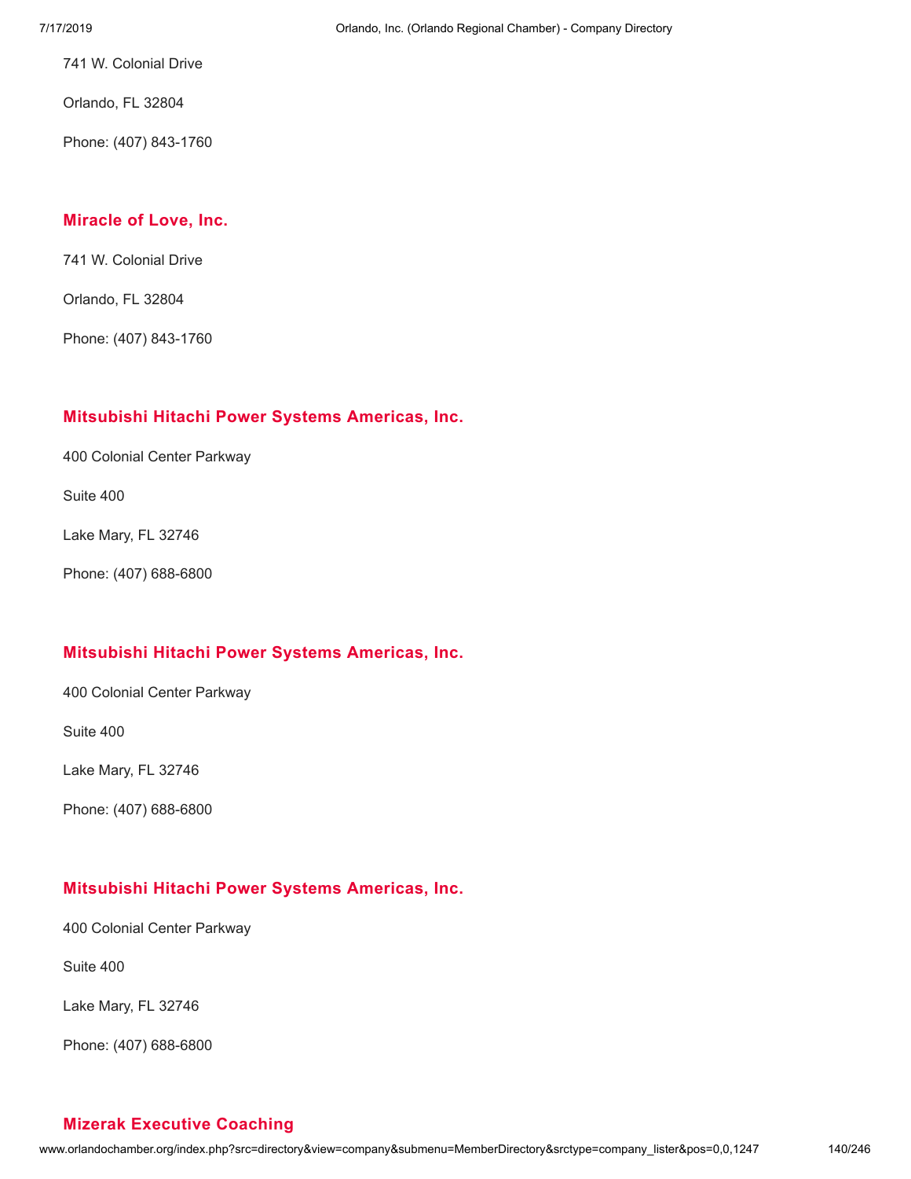741 W. Colonial Drive

Orlando, FL 32804

Phone: (407) 843-1760

### Miracle of Love, Inc.

741 W. Colonial Drive

Orlando, FL 32804

Phone: (407) 843-1760

### Mitsubishi Hitachi Power Systems Americas, Inc.

400 Colonial Center Parkway

Suite 400

Lake Mary, FL 32746

Phone: (407) 688-6800

### Mitsubishi Hitachi Power Systems Americas, Inc.

400 Colonial Center Parkway

Suite 400

Lake Mary, FL 32746

Phone: (407) 688-6800

### Mitsubishi Hitachi Power Systems Americas, Inc.

400 Colonial Center Parkway

Suite 400

Lake Mary, FL 32746

Phone: (407) 688-6800

### Mizerak Executive Coaching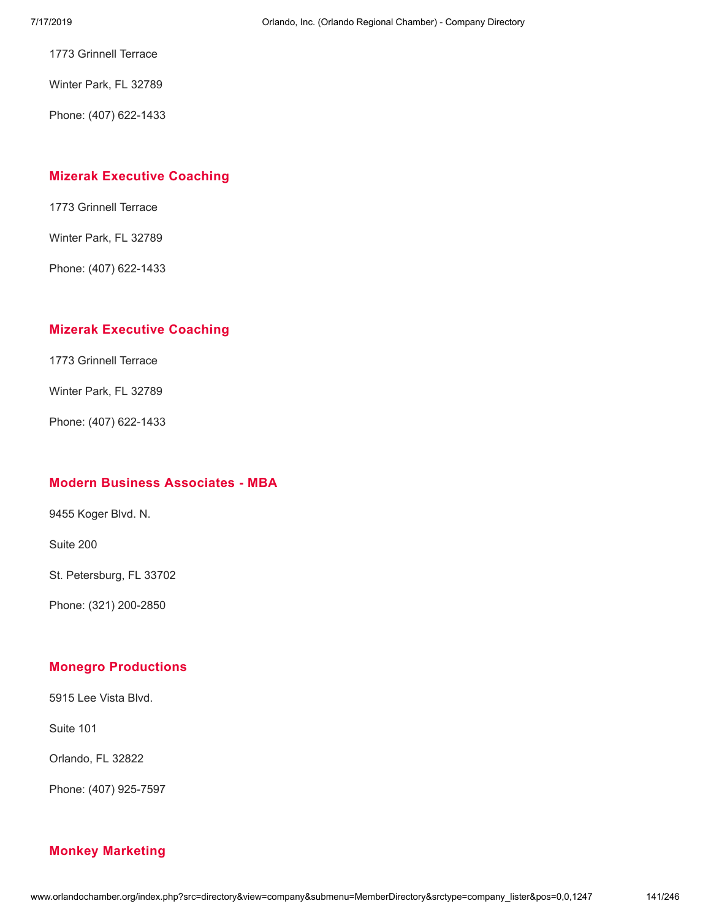1773 Grinnell Terrace

Winter Park, FL 32789

Phone: (407) 622-1433

### Mizerak Executive Coaching

1773 Grinnell Terrace

Winter Park, FL 32789

Phone: (407) 622-1433

### Mizerak Executive Coaching

1773 Grinnell Terrace

Winter Park, FL 32789

Phone: (407) 622-1433

### Modern Business Associates - MBA

9455 Koger Blvd. N.

Suite 200

St. Petersburg, FL 33702

Phone: (321) 200-2850

### Monegro Productions

5915 Lee Vista Blvd.

Suite 101

Orlando, FL 32822

Phone: (407) 925-7597

### Monkey Marketing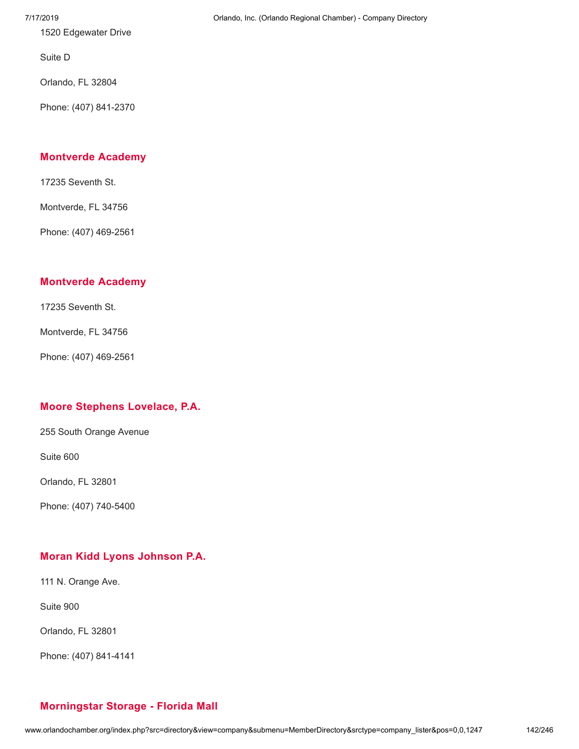1520 Edgewater Drive

Suite D

Orlando, FL 32804

Phone: (407) 841-2370

### Montverde Academy

17235 Seventh St.

Montverde, FL 34756

Phone: (407) 469-2561

### Montverde Academy

17235 Seventh St.

Montverde, FL 34756

Phone: (407) 469-2561

### Moore Stephens Lovelace, P.A.

255 South Orange Avenue

Suite 600

Orlando, FL 32801

Phone: (407) 740-5400

### Moran Kidd Lyons Johnson P.A.

111 N. Orange Ave.

Suite 900

Orlando, FL 32801

Phone: (407) 841-4141

### Morningstar Storage - Florida Mall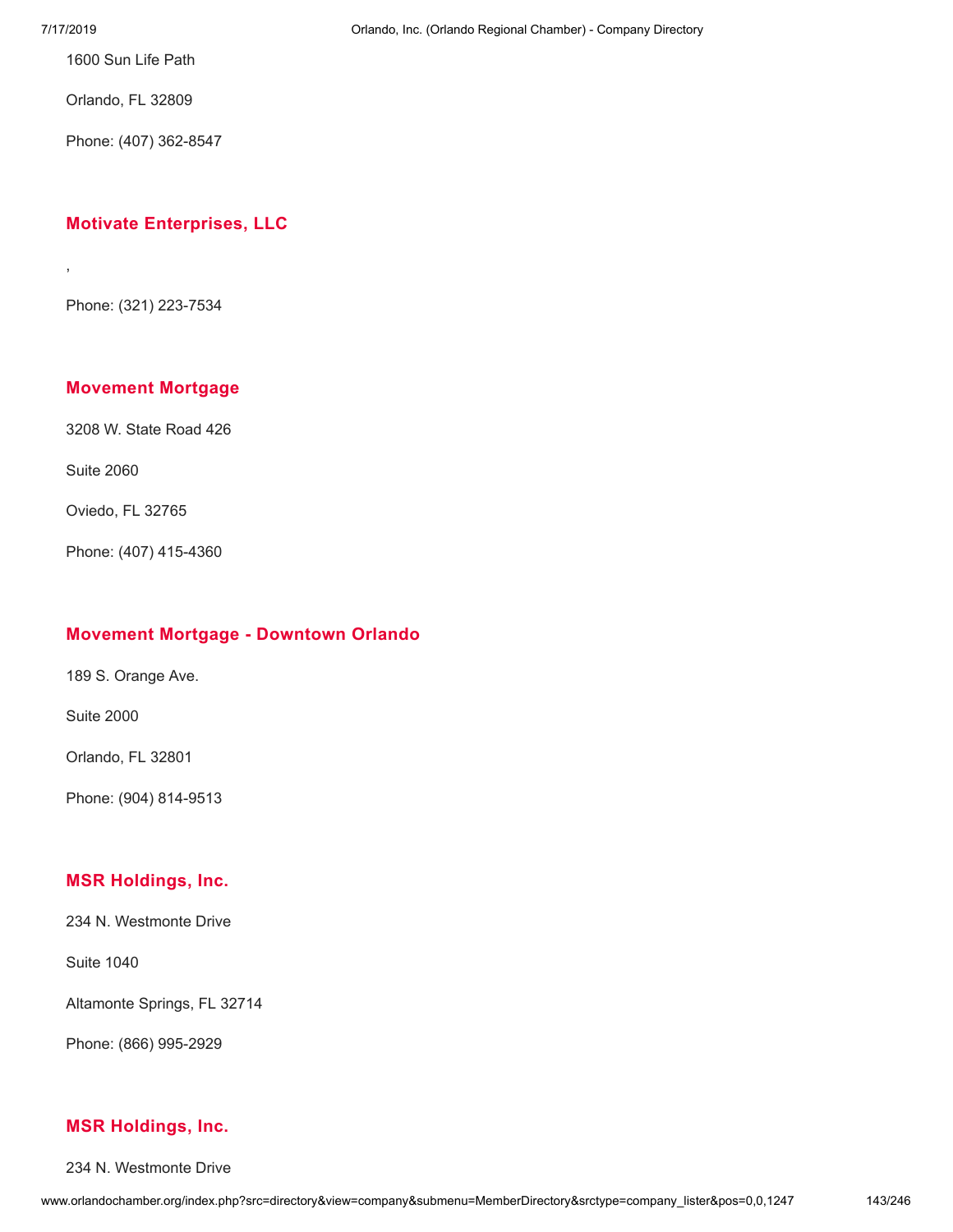1600 Sun Life Path

Orlando, FL 32809

Phone: (407) 362-8547

### Motivate Enterprises, LLC

,

Phone: (321) 223-7534

### Movement Mortgage

3208 W. State Road 426

Suite 2060

Oviedo, FL 32765

Phone: (407) 415-4360

### Movement Mortgage - Downtown Orlando

189 S. Orange Ave.

Suite 2000

Orlando, FL 32801

Phone: (904) 814-9513

### MSR Holdings, Inc.

234 N. Westmonte Drive

Suite 1040

Altamonte Springs, FL 32714

Phone: (866) 995-2929

### MSR Holdings, Inc.

234 N. Westmonte Drive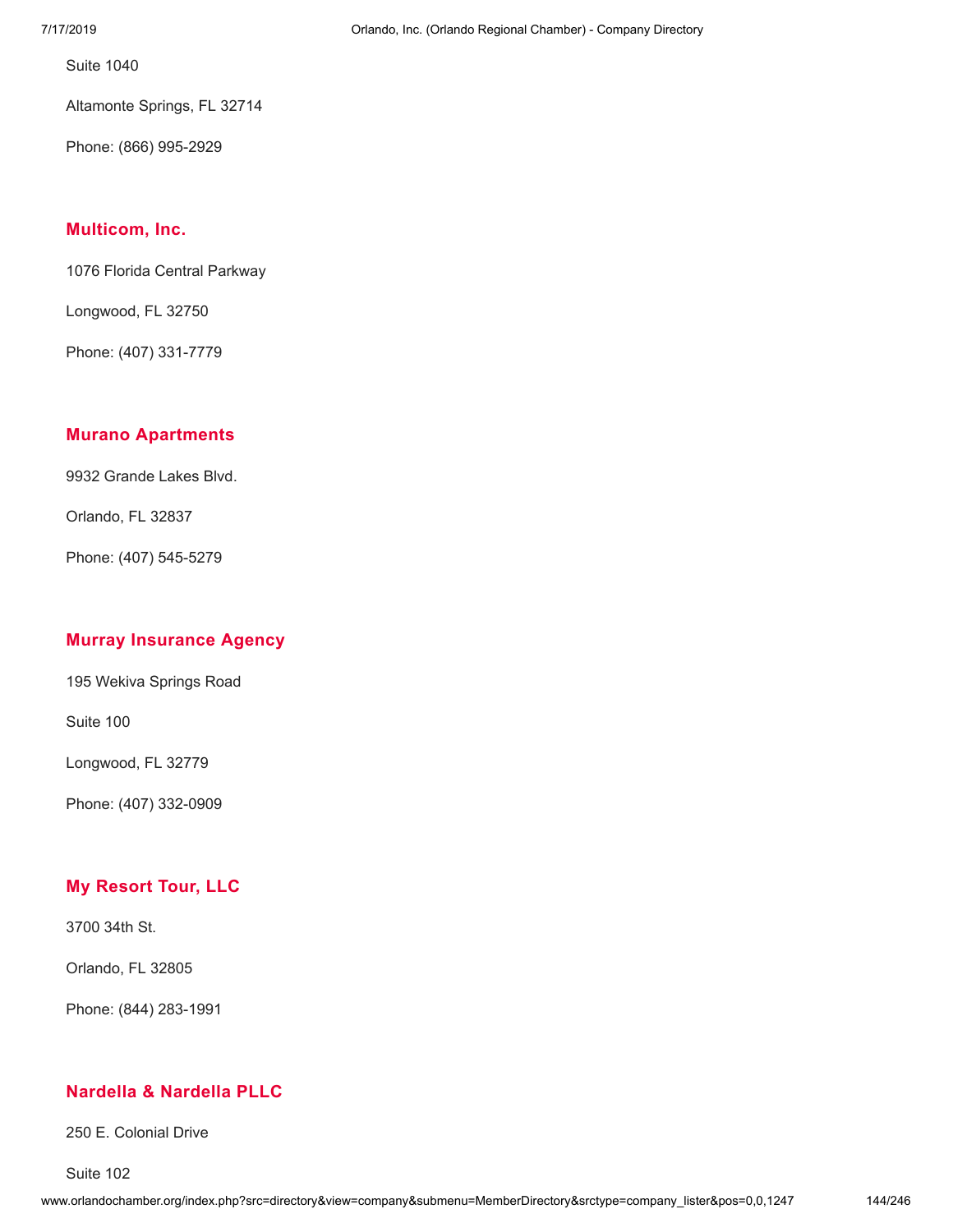Suite 1040

Altamonte Springs, FL 32714

Phone: (866) 995-2929

### Multicom, Inc.

1076 Florida Central Parkway

Longwood, FL 32750

Phone: (407) 331-7779

### Murano Apartments

9932 Grande Lakes Blvd.

Orlando, FL 32837

Phone: (407) 545-5279

### Murray Insurance Agency

195 Wekiva Springs Road

Suite 100

Longwood, FL 32779

Phone: (407) 332-0909

### My Resort Tour, LLC

3700 34th St.

Orlando, FL 32805

Phone: (844) 283-1991

### Nardella & Nardella PLLC

250 E. Colonial Drive

Suite 102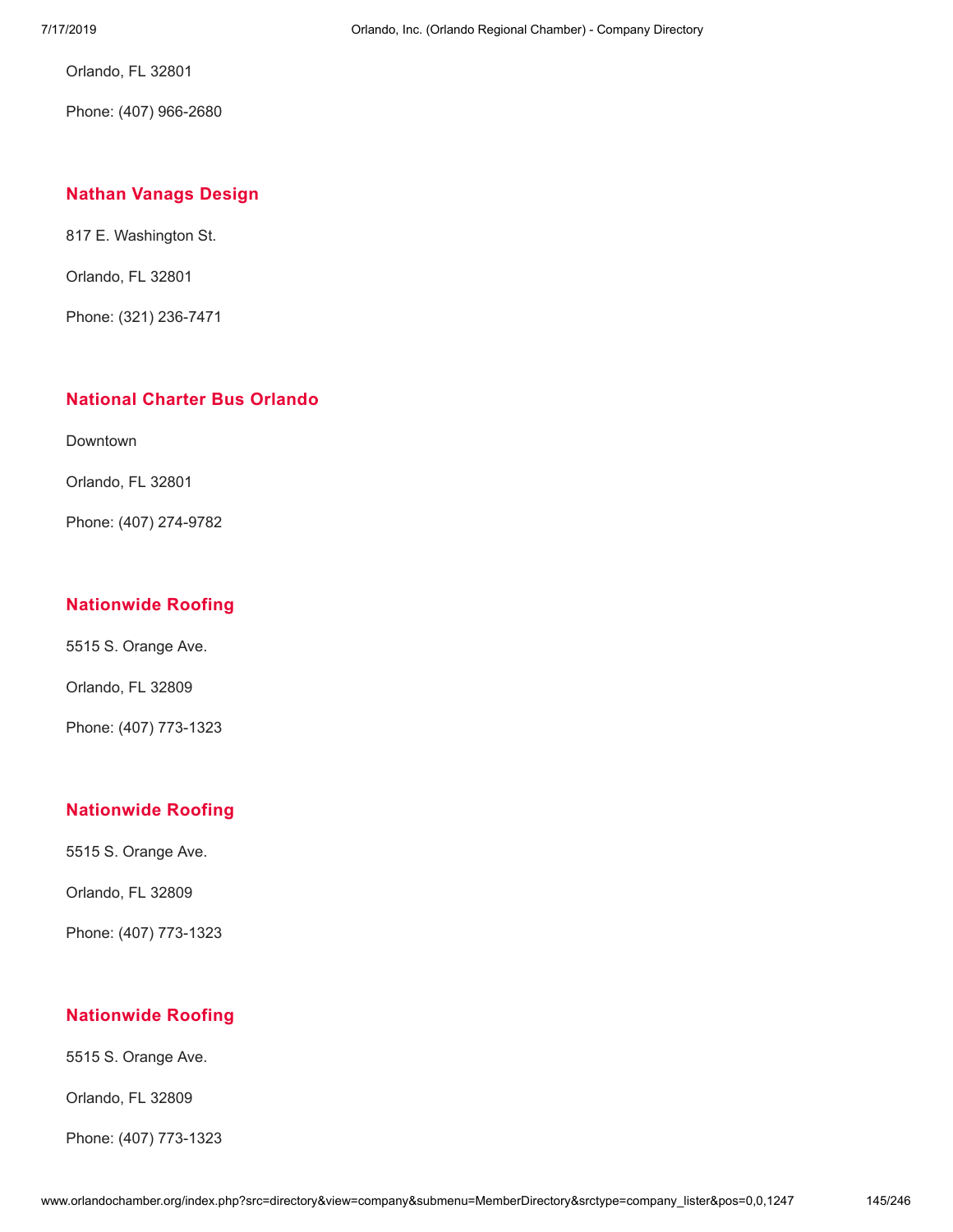Orlando, FL 32801

Phone: (407) 966-2680

### Nathan Vanags Design

817 E. Washington St.

Orlando, FL 32801

Phone: (321) 236-7471

### National Charter Bus Orlando

Downtown

Orlando, FL 32801

Phone: (407) 274-9782

### Nationwide Roofing

5515 S. Orange Ave.

Orlando, FL 32809

Phone: (407) 773-1323

### Nationwide Roofing

5515 S. Orange Ave.

Orlando, FL 32809

Phone: (407) 773-1323

### Nationwide Roofing

5515 S. Orange Ave.

Orlando, FL 32809

Phone: (407) 773-1323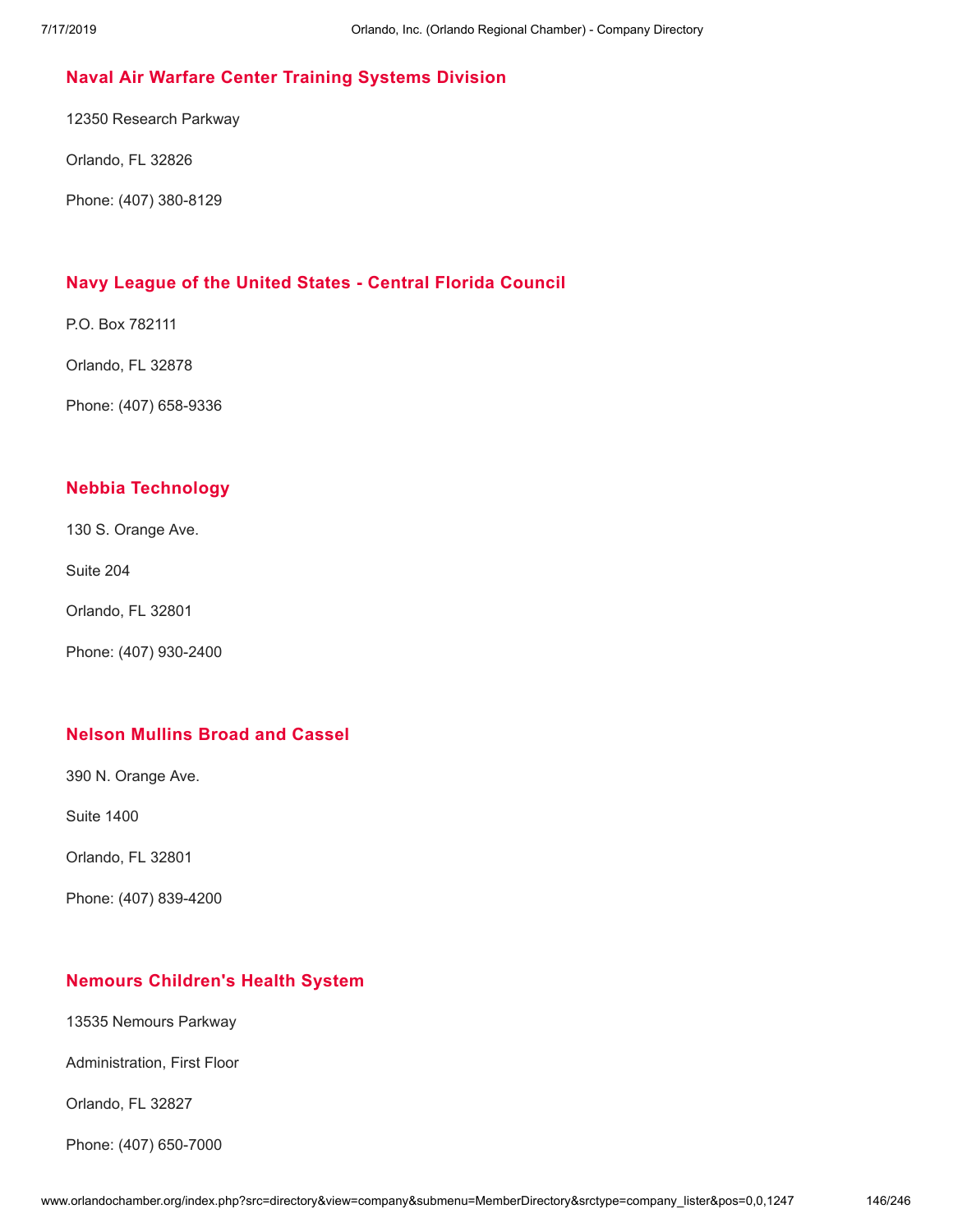## Naval Air Warfare Center Training Systems Division

12350 Research Parkway

Orlando, FL 32826

Phone: (407) 380-8129

## Navy League of the United States - Central Florida Council

P.O. Box 782111

Orlando, FL 32878

Phone: (407) 658-9336

## Nebbia Technology

130 S. Orange Ave.

Suite 204

Orlando, FL 32801

Phone: (407) 930-2400

## Nelson Mullins Broad and Cassel

390 N. Orange Ave.

Suite 1400

Orlando, FL 32801

Phone: (407) 839-4200

## Nemours Children's Health System

13535 Nemours Parkway

Administration, First Floor

Orlando, FL 32827

Phone: (407) 650-7000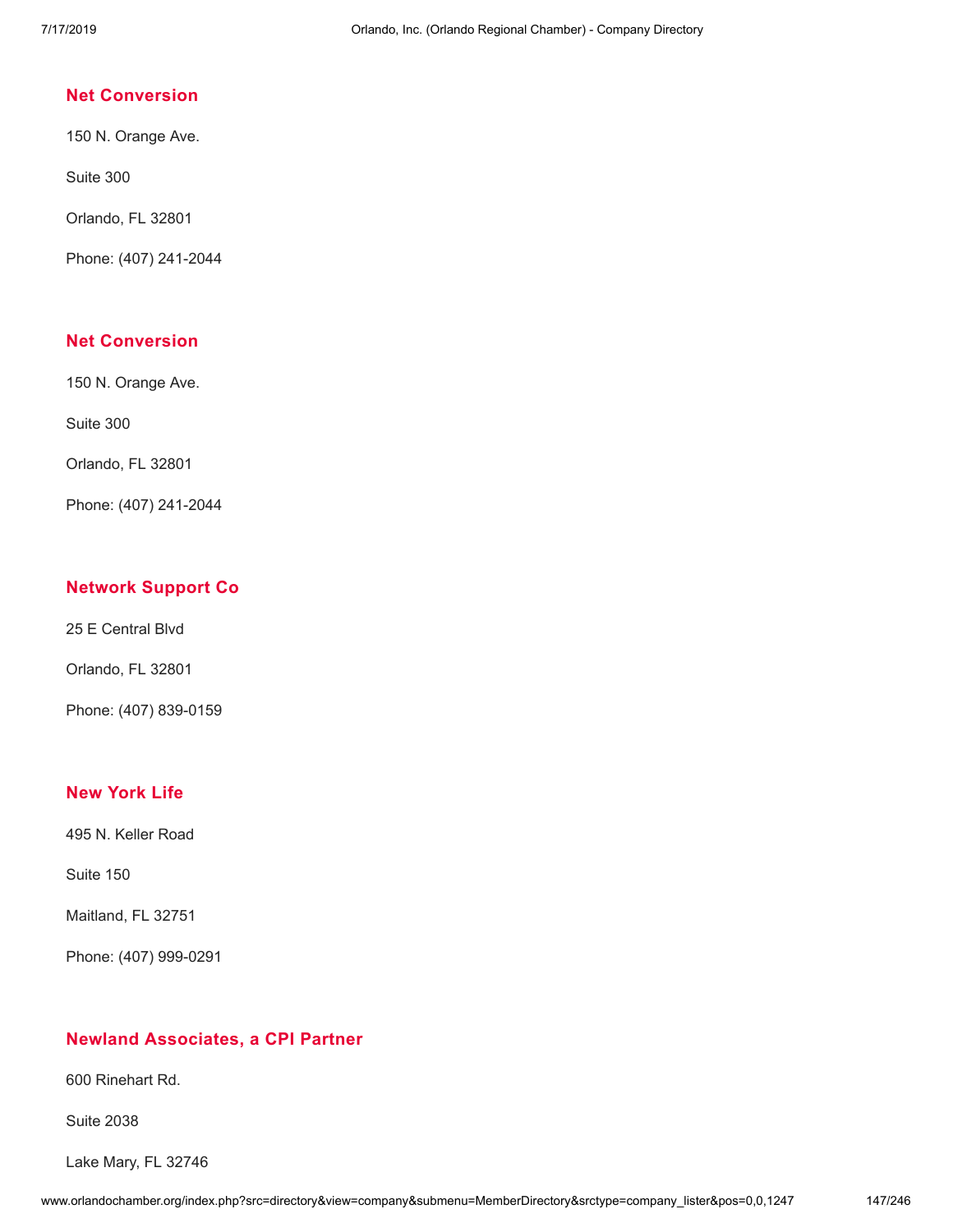### Net Conversion

150 N. Orange Ave.

Suite 300

Orlando, FL 32801

Phone: (407) 241-2044

### Net Conversion

150 N. Orange Ave.

Suite 300

Orlando, FL 32801

Phone: (407) 241-2044

### Network Support Co

25 E Central Blvd

Orlando, FL 32801

Phone: (407) 839-0159

### New York Life

495 N. Keller Road

Suite 150

Maitland, FL 32751

Phone: (407) 999-0291

### Newland Associates, a CPI Partner

600 Rinehart Rd.

Suite 2038

Lake Mary, FL 32746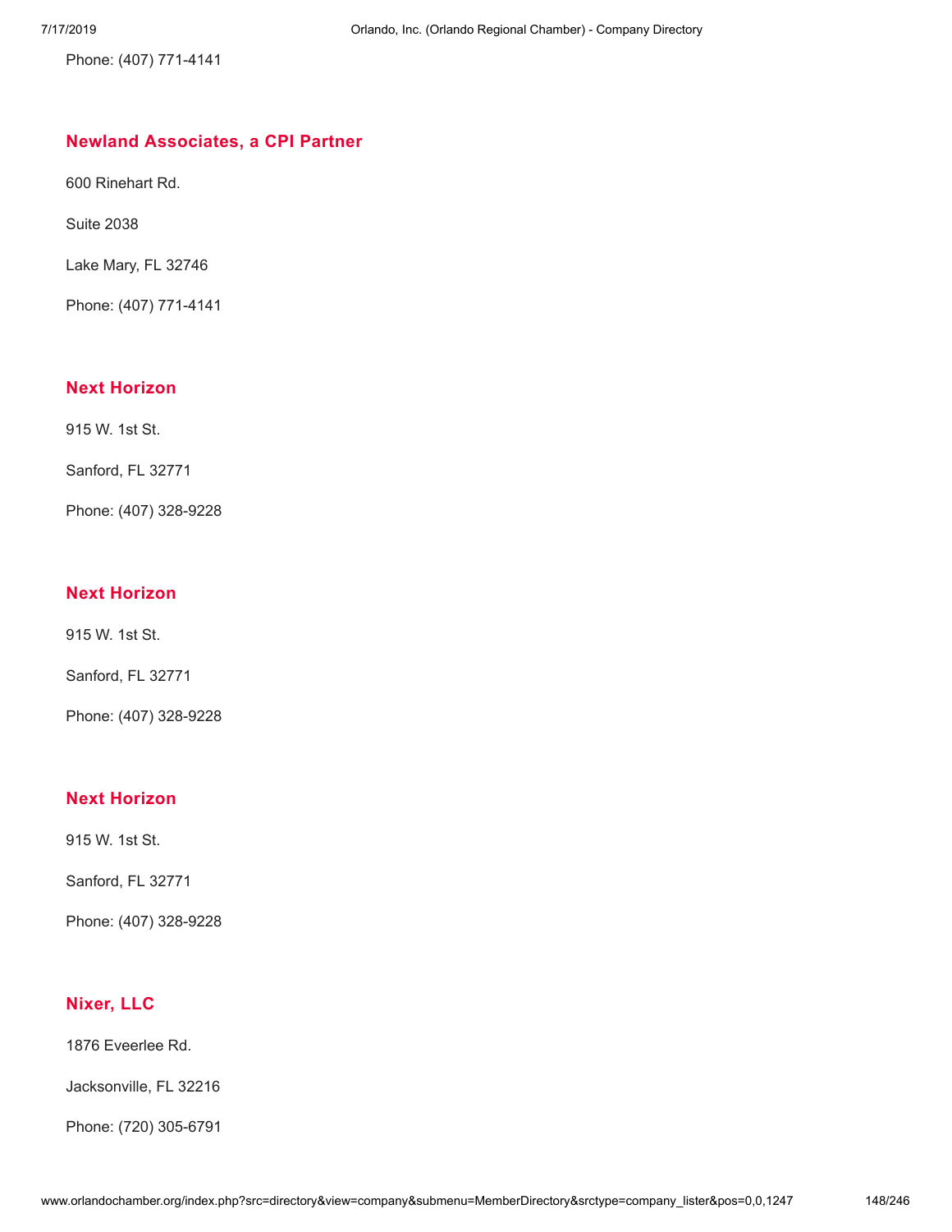Phone: (407) 771-4141

### Newland Associates, a CPI Partner

600 Rinehart Rd.

Suite 2038

Lake Mary, FL 32746

Phone: (407) 771-4141

### Next Horizon

915 W. 1st St.

Sanford, FL 32771

Phone: (407) 328-9228

### Next Horizon

915 W. 1st St.

Sanford, FL 32771

Phone: (407) 328-9228

### Next Horizon

915 W. 1st St.

Sanford, FL 32771

Phone: (407) 328-9228

### Nixer, LLC

1876 Everlee Rd.

Jacksonville, FL 32216

Phone: (720) 305-6791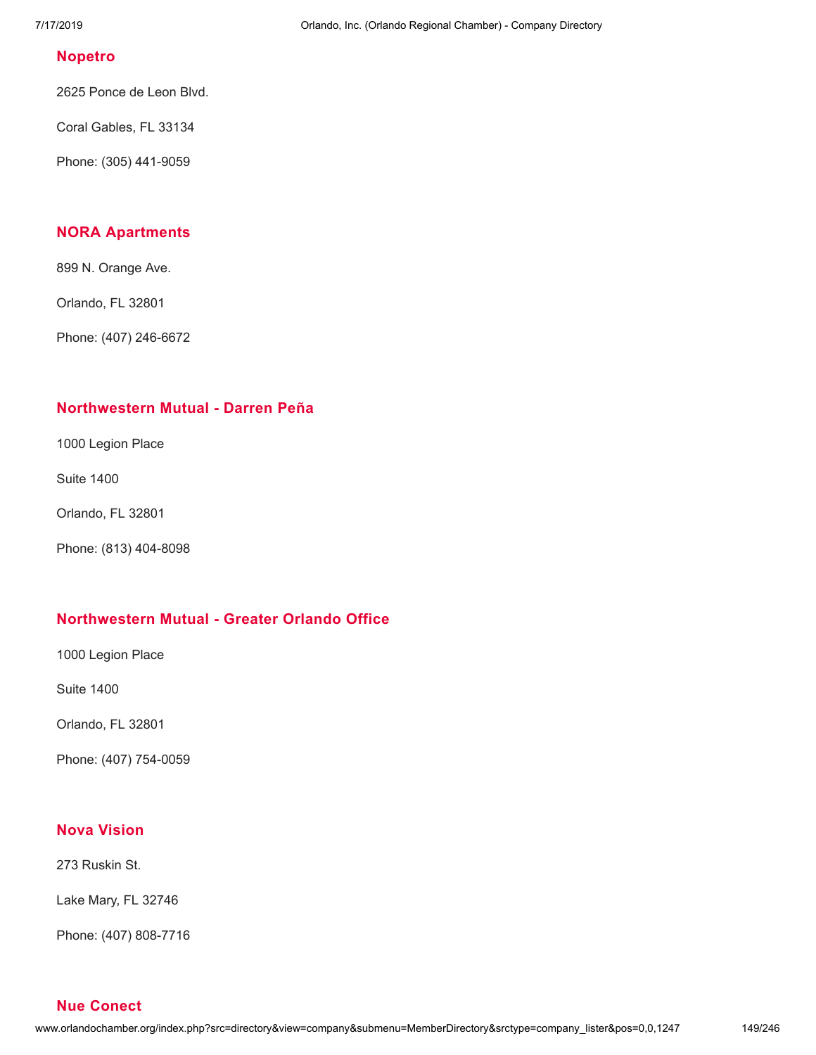### Nopetro

2625 Ponce de Leon Blvd.

Coral Gables, FL 33134

Phone: (305) 441-9059

### NORA Apartments

899 N. Orange Ave.

Orlando, FL 32801

Phone: (407) 246-6672

### Northwestern Mutual - Darren Peña

1000 Legion Place

Suite 1400

Orlando, FL 32801

Phone: (813) 404-8098

### Northwestern Mutual - Greater Orlando Office

1000 Legion Place

Suite 1400

Orlando, FL 32801

Phone: (407) 754-0059

### Nova Vision

273 Ruskin St.

Lake Mary, FL 32746

Phone: (407) 808-7716

### Nue Conect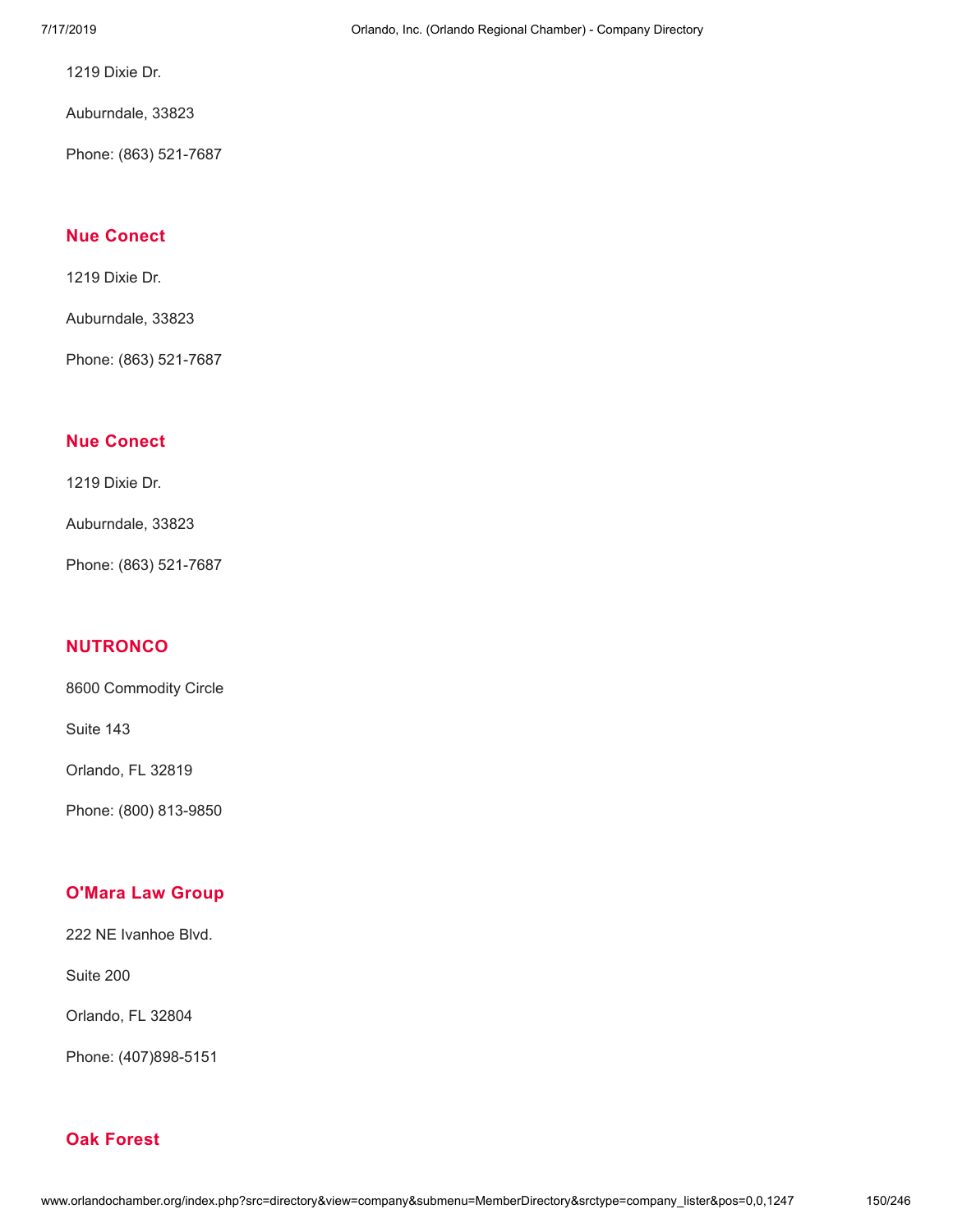1219 Dixie Dr.

Auburndale, 33823

Phone: (863) 521-7687

### Nue Conect

1219 Dixie Dr.

Auburndale, 33823

Phone: (863) 521-7687

### Nue Conect

1219 Dixie Dr.

Auburndale, 33823

Phone: (863) 521-7687

### NUTRONCO

8600 Commodity Circle

Suite 143

Orlando, FL 32819

Phone: (800) 813-9850

### O'Mara Law Group

222 NE Ivanhoe Blvd.

Suite 200

Orlando, FL 32804

Phone: (407)898-5151

### Oak Forest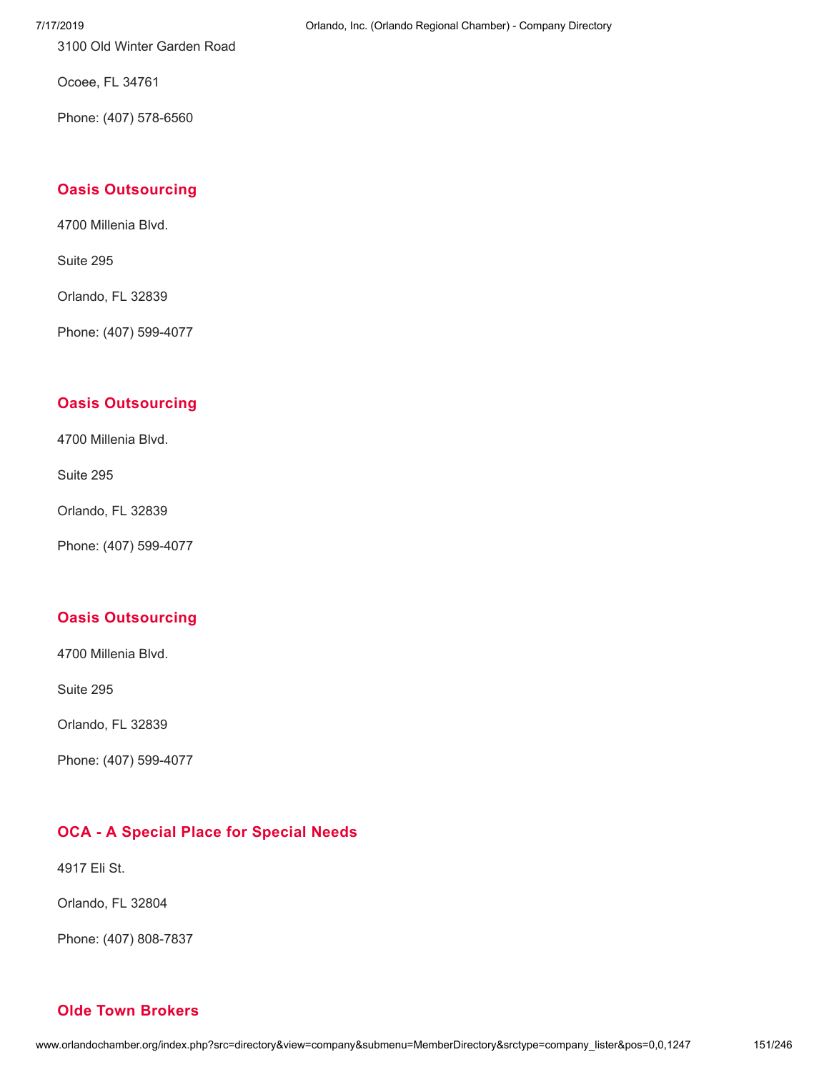3100 Old Winter Garden Road

Ocoee, FL 34761

Phone: (407) 578-6560

### Oasis Outsourcing

4700 Millenia Blvd.

Suite 295

Orlando, FL 32839

Phone: (407) 599-4077

### Oasis Outsourcing

4700 Millenia Blvd.

Suite 295

Orlando, FL 32839

Phone: (407) 599-4077

### Oasis Outsourcing

4700 Millenia Blvd.

Suite 295

Orlando, FL 32839

Phone: (407) 599-4077

### OCA - A Special Place for Special Needs

4917 Eli St.

Orlando, FL 32804

Phone: (407) 808-7837

### Olde Town Brokers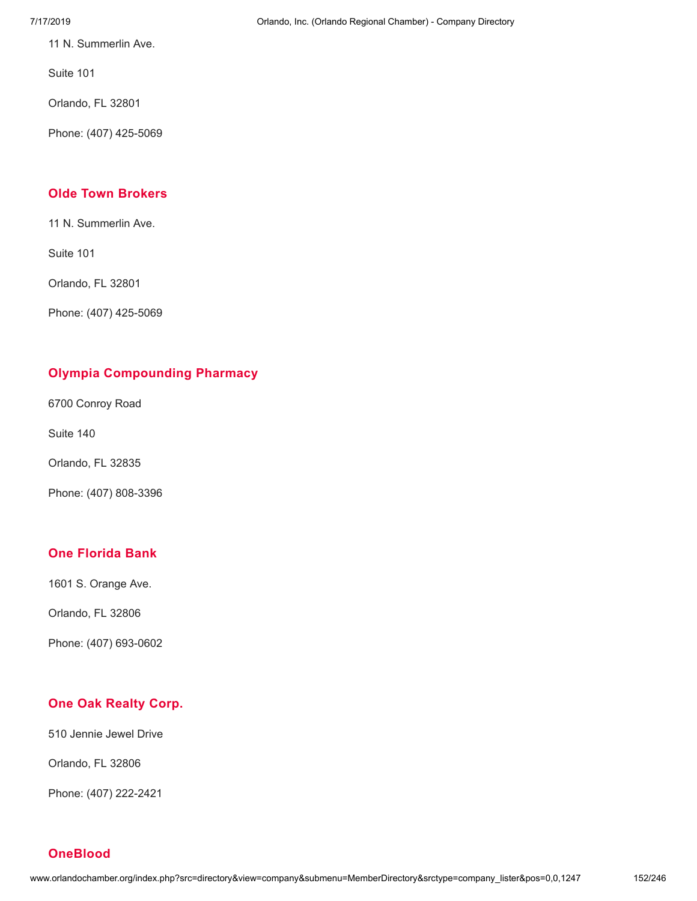11 N. Summerlin Ave.

Suite 101

Orlando, FL 32801

Phone: (407) 425-5069

### Olde Town Brokers

11 N. Summerlin Ave.

Suite 101

Orlando, FL 32801

Phone: (407) 425-5069

### Olympia Compounding Pharmacy

6700 Conroy Road

Suite 140

Orlando, FL 32835

Phone: (407) 808-3396

### One Florida Bank

1601 S. Orange Ave.

Orlando, FL 32806

Phone: (407) 693-0602

### One Oak Realty Corp.

510 Jennie Jewel Drive

Orlando, FL 32806

Phone: (407) 222-2421

### OneBlood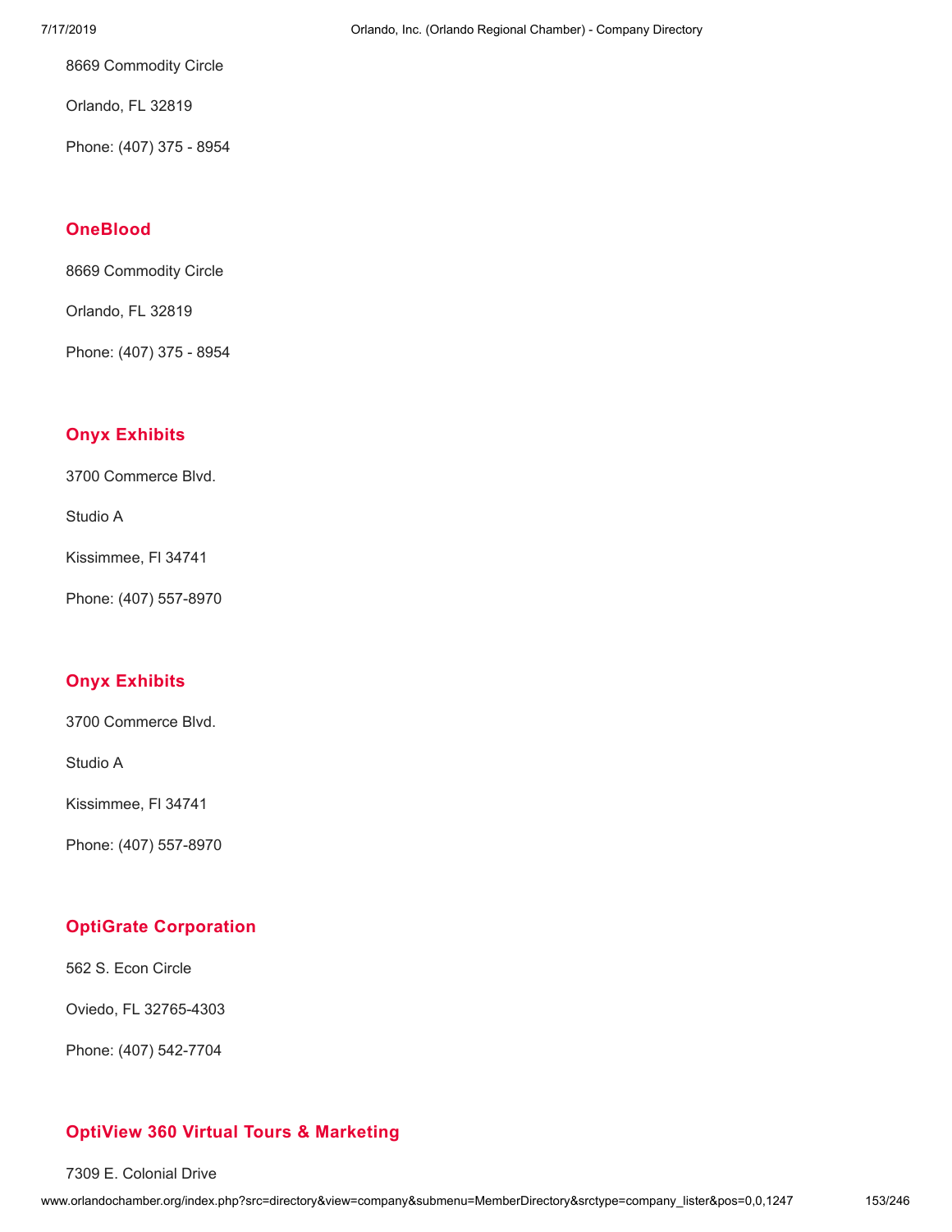8669 Commodity Circle

Orlando, FL 32819

Phone: (407) 375 - 8954

### OneBlood

8669 Commodity Circle

Orlando, FL 32819

Phone: (407) 375 - 8954

### Onyx Exhibits

3700 Commerce Blvd.

Studio A

Kissimmee, Fl 34741

Phone: (407) 557-8970

### Onyx Exhibits

3700 Commerce Blvd.

Studio A

Kissimmee, Fl 34741

Phone: (407) 557-8970

### OptiGrate Corporation

562 S. Econ Circle

Oviedo, FL 32765-4303

Phone: (407) 542-7704

### OptiView 360 Virtual Tours & Marketing

7309 E. Colonial Drive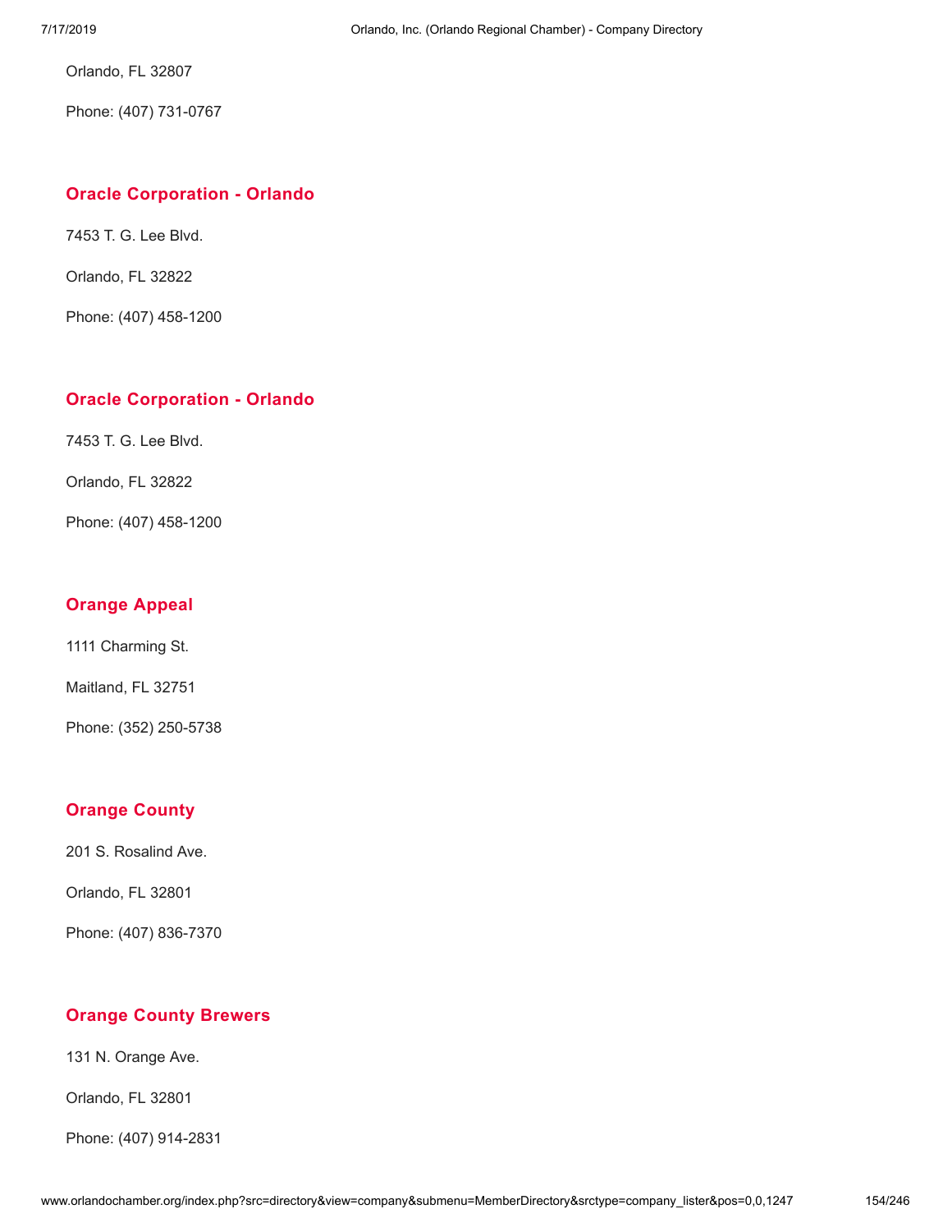Orlando, FL 32807

Phone: (407) 731-0767

### Oracle Corporation - Orlando

7453 T. G. Lee Blvd.

Orlando, FL 32822

Phone: (407) 458-1200

### Oracle Corporation - Orlando

7453 T. G. Lee Blvd.

Orlando, FL 32822

Phone: (407) 458-1200

### Orange Appeal

1111 Charming St.

Maitland, FL 32751

Phone: (352) 250-5738

### Orange County

201 S. Rosalind Ave.

Orlando, FL 32801

Phone: (407) 836-7370

### Orange County Brewers

131 N. Orange Ave.

Orlando, FL 32801

Phone: (407) 914-2831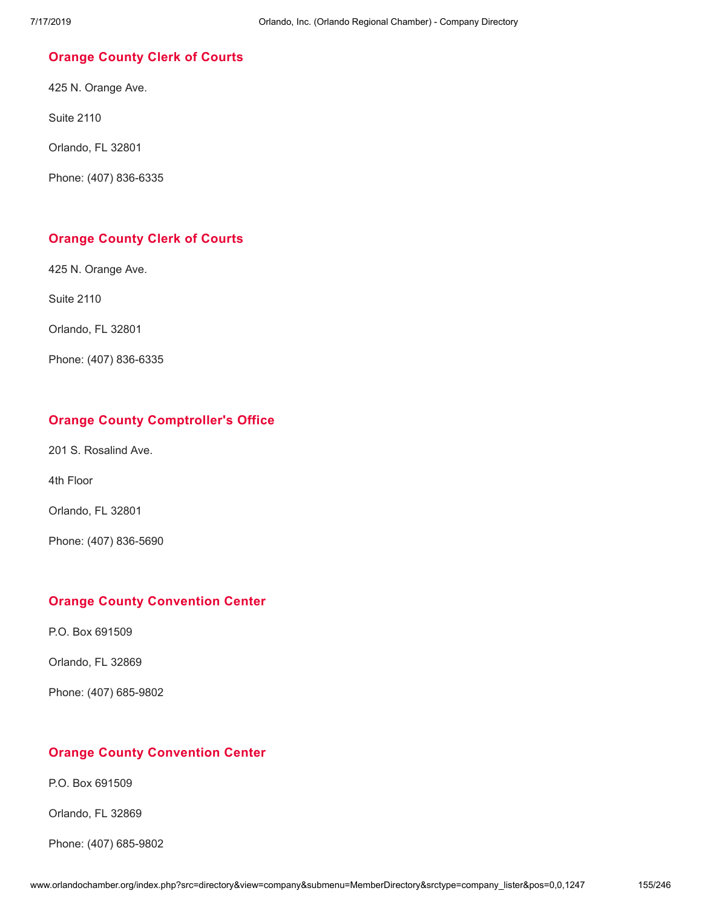### Orange County Clerk of Courts

425 N. Orange Ave.

Suite 2110

Orlando, FL 32801

Phone: (407) 836-6335

### Orange County Clerk of Courts

425 N. Orange Ave.

Suite 2110

Orlando, FL 32801

Phone: (407) 836-6335

### Orange County Comptroller's Office

201 S. Rosalind Ave.

4th Floor

Orlando, FL 32801

Phone: (407) 836-5690

### Orange County Convention Center

P.O. Box 691509

Orlando, FL 32869

Phone: (407) 685-9802

### Orange County Convention Center

P.O. Box 691509

Orlando, FL 32869

Phone: (407) 685-9802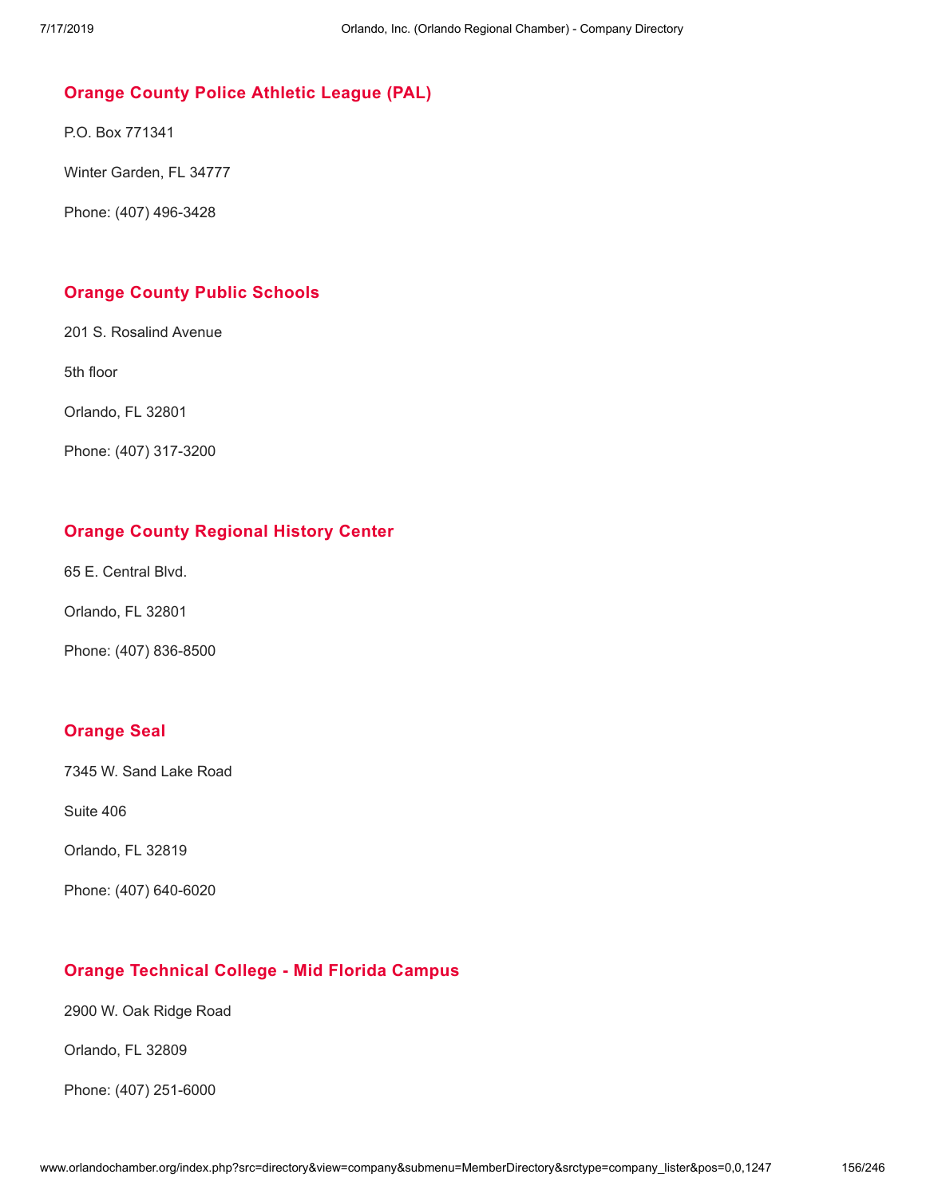### Orange County Police Athletic League (PAL)

P.O. Box 771341

Winter Garden, FL 34777

Phone: (407) 496-3428

### Orange County Public Schools

201 S. Rosalind Avenue

5th floor

Orlando, FL 32801

Phone: (407) 317-3200

### Orange County Regional History Center

65 E. Central Blvd.

Orlando, FL 32801

Phone: (407) 836-8500

### Orange Seal

7345 W. Sand Lake Road

Suite 406

Orlando, FL 32819

Phone: (407) 640-6020

### Orange Technical College - Mid Florida Campus

2900 W. Oak Ridge Road

Orlando, FL 32809

Phone: (407) 251-6000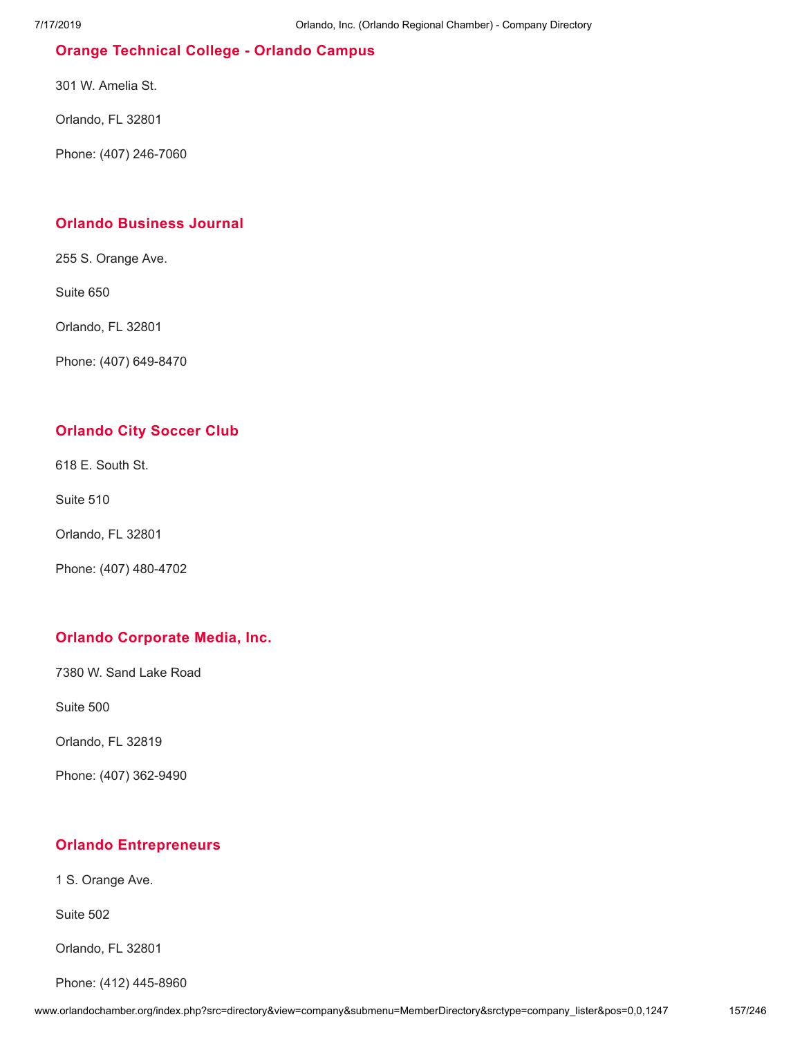### Orange Technical College - Orlando Campus

301 W. Amelia St.

Orlando, FL 32801

Phone: (407) 246-7060

### Orlando Business Journal

255 S. Orange Ave.

Suite 650

Orlando, FL 32801

Phone: (407) 649-8470

### Orlando City Soccer Club

618 E. South St.

Suite 510

Orlando, FL 32801

Phone: (407) 480-4702

### Orlando Corporate Media, Inc.

7380 W. Sand Lake Road

Suite 500

Orlando, FL 32819

Phone: (407) 362-9490

### Orlando Entrepreneurs

1 S. Orange Ave.

Suite 502

Orlando, FL 32801

Phone: (412) 445-8960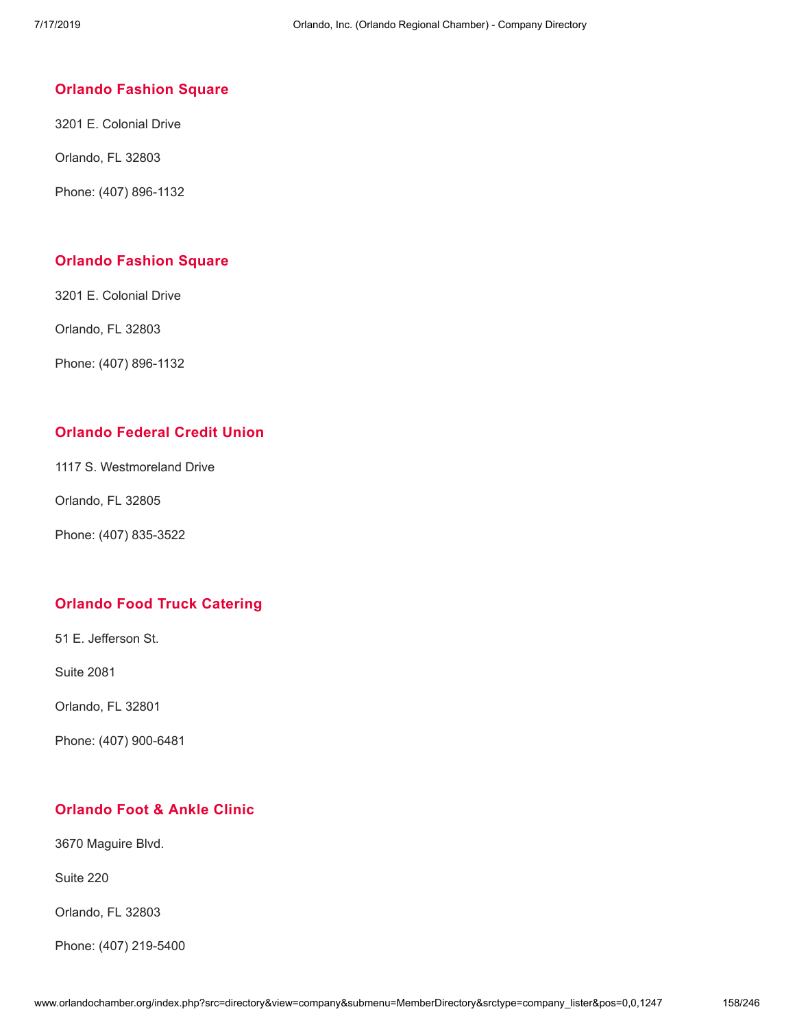## Orlando Fashion Square

3201 E. Colonial Drive

Orlando, FL 32803

Phone: (407) 896-1132

## Orlando Fashion Square

3201 E. Colonial Drive

Orlando, FL 32803

Phone: (407) 896-1132

## Orlando Federal Credit Union

1117 S. Westmoreland Drive

Orlando, FL 32805

Phone: (407) 835-3522

## Orlando Food Truck Catering

51 E. Jefferson St.

Suite 2081

Orlando, FL 32801

Phone: (407) 900-6481

## Orlando Foot & Ankle Clinic

3670 Maguire Blvd.

Suite 220

Orlando, FL 32803

Phone: (407) 219-5400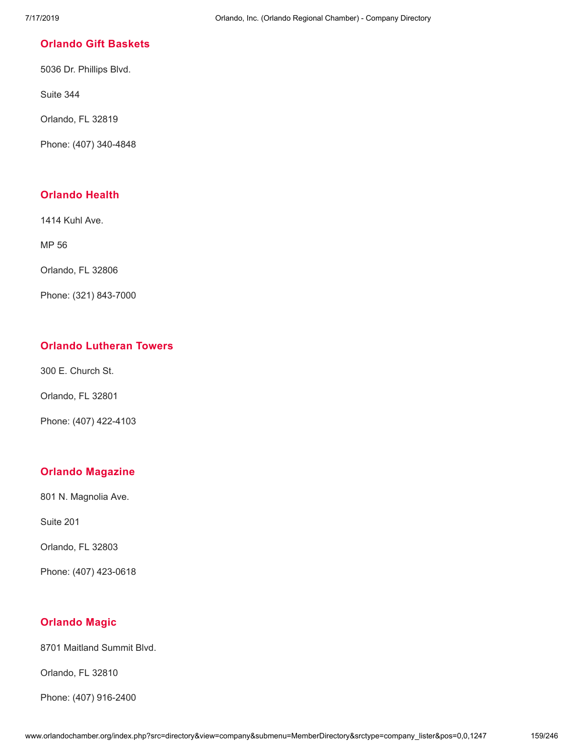### Orlando Gift Baskets

5036 Dr. Phillips Blvd.

Suite 344

Orlando, FL 32819

Phone: (407) 340-4848

### Orlando Health

1414 Kuhl Ave.

MP 56

Orlando, FL 32806

Phone: (321) 843-7000

### Orlando Lutheran Towers

300 E. Church St.

Orlando, FL 32801

Phone: (407) 422-4103

### Orlando Magazine

801 N. Magnolia Ave.

Suite 201

Orlando, FL 32803

Phone: (407) 423-0618

### Orlando Magic

8701 Maitland Summit Blvd.

Orlando, FL 32810

Phone: (407) 916-2400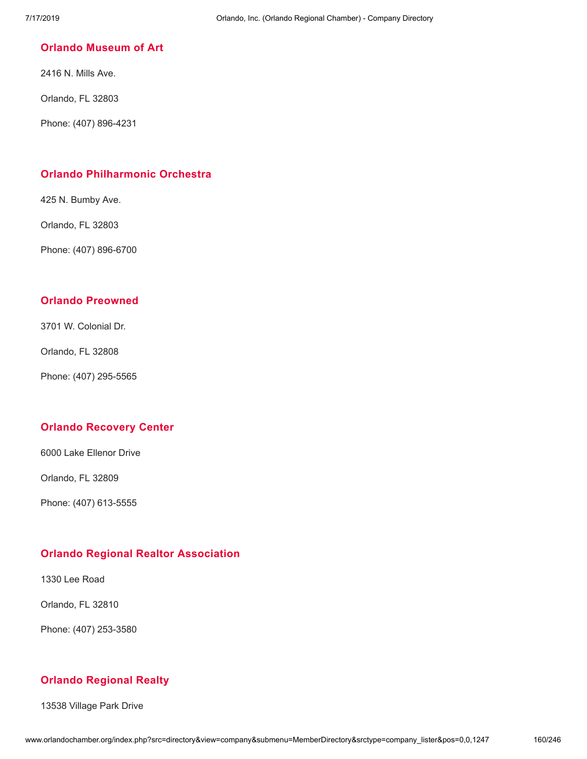### Orlando Museum of Art

2416 N. Mills Ave.

Orlando, FL 32803

Phone: (407) 896-4231

### Orlando Philharmonic Orchestra

425 N. Bumby Ave.

Orlando, FL 32803

Phone: (407) 896-6700

### Orlando Preowned

3701 W. Colonial Dr.

Orlando, FL 32808

Phone: (407) 295-5565

### Orlando Recovery Center

6000 Lake Ellenor Drive

Orlando, FL 32809

Phone: (407) 613-5555

### Orlando Regional Realtor Association

1330 Lee Road

Orlando, FL 32810

Phone: (407) 253-3580

### Orlando Regional Realty

13538 Village Park Drive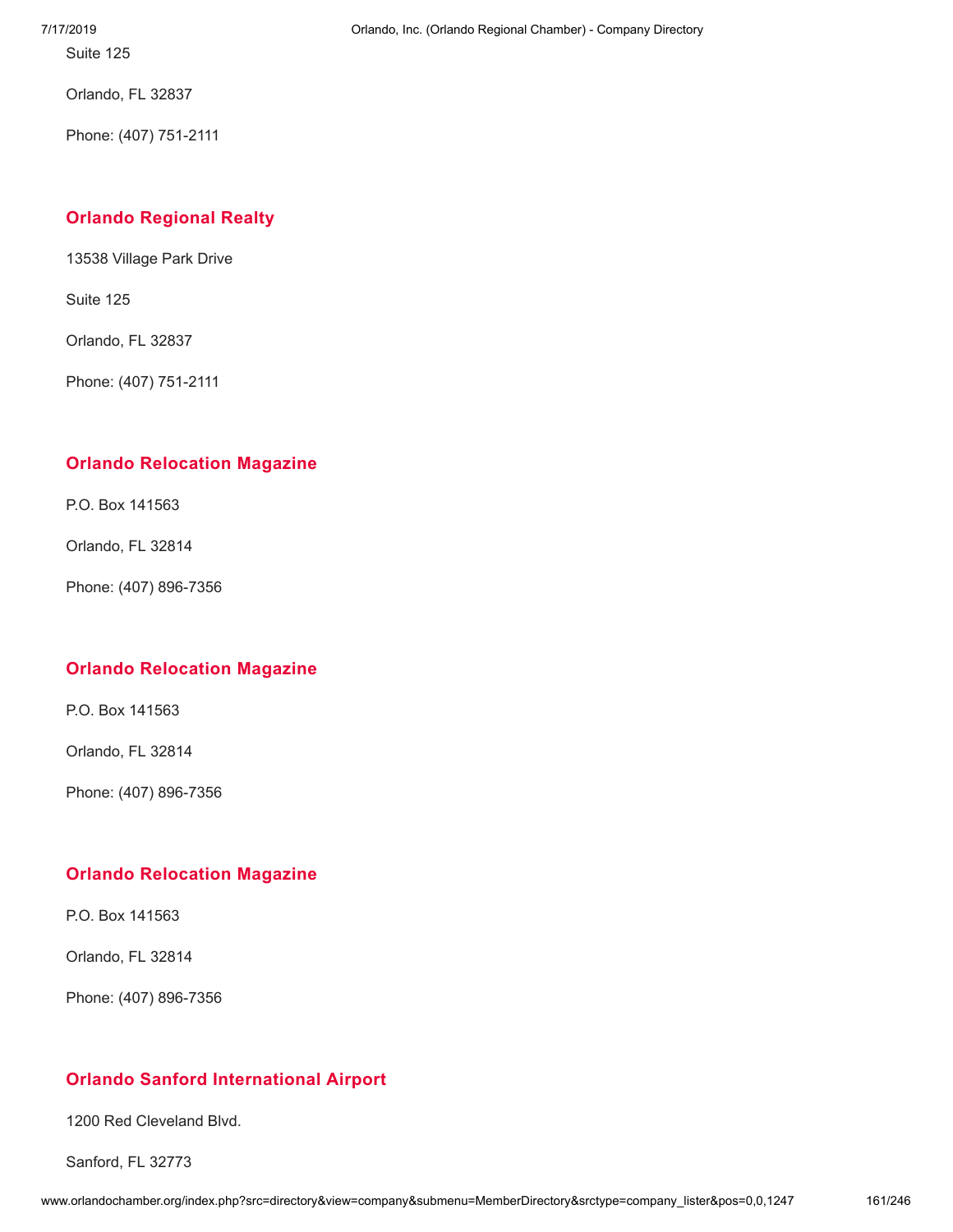Suite 125

Orlando, FL 32837

Phone: (407) 751-2111

### Orlando Regional Realty

13538 Village Park Drive

Suite 125

Orlando, FL 32837

Phone: (407) 751-2111

### Orlando Relocation Magazine

P.O. Box 141563

Orlando, FL 32814

Phone: (407) 896-7356

### Orlando Relocation Magazine

P.O. Box 141563

Orlando, FL 32814

Phone: (407) 896-7356

### Orlando Relocation Magazine

P.O. Box 141563

Orlando, FL 32814

Phone: (407) 896-7356

### Orlando Sanford International Airport

1200 Red Cleveland Blvd.

Sanford, FL 32773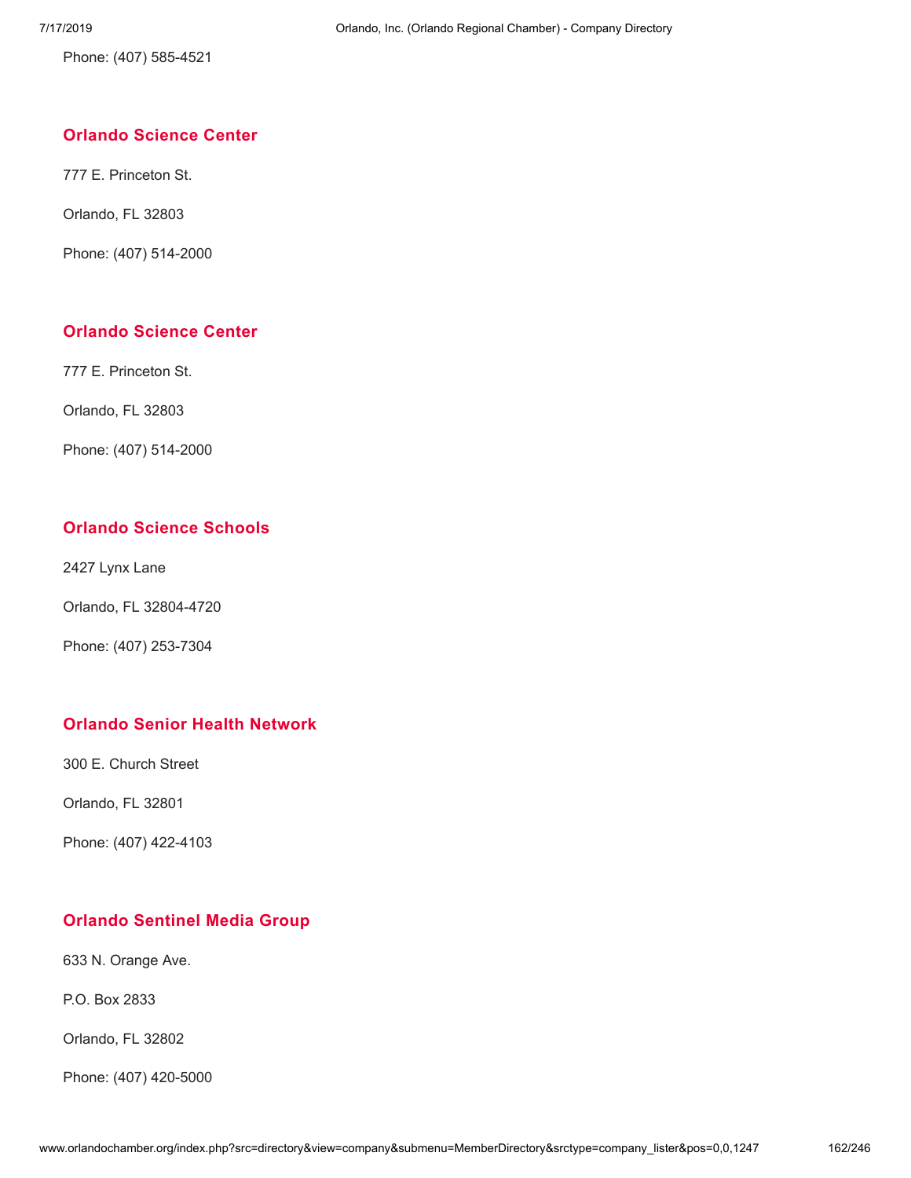Phone: (407) 585-4521

## Orlando Science Center

777 E. Princeton St.

Orlando, FL 32803

Phone: (407) 514-2000

## Orlando Science Center

777 E. Princeton St.

Orlando, FL 32803

Phone: (407) 514-2000

## Orlando Science Schools

2427 Lynx Lane

Orlando, FL 32804-4720

Phone: (407) 253-7304

## Orlando Senior Health Network

300 E. Church Street

Orlando, FL 32801

Phone: (407) 422-4103

## Orlando Sentinel Media Group

633 N. Orange Ave.

P.O. Box 2833

Orlando, FL 32802

Phone: (407) 420-5000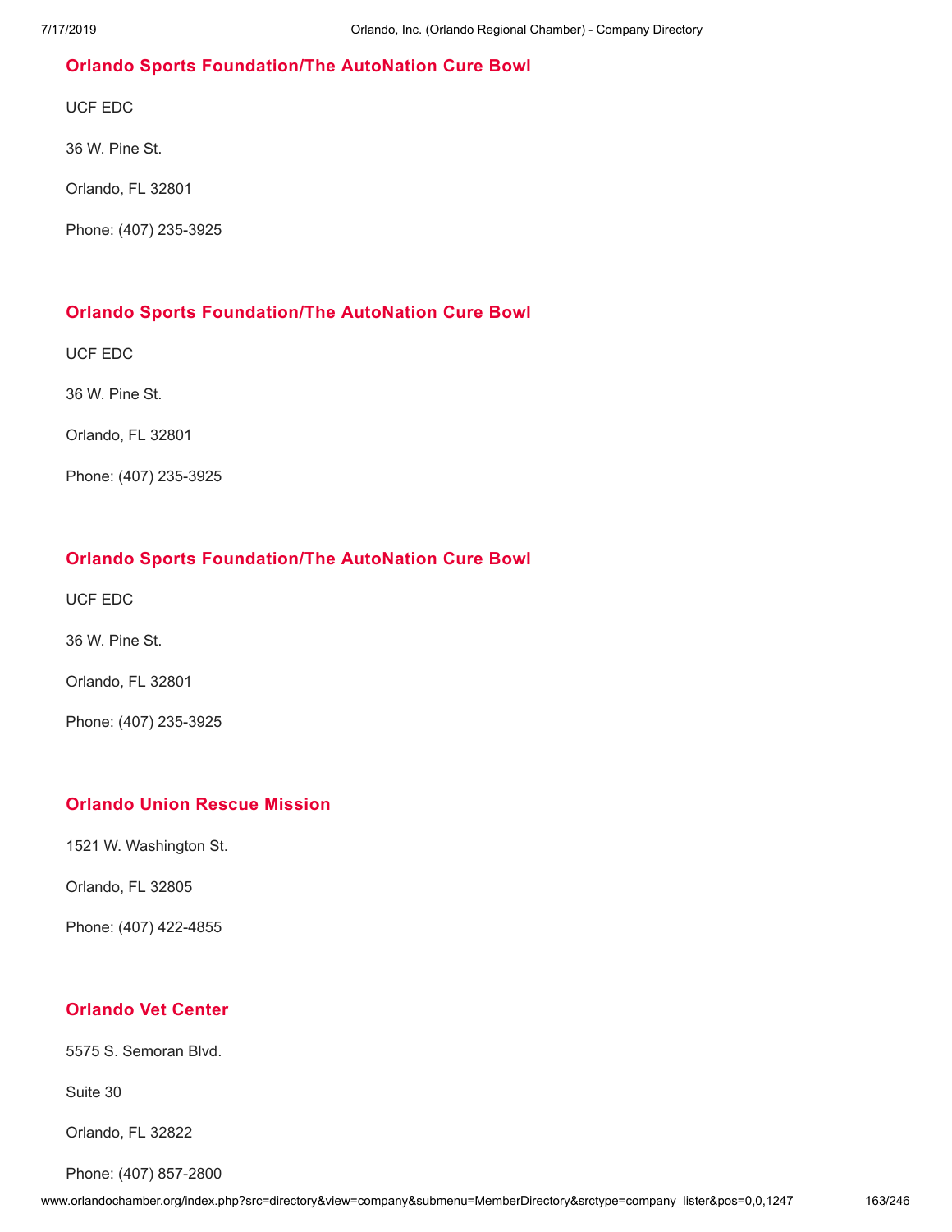### Orlando Sports Foundation/The AutoNation Cure Bowl

UCF EDC

36 W. Pine St.

Orlando, FL 32801

Phone: (407) 235-3925

### Orlando Sports Foundation/The AutoNation Cure Bowl

UCF EDC

36 W. Pine St.

Orlando, FL 32801

Phone: (407) 235-3925

### Orlando Sports Foundation/The AutoNation Cure Bowl

UCF EDC

36 W. Pine St.

Orlando, FL 32801

Phone: (407) 235-3925

### Orlando Union Rescue Mission

1521 W. Washington St.

Orlando, FL 32805

Phone: (407) 422-4855

### Orlando Vet Center

5575 S. Semoran Blvd.

Suite 30

Orlando, FL 32822

Phone: (407) 857-2800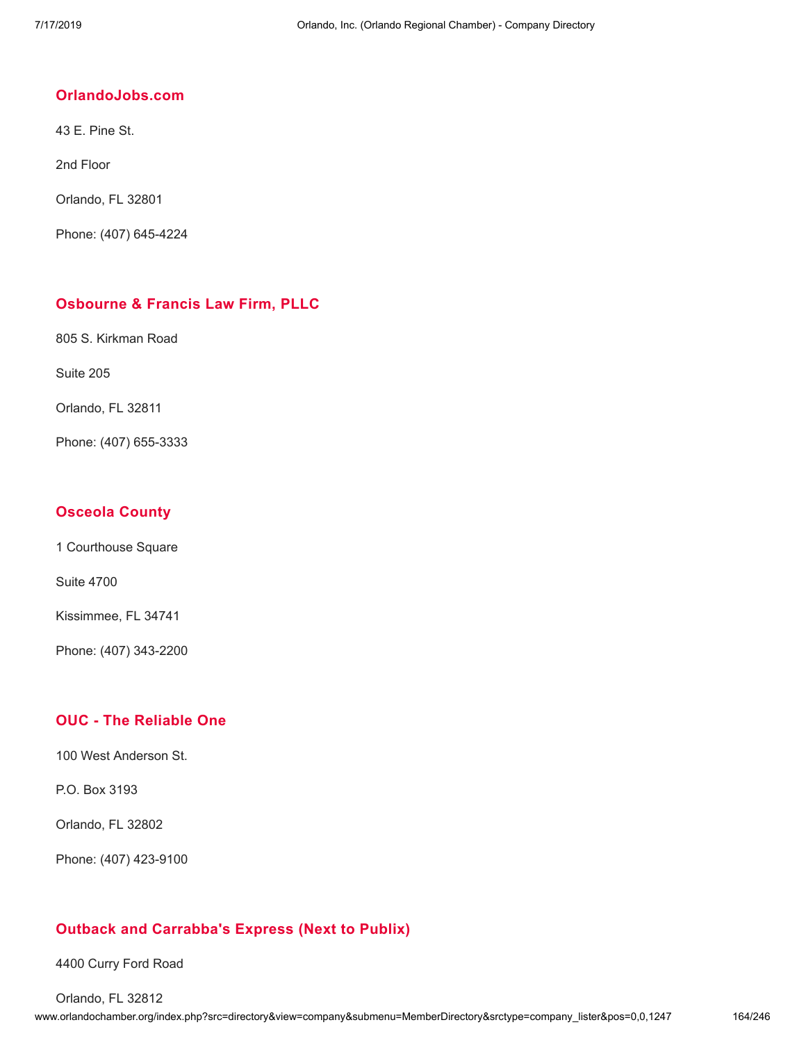### OrlandoJobs.com

43 E. Pine St.

2nd Floor

Orlando, FL 32801

Phone: (407) 645-4224

### Osbourne & Francis Law Firm, PLLC

805 S. Kirkman Road

Suite 205

Orlando, FL 32811

Phone: (407) 655-3333

### Osceola County

1 Courthouse Square

Suite 4700

Kissimmee, FL 34741

Phone: (407) 343-2200

### OUC - The Reliable One

100 West Anderson St.

P.O. Box 3193

Orlando, FL 32802

Phone: (407) 423-9100

### Outback and Carrabba's Express (Next to Publix)

4400 Curry Ford Road

Orlando, FL 32812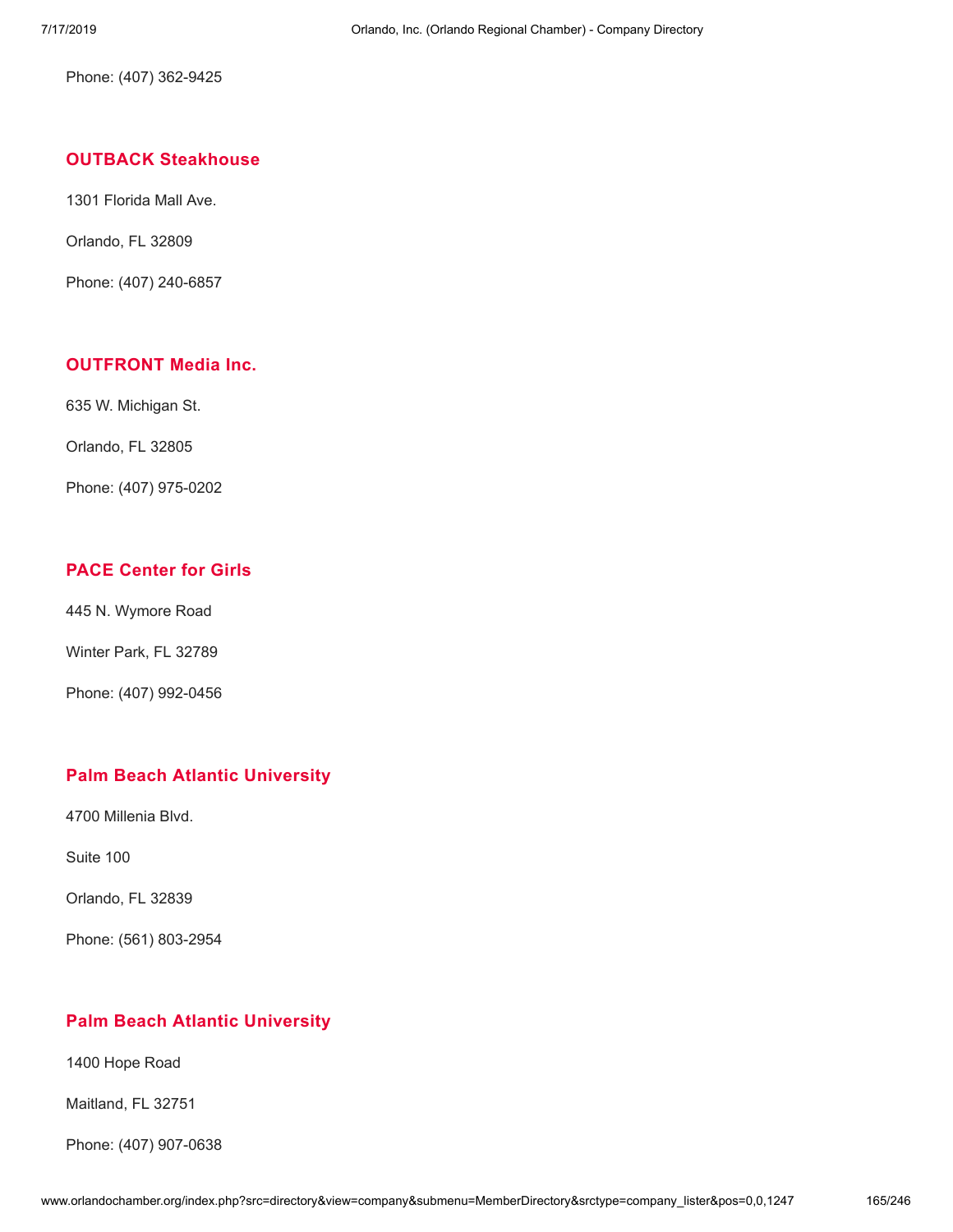Phone: (407) 362-9425

### OUTBACK Steakhouse

1301 Florida Mall Ave.

Orlando, FL 32809

Phone: (407) 240-6857

### OUTFRONT Media Inc.

635 W. Michigan St.

Orlando, FL 32805

Phone: (407) 975-0202

### PACE Center for Girls

445 N. Wymore Road

Winter Park, FL 32789

Phone: (407) 992-0456

### Palm Beach Atlantic University

4700 Millenia Blvd.

Suite 100

Orlando, FL 32839

Phone: (561) 803-2954

### Palm Beach Atlantic University

1400 Hope Road

Maitland, FL 32751

Phone: (407) 907-0638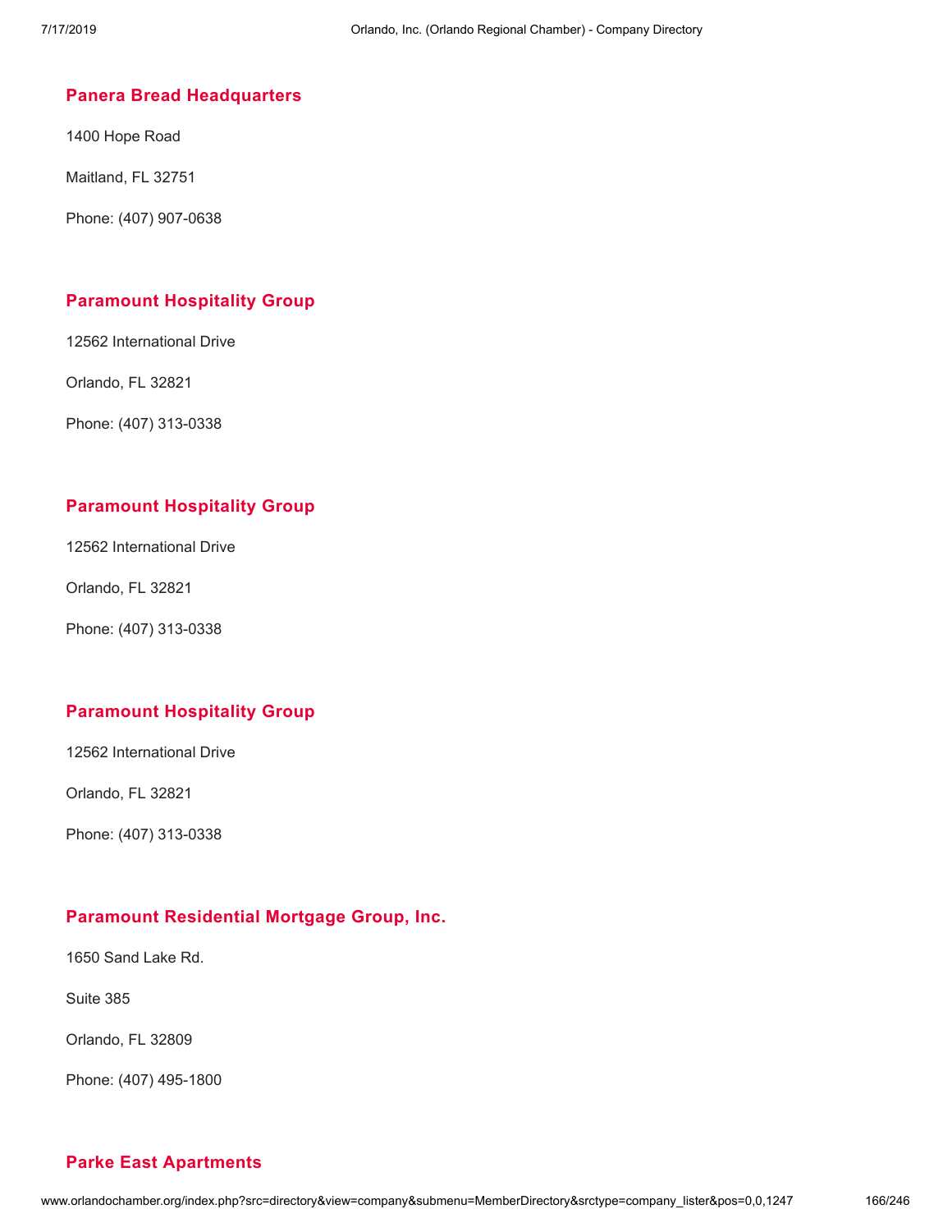### Panera Bread Headquarters

1400 Hope Road

Maitland, FL 32751

Phone: (407) 907-0638

### Paramount Hospitality Group

12562 International Drive

Orlando, FL 32821

Phone: (407) 313-0338

### Paramount Hospitality Group

12562 International Drive

Orlando, FL 32821

Phone: (407) 313-0338

### Paramount Hospitality Group

12562 International Drive

Orlando, FL 32821

Phone: (407) 313-0338

### Paramount Residential Mortgage Group, Inc.

1650 Sand Lake Rd.

Suite 385

Orlando, FL 32809

Phone: (407) 495-1800

### Parke East Apartments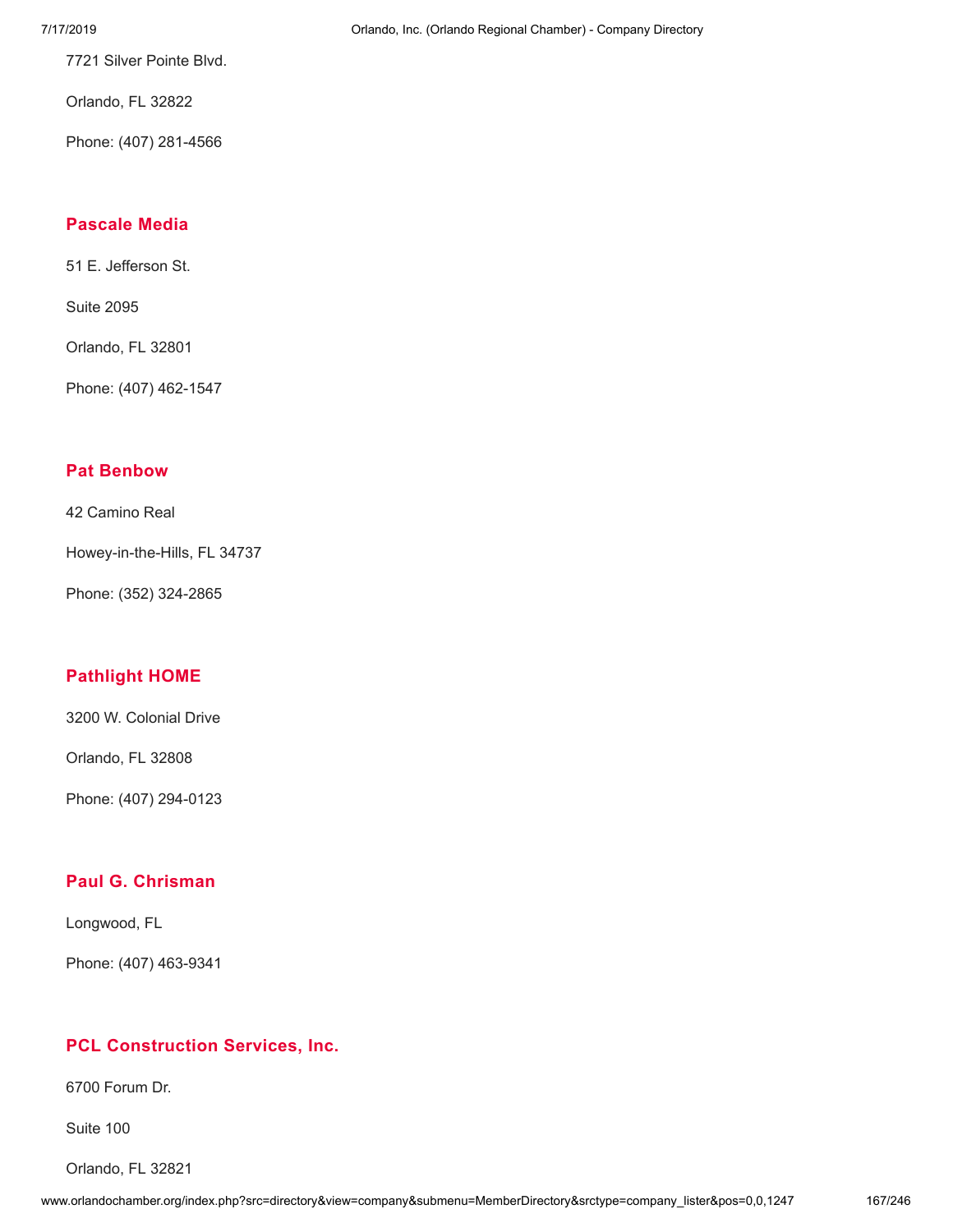7721 Silver Pointe Blvd.

Orlando, FL 32822

Phone: (407) 281-4566

### Pascale Media

51 E. Jefferson St.

Suite 2095

Orlando, FL 32801

Phone: (407) 462-1547

### Pat Benbow

42 Camino Real

Howey-in-the-Hills, FL 34737

Phone: (352) 324-2865

### Pathlight HOME

3200 W. Colonial Drive

Orlando, FL 32808

Phone: (407) 294-0123

### Paul G. Chrisman

Longwood, FL

Phone: (407) 463-9341

### PCL Construction Services, Inc.

6700 Forum Dr.

Suite 100

Orlando, FL 32821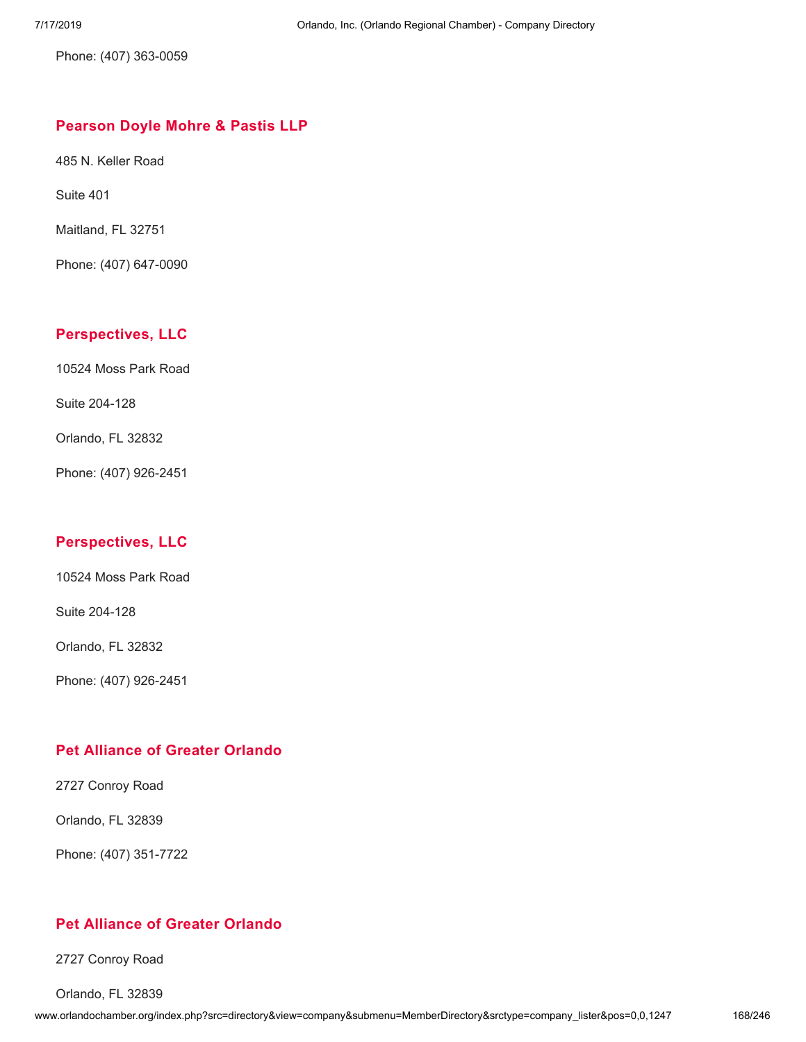Phone: (407) 363-0059

### Pearson Doyle Mohre & Pastis LLP

485 N. Keller Road

Suite 401

Maitland, FL 32751

Phone: (407) 647-0090

### Perspectives, LLC

10524 Moss Park Road

Suite 204-128

Orlando, FL 32832

Phone: (407) 926-2451

### Perspectives, LLC

10524 Moss Park Road

Suite 204-128

Orlando, FL 32832

Phone: (407) 926-2451

### Pet Alliance of Greater Orlando

2727 Conroy Road

Orlando, FL 32839

Phone: (407) 351-7722

### Pet Alliance of Greater Orlando

2727 Conroy Road

Orlando, FL 32839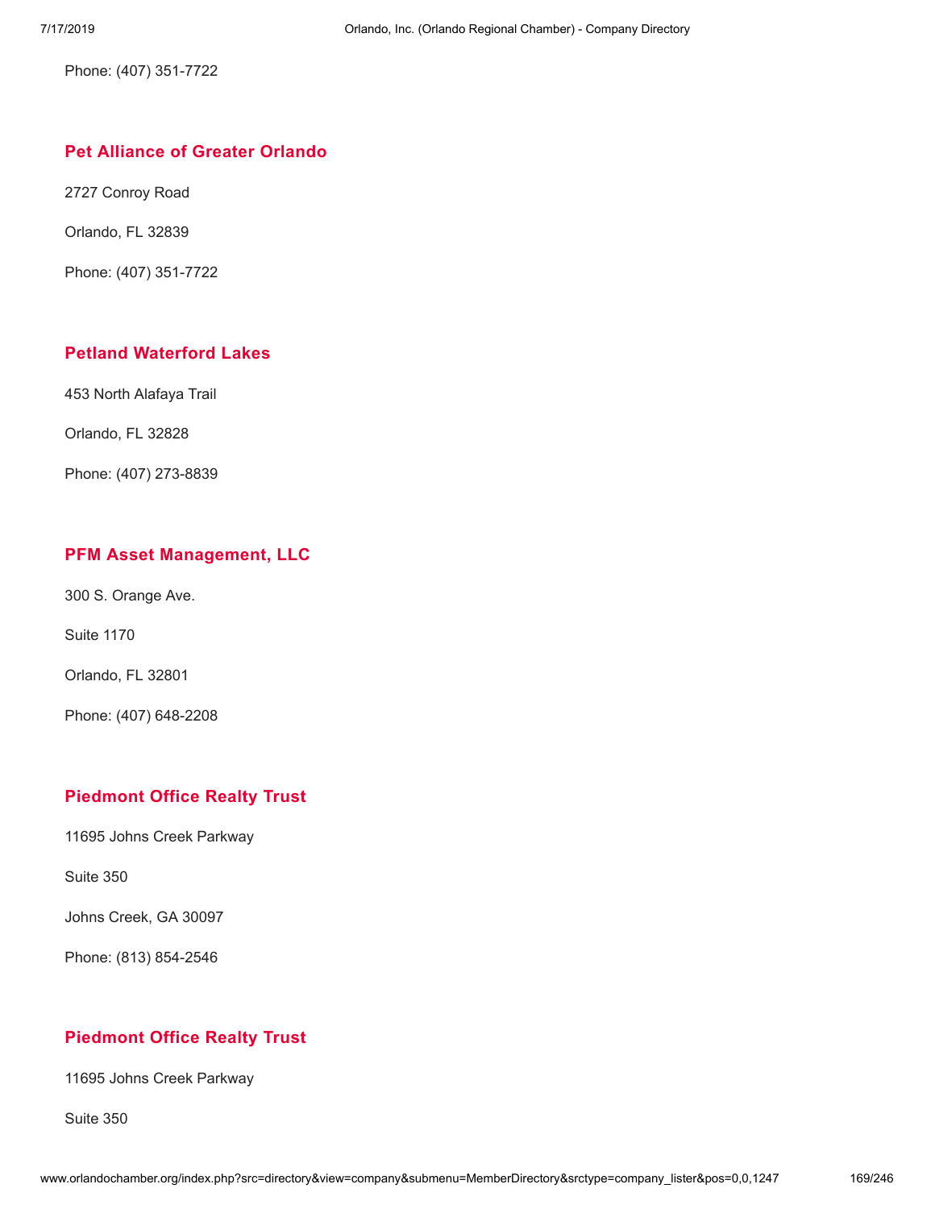Phone: (407) 351-7722

### Pet Alliance of Greater Orlando

2727 Conroy Road

Orlando, FL 32839

Phone: (407) 351-7722

### Petland Waterford Lakes

453 North Alafaya Trail

Orlando, FL 32828

Phone: (407) 273-8839

### PFM Asset Management, LLC

300 S. Orange Ave.

Suite 1170

Orlando, FL 32801

Phone: (407) 648-2208

### Piedmont Office Realty Trust

11695 Johns Creek Parkway

Suite 350

Johns Creek, GA 30097

Phone: (813) 854-2546

### Piedmont Office Realty Trust

11695 Johns Creek Parkway

Suite 350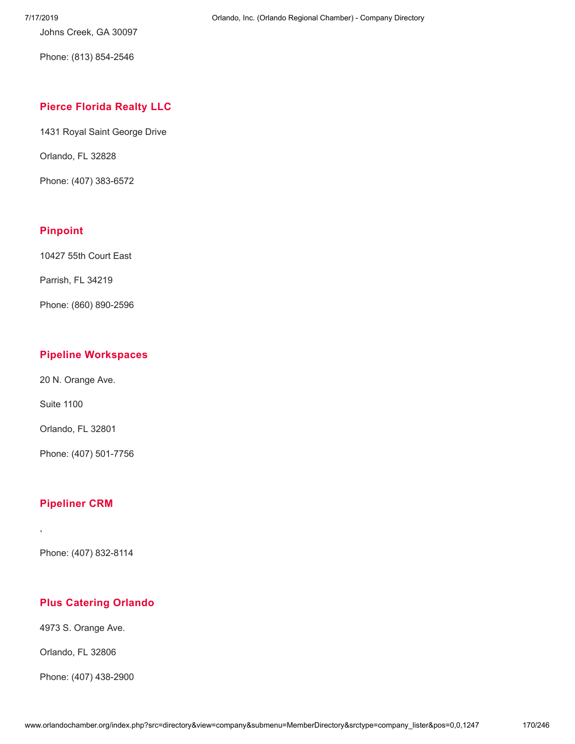Johns Creek, GA 30097

Phone: (813) 854-2546

### Pierce Florida Realty LLC

1431 Royal Saint George Drive

Orlando, FL 32828

Phone: (407) 383-6572

### Pinpoint

10427 55th Court East

Parrish, FL 34219

Phone: (860) 890-2596

### Pipeline Workspaces

20 N. Orange Ave.

Suite 1100

Orlando, FL 32801

Phone: (407) 501-7756

### Pipeliner CRM

,

Phone: (407) 832-8114

### Plus Catering Orlando

4973 S. Orange Ave.

Orlando, FL 32806

Phone: (407) 438-2900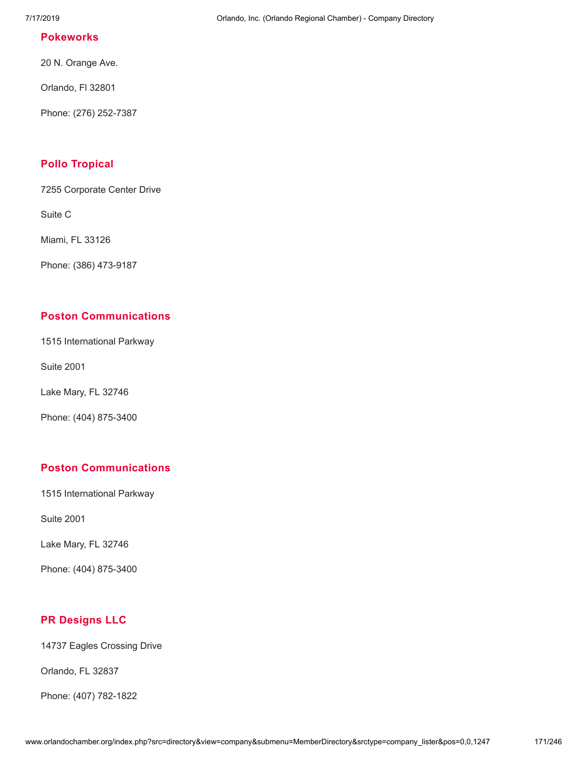## Pokeworks

20 N. Orange Ave.

Orlando, Fl 32801

Phone: (276) 252-7387

## Pollo Tropical

7255 Corporate Center Drive

Suite C

Miami, FL 33126

Phone: (386) 473-9187

## Poston Communications

1515 International Parkway

Suite 2001

Lake Mary, FL 32746

Phone: (404) 875-3400

## Poston Communications

1515 International Parkway

Suite 2001

Lake Mary, FL 32746

Phone: (404) 875-3400

## PR Designs LLC

14737 Eagles Crossing Drive

Orlando, FL 32837

Phone: (407) 782-1822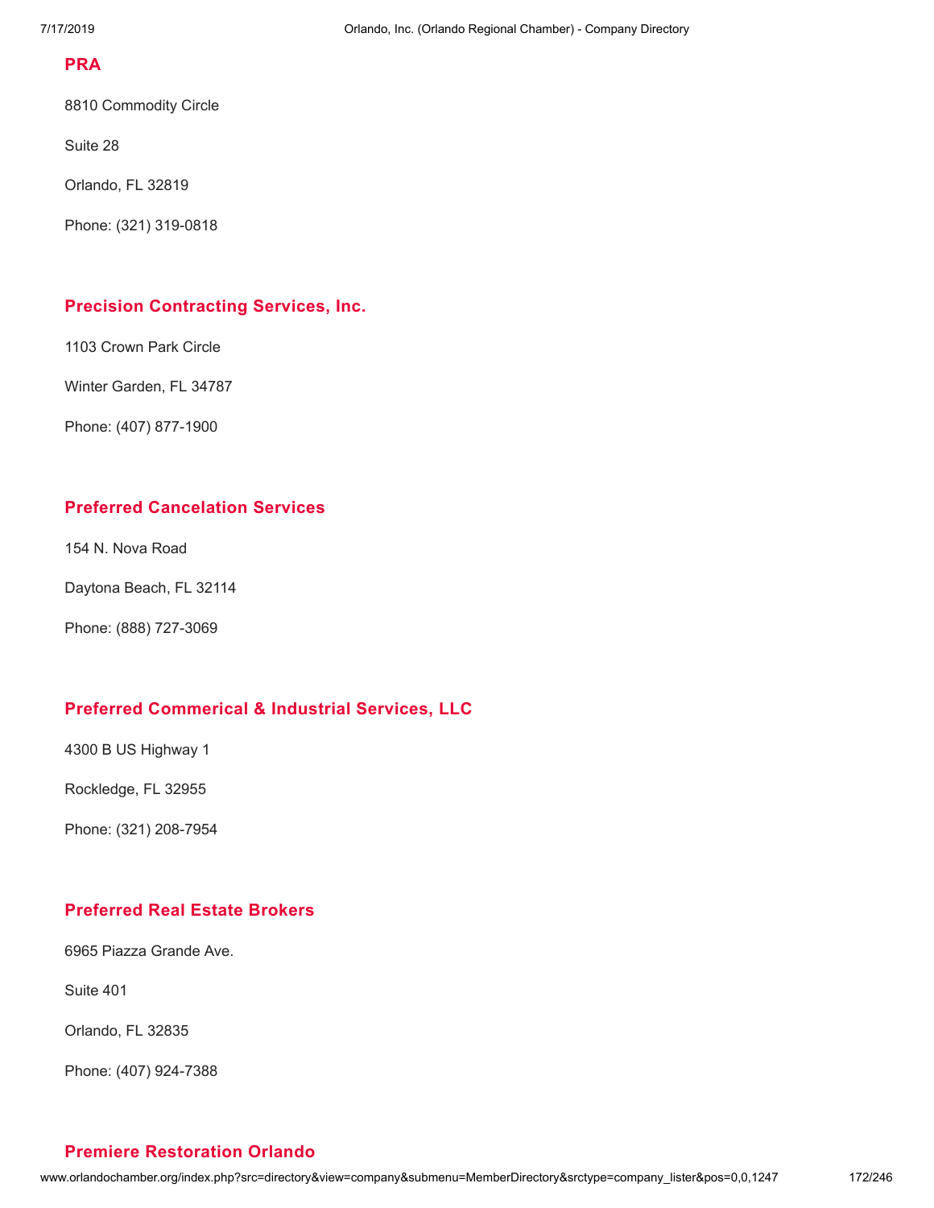### PRA

8810 Commodity Circle

Suite 28

Orlando, FL 32819

Phone: (321) 319-0818

### Precision Contracting Services, Inc.

1103 Crown Park Circle

Winter Garden, FL 34787

Phone: (407) 877-1900

### Preferred Cancelation Services

154 N. Nova Road

Daytona Beach, FL 32114

Phone: (888) 727-3069

### Preferred Commerical & Industrial Services, LLC

4300 B US Highway 1

Rockledge, FL 32955

Phone: (321) 208-7954

### Preferred Real Estate Brokers

6965 Piazza Grande Ave.

Suite 401

Orlando, FL 32835

Phone: (407) 924-7388

### Premiere Restoration Orlando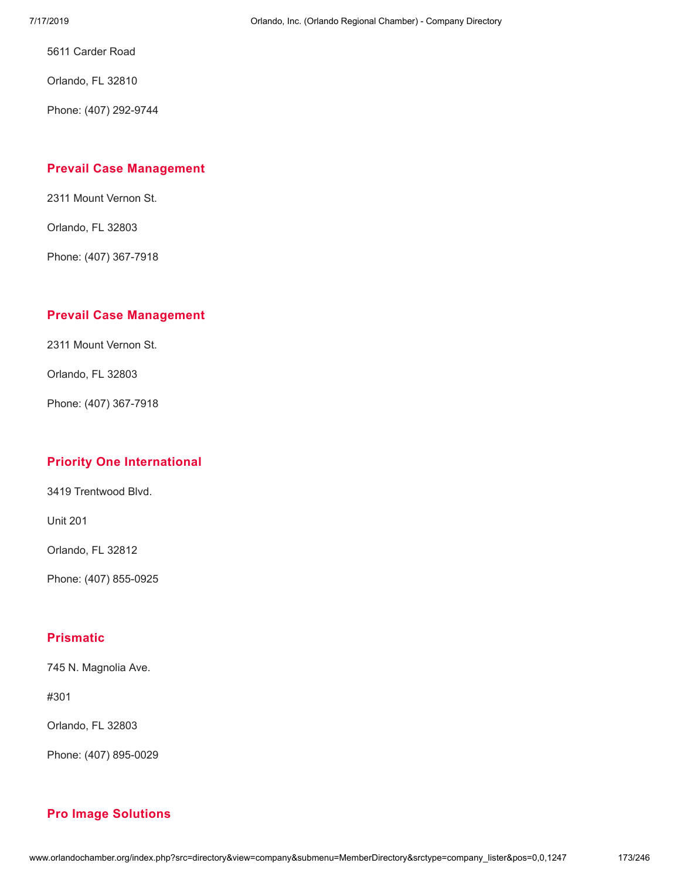5611 Carder Road

Orlando, FL 32810

Phone: (407) 292-9744

### Prevail Case Management

2311 Mount Vernon St.

Orlando, FL 32803

Phone: (407) 367-7918

### Prevail Case Management

2311 Mount Vernon St.

Orlando, FL 32803

Phone: (407) 367-7918

### Priority One International

3419 Trentwood Blvd.

Unit 201

Orlando, FL 32812

Phone: (407) 855-0925

### Prismatic

745 N. Magnolia Ave.

#301

Orlando, FL 32803

Phone: (407) 895-0029

### Pro Image Solutions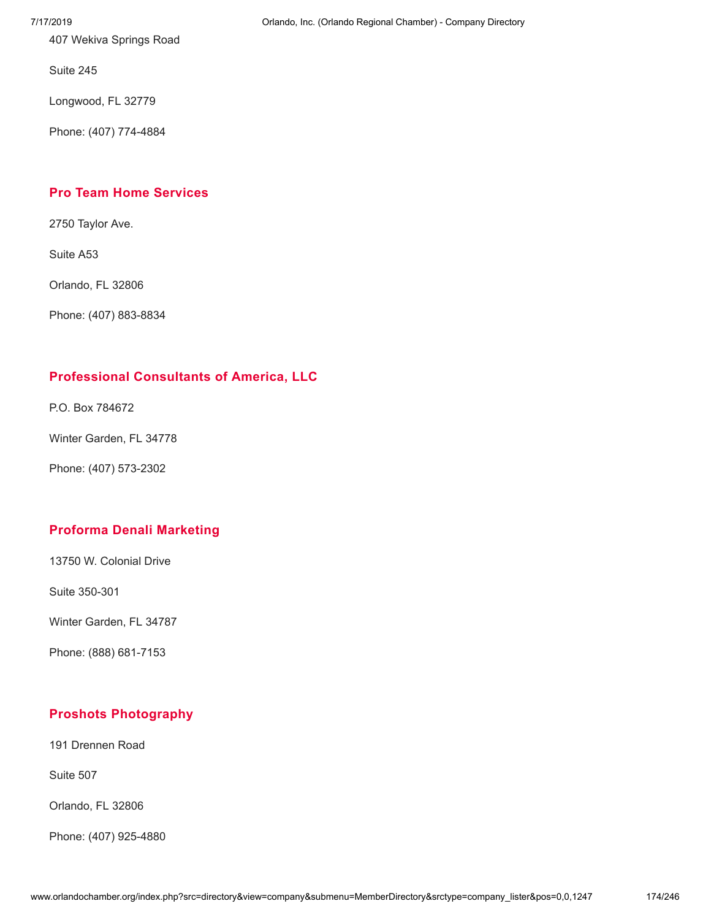407 Wekiva Springs Road

Suite 245

Longwood, FL 32779

Phone: (407) 774-4884

### Pro Team Home Services

2750 Taylor Ave.

Suite A53

Orlando, FL 32806

Phone: (407) 883-8834

### Professional Consultants of America, LLC

P.O. Box 784672

Winter Garden, FL 34778

Phone: (407) 573-2302

### Proforma Denali Marketing

13750 W. Colonial Drive

Suite 350-301

Winter Garden, FL 34787

Phone: (888) 681-7153

### Proshots Photography

191 Drennen Road

Suite 507

Orlando, FL 32806

Phone: (407) 925-4880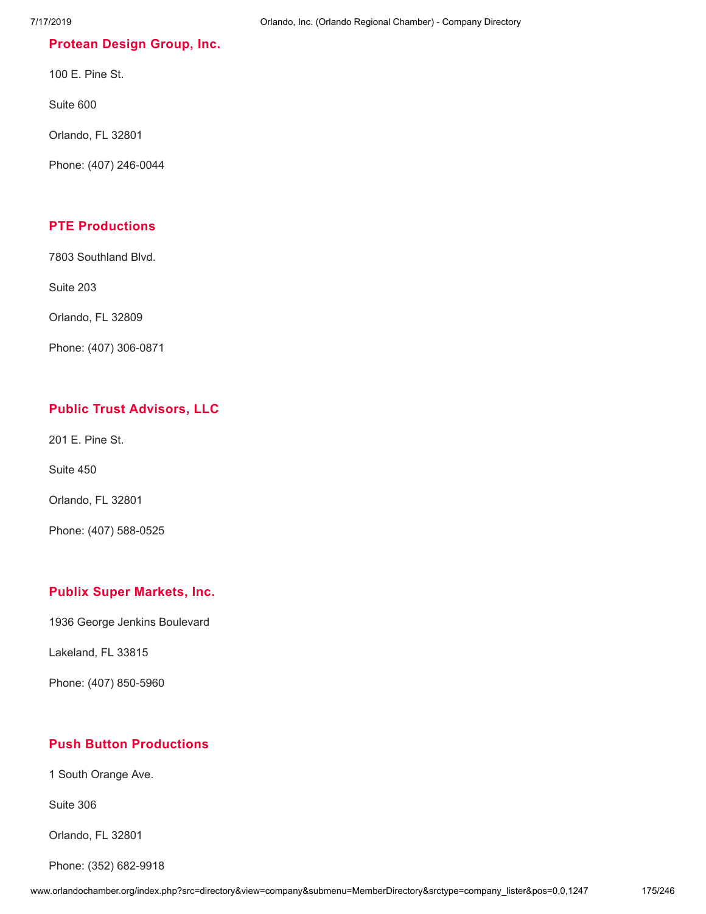### Protean Design Group, Inc.

100 E. Pine St.

Suite 600

Orlando, FL 32801

Phone: (407) 246-0044

### PTE Productions

7803 Southland Blvd.

Suite 203

Orlando, FL 32809

Phone: (407) 306-0871

### Public Trust Advisors, LLC

201 E. Pine St.

Suite 450

Orlando, FL 32801

Phone: (407) 588-0525

### Publix Super Markets, Inc.

1936 George Jenkins Boulevard

Lakeland, FL 33815

Phone: (407) 850-5960

### Push Button Productions

1 South Orange Ave.

Suite 306

Orlando, FL 32801

Phone: (352) 682-9918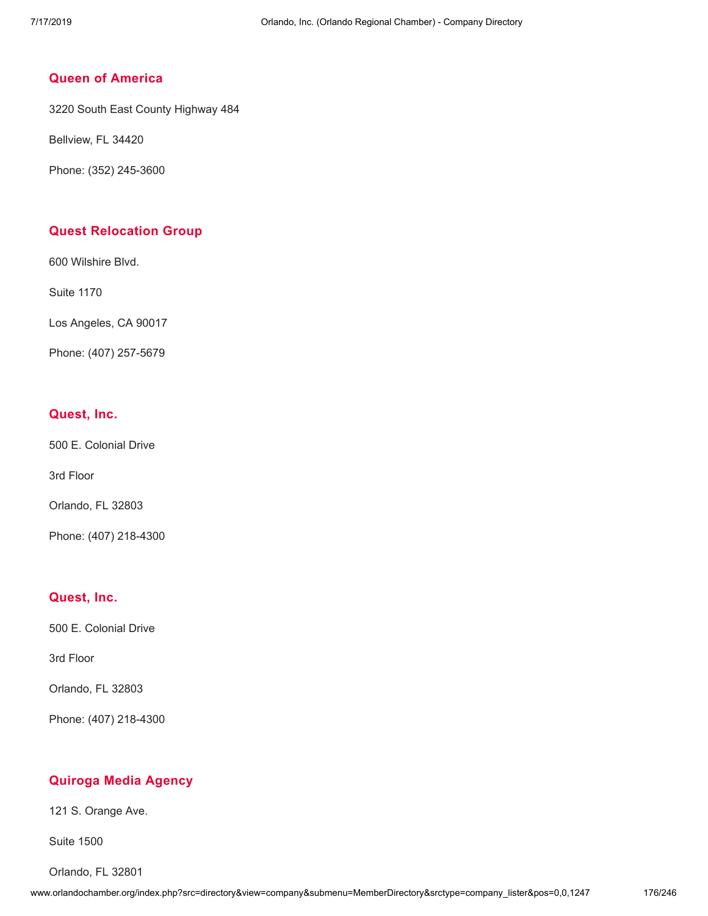### Queen of America

3220 South East County Highway 484

Bellview, FL 34420

Phone: (352) 245-3600

### Quest Relocation Group

600 Wilshire Blvd.

Suite 1170

Los Angeles, CA 90017

Phone: (407) 257-5679

### Quest, Inc.

500 E. Colonial Drive

3rd Floor

Orlando, FL 32803

Phone: (407) 218-4300

### Quest, Inc.

500 E. Colonial Drive

3rd Floor

Orlando, FL 32803

Phone: (407) 218-4300

### Quiroga Media Agency

121 S. Orange Ave.

Suite 1500

Orlando, FL 32801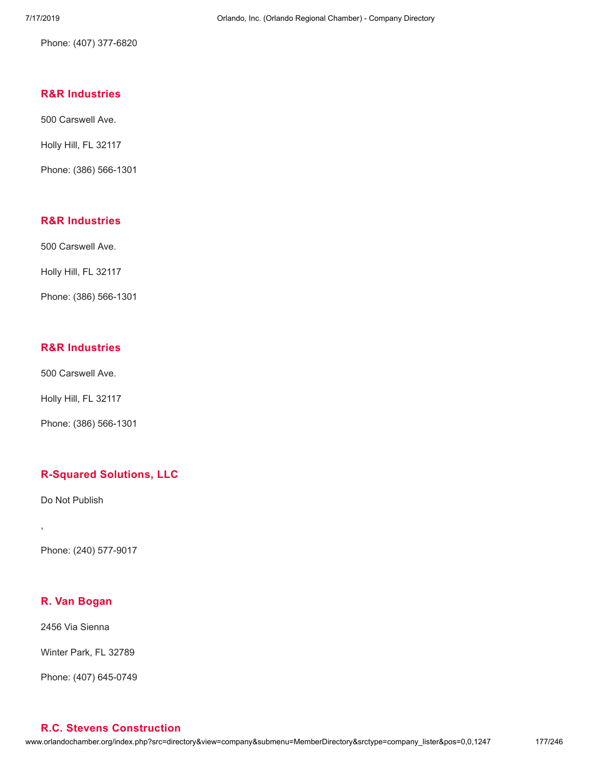Phone: (407) 377-6820

### R&R Industries

500 Carswell Ave.

Holly Hill, FL 32117

Phone: (386) 566-1301

### R&R Industries

500 Carswell Ave.

Holly Hill, FL 32117

Phone: (386) 566-1301

### R&R Industries

500 Carswell Ave.

Holly Hill, FL 32117

Phone: (386) 566-1301

### R-Squared Solutions, LLC

Do Not Publish

,

Phone: (240) 577-9017

### R. Van Bogan

2456 Via Sienna

Winter Park, FL 32789

Phone: (407) 645-0749

### R.C. Stevens Construction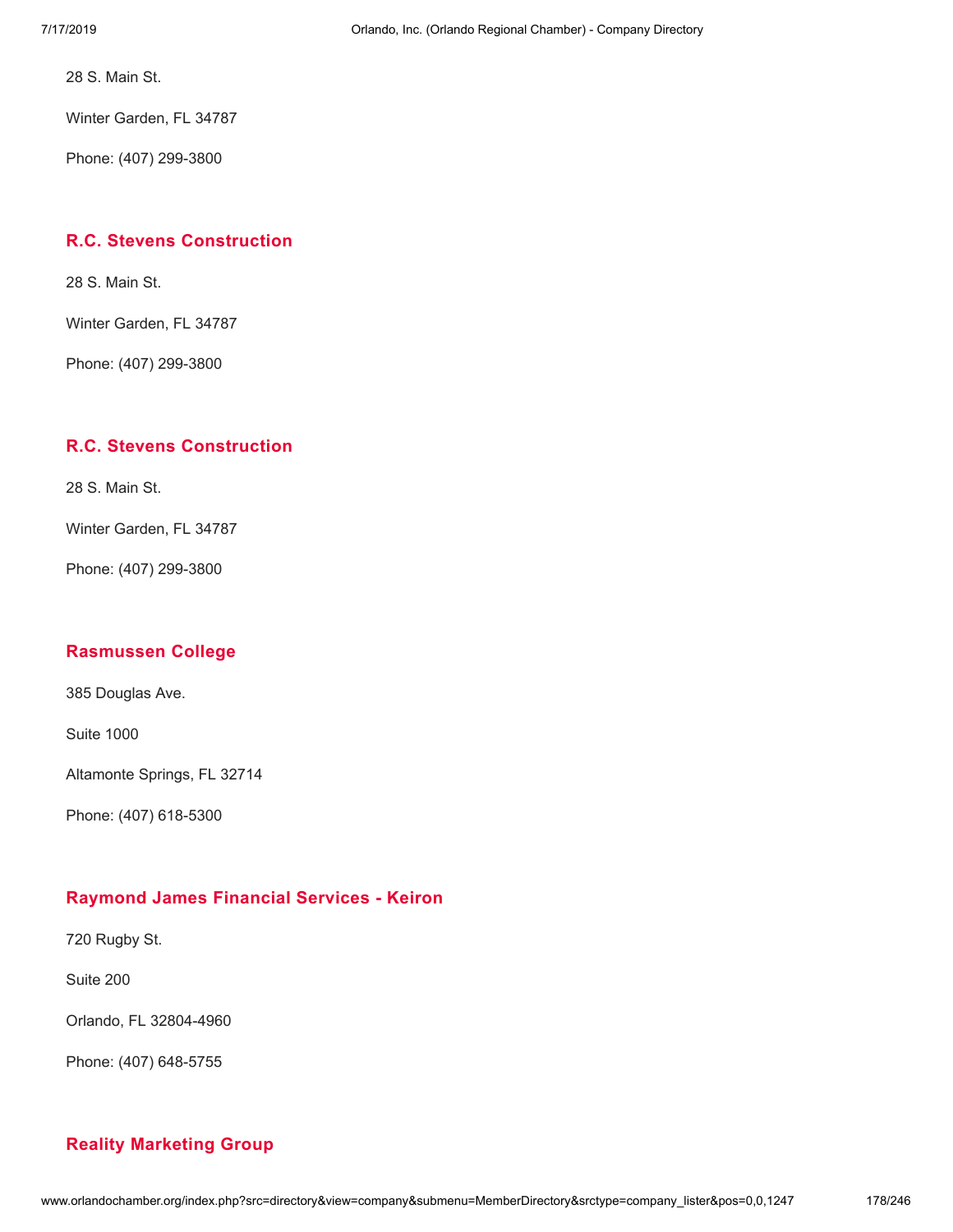28 S. Main St.

Winter Garden, FL 34787

Phone: (407) 299-3800

### R.C. Stevens Construction

28 S. Main St.

Winter Garden, FL 34787

Phone: (407) 299-3800

### R.C. Stevens Construction

28 S. Main St.

Winter Garden, FL 34787

Phone: (407) 299-3800

### Rasmussen College

385 Douglas Ave.

Suite 1000

Altamonte Springs, FL 32714

Phone: (407) 618-5300

### Raymond James Financial Services - Keiron

720 Rugby St.

Suite 200

Orlando, FL 32804-4960

Phone: (407) 648-5755

### Reality Marketing Group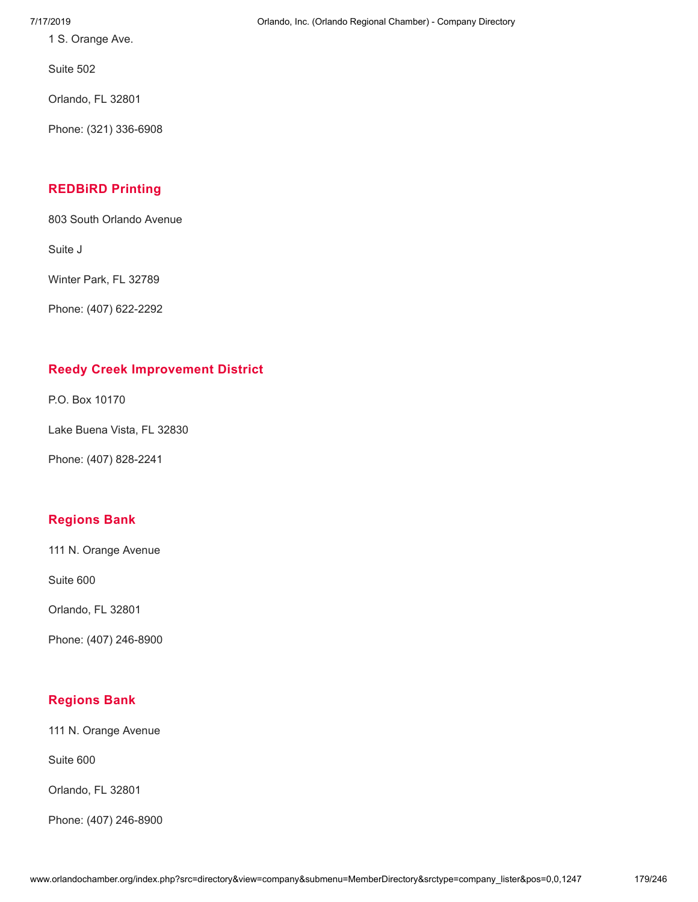1 S. Orange Ave.

Suite 502

Orlando, FL 32801

Phone: (321) 336-6908

### REDBiRD Printing

803 South Orlando Avenue

Suite J

Winter Park, FL 32789

Phone: (407) 622-2292

### Reedy Creek Improvement District

P.O. Box 10170

Lake Buena Vista, FL 32830

Phone: (407) 828-2241

### Regions Bank

111 N. Orange Avenue

Suite 600

Orlando, FL 32801

Phone: (407) 246-8900

### Regions Bank

111 N. Orange Avenue

Suite 600

Orlando, FL 32801

Phone: (407) 246-8900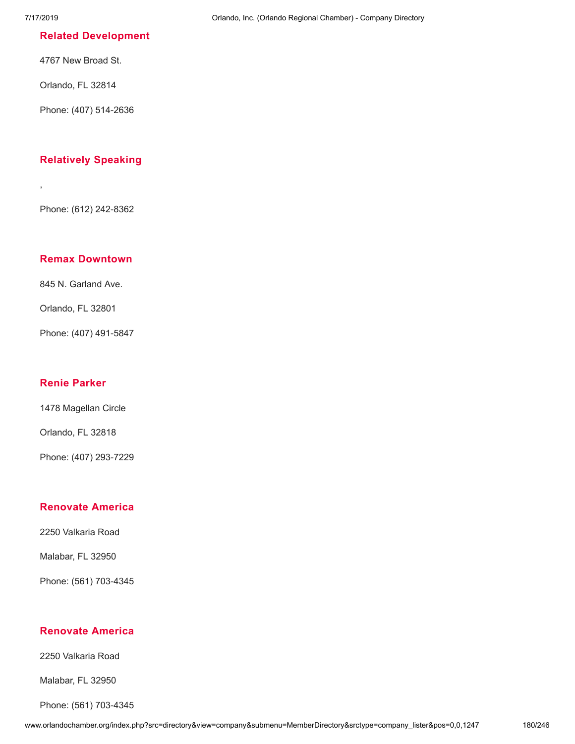### Related Development

4767 New Broad St.

Orlando, FL 32814

Phone: (407) 514-2636

### Relatively Speaking

,

Phone: (612) 242-8362

### Remax Downtown

845 N. Garland Ave.

Orlando, FL 32801

Phone: (407) 491-5847

### Renie Parker

1478 Magellan Circle

Orlando, FL 32818

Phone: (407) 293-7229

### Renovate America

2250 Valkaria Road

Malabar, FL 32950

Phone: (561) 703-4345

### Renovate America

2250 Valkaria Road

Malabar, FL 32950

Phone: (561) 703-4345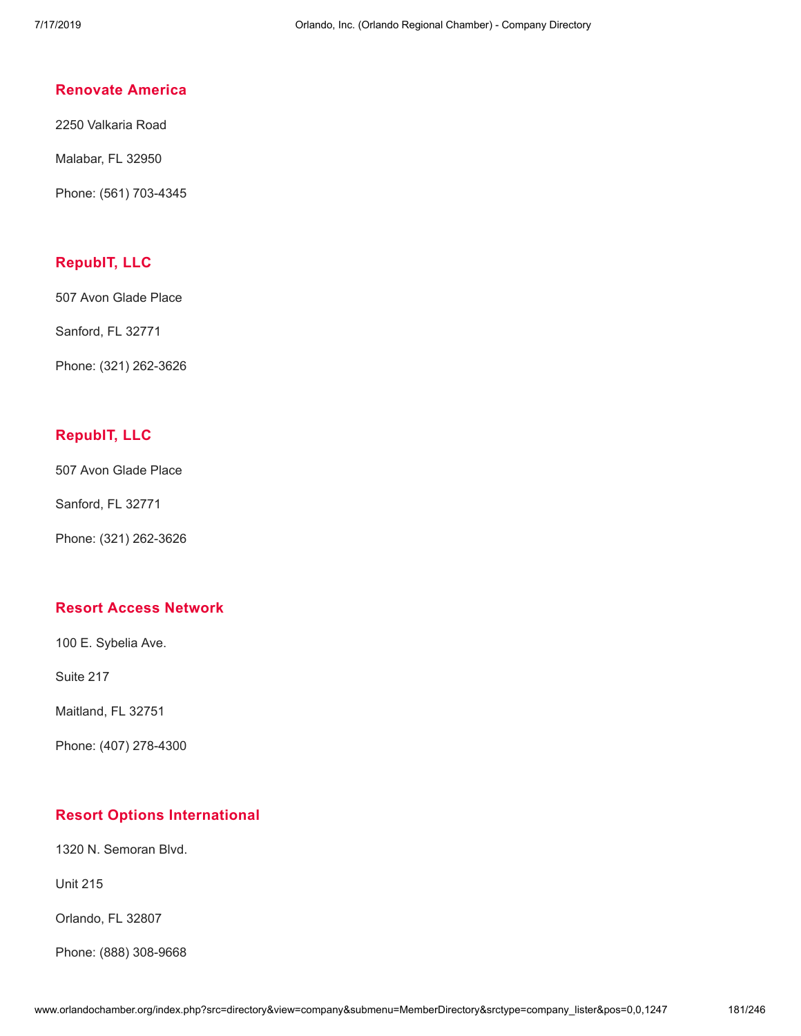### Renovate America

2250 Valkaria Road

Malabar, FL 32950

Phone: (561) 703-4345

### RepubIT, LLC

507 Avon Glade Place

Sanford, FL 32771

Phone: (321) 262-3626

### RepubIT, LLC

507 Avon Glade Place

Sanford, FL 32771

Phone: (321) 262-3626

### Resort Access Network

100 E. Sybelia Ave.

Suite 217

Maitland, FL 32751

Phone: (407) 278-4300

### Resort Options International

1320 N. Semoran Blvd.

Unit 215

Orlando, FL 32807

Phone: (888) 308-9668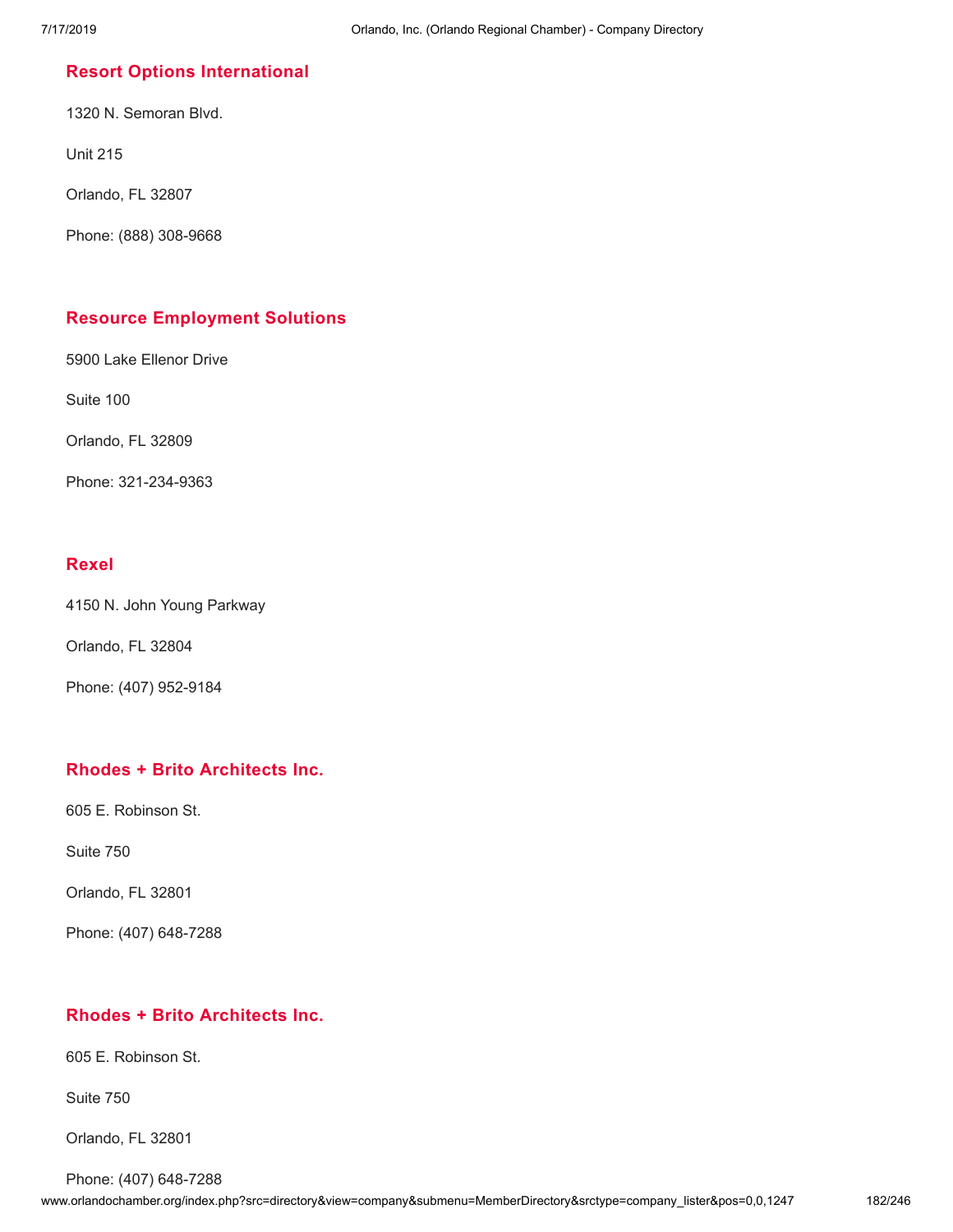### Resort Options International

1320 N. Semoran Blvd.

Unit 215

Orlando, FL 32807

Phone: (888) 308-9668

### Resource Employment Solutions

5900 Lake Ellenor Drive

Suite 100

Orlando, FL 32809

Phone: 321-234-9363

### Rexel

4150 N. John Young Parkway

Orlando, FL 32804

Phone: (407) 952-9184

### Rhodes + Brito Architects Inc.

605 E. Robinson St.

Suite 750

Orlando, FL 32801

Phone: (407) 648-7288

### Rhodes + Brito Architects Inc.

605 E. Robinson St.

Suite 750

Orlando, FL 32801

Phone: (407) 648-7288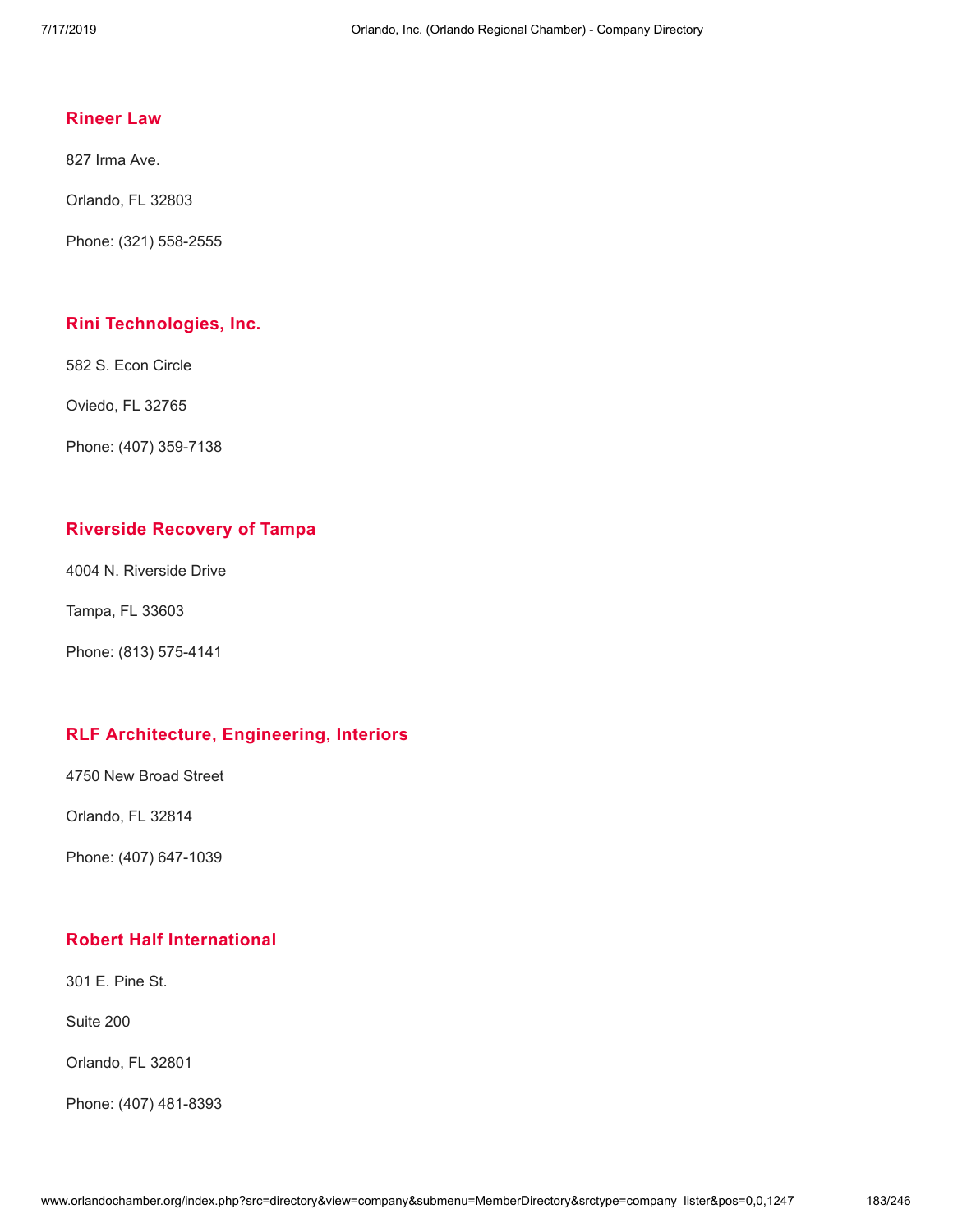### Rineer Law

827 Irma Ave.

Orlando, FL 32803

Phone: (321) 558-2555

### Rini Technologies, Inc.

582 S. Econ Circle

Oviedo, FL 32765

Phone: (407) 359-7138

### Riverside Recovery of Tampa

4004 N. Riverside Drive

Tampa, FL 33603

Phone: (813) 575-4141

### RLF Architecture, Engineering, Interiors

4750 New Broad Street

Orlando, FL 32814

Phone: (407) 647-1039

### Robert Half International

301 E. Pine St.

Suite 200

Orlando, FL 32801

Phone: (407) 481-8393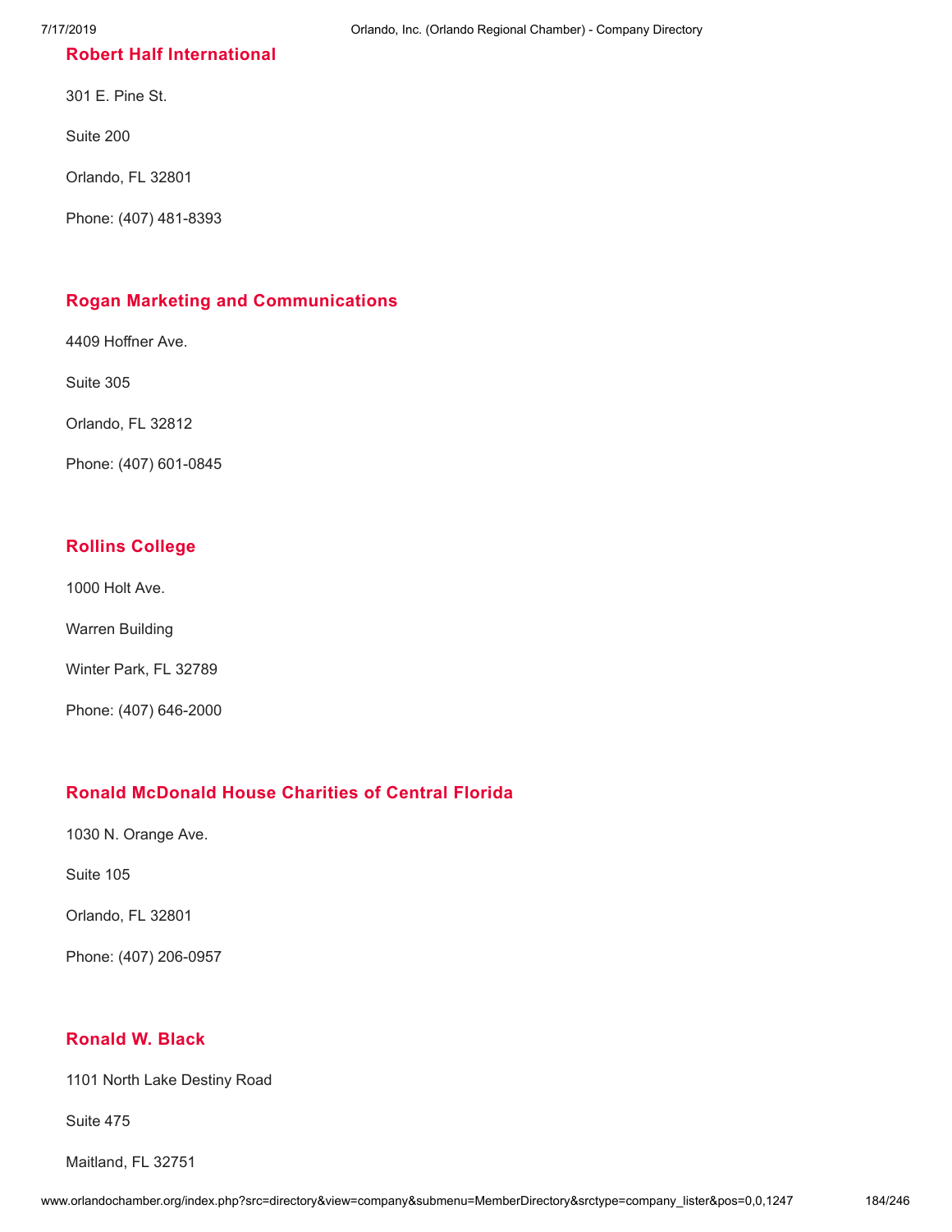### Robert Half International

301 E. Pine St.

Suite 200

Orlando, FL 32801

Phone: (407) 481-8393

### Rogan Marketing and Communications

4409 Hoffner Ave.

Suite 305

Orlando, FL 32812

Phone: (407) 601-0845

### Rollins College

1000 Holt Ave.

Warren Building

Winter Park, FL 32789

Phone: (407) 646-2000

### Ronald McDonald House Charities of Central Florida

1030 N. Orange Ave.

Suite 105

Orlando, FL 32801

Phone: (407) 206-0957

### Ronald W. Black

1101 North Lake Destiny Road

Suite 475

Maitland, FL 32751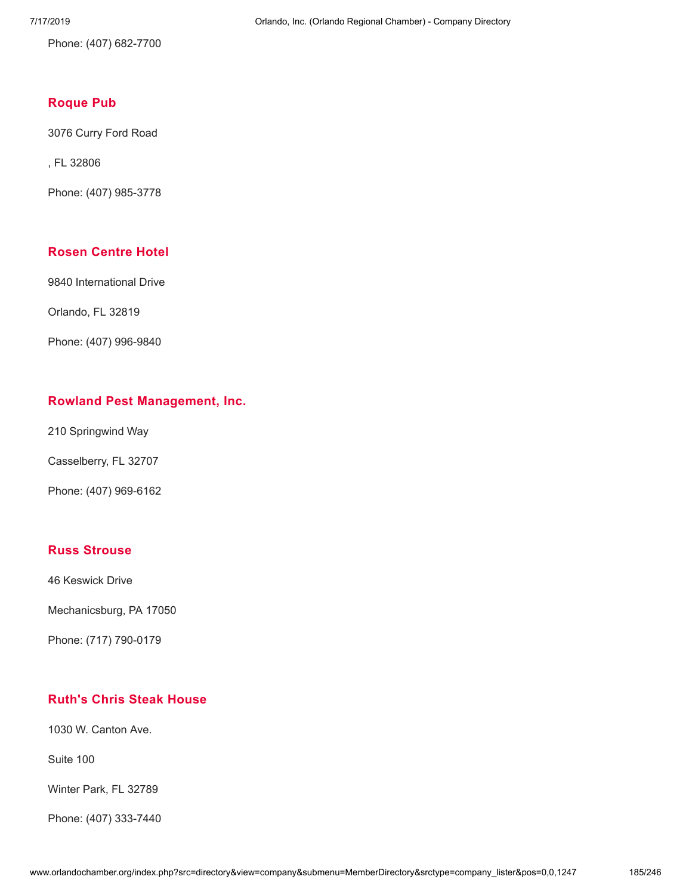Phone: (407) 682-7700

### Roque Pub

3076 Curry Ford Road

, FL 32806

Phone: (407) 985-3778

### Rosen Centre Hotel

9840 International Drive

Orlando, FL 32819

Phone: (407) 996-9840

### Rowland Pest Management, Inc.

210 Springwind Way

Casselberry, FL 32707

Phone: (407) 969-6162

### Russ Strouse

46 Keswick Drive

Mechanicsburg, PA 17050

Phone: (717) 790-0179

### Ruth's Chris Steak House

1030 W. Canton Ave.

Suite 100

Winter Park, FL 32789

Phone: (407) 333-7440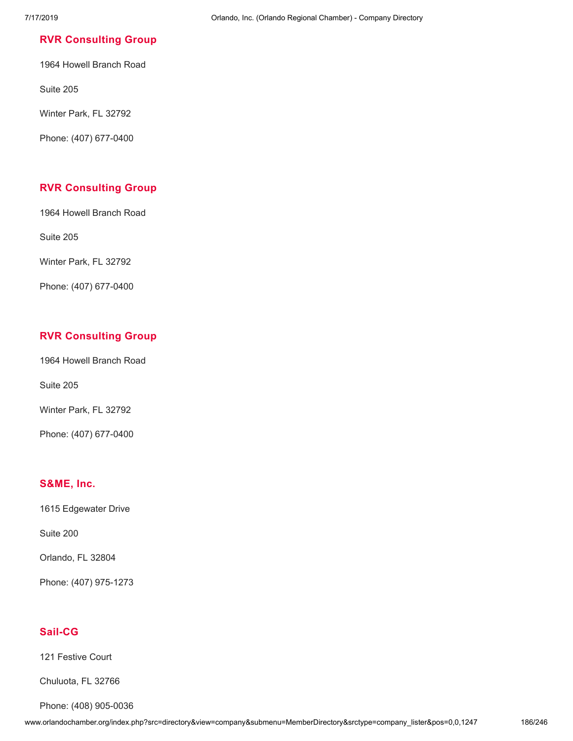### RVR Consulting Group

1964 Howell Branch Road

Suite 205

Winter Park, FL 32792

Phone: (407) 677-0400

### RVR Consulting Group

1964 Howell Branch Road

Suite 205

Winter Park, FL 32792

Phone: (407) 677-0400

### RVR Consulting Group

1964 Howell Branch Road

Suite 205

Winter Park, FL 32792

Phone: (407) 677-0400

### S&ME, Inc.

1615 Edgewater Drive

Suite 200

Orlando, FL 32804

Phone: (407) 975-1273

### Sail-CG

121 Festive Court

Chuluota, FL 32766

Phone: (408) 905-0036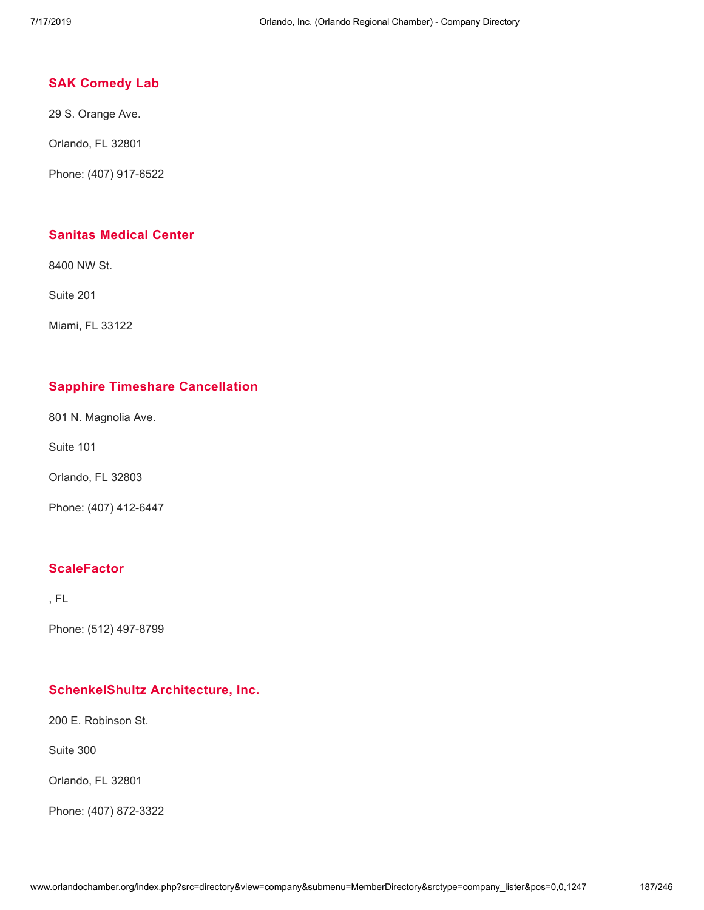## SAK Comedy Lab

29 S. Orange Ave.

Orlando, FL 32801

Phone: (407) 917-6522

## Sanitas Medical Center

8400 NW St.

Suite 201

Miami, FL 33122

## Sapphire Timeshare Cancellation

801 N. Magnolia Ave.

Suite 101

Orlando, FL 32803

Phone: (407) 412-6447

## ScaleFactor

, FL

Phone: (512) 497-8799

## SchenkelShultz Architecture, Inc.

200 E. Robinson St.

Suite 300

Orlando, FL 32801

Phone: (407) 872-3322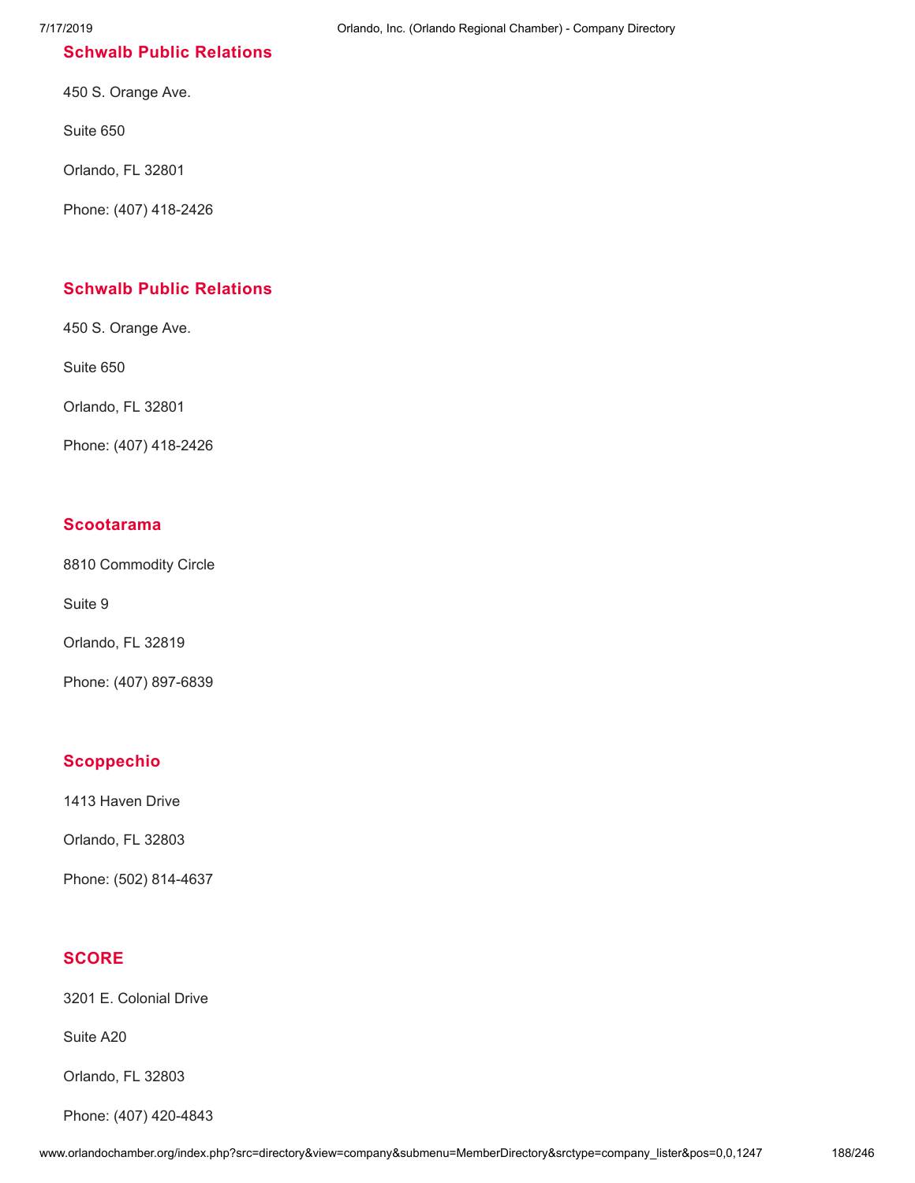### Schwalb Public Relations

450 S. Orange Ave.

Suite 650

Orlando, FL 32801

Phone: (407) 418-2426

### Schwalb Public Relations

450 S. Orange Ave.

Suite 650

Orlando, FL 32801

Phone: (407) 418-2426

### Scootarama

8810 Commodity Circle

Suite 9

Orlando, FL 32819

Phone: (407) 897-6839

### Scoppechio

1413 Haven Drive

Orlando, FL 32803

Phone: (502) 814-4637

### SCORE

3201 E. Colonial Drive

Suite A20

Orlando, FL 32803

Phone: (407) 420-4843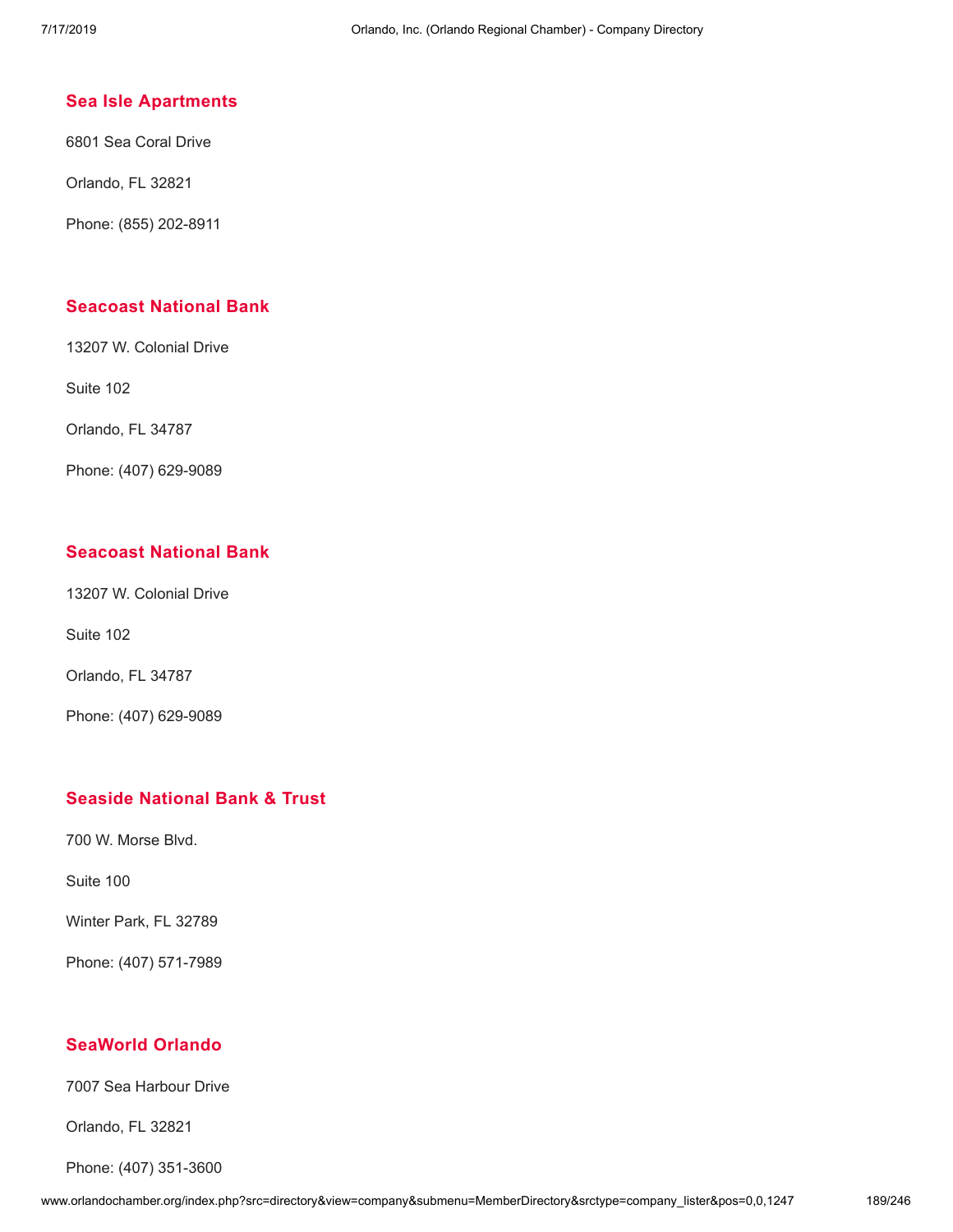### Sea Isle Apartments

6801 Sea Coral Drive

Orlando, FL 32821

Phone: (855) 202-8911

### Seacoast National Bank

13207 W. Colonial Drive

Suite 102

Orlando, FL 34787

Phone: (407) 629-9089

### Seacoast National Bank

13207 W. Colonial Drive

Suite 102

Orlando, FL 34787

Phone: (407) 629-9089

### Seaside National Bank & Trust

700 W. Morse Blvd.

Suite 100

Winter Park, FL 32789

Phone: (407) 571-7989

### SeaWorld Orlando

7007 Sea Harbour Drive

Orlando, FL 32821

Phone: (407) 351-3600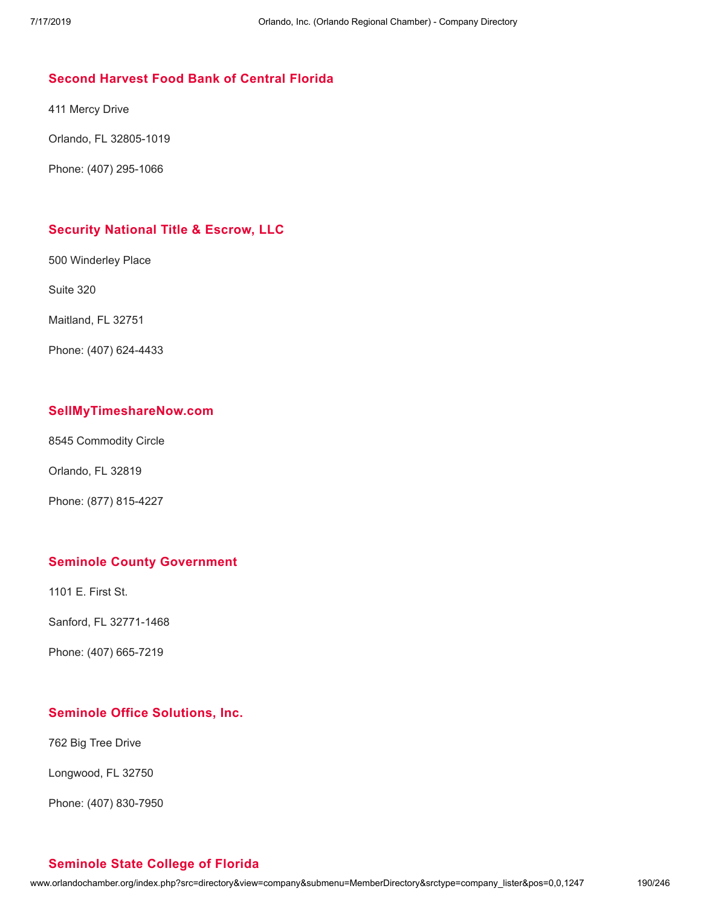### Second Harvest Food Bank of Central Florida

411 Mercy Drive

Orlando, FL 32805-1019

Phone: (407) 295-1066

### Security National Title & Escrow, LLC

500 Winderley Place

Suite 320

Maitland, FL 32751

Phone: (407) 624-4433

### SellMyTimeshareNow.com

8545 Commodity Circle

Orlando, FL 32819

Phone: (877) 815-4227

### Seminole County Government

1101 E. First St.

Sanford, FL 32771-1468

Phone: (407) 665-7219

### Seminole Office Solutions, Inc.

762 Big Tree Drive

Longwood, FL 32750

Phone: (407) 830-7950

### Seminole State College of Florida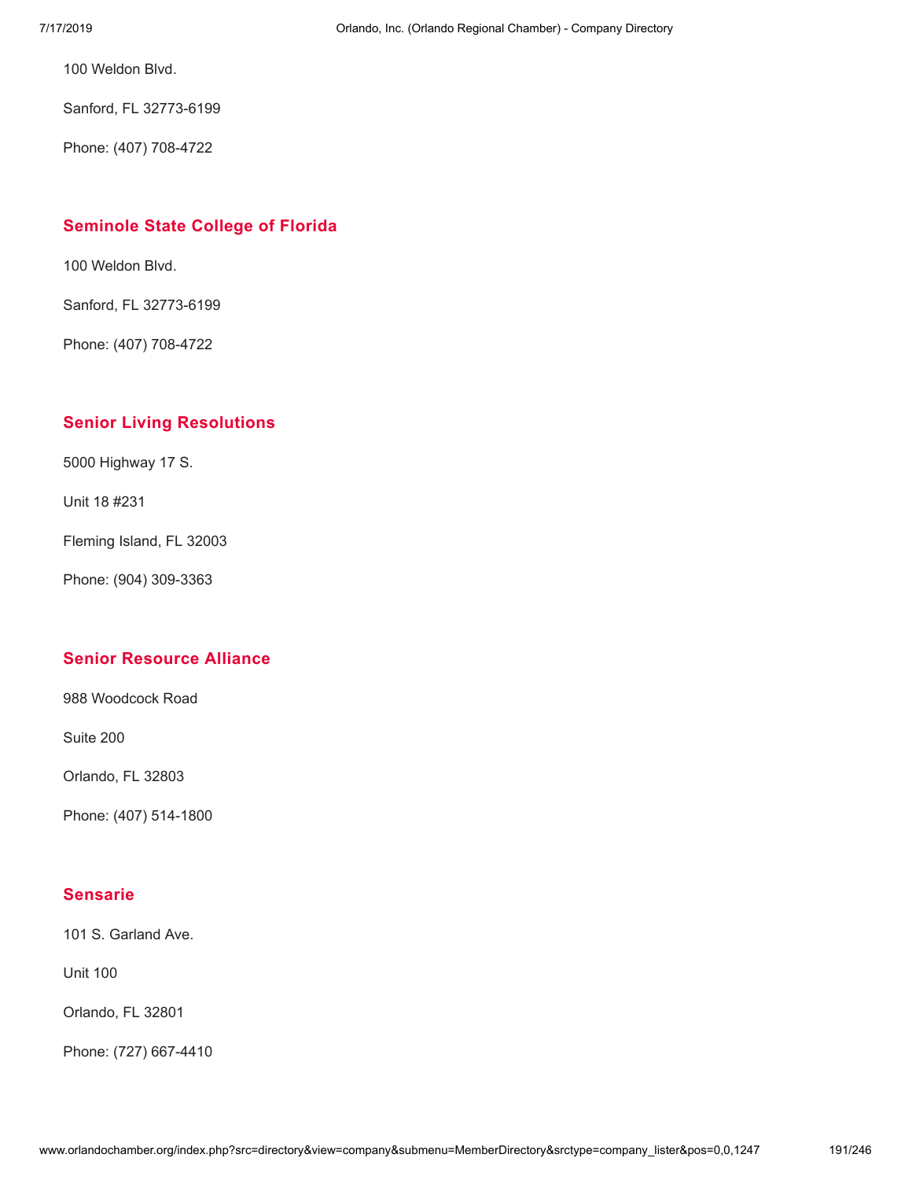100 Weldon Blvd.

Sanford, FL 32773-6199

Phone: (407) 708-4722

### Seminole State College of Florida

100 Weldon Blvd.

Sanford, FL 32773-6199

Phone: (407) 708-4722

### Senior Living Resolutions

5000 Highway 17 S.

Unit 18 #231

Fleming Island, FL 32003

Phone: (904) 309-3363

### Senior Resource Alliance

988 Woodcock Road

Suite 200

Orlando, FL 32803

Phone: (407) 514-1800

### Sensarie

101 S. Garland Ave.

Unit 100

Orlando, FL 32801

Phone: (727) 667-4410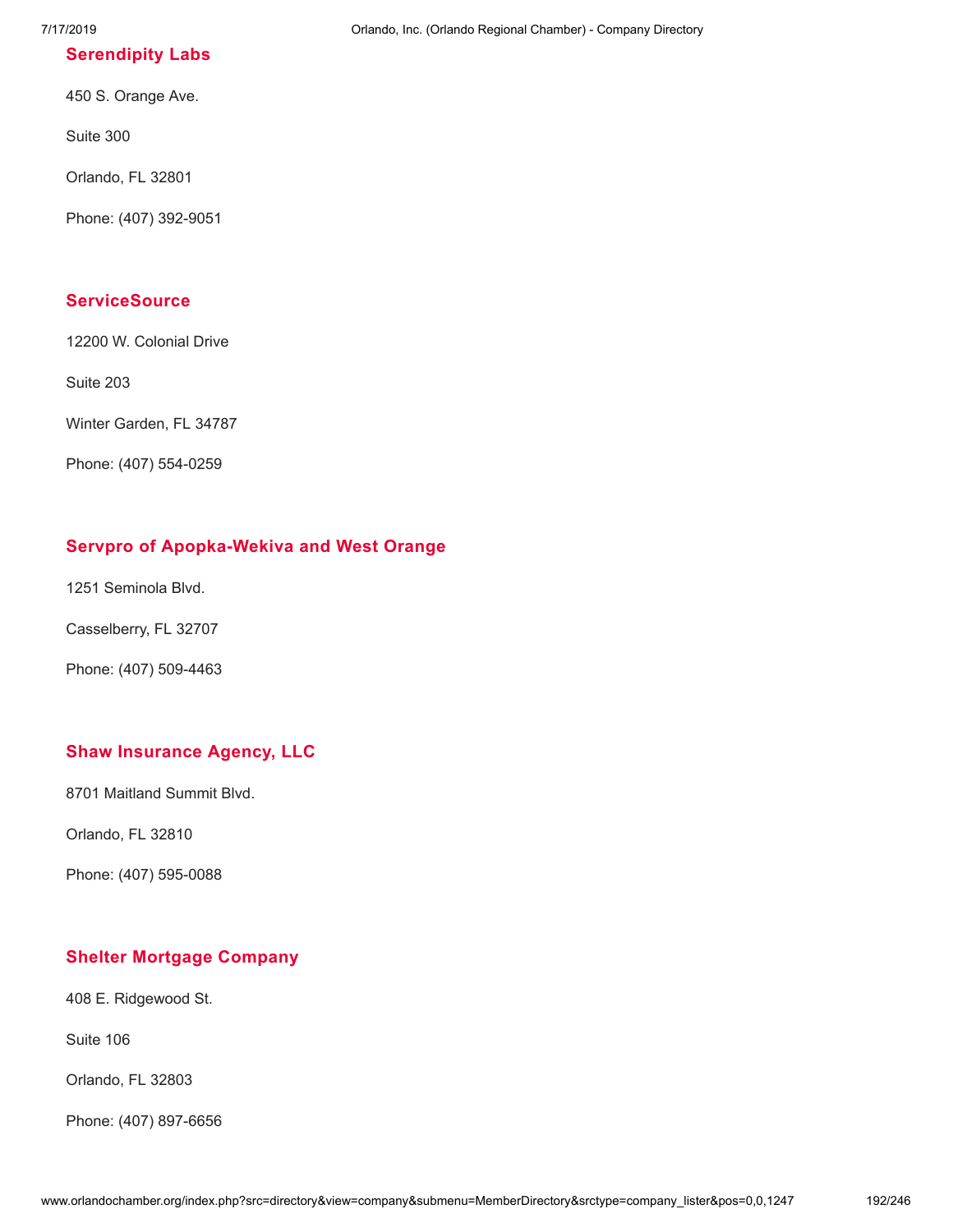### Serendipity Labs

450 S. Orange Ave.

Suite 300

Orlando, FL 32801

Phone: (407) 392-9051

### ServiceSource

12200 W. Colonial Drive

Suite 203

Winter Garden, FL 34787

Phone: (407) 554-0259

### Servpro of Apopka-Wekiva and West Orange

1251 Seminola Blvd.

Casselberry, FL 32707

Phone: (407) 509-4463

### Shaw Insurance Agency, LLC

8701 Maitland Summit Blvd.

Orlando, FL 32810

Phone: (407) 595-0088

### Shelter Mortgage Company

408 E. Ridgewood St.

Suite 106

Orlando, FL 32803

Phone: (407) 897-6656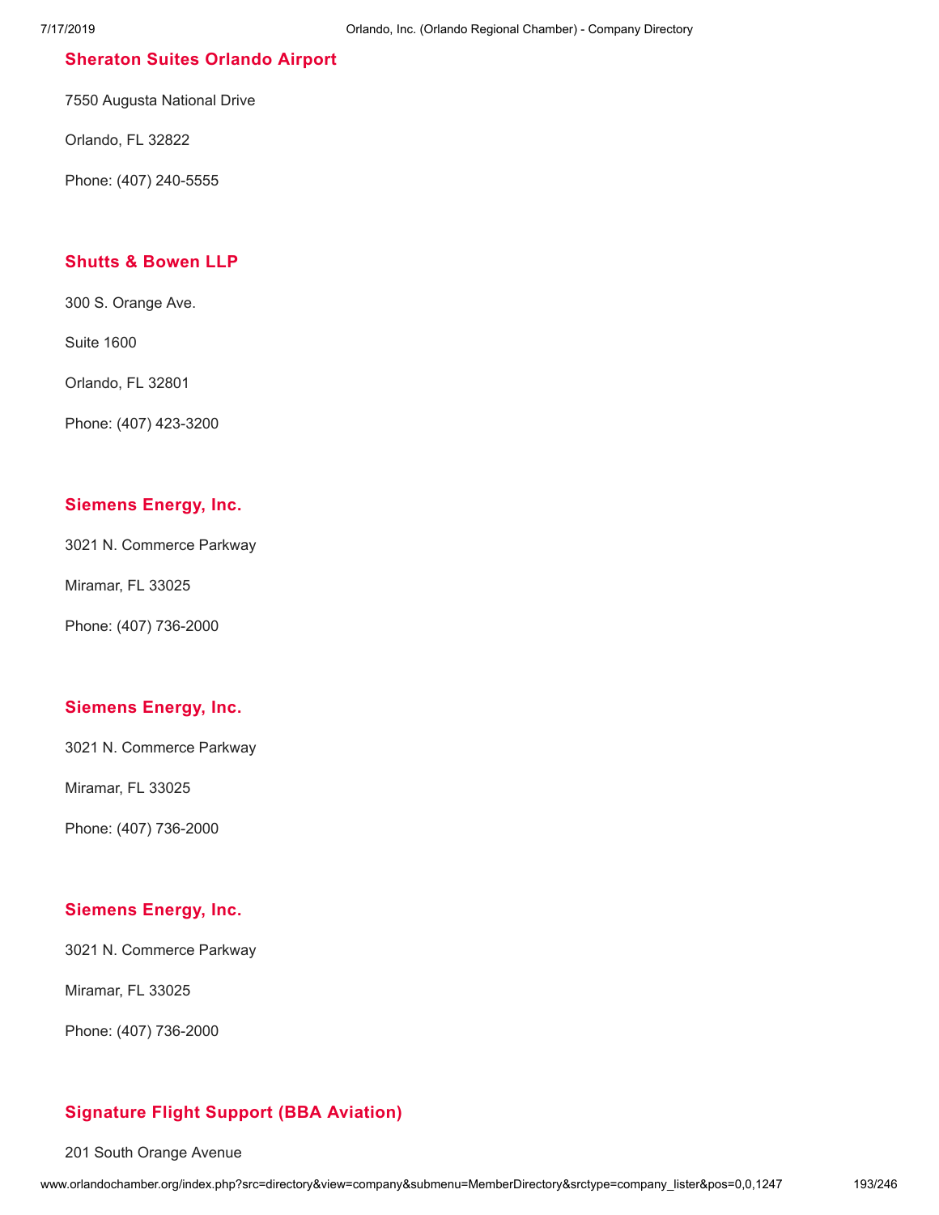### Sheraton Suites Orlando Airport

7550 Augusta National Drive

Orlando, FL 32822

Phone: (407) 240-5555

### Shutts & Bowen LLP

300 S. Orange Ave.

Suite 1600

Orlando, FL 32801

Phone: (407) 423-3200

### Siemens Energy, Inc.

3021 N. Commerce Parkway

Miramar, FL 33025

Phone: (407) 736-2000

### Siemens Energy, Inc.

3021 N. Commerce Parkway

Miramar, FL 33025

Phone: (407) 736-2000

### Siemens Energy, Inc.

3021 N. Commerce Parkway

Miramar, FL 33025

Phone: (407) 736-2000

### Signature Flight Support (BBA Aviation)

201 South Orange Avenue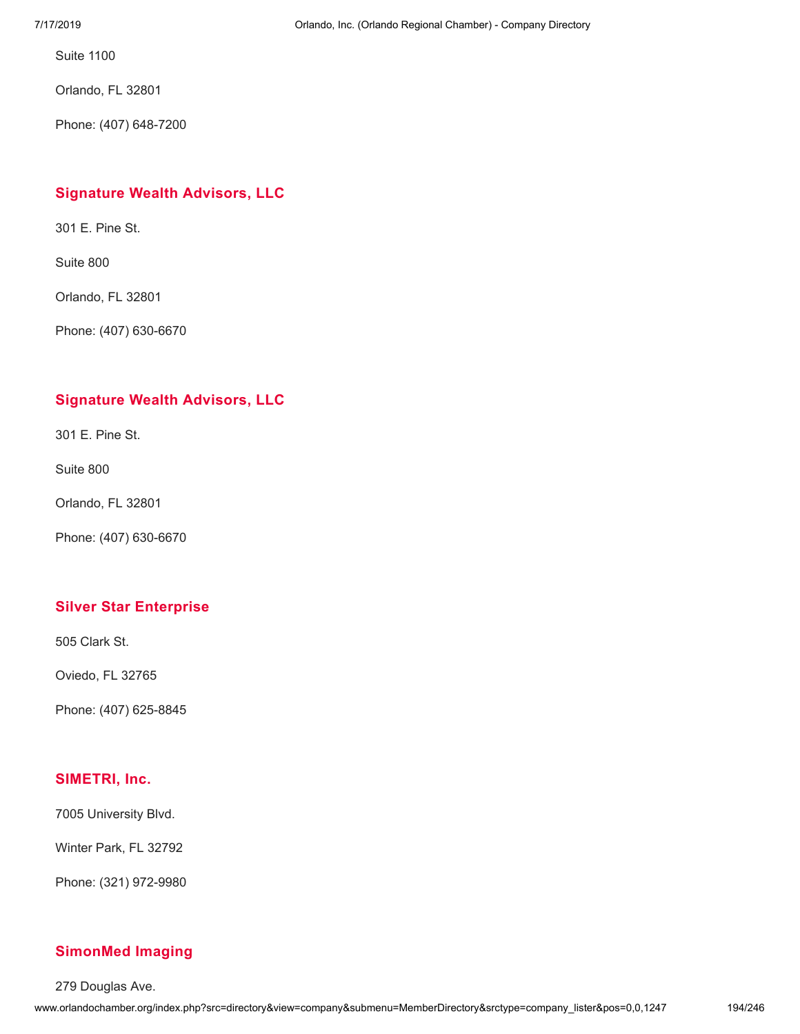Suite 1100

Orlando, FL 32801

Phone: (407) 648-7200

### Signature Wealth Advisors, LLC

301 E. Pine St.

Suite 800

Orlando, FL 32801

Phone: (407) 630-6670

### Signature Wealth Advisors, LLC

301 E. Pine St.

Suite 800

Orlando, FL 32801

Phone: (407) 630-6670

### Silver Star Enterprise

505 Clark St.

Oviedo, FL 32765

Phone: (407) 625-8845

### SIMETRI, Inc.

7005 University Blvd.

Winter Park, FL 32792

Phone: (321) 972-9980

### SimonMed Imaging

279 Douglas Ave.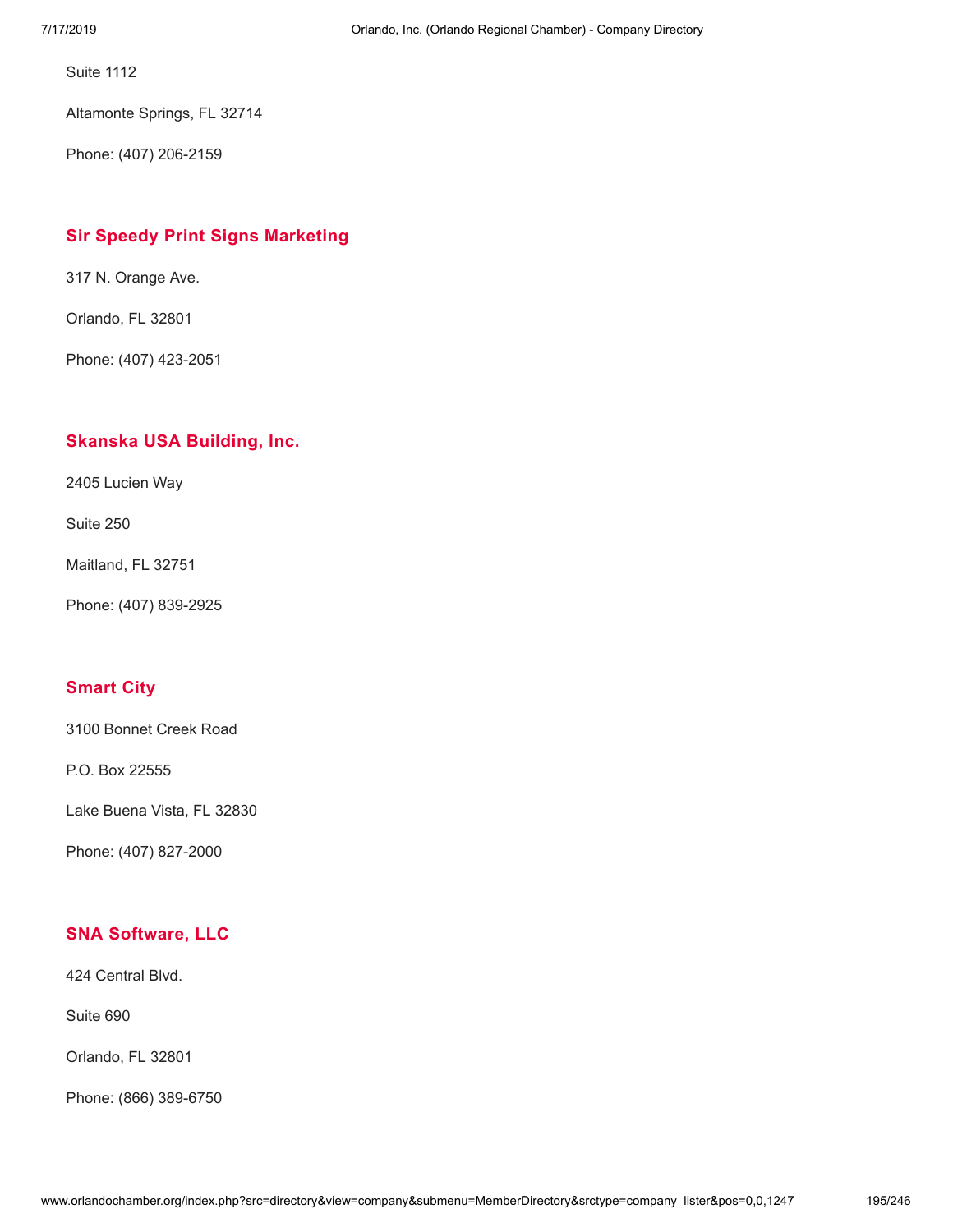Suite 1112

Altamonte Springs, FL 32714

Phone: (407) 206-2159

### Sir Speedy Print Signs Marketing

317 N. Orange Ave.

Orlando, FL 32801

Phone: (407) 423-2051

### Skanska USA Building, Inc.

2405 Lucien Way

Suite 250

Maitland, FL 32751

Phone: (407) 839-2925

### Smart City

3100 Bonnet Creek Road

P.O. Box 22555

Lake Buena Vista, FL 32830

Phone: (407) 827-2000

### SNA Software, LLC

424 Central Blvd.

Suite 690

Orlando, FL 32801

Phone: (866) 389-6750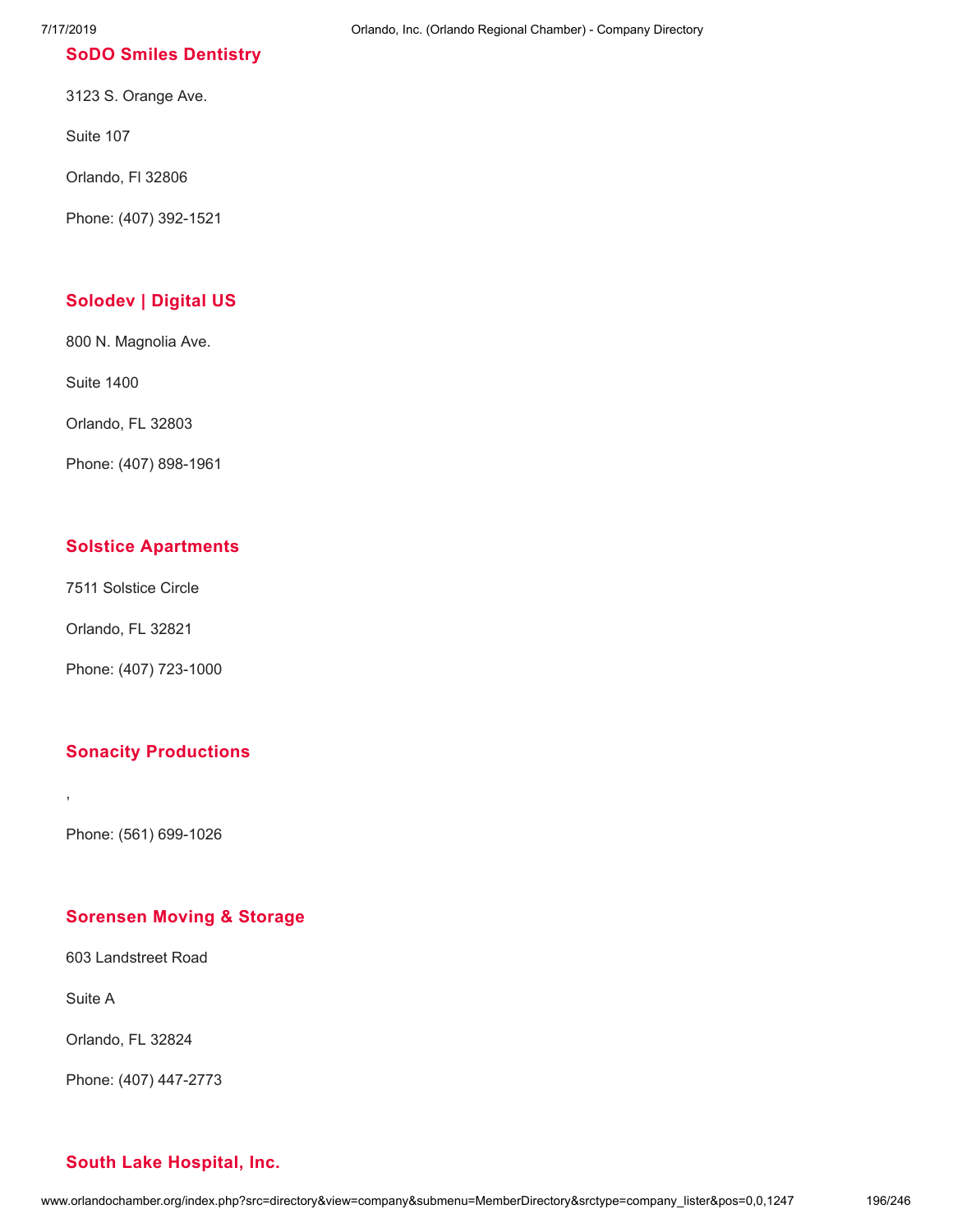### SoDO Smiles Dentistry

3123 S. Orange Ave.

Suite 107

Orlando, Fl 32806

Phone: (407) 392-1521

### Solodev | Digital US

800 N. Magnolia Ave.

Suite 1400

Orlando, FL 32803

Phone: (407) 898-1961

### Solstice Apartments

7511 Solstice Circle

Orlando, FL 32821

Phone: (407) 723-1000

### Sonacity Productions

,

Phone: (561) 699-1026

### Sorensen Moving & Storage

603 Landstreet Road

Suite A

Orlando, FL 32824

Phone: (407) 447-2773

### South Lake Hospital, Inc.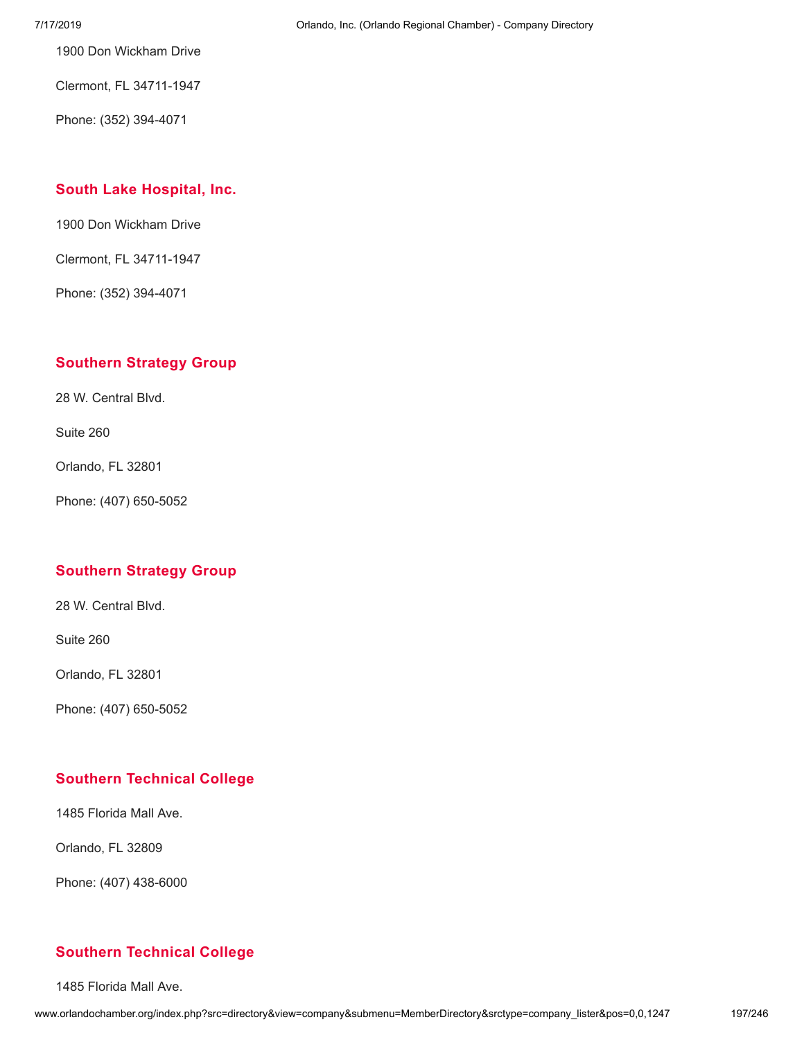1900 Don Wickham Drive

Clermont, FL 34711-1947

Phone: (352) 394-4071

### South Lake Hospital, Inc.

1900 Don Wickham Drive

Clermont, FL 34711-1947

Phone: (352) 394-4071

### Southern Strategy Group

28 W. Central Blvd.

Suite 260

Orlando, FL 32801

Phone: (407) 650-5052

### Southern Strategy Group

28 W. Central Blvd.

Suite 260

Orlando, FL 32801

Phone: (407) 650-5052

### Southern Technical College

1485 Florida Mall Ave.

Orlando, FL 32809

Phone: (407) 438-6000

### Southern Technical College

1485 Florida Mall Ave.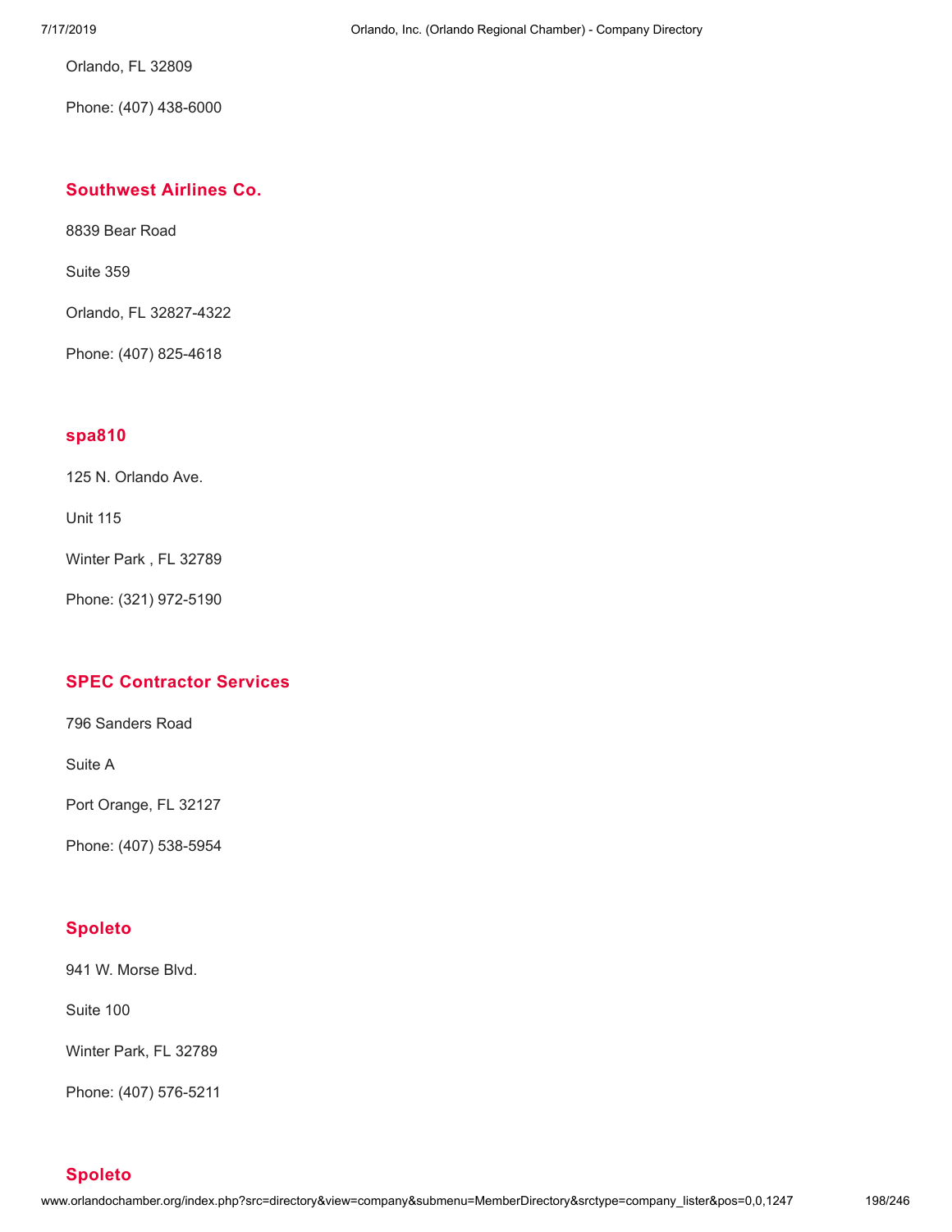Orlando, FL 32809

Phone: (407) 438-6000

### Southwest Airlines Co.

8839 Bear Road

Suite 359

Orlando, FL 32827-4322

Phone: (407) 825-4618

### spa810

125 N. Orlando Ave.

Unit 115

Winter Park , FL 32789

Phone: (321) 972-5190

### SPEC Contractor Services

796 Sanders Road

Suite A

Port Orange, FL 32127

Phone: (407) 538-5954

### Spoleto

941 W. Morse Blvd.

Suite 100

Winter Park, FL 32789

Phone: (407) 576-5211

### Spoleto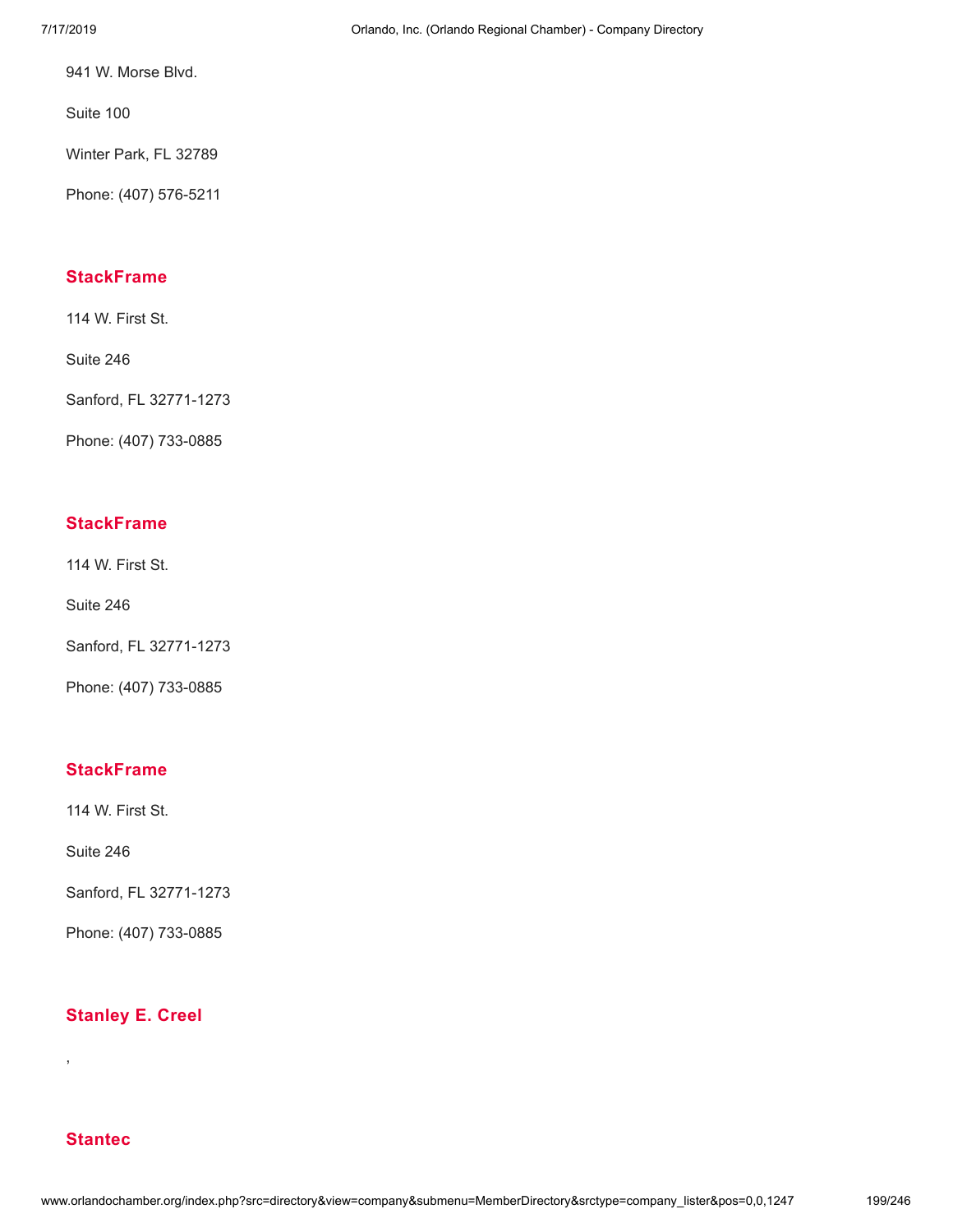941 W. Morse Blvd.

Suite 100

Winter Park, FL 32789

Phone: (407) 576-5211

### StackFrame

114 W. First St.

Suite 246

Sanford, FL 32771-1273

Phone: (407) 733-0885

### StackFrame

114 W. First St.

Suite 246

Sanford, FL 32771-1273

Phone: (407) 733-0885

### StackFrame

114 W. First St.

Suite 246

Sanford, FL 32771-1273

Phone: (407) 733-0885

### Stanley E. Creel

,

### Stantec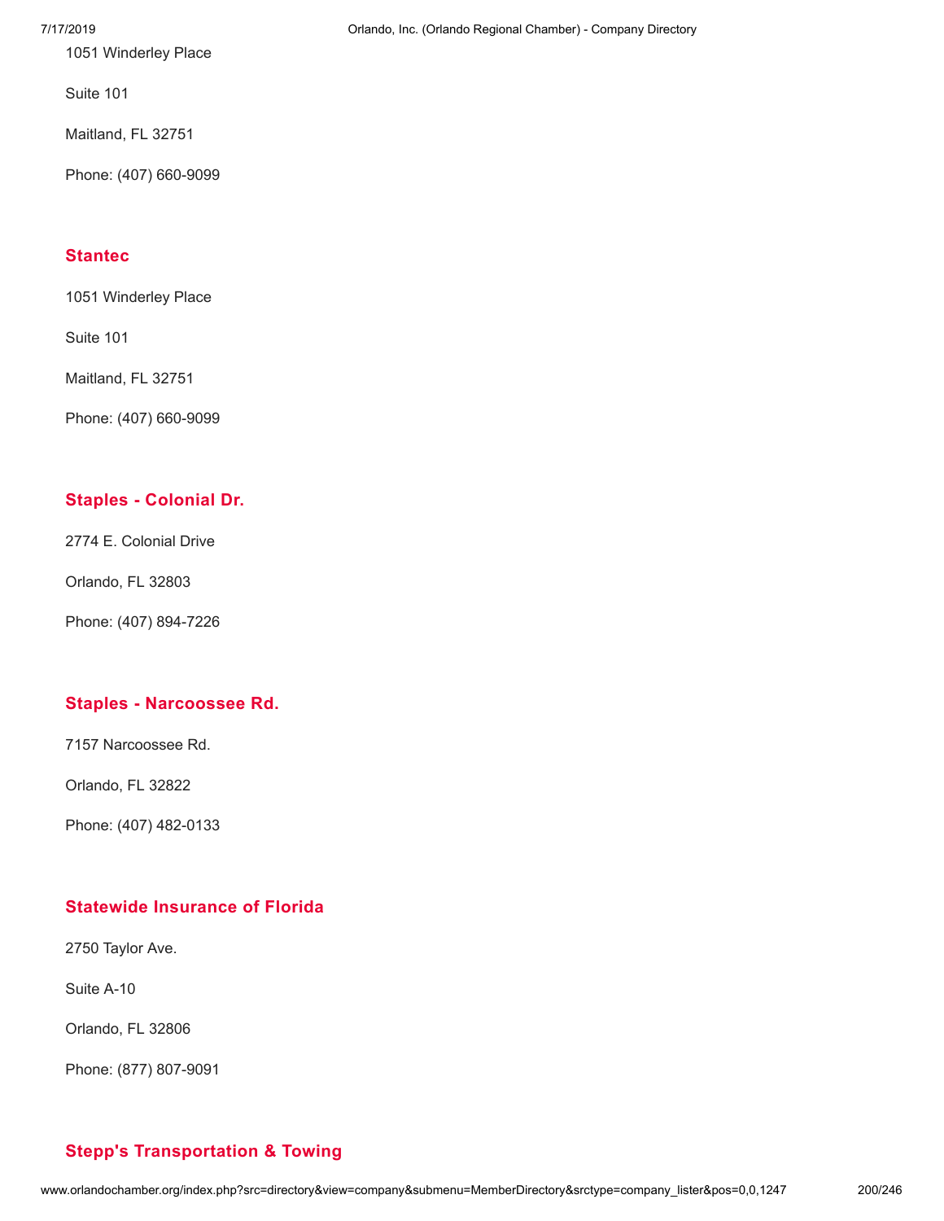1051 Winderley Place

Suite 101

Maitland, FL 32751

Phone: (407) 660-9099

### Stantec

1051 Winderley Place

Suite 101

Maitland, FL 32751

Phone: (407) 660-9099

### Staples - Colonial Dr.

2774 E. Colonial Drive

Orlando, FL 32803

Phone: (407) 894-7226

### Staples - Narcoossee Rd.

7157 Narcoossee Rd.

Orlando, FL 32822

Phone: (407) 482-0133

### Statewide Insurance of Florida

2750 Taylor Ave.

Suite A-10

Orlando, FL 32806

Phone: (877) 807-9091

### Stepp's Transportation & Towing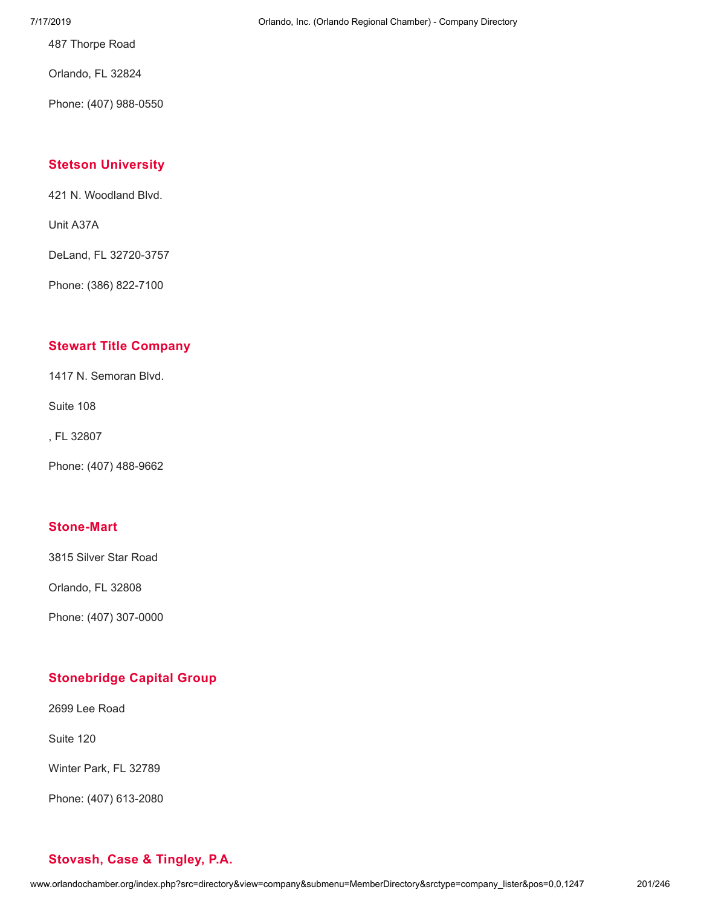487 Thorpe Road

Orlando, FL 32824

Phone: (407) 988-0550

### Stetson University

421 N. Woodland Blvd.

Unit A37A

DeLand, FL 32720-3757

Phone: (386) 822-7100

### Stewart Title Company

1417 N. Semoran Blvd.

Suite 108

, FL 32807

Phone: (407) 488-9662

### Stone-Mart

3815 Silver Star Road

Orlando, FL 32808

Phone: (407) 307-0000

### Stonebridge Capital Group

2699 Lee Road

Suite 120

Winter Park, FL 32789

Phone: (407) 613-2080

### Stovash, Case & Tingley, P.A.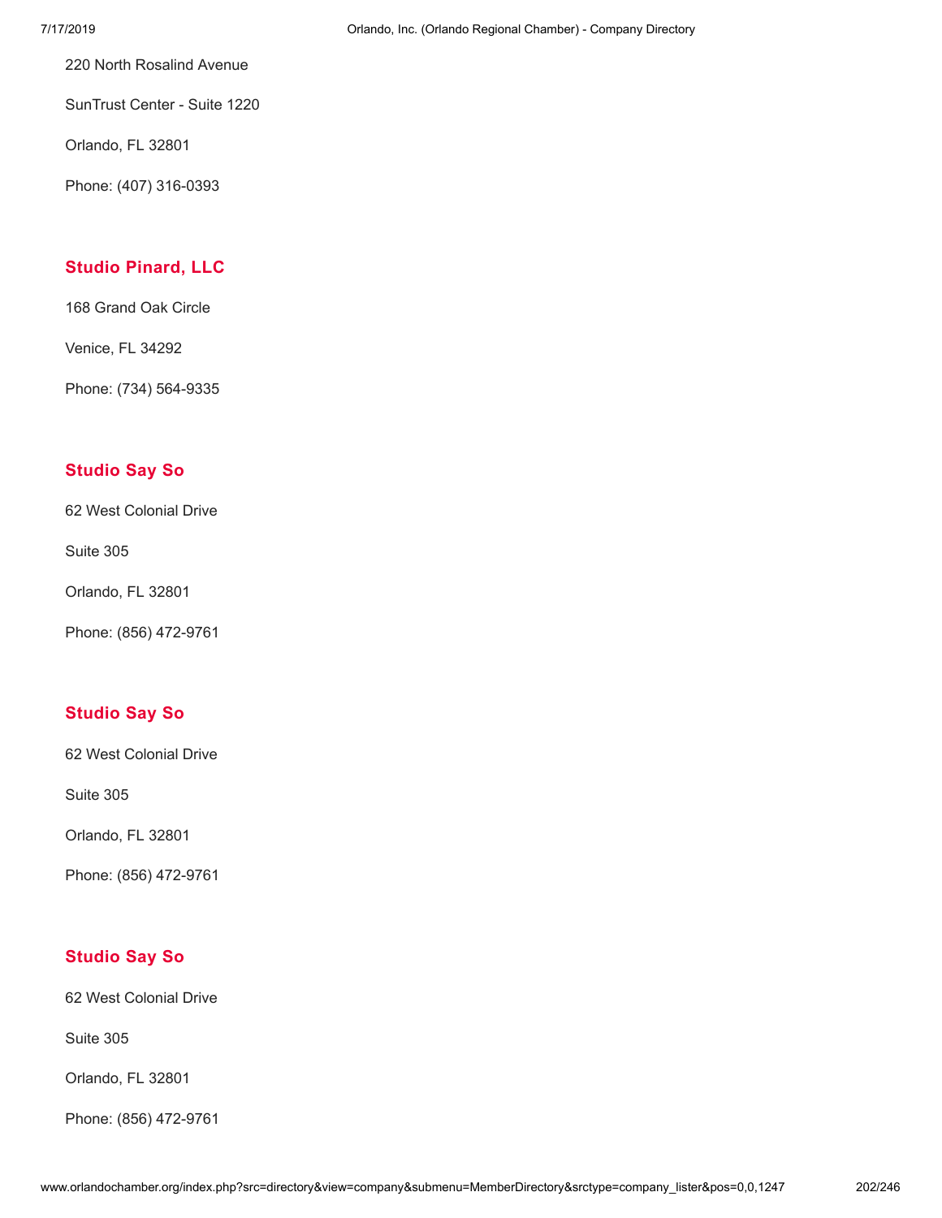220 North Rosalind Avenue

SunTrust Center - Suite 1220

Orlando, FL 32801

Phone: (407) 316-0393

### Studio Pinard, LLC

168 Grand Oak Circle

Venice, FL 34292

Phone: (734) 564-9335

### Studio Say So

62 West Colonial Drive

Suite 305

Orlando, FL 32801

Phone: (856) 472-9761

### Studio Say So

62 West Colonial Drive

Suite 305

Orlando, FL 32801

Phone: (856) 472-9761

### Studio Say So

62 West Colonial Drive

Suite 305

Orlando, FL 32801

Phone: (856) 472-9761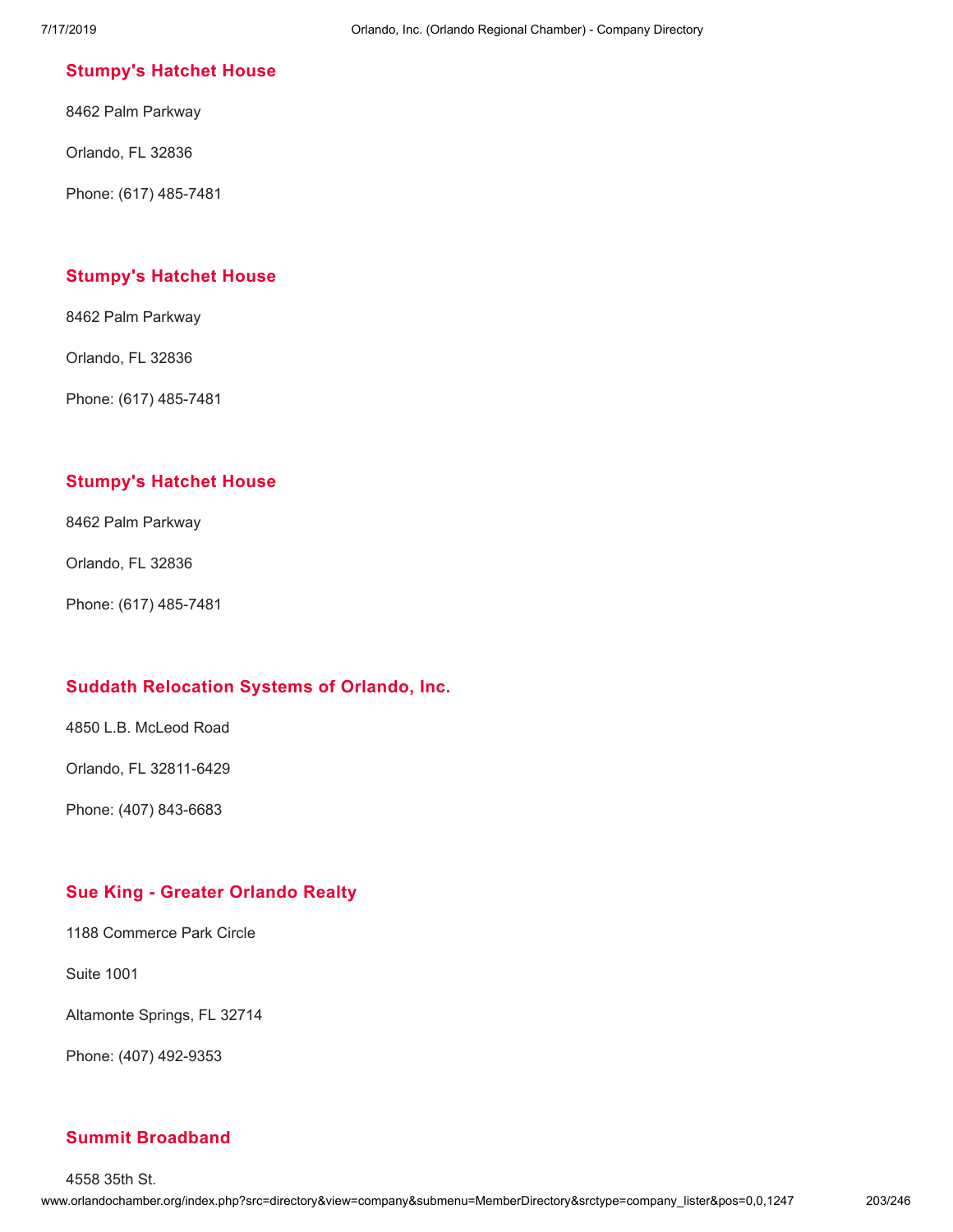### Stumpy's Hatchet House

8462 Palm Parkway

Orlando, FL 32836

Phone: (617) 485-7481

### Stumpy's Hatchet House

8462 Palm Parkway

Orlando, FL 32836

Phone: (617) 485-7481

### Stumpy's Hatchet House

8462 Palm Parkway

Orlando, FL 32836

Phone: (617) 485-7481

### Suddath Relocation Systems of Orlando, Inc.

4850 L.B. McLeod Road

Orlando, FL 32811-6429

Phone: (407) 843-6683

### Sue King - Greater Orlando Realty

1188 Commerce Park Circle

Suite 1001

Altamonte Springs, FL 32714

Phone: (407) 492-9353

### Summit Broadband

4558 35th St.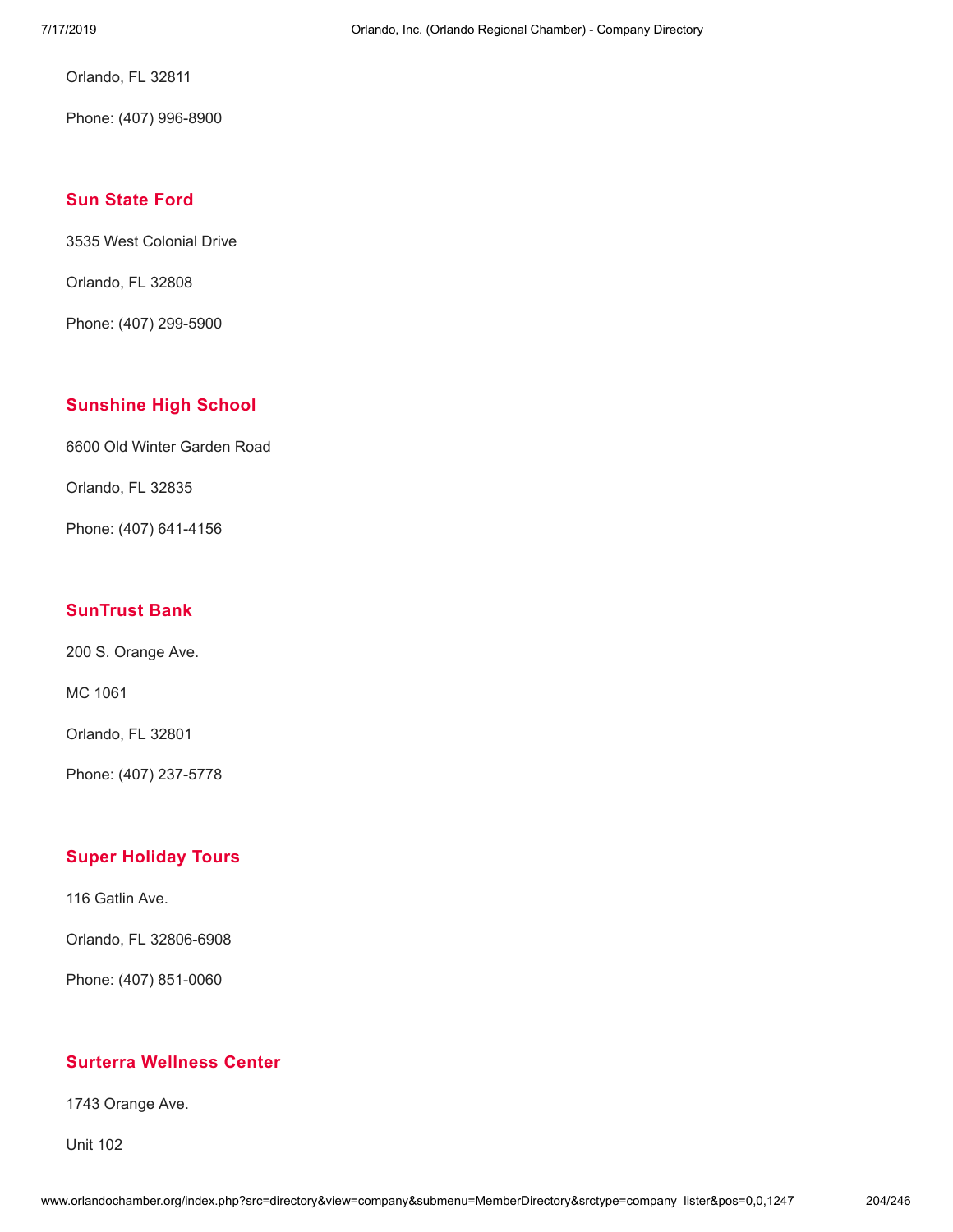Orlando, FL 32811

Phone: (407) 996-8900

### Sun State Ford

3535 West Colonial Drive

Orlando, FL 32808

Phone: (407) 299-5900

### Sunshine High School

6600 Old Winter Garden Road

Orlando, FL 32835

Phone: (407) 641-4156

### SunTrust Bank

200 S. Orange Ave.

MC 1061

Orlando, FL 32801

Phone: (407) 237-5778

### Super Holiday Tours

116 Gatlin Ave.

Orlando, FL 32806-6908

Phone: (407) 851-0060

### Surterra Wellness Center

1743 Orange Ave.

Unit 102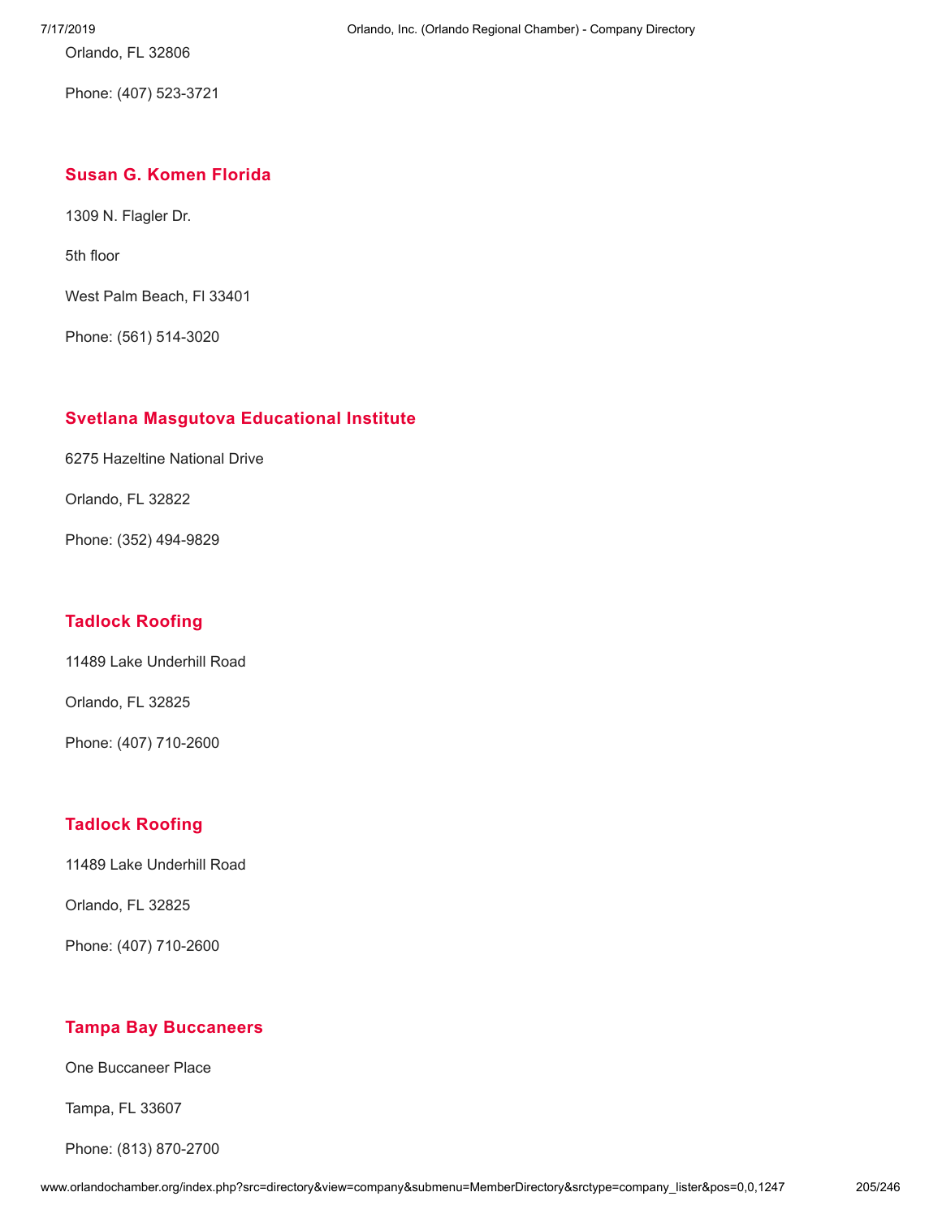Orlando, FL 32806

Phone: (407) 523-3721

### Susan G. Komen Florida

1309 N. Flagler Dr.

5th floor

West Palm Beach, Fl 33401

Phone: (561) 514-3020

### Svetlana Masgutova Educational Institute

6275 Hazeltine National Drive

Orlando, FL 32822

Phone: (352) 494-9829

### Tadlock Roofing

11489 Lake Underhill Road

Orlando, FL 32825

Phone: (407) 710-2600

### Tadlock Roofing

11489 Lake Underhill Road

Orlando, FL 32825

Phone: (407) 710-2600

### Tampa Bay Buccaneers

One Buccaneer Place

Tampa, FL 33607

Phone: (813) 870-2700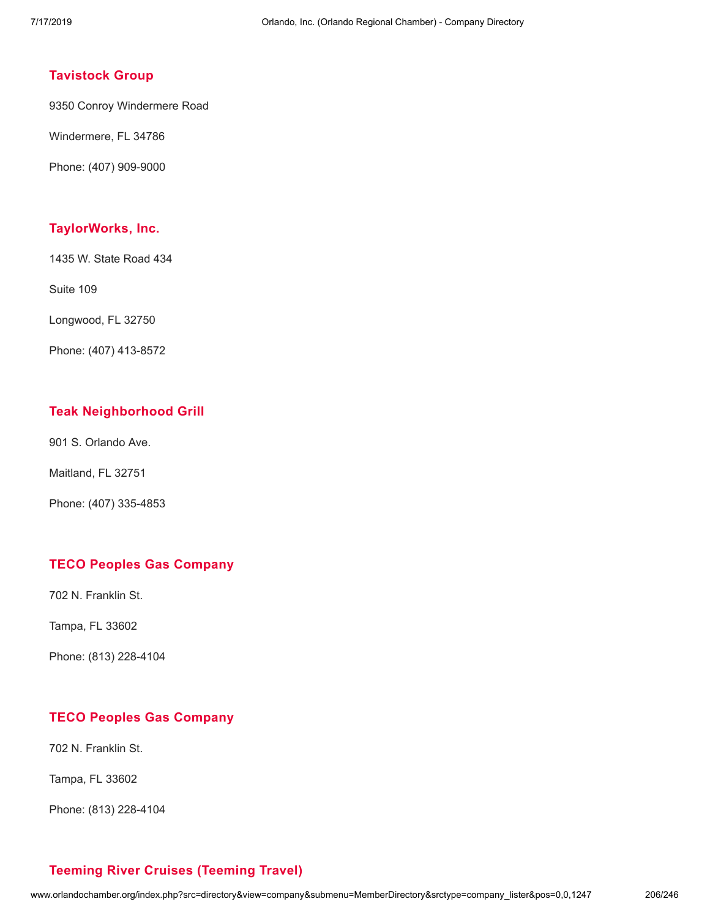### Tavistock Group

9350 Conroy Windermere Road

Windermere, FL 34786

Phone: (407) 909-9000

### TaylorWorks, Inc.

1435 W. State Road 434

Suite 109

Longwood, FL 32750

Phone: (407) 413-8572

### Teak Neighborhood Grill

901 S. Orlando Ave.

Maitland, FL 32751

Phone: (407) 335-4853

### TECO Peoples Gas Company

702 N. Franklin St.

Tampa, FL 33602

Phone: (813) 228-4104

### TECO Peoples Gas Company

702 N. Franklin St.

Tampa, FL 33602

Phone: (813) 228-4104

### Teeming River Cruises (Teeming Travel)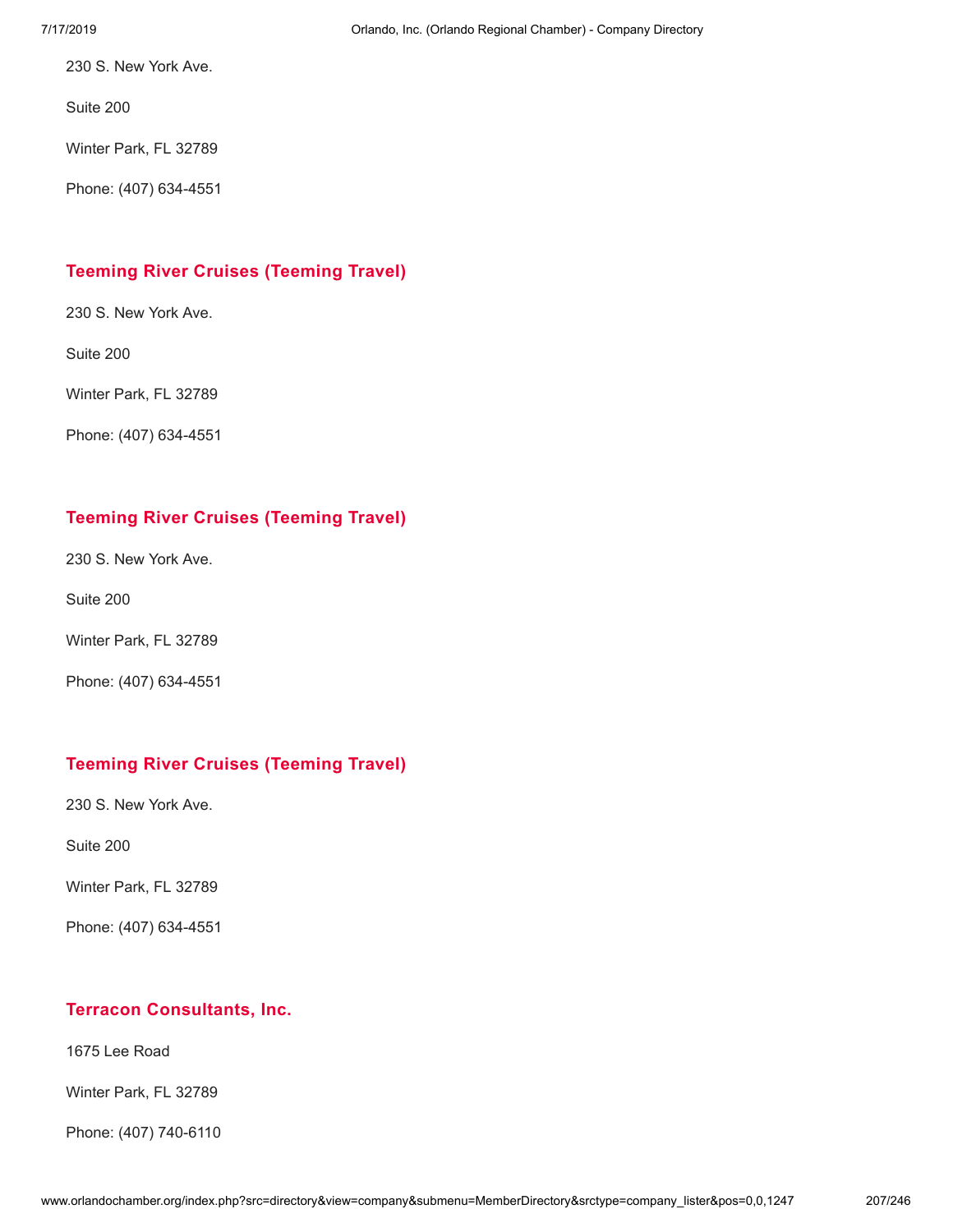230 S. New York Ave.

Suite 200

Winter Park, FL 32789

Phone: (407) 634-4551

### Teeming River Cruises (Teeming Travel)

230 S. New York Ave.

Suite 200

Winter Park, FL 32789

Phone: (407) 634-4551

### Teeming River Cruises (Teeming Travel)

230 S. New York Ave.

Suite 200

Winter Park, FL 32789

Phone: (407) 634-4551

### Teeming River Cruises (Teeming Travel)

230 S. New York Ave.

Suite 200

Winter Park, FL 32789

Phone: (407) 634-4551

### Terracon Consultants, Inc.

1675 Lee Road

Winter Park, FL 32789

Phone: (407) 740-6110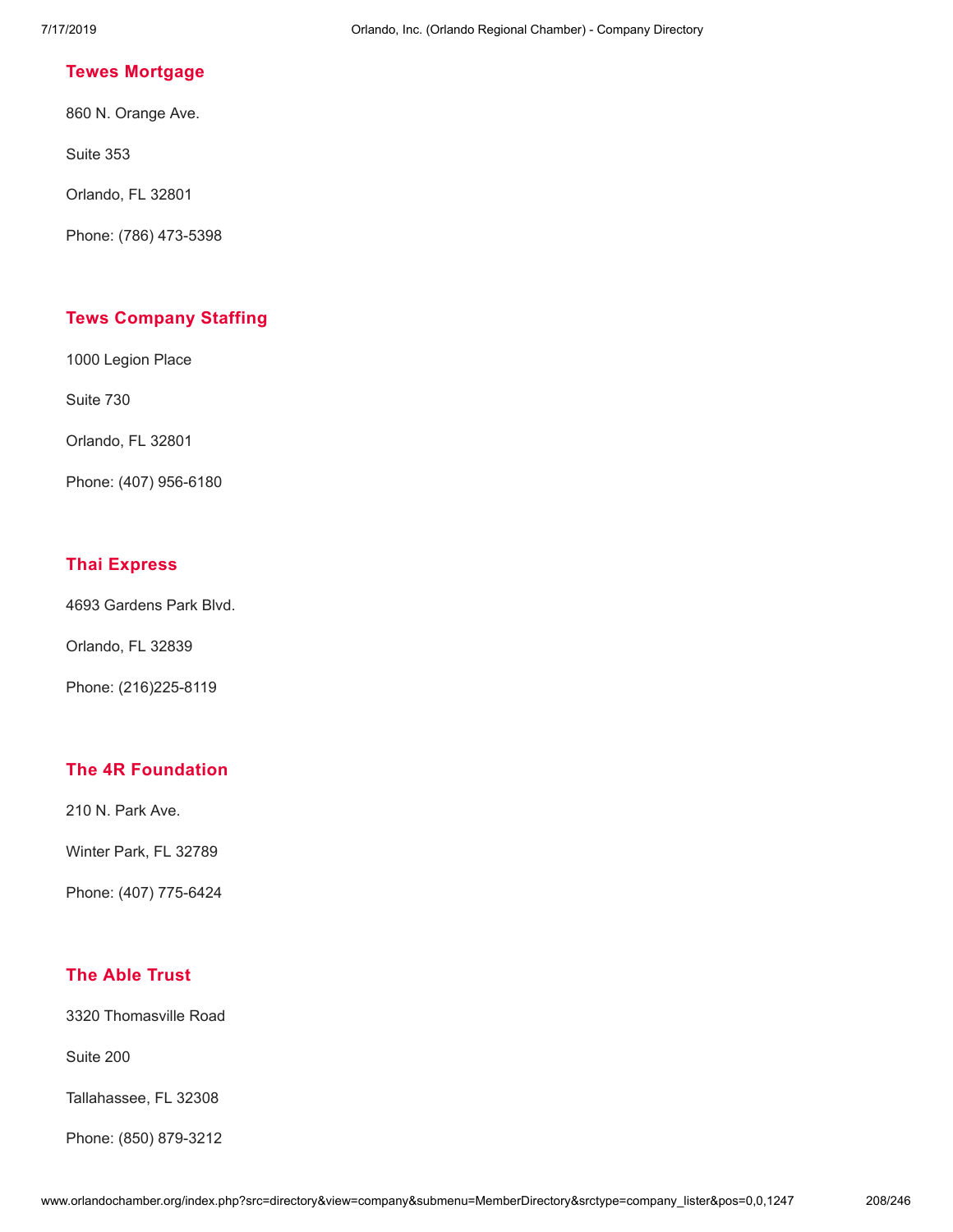### Tewes Mortgage

860 N. Orange Ave.

Suite 353

Orlando, FL 32801

Phone: (786) 473-5398

### Tews Company Staffing

1000 Legion Place

Suite 730

Orlando, FL 32801

Phone: (407) 956-6180

### Thai Express

4693 Gardens Park Blvd.

Orlando, FL 32839

Phone: (216)225-8119

### The 4R Foundation

210 N. Park Ave.

Winter Park, FL 32789

Phone: (407) 775-6424

### The Able Trust

3320 Thomasville Road

Suite 200

Tallahassee, FL 32308

Phone: (850) 879-3212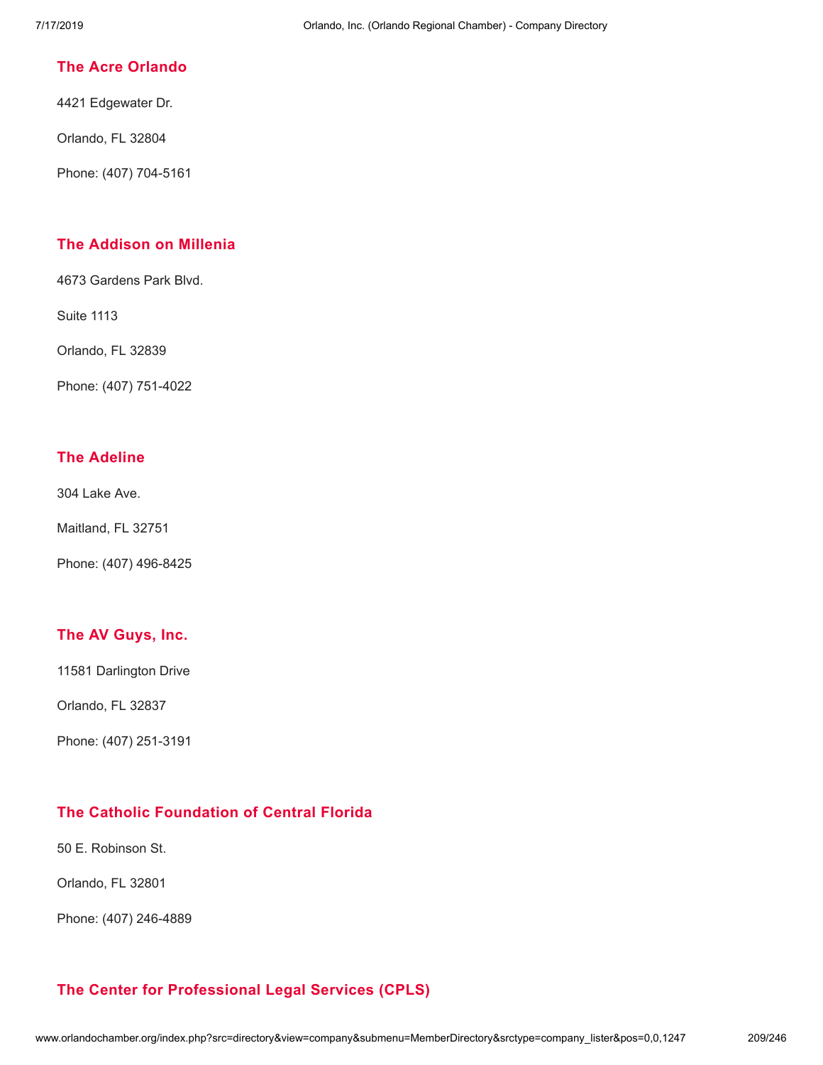### The Acre Orlando

4421 Edgewater Dr.

Orlando, FL 32804

Phone: (407) 704-5161

### The Addison on Millenia

4673 Gardens Park Blvd.

Suite 1113

Orlando, FL 32839

Phone: (407) 751-4022

### The Adeline

304 Lake Ave.

Maitland, FL 32751

Phone: (407) 496-8425

### The AV Guys, Inc.

11581 Darlington Drive

Orlando, FL 32837

Phone: (407) 251-3191

### The Catholic Foundation of Central Florida

50 E. Robinson St.

Orlando, FL 32801

Phone: (407) 246-4889

### The Center for Professional Legal Services (CPLS)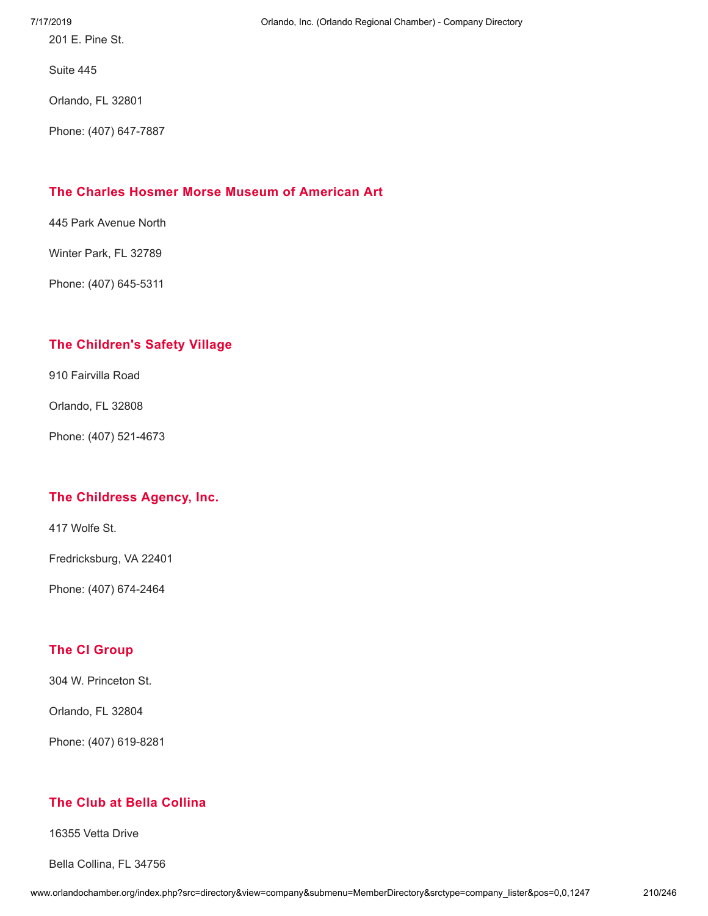201 E. Pine St.

Suite 445

Orlando, FL 32801

Phone: (407) 647-7887

### The Charles Hosmer Morse Museum of American Art

445 Park Avenue North

Winter Park, FL 32789

Phone: (407) 645-5311

### The Children's Safety Village

910 Fairvilla Road

Orlando, FL 32808

Phone: (407) 521-4673

### The Childress Agency, Inc.

417 Wolfe St.

Fredricksburg, VA 22401

Phone: (407) 674-2464

### The CI Group

304 W. Princeton St.

Orlando, FL 32804

Phone: (407) 619-8281

### The Club at Bella Collina

16355 Vetta Drive

Bella Collina, FL 34756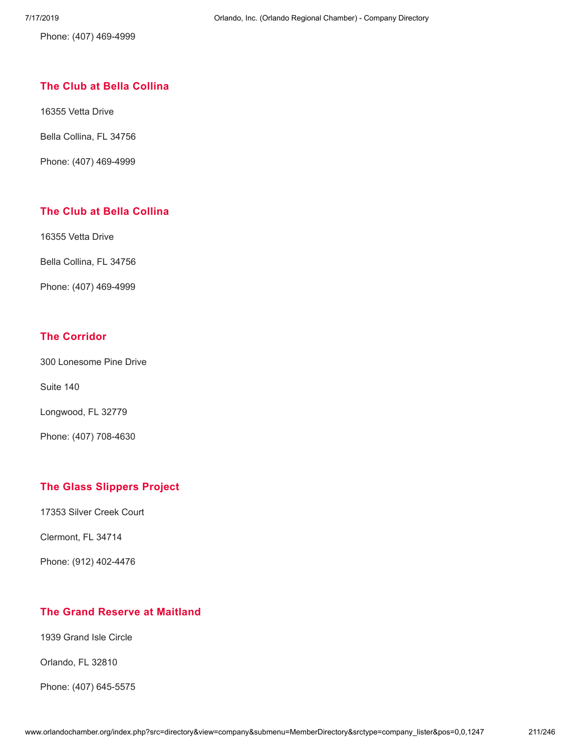Phone: (407) 469-4999

### The Club at Bella Collina

16355 Vetta Drive

Bella Collina, FL 34756

Phone: (407) 469-4999

### The Club at Bella Collina

16355 Vetta Drive

Bella Collina, FL 34756

Phone: (407) 469-4999

### The Corridor

300 Lonesome Pine Drive

Suite 140

Longwood, FL 32779

Phone: (407) 708-4630

### The Glass Slippers Project

17353 Silver Creek Court

Clermont, FL 34714

Phone: (912) 402-4476

### The Grand Reserve at Maitland

1939 Grand Isle Circle

Orlando, FL 32810

Phone: (407) 645-5575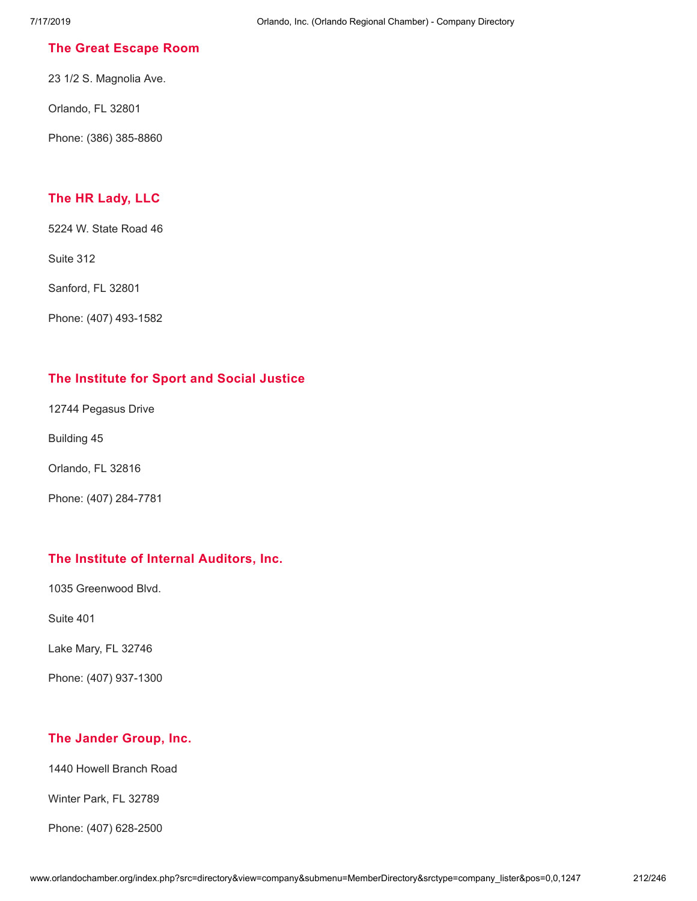## The Great Escape Room

23 1/2 S. Magnolia Ave.

Orlando, FL 32801

Phone: (386) 385-8860

## The HR Lady, LLC

5224 W. State Road 46

Suite 312

Sanford, FL 32801

Phone: (407) 493-1582

## The Institute for Sport and Social Justice

12744 Pegasus Drive

Building 45

Orlando, FL 32816

Phone: (407) 284-7781

## The Institute of Internal Auditors, Inc.

1035 Greenwood Blvd.

Suite 401

Lake Mary, FL 32746

Phone: (407) 937-1300

## The Jander Group, Inc.

1440 Howell Branch Road

Winter Park, FL 32789

Phone: (407) 628-2500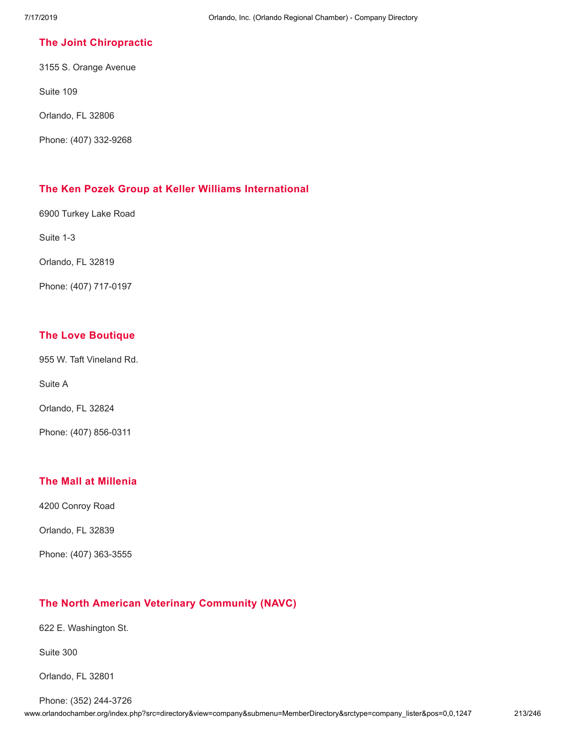### The Joint Chiropractic

3155 S. Orange Avenue

Suite 109

Orlando, FL 32806

Phone: (407) 332-9268

### The Ken Pozek Group at Keller Williams International

6900 Turkey Lake Road

Suite 1-3

Orlando, FL 32819

Phone: (407) 717-0197

### The Love Boutique

955 W. Taft Vineland Rd.

Suite A

Orlando, FL 32824

Phone: (407) 856-0311

### The Mall at Millenia

4200 Conroy Road

Orlando, FL 32839

Phone: (407) 363-3555

### The North American Veterinary Community (NAVC)

622 E. Washington St.

Suite 300

Orlando, FL 32801

Phone: (352) 244-3726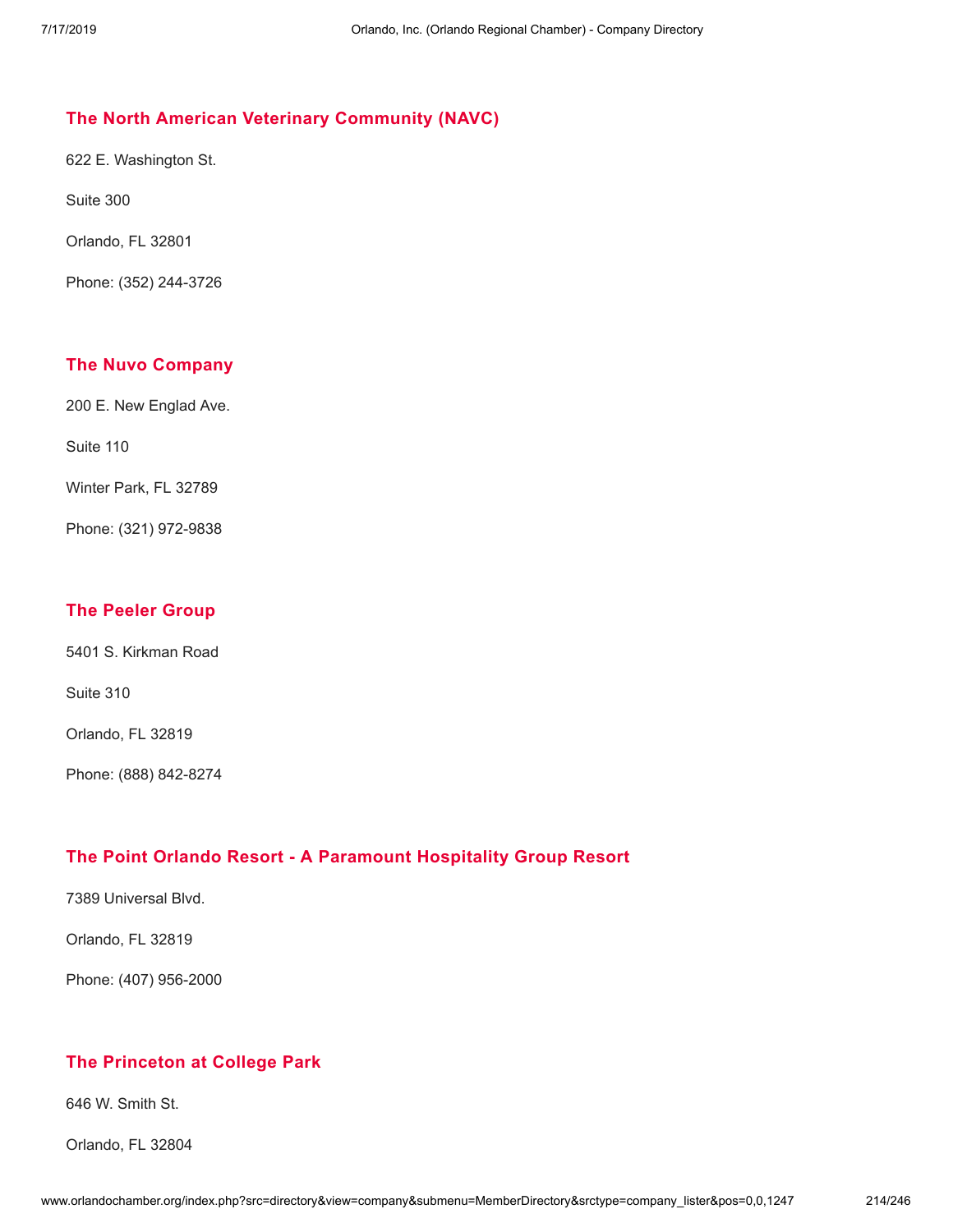### The North American Veterinary Community (NAVC)

622 E. Washington St.

Suite 300

Orlando, FL 32801

Phone: (352) 244-3726

### The Nuvo Company

200 E. New Englad Ave.

Suite 110

Winter Park, FL 32789

Phone: (321) 972-9838

### The Peeler Group

5401 S. Kirkman Road

Suite 310

Orlando, FL 32819

Phone: (888) 842-8274

### The Point Orlando Resort - A Paramount Hospitality Group Resort

7389 Universal Blvd.

Orlando, FL 32819

Phone: (407) 956-2000

### The Princeton at College Park

646 W. Smith St.

Orlando, FL 32804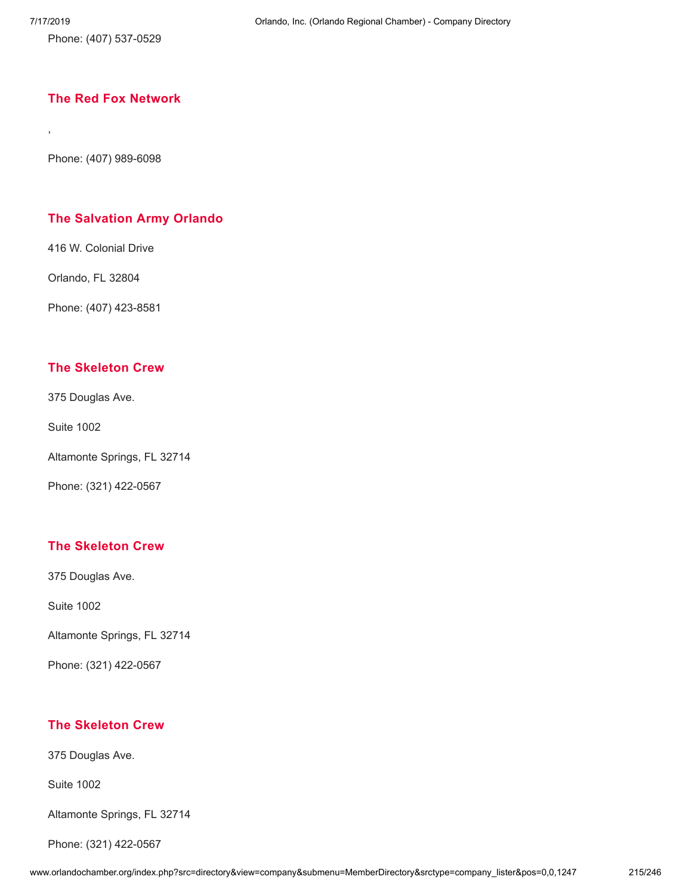Phone: (407) 537-0529

### The Red Fox Network

,

Phone: (407) 989-6098

### The Salvation Army Orlando

416 W. Colonial Drive

Orlando, FL 32804

Phone: (407) 423-8581

### The Skeleton Crew

375 Douglas Ave.

Suite 1002

Altamonte Springs, FL 32714

Phone: (321) 422-0567

### The Skeleton Crew

375 Douglas Ave.

Suite 1002

Altamonte Springs, FL 32714

Phone: (321) 422-0567

### The Skeleton Crew

375 Douglas Ave.

Suite 1002

Altamonte Springs, FL 32714

Phone: (321) 422-0567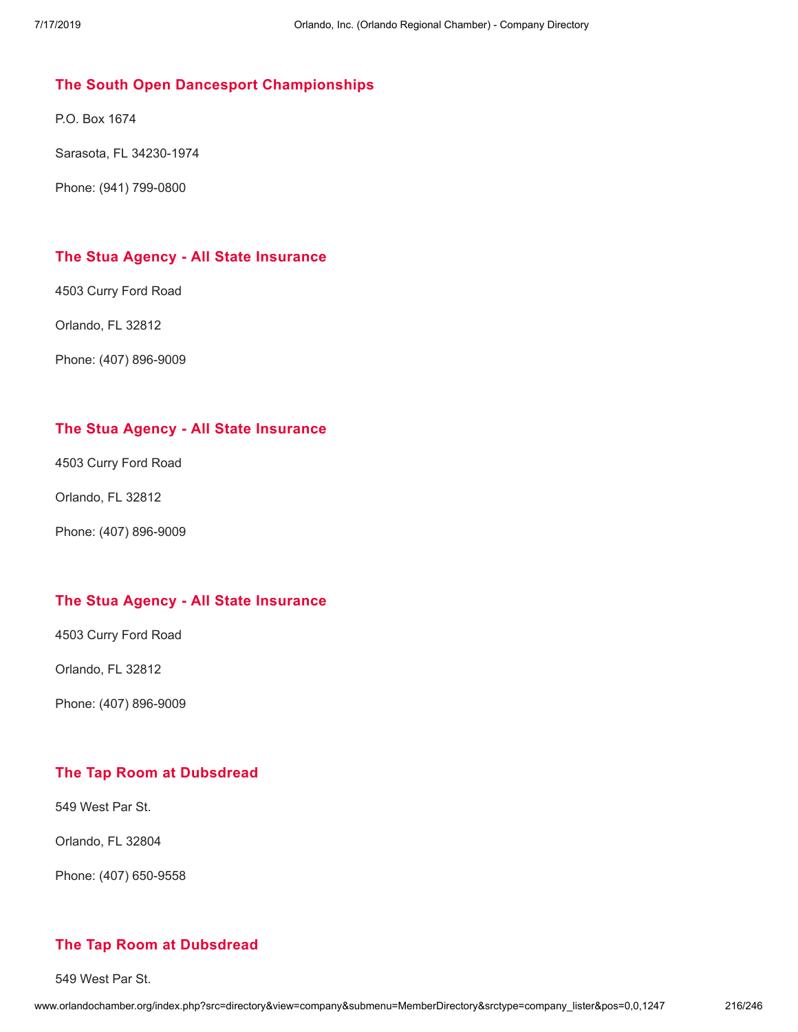### The South Open Dancesport Championships

P.O. Box 1674

Sarasota, FL 34230-1974

Phone: (941) 799-0800

### The Stua Agency - All State Insurance

4503 Curry Ford Road

Orlando, FL 32812

Phone: (407) 896-9009

### The Stua Agency - All State Insurance

4503 Curry Ford Road

Orlando, FL 32812

Phone: (407) 896-9009

### The Stua Agency - All State Insurance

4503 Curry Ford Road

Orlando, FL 32812

Phone: (407) 896-9009

### The Tap Room at Dubsdread

549 West Par St.

Orlando, FL 32804

Phone: (407) 650-9558

### The Tap Room at Dubsdread

549 West Par St.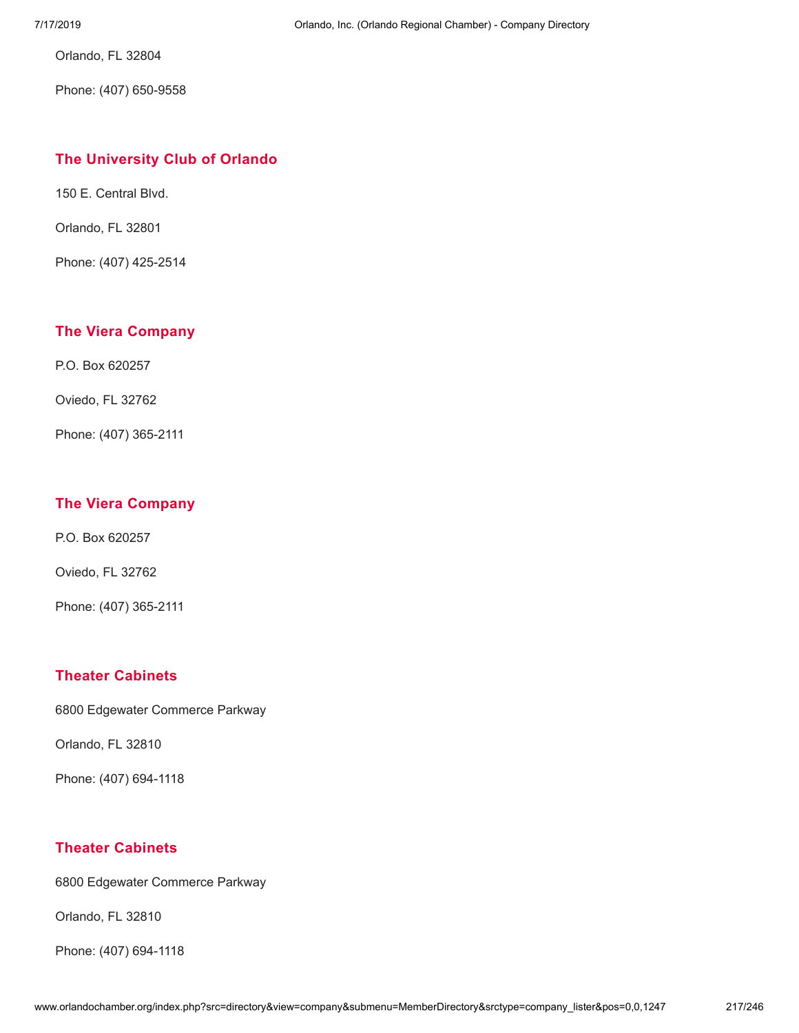Orlando, FL 32804

Phone: (407) 650-9558

### The University Club of Orlando

150 E. Central Blvd.

Orlando, FL 32801

Phone: (407) 425-2514

### The Viera Company

P.O. Box 620257

Oviedo, FL 32762

Phone: (407) 365-2111

### The Viera Company

P.O. Box 620257

Oviedo, FL 32762

Phone: (407) 365-2111

### Theater Cabinets

6800 Edgewater Commerce Parkway

Orlando, FL 32810

Phone: (407) 694-1118

### Theater Cabinets

6800 Edgewater Commerce Parkway

Orlando, FL 32810

Phone: (407) 694-1118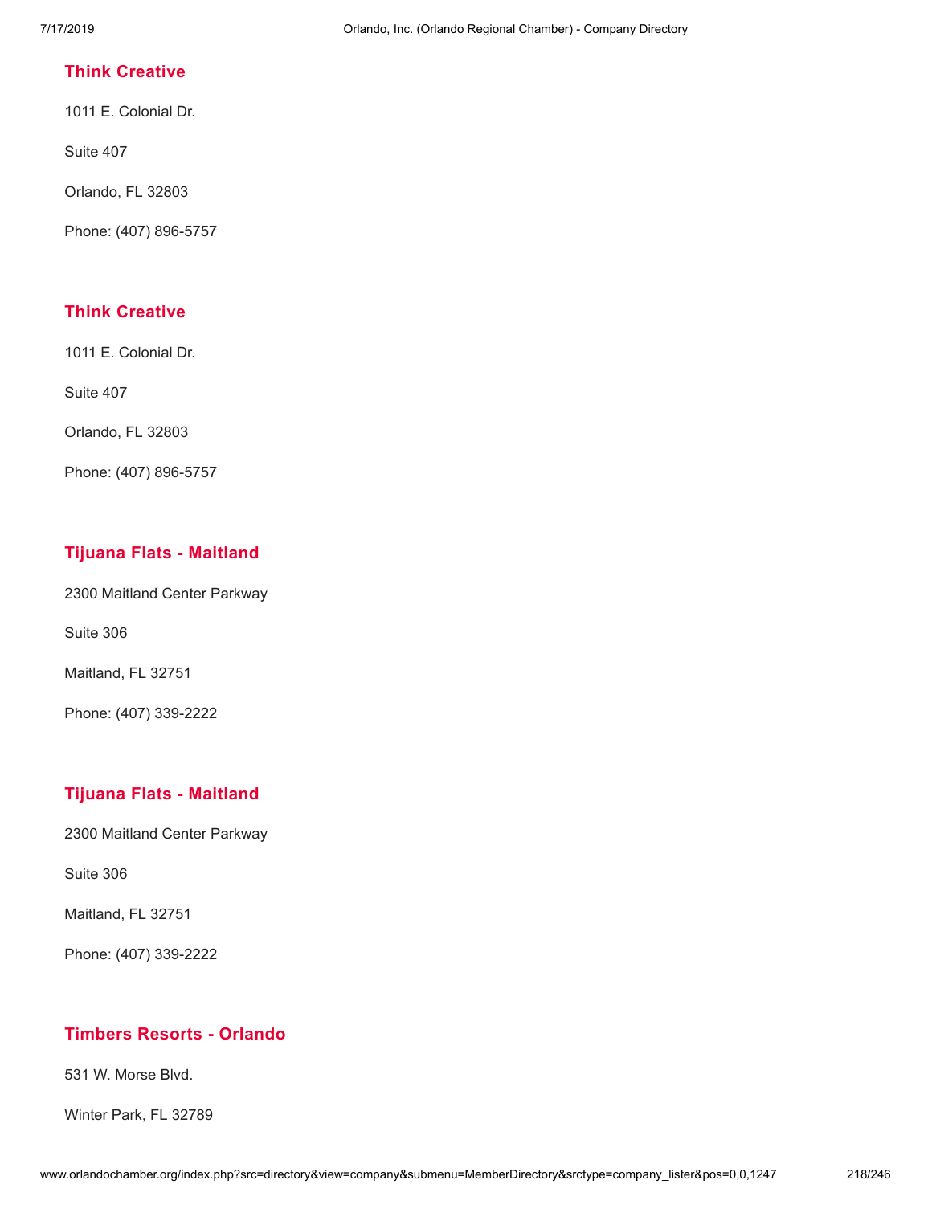### Think Creative

1011 E. Colonial Dr.

Suite 407

Orlando, FL 32803

Phone: (407) 896-5757

### Think Creative

1011 E. Colonial Dr.

Suite 407

Orlando, FL 32803

Phone: (407) 896-5757

### Tijuana Flats - Maitland

2300 Maitland Center Parkway

Suite 306

Maitland, FL 32751

Phone: (407) 339-2222

### Tijuana Flats - Maitland

2300 Maitland Center Parkway

Suite 306

Maitland, FL 32751

Phone: (407) 339-2222

### Timbers Resorts - Orlando

531 W. Morse Blvd.

Winter Park, FL 32789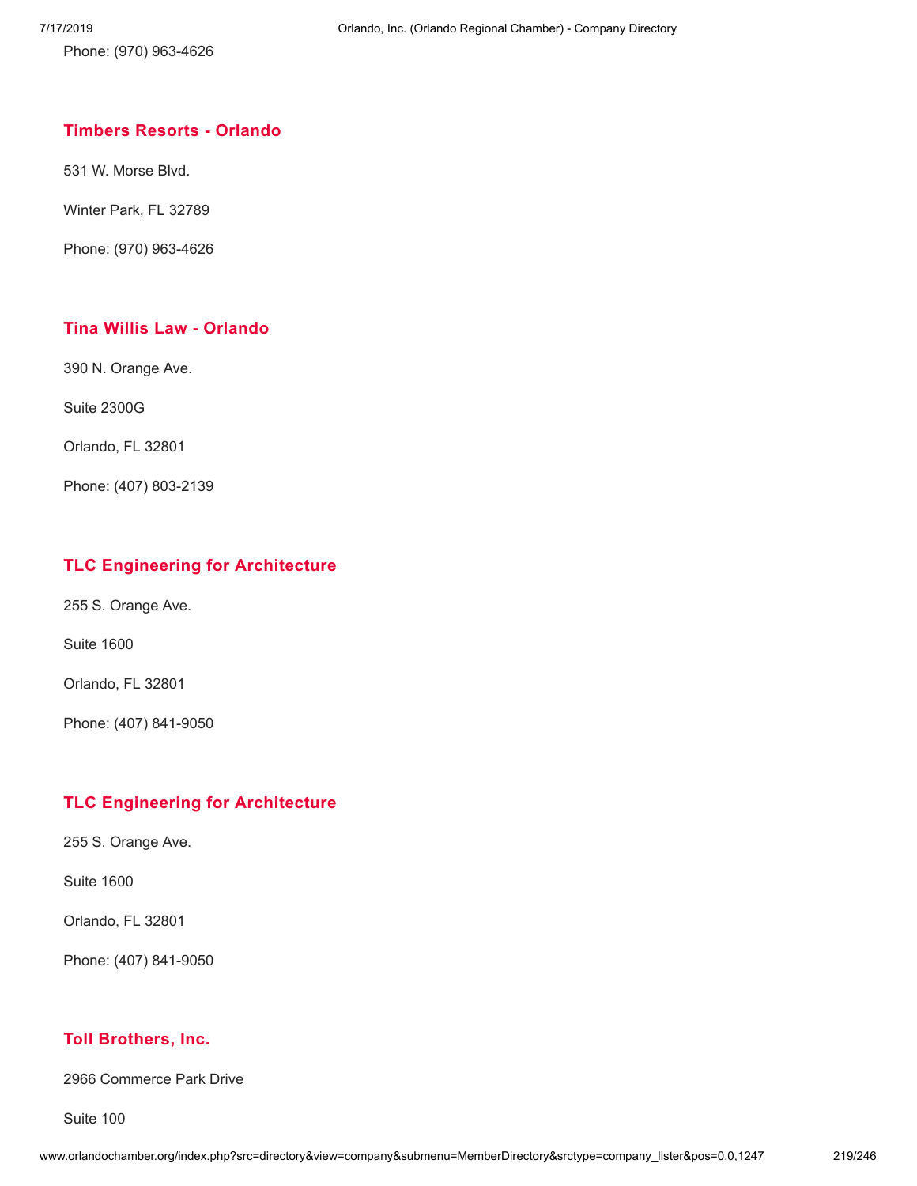Phone: (970) 963-4626

### Timbers Resorts - Orlando

531 W. Morse Blvd.

Winter Park, FL 32789

Phone: (970) 963-4626

### Tina Willis Law - Orlando

390 N. Orange Ave.

Suite 2300G

Orlando, FL 32801

Phone: (407) 803-2139

### TLC Engineering for Architecture

255 S. Orange Ave.

Suite 1600

Orlando, FL 32801

Phone: (407) 841-9050

### TLC Engineering for Architecture

255 S. Orange Ave.

Suite 1600

Orlando, FL 32801

Phone: (407) 841-9050

### Toll Brothers, Inc.

2966 Commerce Park Drive

Suite 100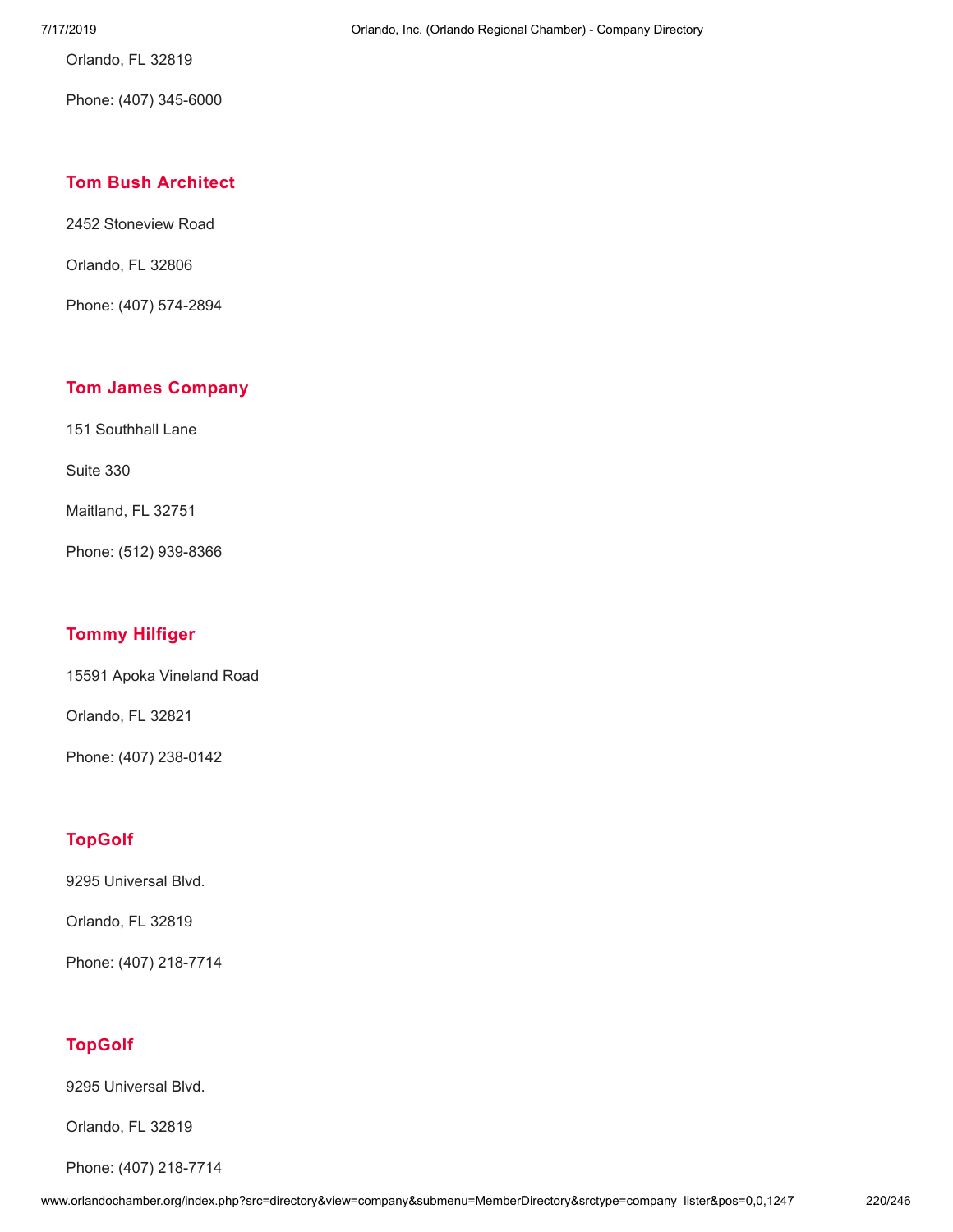Orlando, FL 32819

Phone: (407) 345-6000

### Tom Bush Architect

2452 Stoneview Road

Orlando, FL 32806

Phone: (407) 574-2894

### Tom James Company

151 Southhall Lane

Suite 330

Maitland, FL 32751

Phone: (512) 939-8366

### Tommy Hilfiger

15591 Apoka Vineland Road

Orlando, FL 32821

Phone: (407) 238-0142

### TopGolf

9295 Universal Blvd.

Orlando, FL 32819

Phone: (407) 218-7714

### TopGolf

9295 Universal Blvd.

Orlando, FL 32819

Phone: (407) 218-7714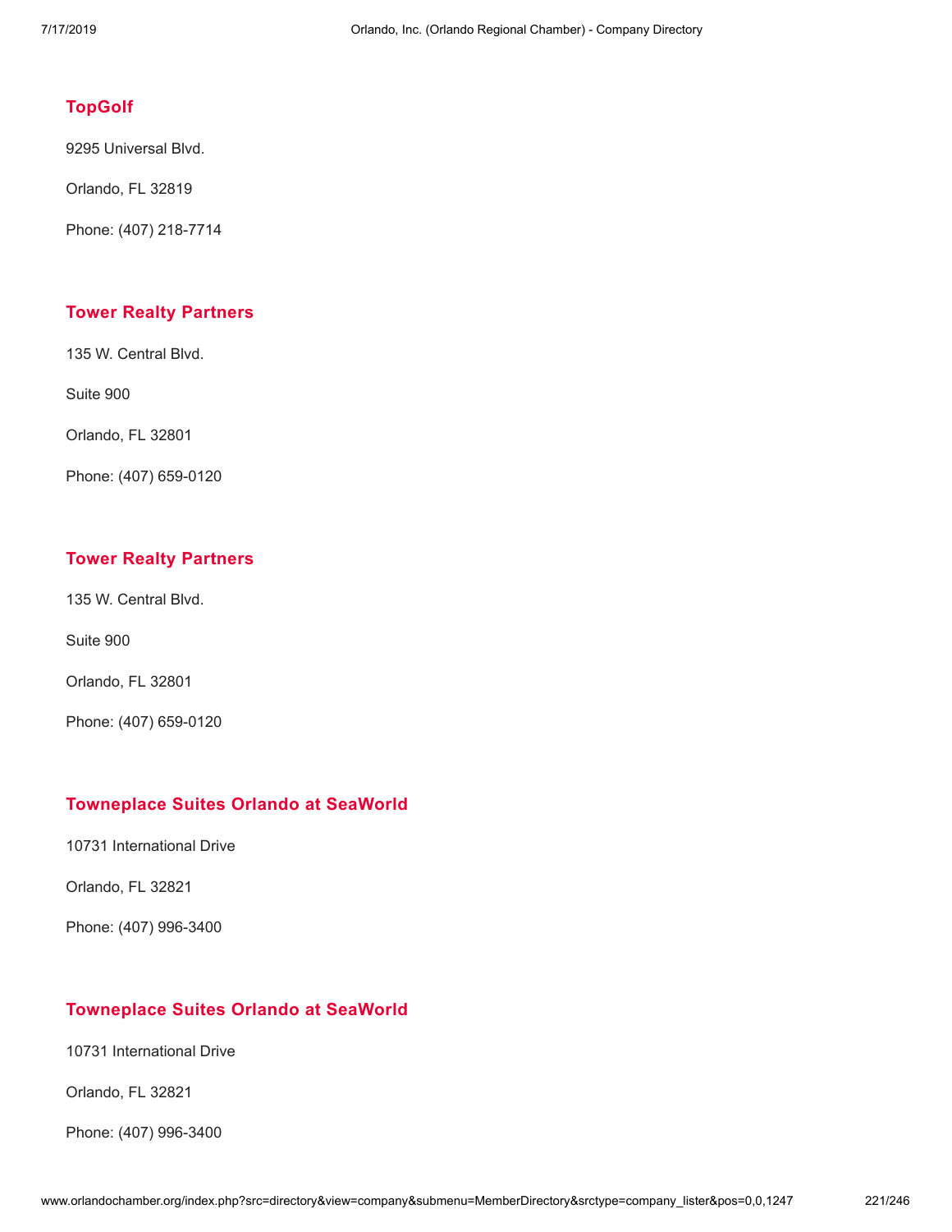### TopGolf

9295 Universal Blvd.

Orlando, FL 32819

Phone: (407) 218-7714

### Tower Realty Partners

135 W. Central Blvd.

Suite 900

Orlando, FL 32801

Phone: (407) 659-0120

### Tower Realty Partners

135 W. Central Blvd.

Suite 900

Orlando, FL 32801

Phone: (407) 659-0120

### Towneplace Suites Orlando at SeaWorld

10731 International Drive

Orlando, FL 32821

Phone: (407) 996-3400

### Towneplace Suites Orlando at SeaWorld

10731 International Drive

Orlando, FL 32821

Phone: (407) 996-3400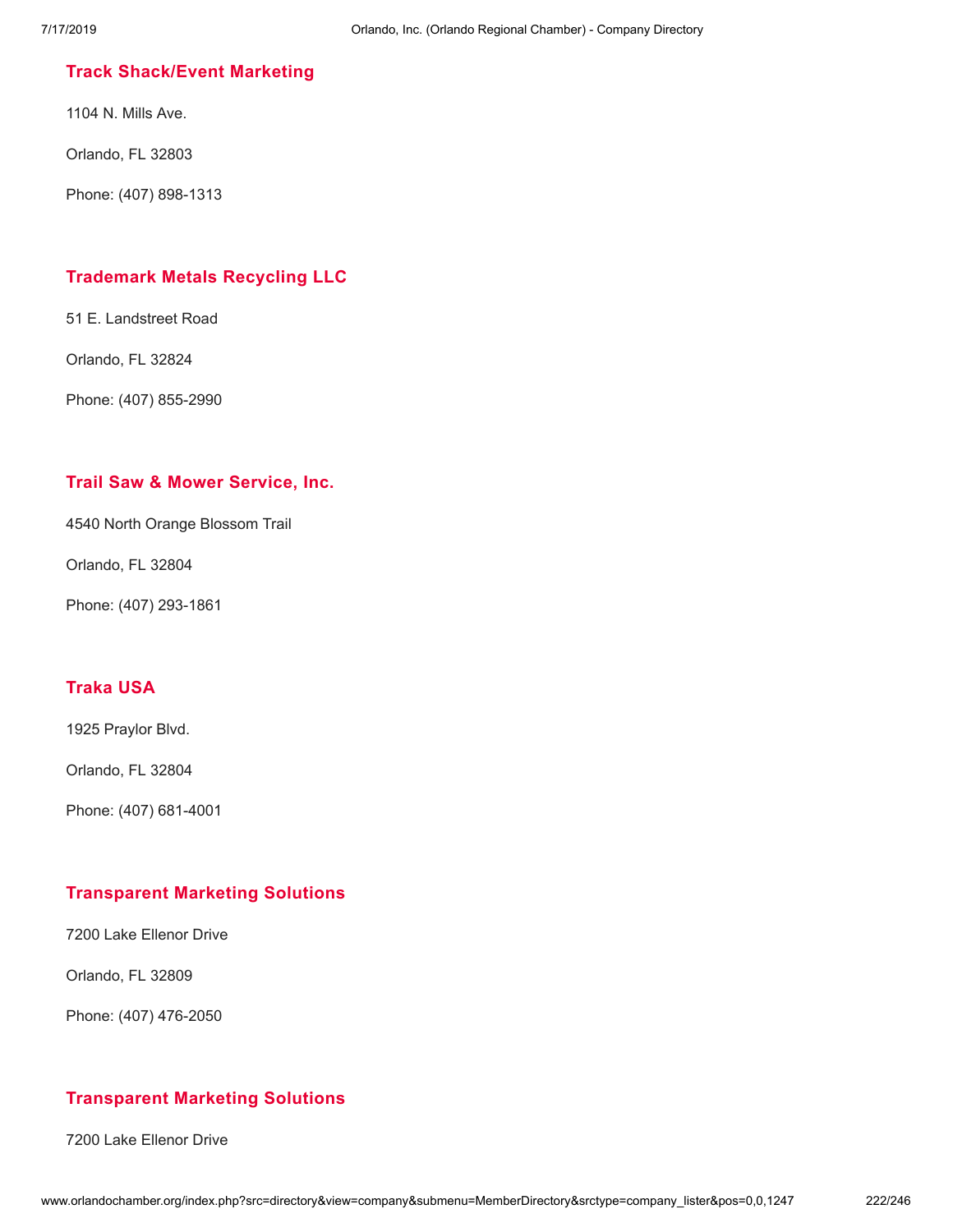### Track Shack/Event Marketing

1104 N. Mills Ave.

Orlando, FL 32803

Phone: (407) 898-1313

### Trademark Metals Recycling LLC

51 E. Landstreet Road

Orlando, FL 32824

Phone: (407) 855-2990

### Trail Saw & Mower Service, Inc.

4540 North Orange Blossom Trail

Orlando, FL 32804

Phone: (407) 293-1861

### Traka USA

1925 Praylor Blvd.

Orlando, FL 32804

Phone: (407) 681-4001

### Transparent Marketing Solutions

7200 Lake Ellenor Drive

Orlando, FL 32809

Phone: (407) 476-2050

### Transparent Marketing Solutions

7200 Lake Ellenor Drive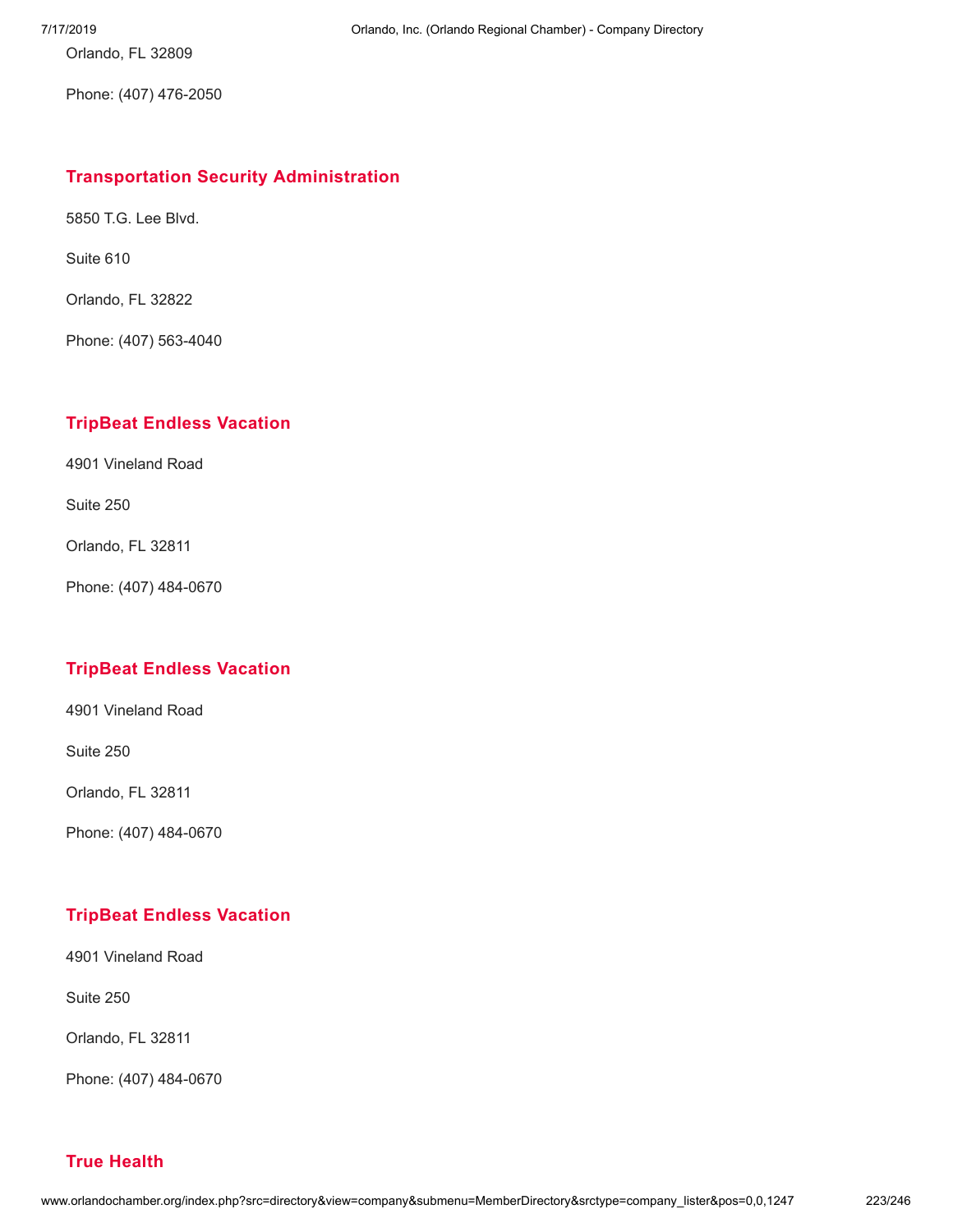Orlando, FL 32809

Phone: (407) 476-2050

### Transportation Security Administration

5850 T.G. Lee Blvd.

Suite 610

Orlando, FL 32822

Phone: (407) 563-4040

### TripBeat Endless Vacation

4901 Vineland Road

Suite 250

Orlando, FL 32811

Phone: (407) 484-0670

### TripBeat Endless Vacation

4901 Vineland Road

Suite 250

Orlando, FL 32811

Phone: (407) 484-0670

### TripBeat Endless Vacation

4901 Vineland Road

Suite 250

Orlando, FL 32811

Phone: (407) 484-0670

### True Health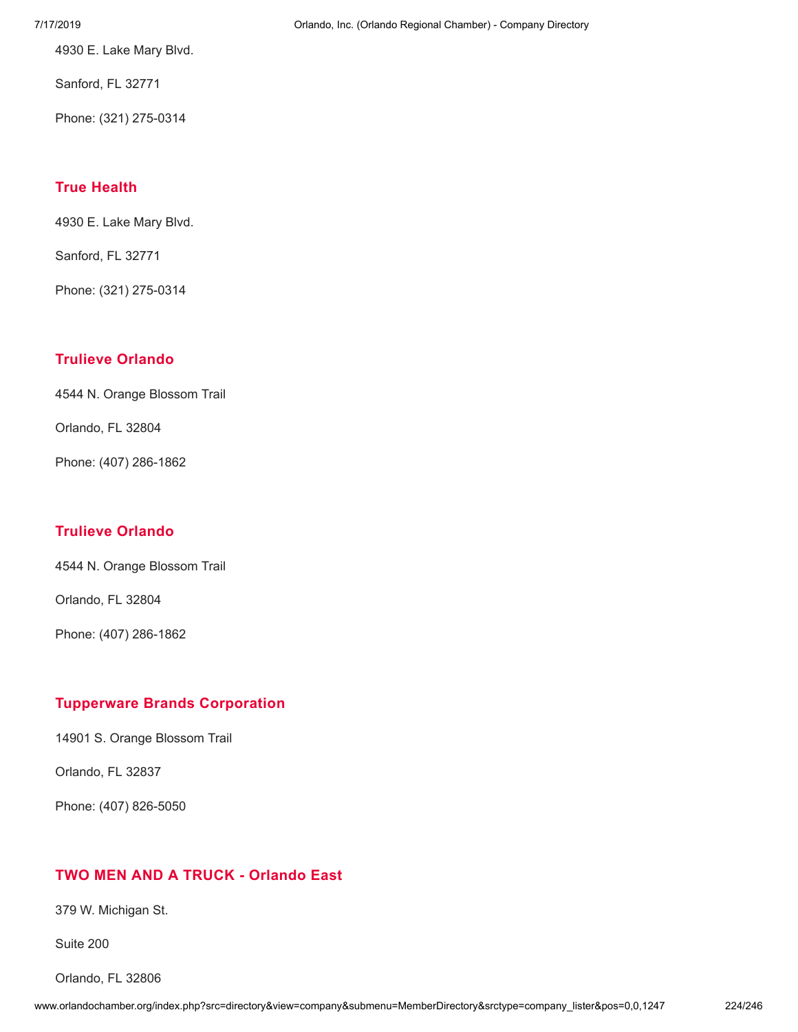4930 E. Lake Mary Blvd.

Sanford, FL 32771

Phone: (321) 275-0314

### True Health

4930 E. Lake Mary Blvd.

Sanford, FL 32771

Phone: (321) 275-0314

### Trulieve Orlando

4544 N. Orange Blossom Trail

Orlando, FL 32804

Phone: (407) 286-1862

### Trulieve Orlando

4544 N. Orange Blossom Trail

Orlando, FL 32804

Phone: (407) 286-1862

### Tupperware Brands Corporation

14901 S. Orange Blossom Trail

Orlando, FL 32837

Phone: (407) 826-5050

### TWO MEN AND A TRUCK - Orlando East

379 W. Michigan St.

Suite 200

Orlando, FL 32806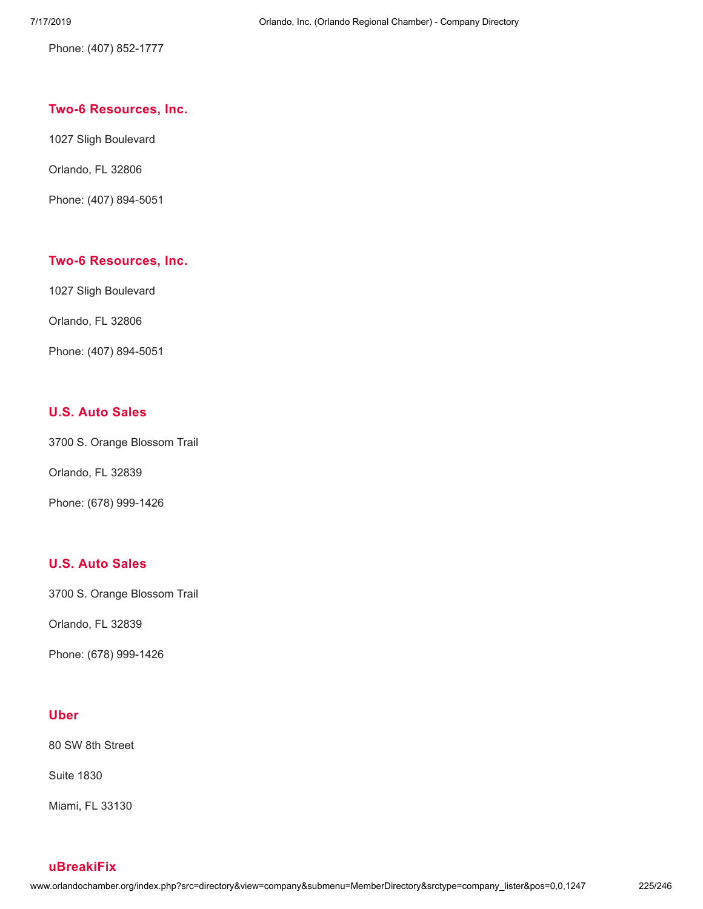Phone: (407) 852-1777

### Two-6 Resources, Inc.

1027 Sligh Boulevard

Orlando, FL 32806

Phone: (407) 894-5051

### Two-6 Resources, Inc.

1027 Sligh Boulevard

Orlando, FL 32806

Phone: (407) 894-5051

### U.S. Auto Sales

3700 S. Orange Blossom Trail

Orlando, FL 32839

Phone: (678) 999-1426

### U.S. Auto Sales

3700 S. Orange Blossom Trail

Orlando, FL 32839

Phone: (678) 999-1426

### Uber

80 SW 8th Street

Suite 1830

Miami, FL 33130

### uBreakiFix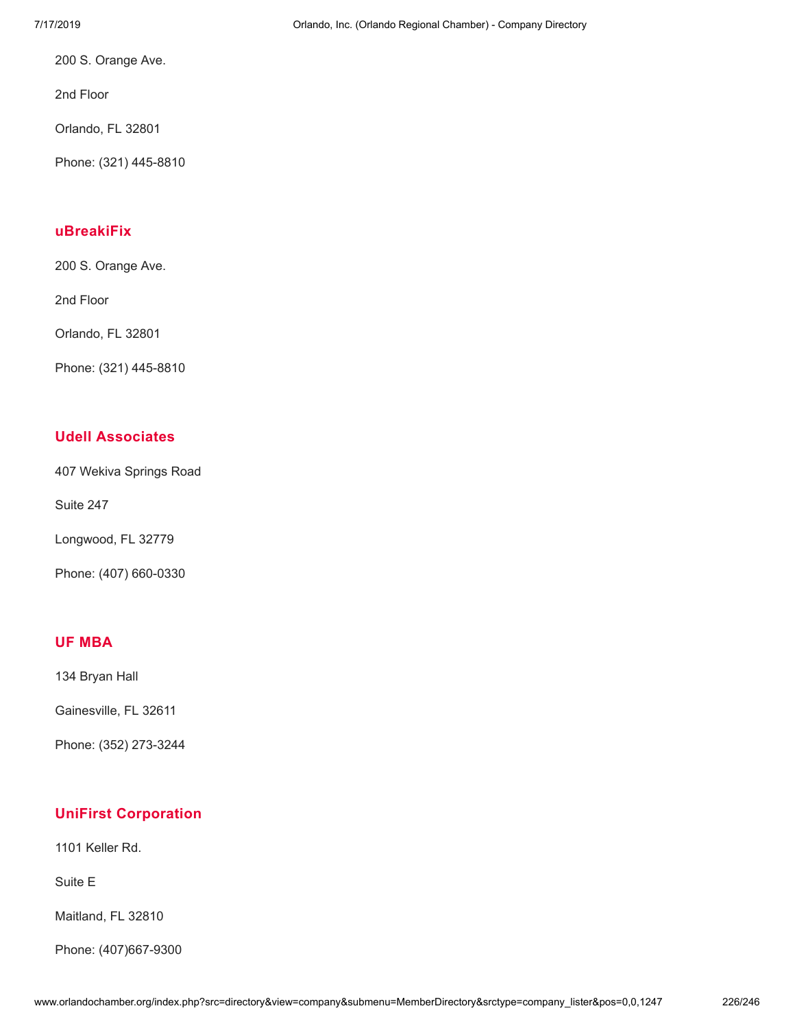200 S. Orange Ave.

2nd Floor

Orlando, FL 32801

Phone: (321) 445-8810

### uBreakiFix

200 S. Orange Ave.

2nd Floor

Orlando, FL 32801

Phone: (321) 445-8810

### Udell Associates

407 Wekiva Springs Road

Suite 247

Longwood, FL 32779

Phone: (407) 660-0330

### UF MBA

134 Bryan Hall

Gainesville, FL 32611

Phone: (352) 273-3244

### UniFirst Corporation

1101 Keller Rd.

Suite E

Maitland, FL 32810

Phone: (407)667-9300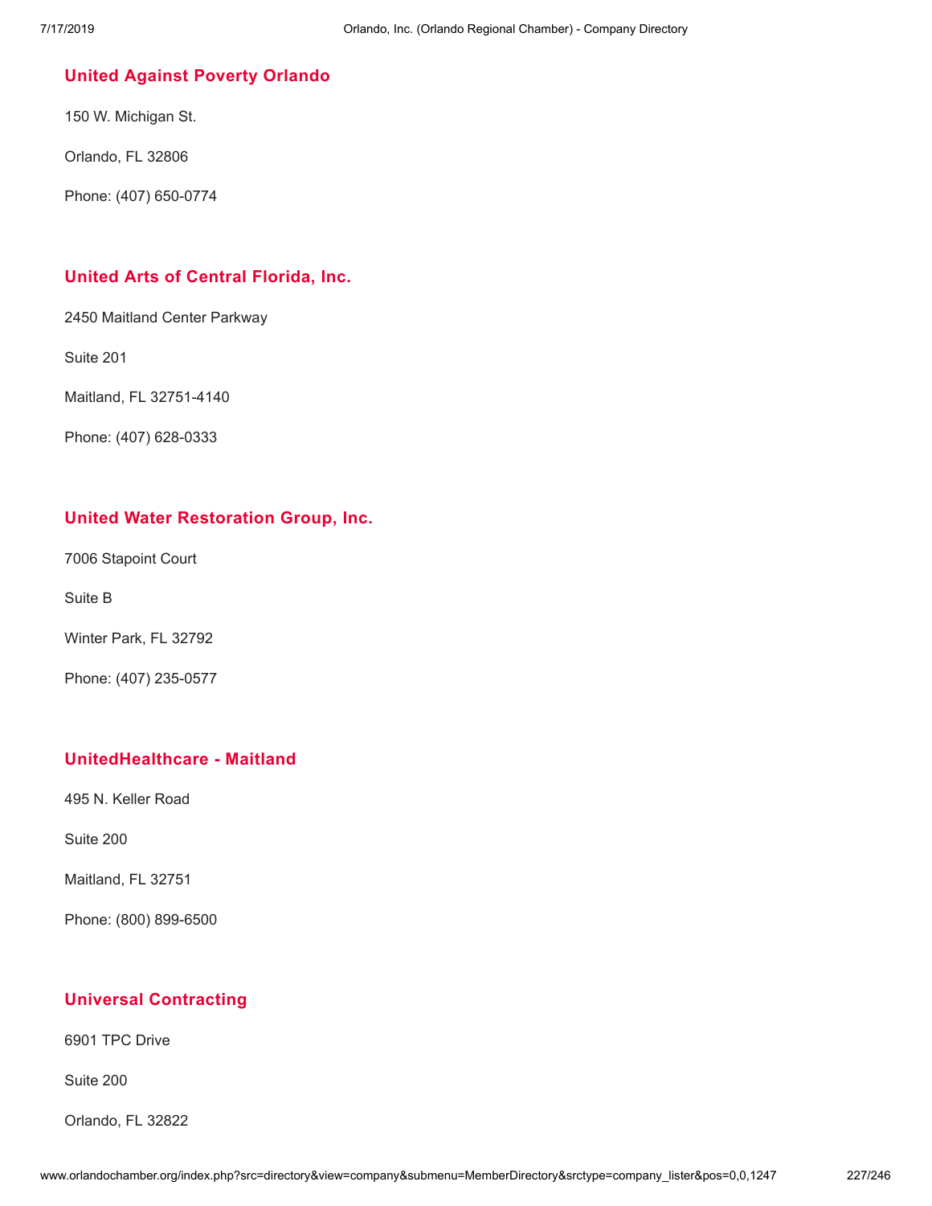### United Against Poverty Orlando

150 W. Michigan St.

Orlando, FL 32806

Phone: (407) 650-0774

### United Arts of Central Florida, Inc.

2450 Maitland Center Parkway

Suite 201

Maitland, FL 32751-4140

Phone: (407) 628-0333

### United Water Restoration Group, Inc.

7006 Stapoint Court

Suite B

Winter Park, FL 32792

Phone: (407) 235-0577

### UnitedHealthcare - Maitland

495 N. Keller Road

Suite 200

Maitland, FL 32751

Phone: (800) 899-6500

### Universal Contracting

6901 TPC Drive

Suite 200

Orlando, FL 32822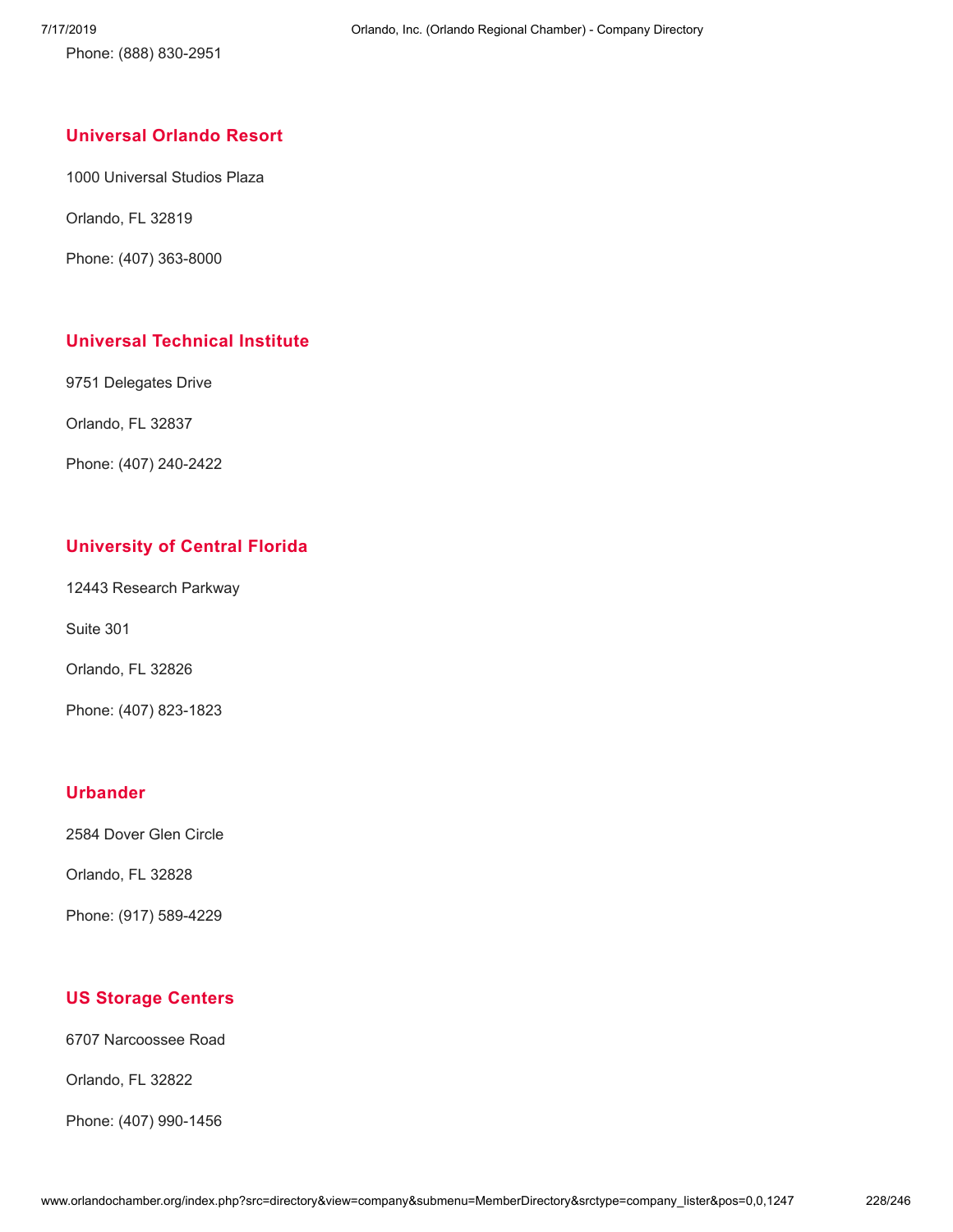Phone: (888) 830-2951

### Universal Orlando Resort

1000 Universal Studios Plaza

Orlando, FL 32819

Phone: (407) 363-8000

### Universal Technical Institute

9751 Delegates Drive

Orlando, FL 32837

Phone: (407) 240-2422

### University of Central Florida

12443 Research Parkway

Suite 301

Orlando, FL 32826

Phone: (407) 823-1823

### Urbander

2584 Dover Glen Circle

Orlando, FL 32828

Phone: (917) 589-4229

### US Storage Centers

6707 Narcoossee Road

Orlando, FL 32822

Phone: (407) 990-1456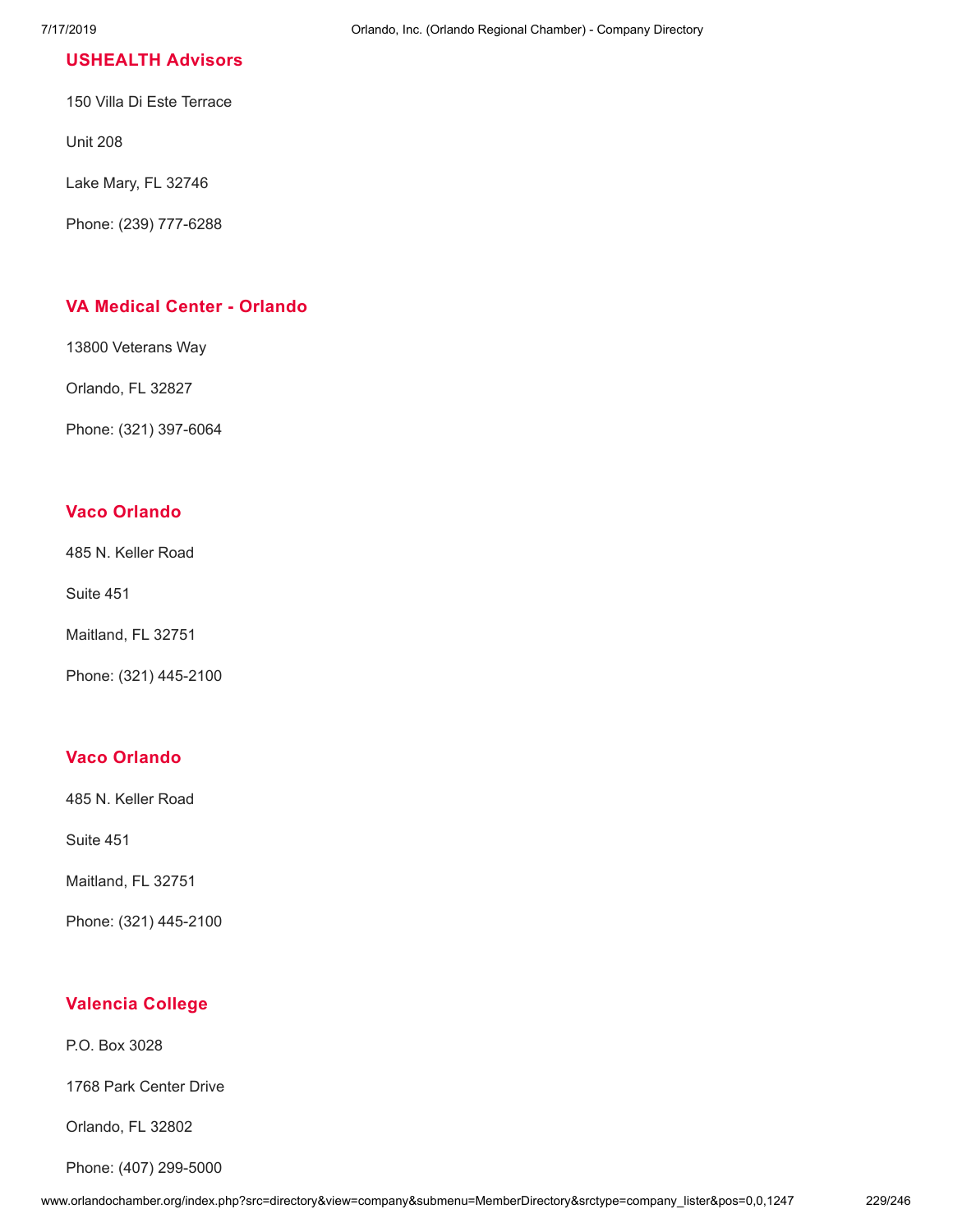### USHEALTH Advisors

150 Villa Di Este Terrace

Unit 208

Lake Mary, FL 32746

Phone: (239) 777-6288

### VA Medical Center - Orlando

13800 Veterans Way

Orlando, FL 32827

Phone: (321) 397-6064

### Vaco Orlando

485 N. Keller Road

Suite 451

Maitland, FL 32751

Phone: (321) 445-2100

### Vaco Orlando

485 N. Keller Road

Suite 451

Maitland, FL 32751

Phone: (321) 445-2100

### Valencia College

P.O. Box 3028

1768 Park Center Drive

Orlando, FL 32802

Phone: (407) 299-5000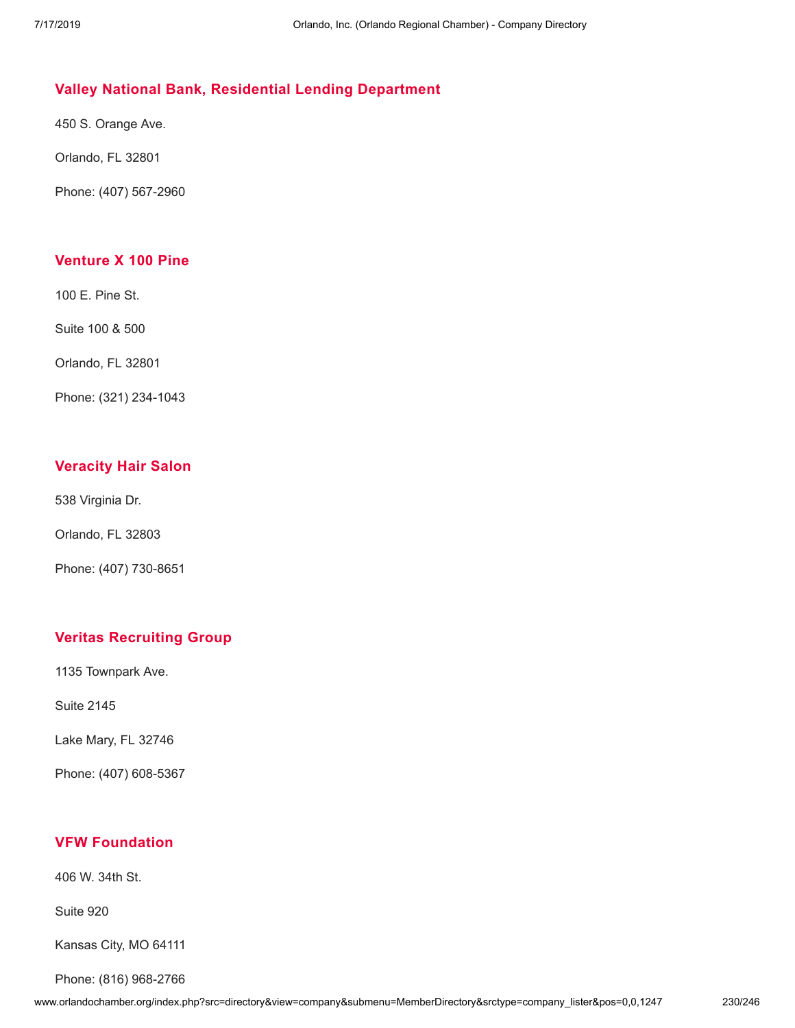### Valley National Bank, Residential Lending Department

450 S. Orange Ave.

Orlando, FL 32801

Phone: (407) 567-2960

### Venture X 100 Pine

100 E. Pine St.

Suite 100 & 500

Orlando, FL 32801

Phone: (321) 234-1043

### Veracity Hair Salon

538 Virginia Dr.

Orlando, FL 32803

Phone: (407) 730-8651

### Veritas Recruiting Group

1135 Townpark Ave.

Suite 2145

Lake Mary, FL 32746

Phone: (407) 608-5367

### VFW Foundation

406 W. 34th St.

Suite 920

Kansas City, MO 64111

Phone: (816) 968-2766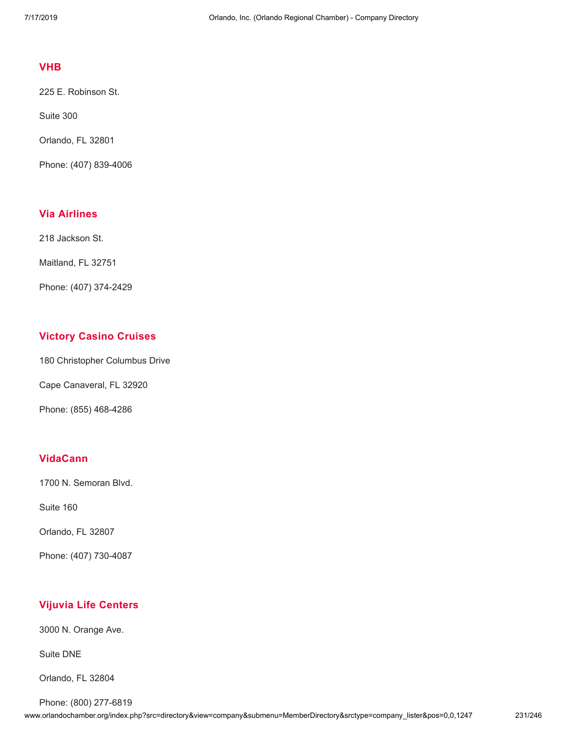### VHB

225 E. Robinson St.

Suite 300

Orlando, FL 32801

Phone: (407) 839-4006

### Via Airlines

218 Jackson St.

Maitland, FL 32751

Phone: (407) 374-2429

### Victory Casino Cruises

180 Christopher Columbus Drive

Cape Canaveral, FL 32920

Phone: (855) 468-4286

### VidaCann

1700 N. Semoran Blvd.

Suite 160

Orlando, FL 32807

Phone: (407) 730-4087

### Vijuvia Life Centers

3000 N. Orange Ave.

Suite DNE

Orlando, FL 32804

Phone: (800) 277-6819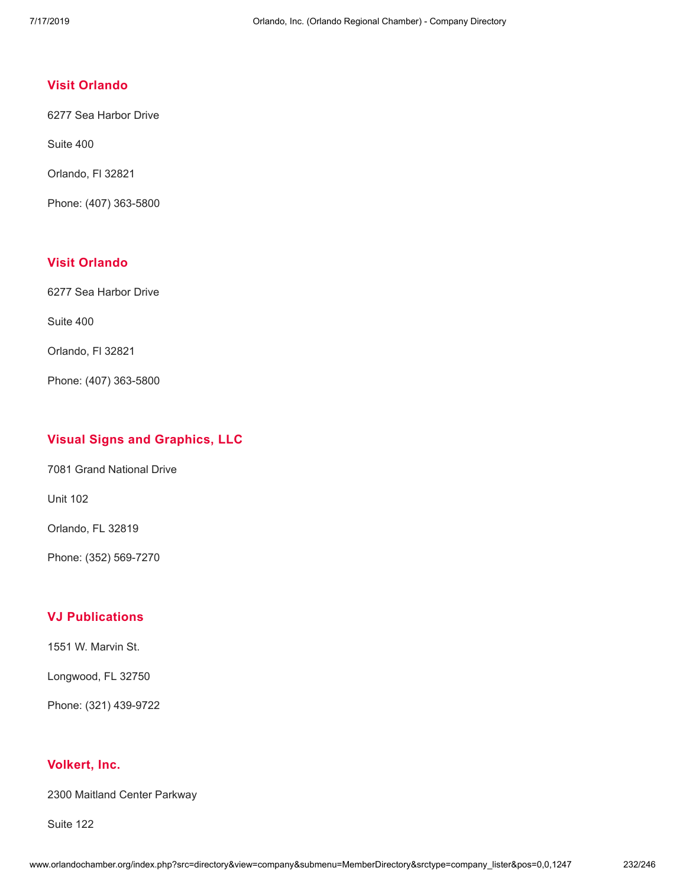### Visit Orlando

6277 Sea Harbor Drive

Suite 400

Orlando, Fl 32821

Phone: (407) 363-5800

### Visit Orlando

6277 Sea Harbor Drive

Suite 400

Orlando, Fl 32821

Phone: (407) 363-5800

### Visual Signs and Graphics, LLC

7081 Grand National Drive

Unit 102

Orlando, FL 32819

Phone: (352) 569-7270

### VJ Publications

1551 W. Marvin St.

Longwood, FL 32750

Phone: (321) 439-9722

### Volkert, Inc.

2300 Maitland Center Parkway

Suite 122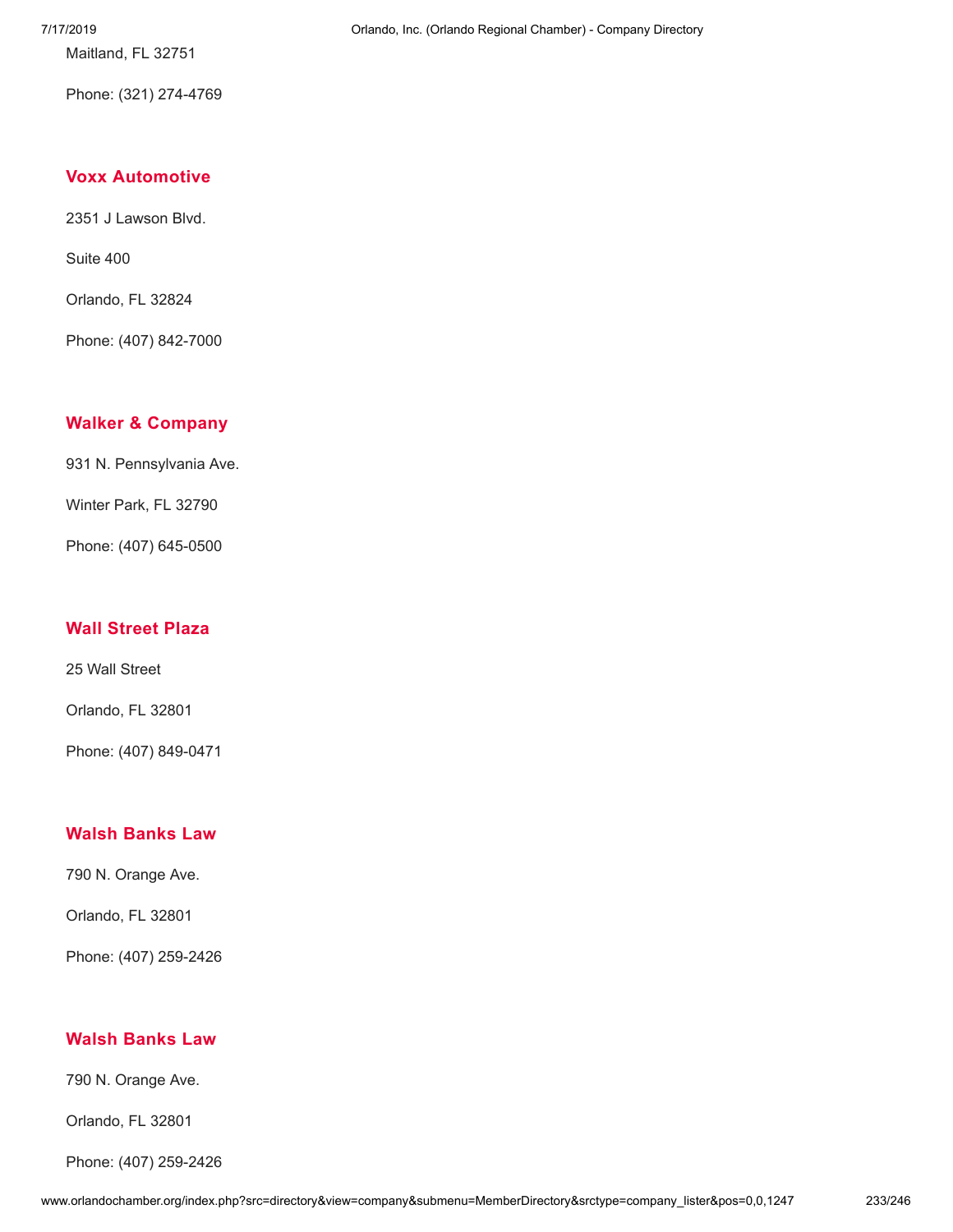Maitland, FL 32751

Phone: (321) 274-4769

### Voxx Automotive

2351 J Lawson Blvd.

Suite 400

Orlando, FL 32824

Phone: (407) 842-7000

### Walker & Company

931 N. Pennsylvania Ave.

Winter Park, FL 32790

Phone: (407) 645-0500

### Wall Street Plaza

25 Wall Street

Orlando, FL 32801

Phone: (407) 849-0471

### Walsh Banks Law

790 N. Orange Ave.

Orlando, FL 32801

Phone: (407) 259-2426

### Walsh Banks Law

790 N. Orange Ave.

Orlando, FL 32801

Phone: (407) 259-2426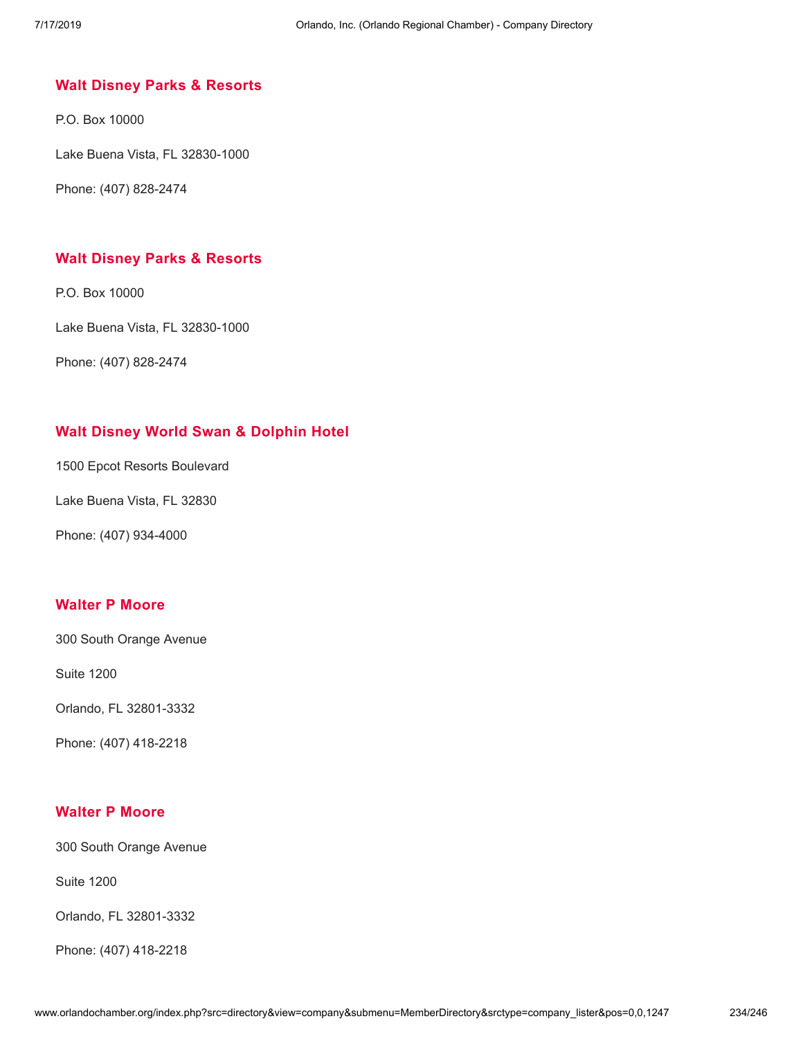### Walt Disney Parks & Resorts

P.O. Box 10000

Lake Buena Vista, FL 32830-1000

Phone: (407) 828-2474

### Walt Disney Parks & Resorts

P.O. Box 10000

Lake Buena Vista, FL 32830-1000

Phone: (407) 828-2474

### Walt Disney World Swan & Dolphin Hotel

1500 Epcot Resorts Boulevard

Lake Buena Vista, FL 32830

Phone: (407) 934-4000

### Walter P Moore

300 South Orange Avenue

Suite 1200

Orlando, FL 32801-3332

Phone: (407) 418-2218

### Walter P Moore

300 South Orange Avenue

Suite 1200

Orlando, FL 32801-3332

Phone: (407) 418-2218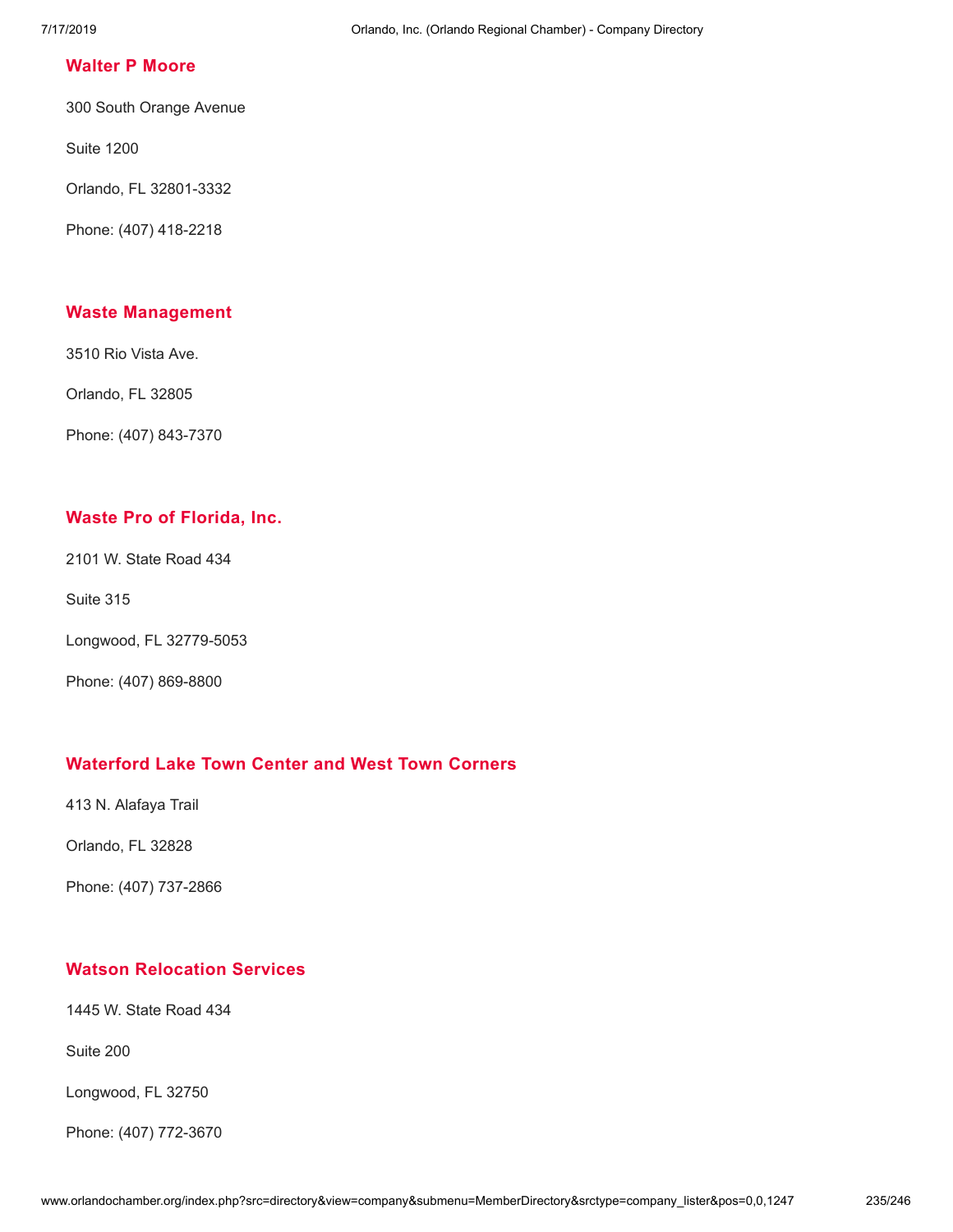### Walter P Moore

300 South Orange Avenue

Suite 1200

Orlando, FL 32801-3332

Phone: (407) 418-2218

### Waste Management

3510 Rio Vista Ave.

Orlando, FL 32805

Phone: (407) 843-7370

### Waste Pro of Florida, Inc.

2101 W. State Road 434

Suite 315

Longwood, FL 32779-5053

Phone: (407) 869-8800

### Waterford Lake Town Center and West Town Corners

413 N. Alafaya Trail

Orlando, FL 32828

Phone: (407) 737-2866

### Watson Relocation Services

1445 W. State Road 434

Suite 200

Longwood, FL 32750

Phone: (407) 772-3670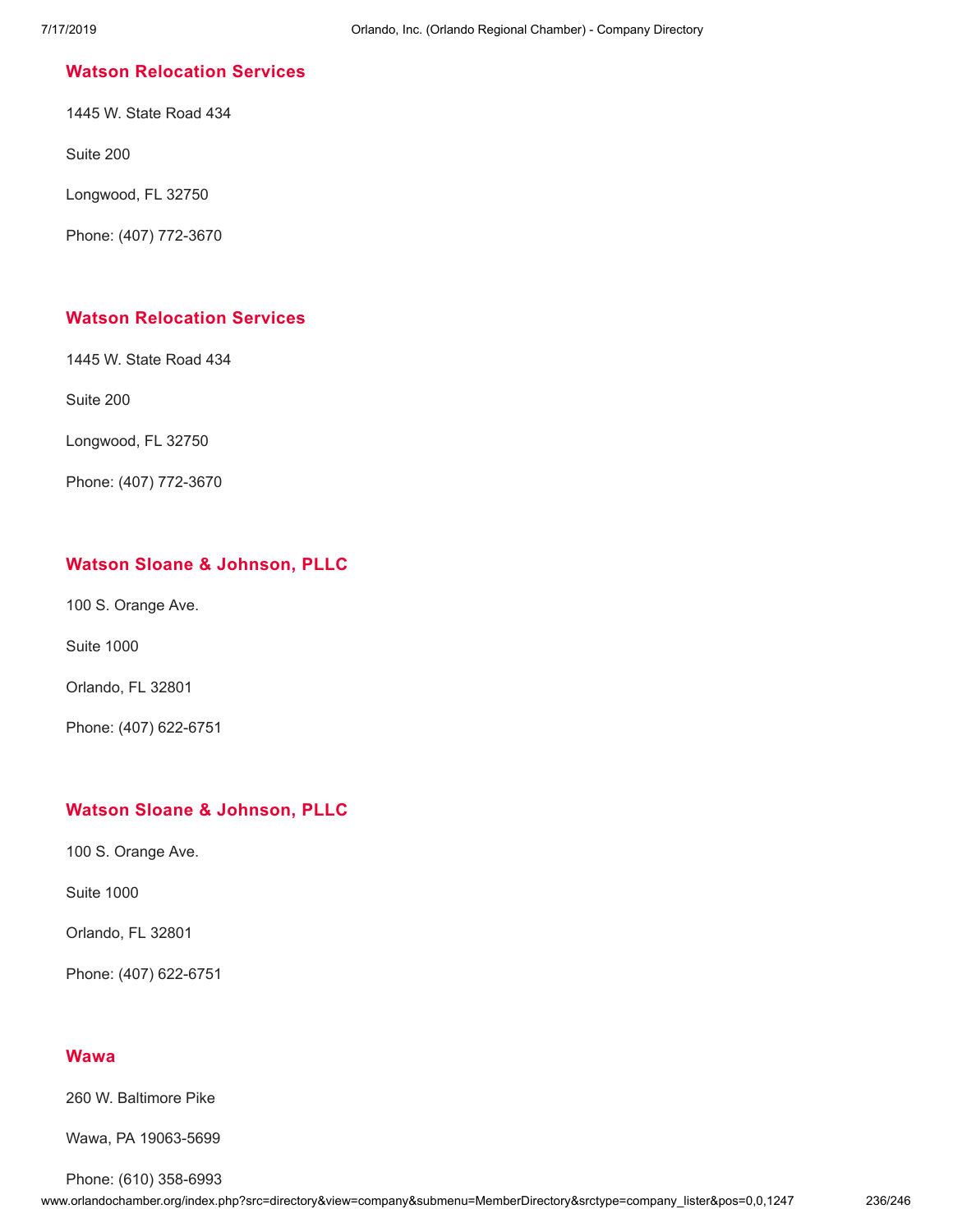### Watson Relocation Services

1445 W. State Road 434

Suite 200

Longwood, FL 32750

Phone: (407) 772-3670

### Watson Relocation Services

1445 W. State Road 434

Suite 200

Longwood, FL 32750

Phone: (407) 772-3670

### Watson Sloane & Johnson, PLLC

100 S. Orange Ave.

Suite 1000

Orlando, FL 32801

Phone: (407) 622-6751

### Watson Sloane & Johnson, PLLC

100 S. Orange Ave.

Suite 1000

Orlando, FL 32801

Phone: (407) 622-6751

### Wawa

260 W. Baltimore Pike

Wawa, PA 19063-5699

Phone: (610) 358-6993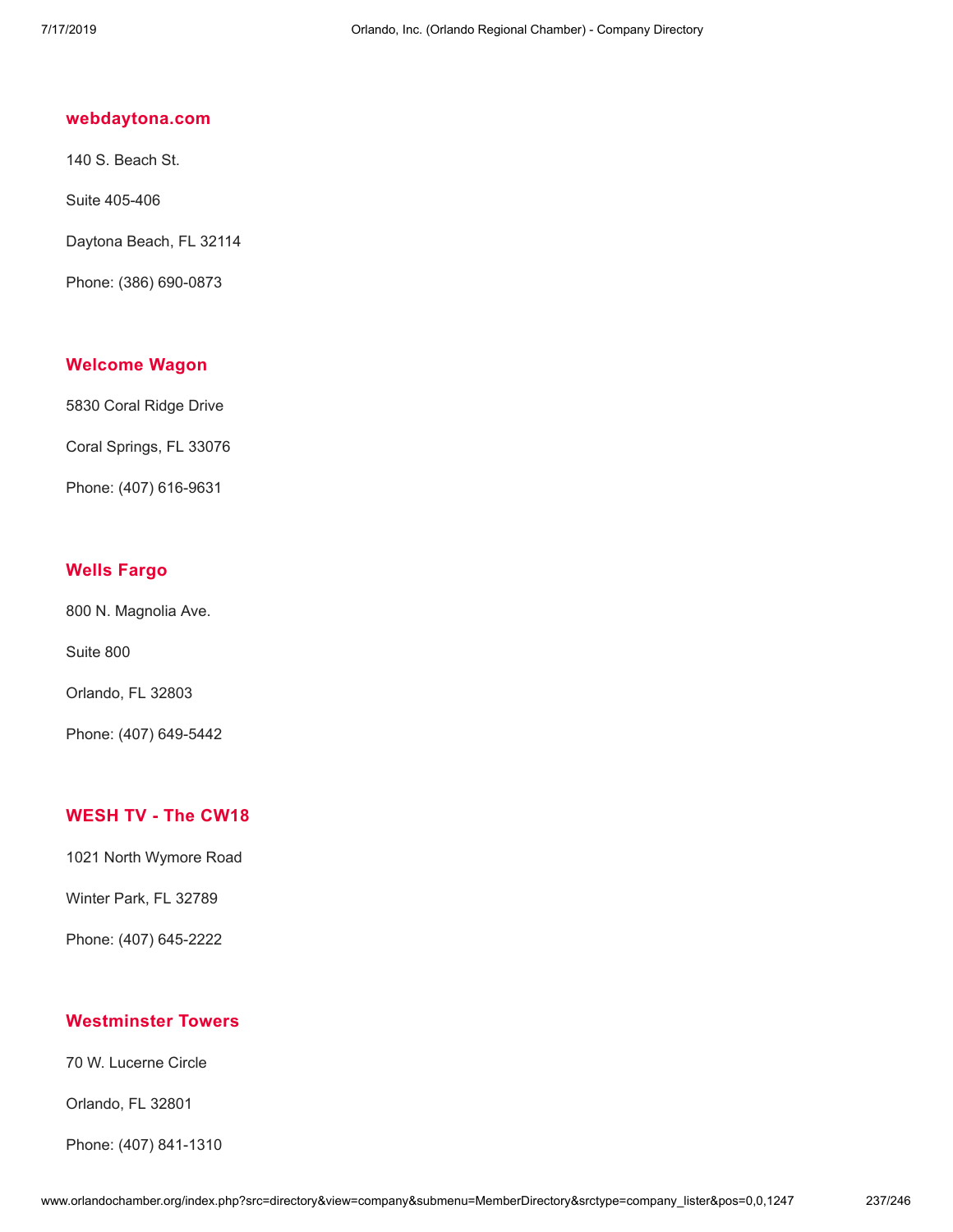### webdaytona.com

140 S. Beach St.

Suite 405-406

Daytona Beach, FL 32114

Phone: (386) 690-0873

### Welcome Wagon

5830 Coral Ridge Drive

Coral Springs, FL 33076

Phone: (407) 616-9631

### Wells Fargo

800 N. Magnolia Ave.

Suite 800

Orlando, FL 32803

Phone: (407) 649-5442

### WESH TV - The CW18

1021 North Wymore Road

Winter Park, FL 32789

Phone: (407) 645-2222

### Westminster Towers

70 W. Lucerne Circle

Orlando, FL 32801

Phone: (407) 841-1310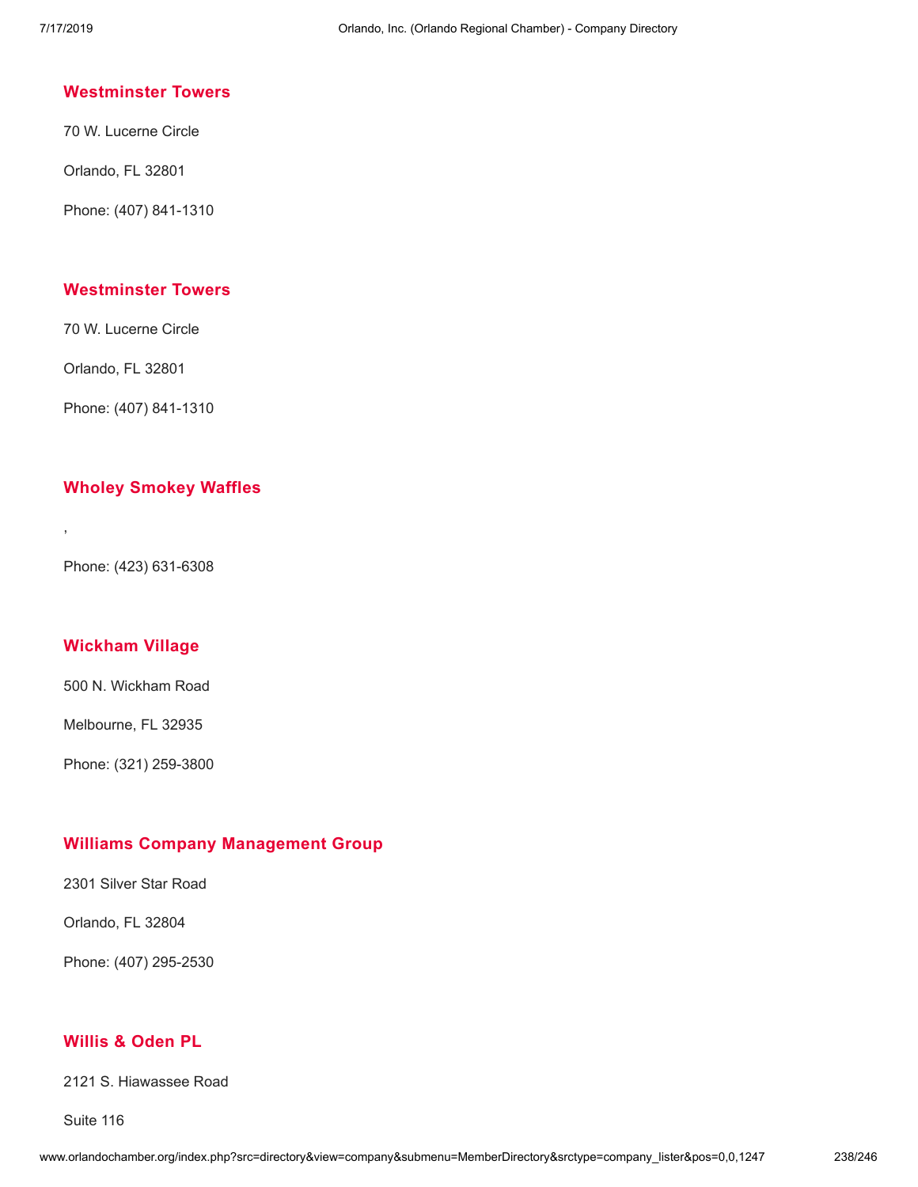### Westminster Towers

70 W. Lucerne Circle

Orlando, FL 32801

Phone: (407) 841-1310

### Westminster Towers

70 W. Lucerne Circle

Orlando, FL 32801

Phone: (407) 841-1310

### Wholey Smokey Waffles

,

Phone: (423) 631-6308

### Wickham Village

500 N. Wickham Road

Melbourne, FL 32935

Phone: (321) 259-3800

### Williams Company Management Group

2301 Silver Star Road

Orlando, FL 32804

Phone: (407) 295-2530

### Willis & Oden PL

2121 S. Hiawassee Road

Suite 116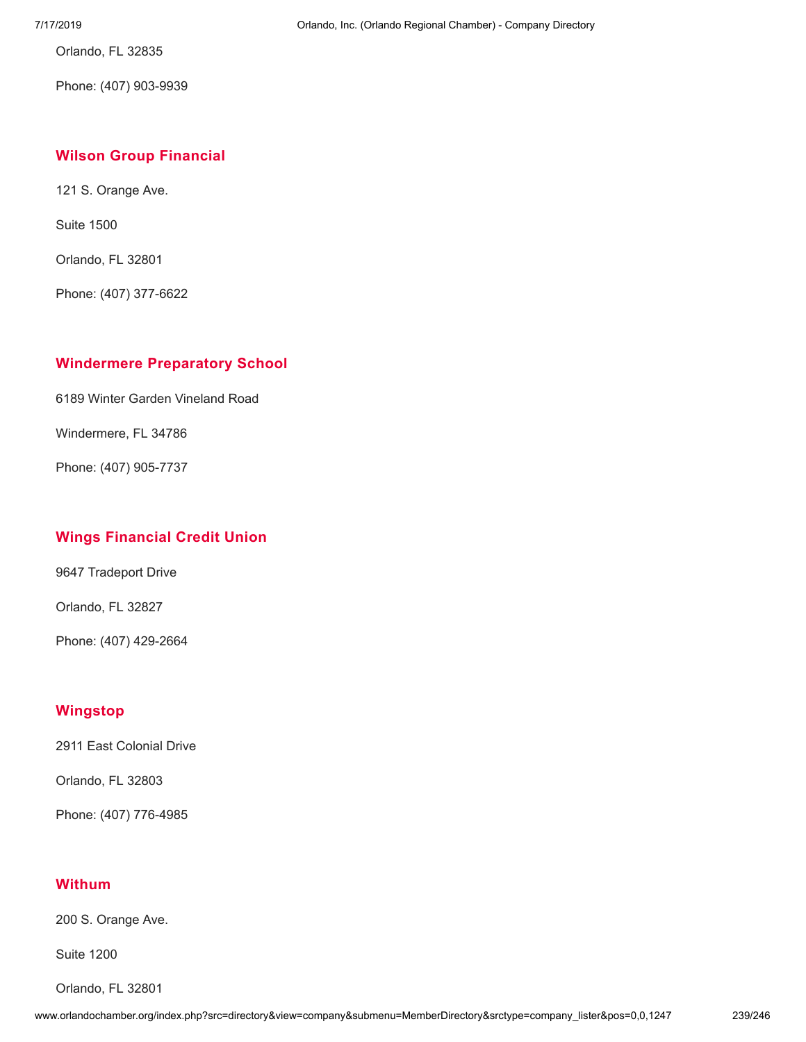Orlando, FL 32835

Phone: (407) 903-9939

### Wilson Group Financial

121 S. Orange Ave.

Suite 1500

Orlando, FL 32801

Phone: (407) 377-6622

### Windermere Preparatory School

6189 Winter Garden Vineland Road

Windermere, FL 34786

Phone: (407) 905-7737

### Wings Financial Credit Union

9647 Tradeport Drive

Orlando, FL 32827

Phone: (407) 429-2664

### Wingstop

2911 East Colonial Drive

Orlando, FL 32803

Phone: (407) 776-4985

### Withum

200 S. Orange Ave.

Suite 1200

Orlando, FL 32801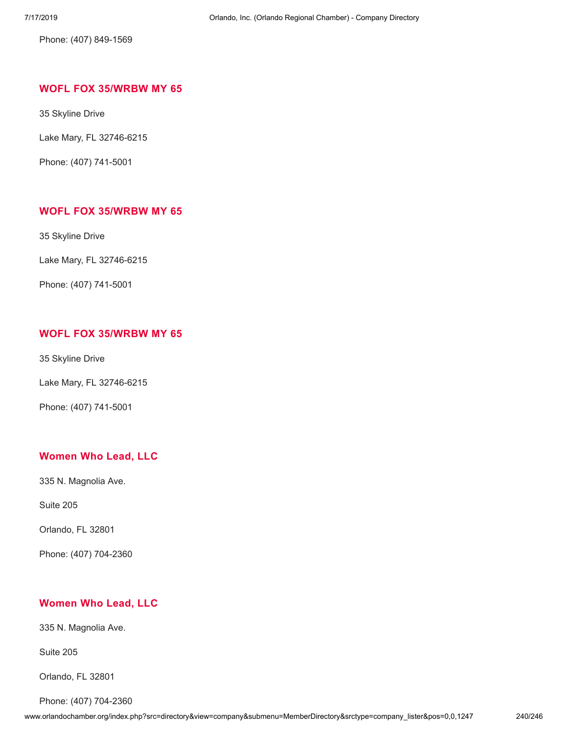Phone: (407) 849-1569

### WOFL FOX 35/WRBW MY 65

35 Skyline Drive

Lake Mary, FL 32746-6215

Phone: (407) 741-5001

### WOFL FOX 35/WRBW MY 65

35 Skyline Drive

Lake Mary, FL 32746-6215

Phone: (407) 741-5001

### WOFL FOX 35/WRBW MY 65

35 Skyline Drive

Lake Mary, FL 32746-6215

Phone: (407) 741-5001

### Women Who Lead, LLC

335 N. Magnolia Ave.

Suite 205

Orlando, FL 32801

Phone: (407) 704-2360

### Women Who Lead, LLC

335 N. Magnolia Ave.

Suite 205

Orlando, FL 32801

Phone: (407) 704-2360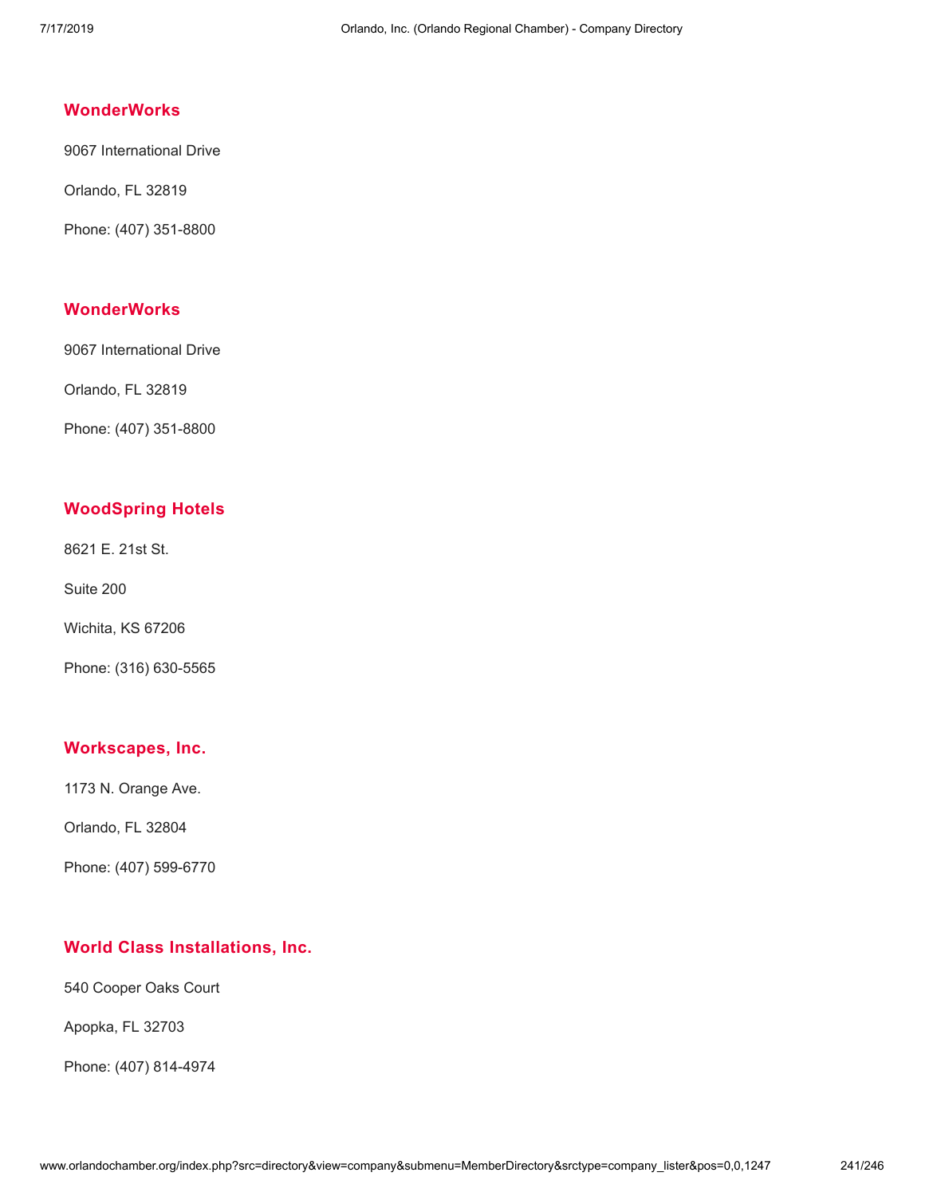### WonderWorks

9067 International Drive

Orlando, FL 32819

Phone: (407) 351-8800

### WonderWorks

9067 International Drive

Orlando, FL 32819

Phone: (407) 351-8800

### WoodSpring Hotels

8621 E. 21st St.

Suite 200

Wichita, KS 67206

Phone: (316) 630-5565

### Workscapes, Inc.

1173 N. Orange Ave.

Orlando, FL 32804

Phone: (407) 599-6770

### World Class Installations, Inc.

540 Cooper Oaks Court

Apopka, FL 32703

Phone: (407) 814-4974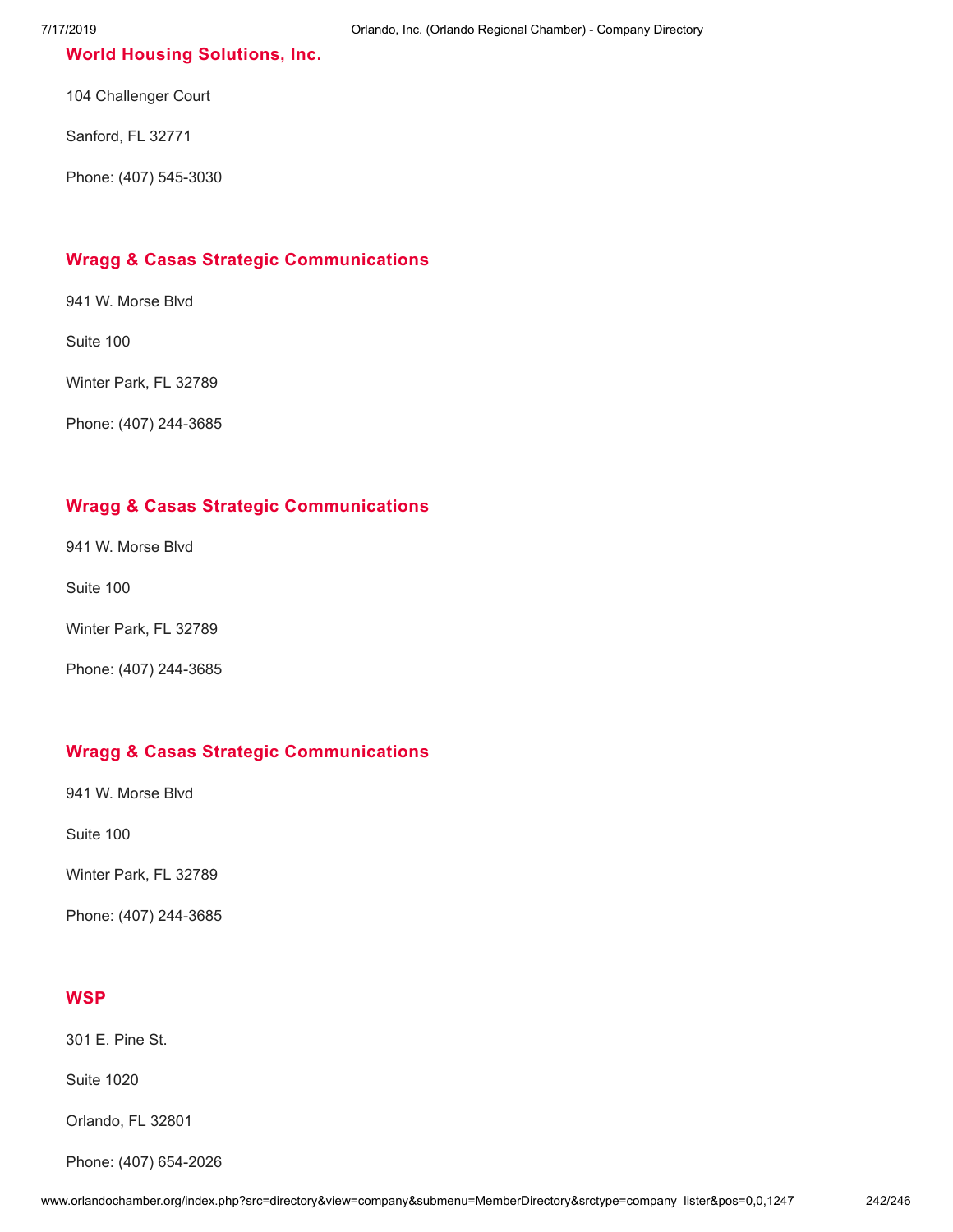### World Housing Solutions, Inc.

104 Challenger Court

Sanford, FL 32771

Phone: (407) 545-3030

### Wragg & Casas Strategic Communications

941 W. Morse Blvd

Suite 100

Winter Park, FL 32789

Phone: (407) 244-3685

### Wragg & Casas Strategic Communications

941 W. Morse Blvd

Suite 100

Winter Park, FL 32789

Phone: (407) 244-3685

### Wragg & Casas Strategic Communications

941 W. Morse Blvd

Suite 100

Winter Park, FL 32789

Phone: (407) 244-3685

### WSP

301 E. Pine St.

Suite 1020

Orlando, FL 32801

Phone: (407) 654-2026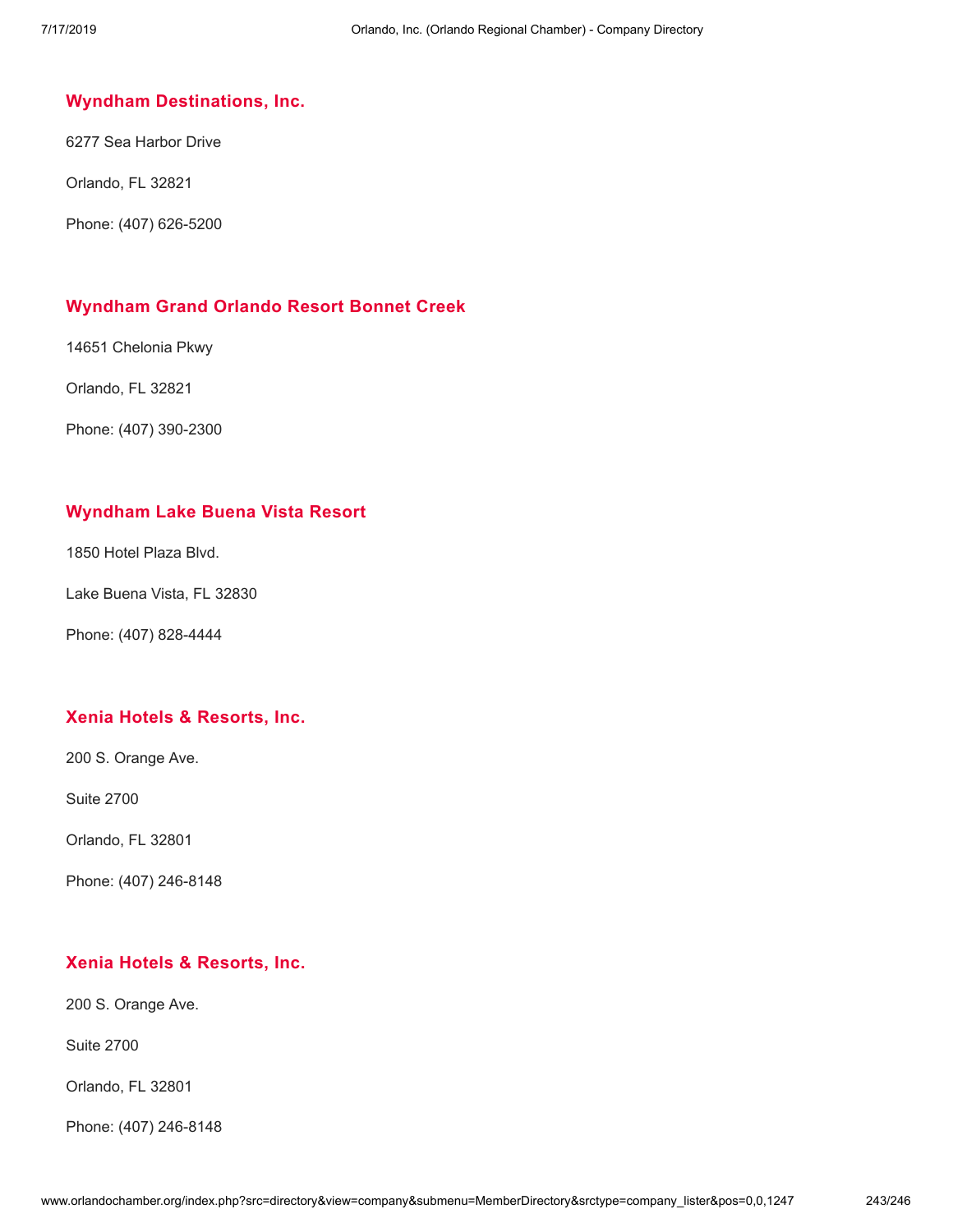### Wyndham Destinations, Inc.

6277 Sea Harbor Drive

Orlando, FL 32821

Phone: (407) 626-5200

### Wyndham Grand Orlando Resort Bonnet Creek

14651 Chelonia Pkwy

Orlando, FL 32821

Phone: (407) 390-2300

### Wyndham Lake Buena Vista Resort

1850 Hotel Plaza Blvd.

Lake Buena Vista, FL 32830

Phone: (407) 828-4444

### Xenia Hotels & Resorts, Inc.

200 S. Orange Ave.

Suite 2700

Orlando, FL 32801

Phone: (407) 246-8148

### Xenia Hotels & Resorts, Inc.

200 S. Orange Ave.

Suite 2700

Orlando, FL 32801

Phone: (407) 246-8148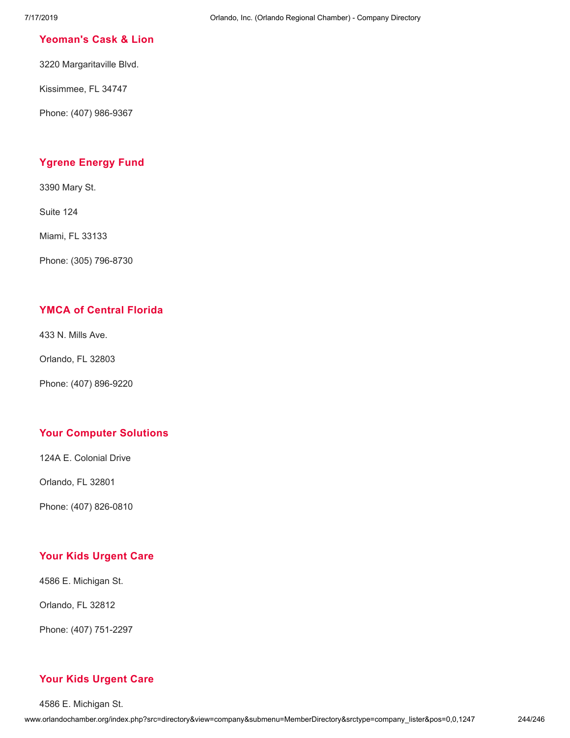### Yeoman's Cask & Lion

3220 Margaritaville Blvd.

Kissimmee, FL 34747

Phone: (407) 986-9367

### Ygrene Energy Fund

3390 Mary St.

Suite 124

Miami, FL 33133

Phone: (305) 796-8730

### YMCA of Central Florida

433 N. Mills Ave.

Orlando, FL 32803

Phone: (407) 896-9220

### Your Computer Solutions

124A E. Colonial Drive

Orlando, FL 32801

Phone: (407) 826-0810

### Your Kids Urgent Care

4586 E. Michigan St.

Orlando, FL 32812

Phone: (407) 751-2297

### Your Kids Urgent Care

4586 E. Michigan St.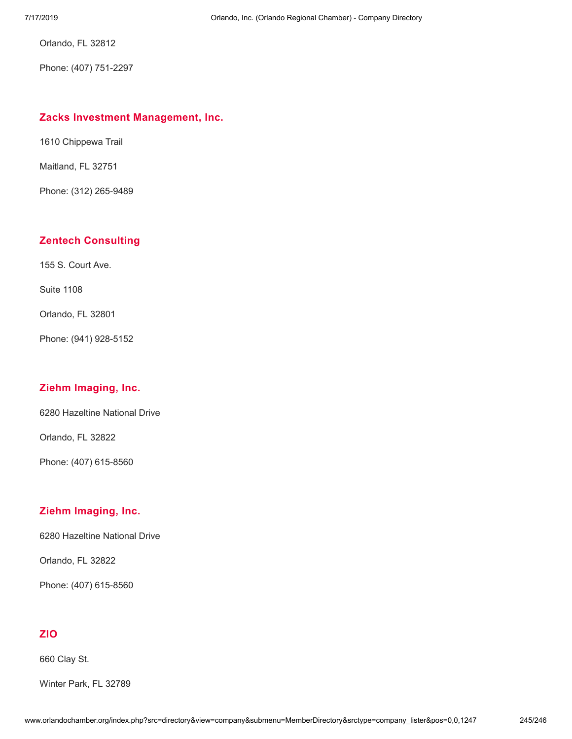Orlando, FL 32812

Phone: (407) 751-2297

### Zacks Investment Management, Inc.

1610 Chippewa Trail

Maitland, FL 32751

Phone: (312) 265-9489

### Zentech Consulting

155 S. Court Ave.

Suite 1108

Orlando, FL 32801

Phone: (941) 928-5152

### Ziehm Imaging, Inc.

6280 Hazeltine National Drive

Orlando, FL 32822

Phone: (407) 615-8560

### Ziehm Imaging, Inc.

6280 Hazeltine National Drive

Orlando, FL 32822

Phone: (407) 615-8560

### ZIO

660 Clay St.

Winter Park, FL 32789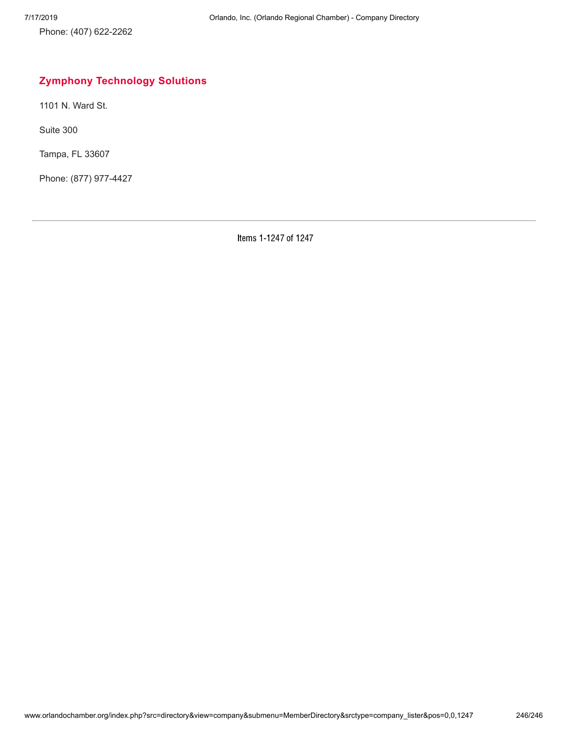Phone: (407) 622-2262

### Zymphony Technology Solutions

1101 N. Ward St.

Suite 300

Tampa, FL 33607

Phone: (877) 977-4427

---

Items 1-1247 of 1247